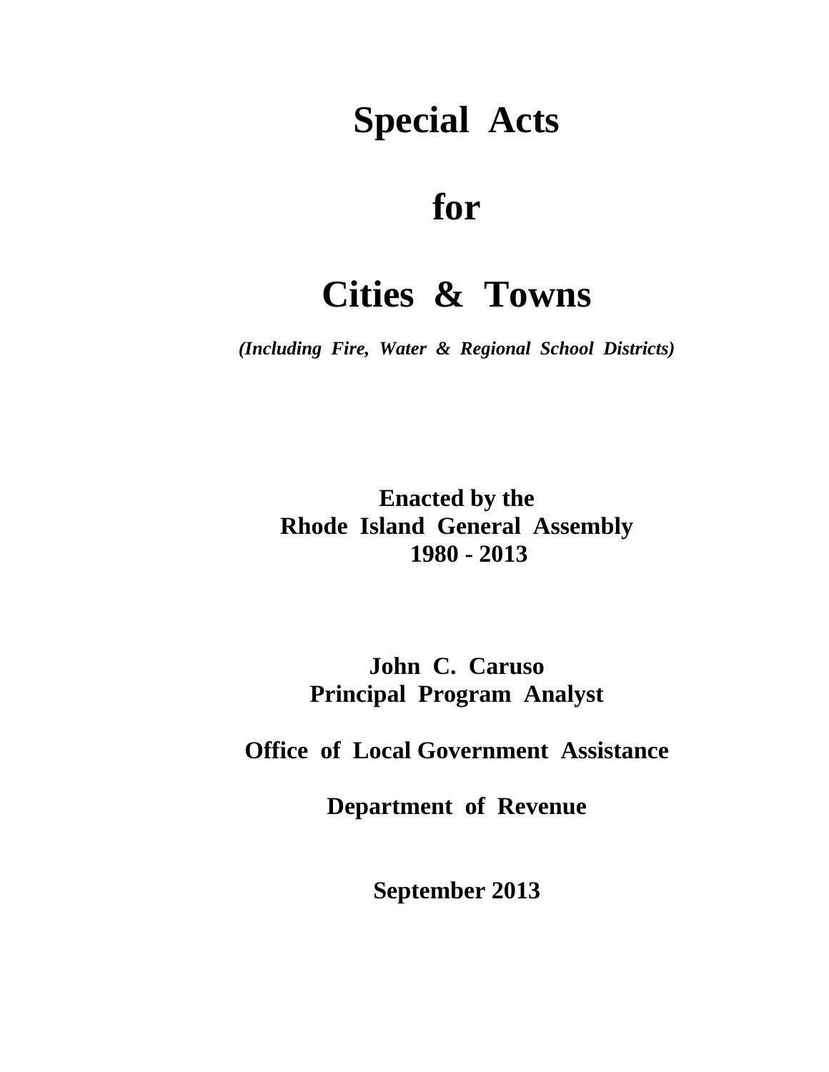# Special Acts

# for

# Cities & Towns

***(Including Fire, Water & Regional School Districts)***

**Enacted by the**
**Rhode Island General Assembly**
**1980 - 2013**

**John C. Caruso**
**Principal Program Analyst**

**Office of Local Government Assistance**

**Department of Revenue**

**September 2013**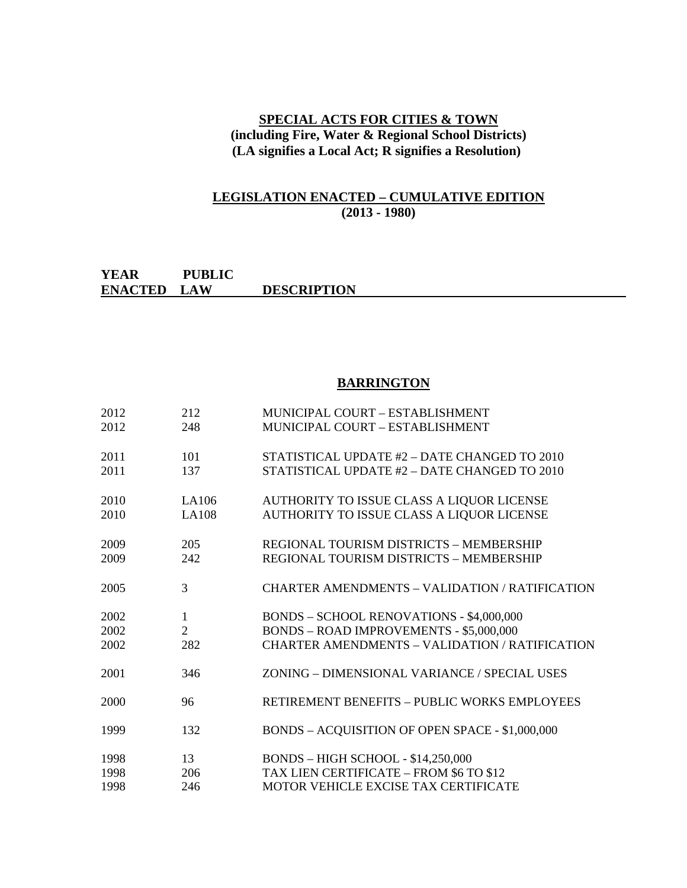## SPECIAL ACTS FOR CITIES & TOWN

**(including Fire, Water & Regional School Districts)**
**(LA signifies a Local Act; R signifies a Resolution)**

## LEGISLATION ENACTED – CUMULATIVE EDITION

**(2013 - 1980)**

### BARRINGTON

| YEAR ENACTED | PUBLIC LAW | DESCRIPTION |
|---|---|---|
| 2012 | 212 | MUNICIPAL COURT – ESTABLISHMENT |
| 2012 | 248 | MUNICIPAL COURT – ESTABLISHMENT |
| 2011 | 101 | STATISTICAL UPDATE #2 – DATE CHANGED TO 2010 |
| 2011 | 137 | STATISTICAL UPDATE #2 – DATE CHANGED TO 2010 |
| 2010 | LA106 | AUTHORITY TO ISSUE CLASS A LIQUOR LICENSE |
| 2010 | LA108 | AUTHORITY TO ISSUE CLASS A LIQUOR LICENSE |
| 2009 | 205 | REGIONAL TOURISM DISTRICTS – MEMBERSHIP |
| 2009 | 242 | REGIONAL TOURISM DISTRICTS – MEMBERSHIP |
| 2005 | 3 | CHARTER AMENDMENTS – VALIDATION / RATIFICATION |
| 2002 | 1 | BONDS – SCHOOL RENOVATIONS - $4,000,000 |
| 2002 | 2 | BONDS – ROAD IMPROVEMENTS - $5,000,000 |
| 2002 | 282 | CHARTER AMENDMENTS – VALIDATION / RATIFICATION |
| 2001 | 346 | ZONING – DIMENSIONAL VARIANCE / SPECIAL USES |
| 2000 | 96 | RETIREMENT BENEFITS – PUBLIC WORKS EMPLOYEES |
| 1999 | 132 | BONDS – ACQUISITION OF OPEN SPACE - $1,000,000 |
| 1998 | 13 | BONDS – HIGH SCHOOL - $14,250,000 |
| 1998 | 206 | TAX LIEN CERTIFICATE – FROM $6 TO $12 |
| 1998 | 246 | MOTOR VEHICLE EXCISE TAX CERTIFICATE |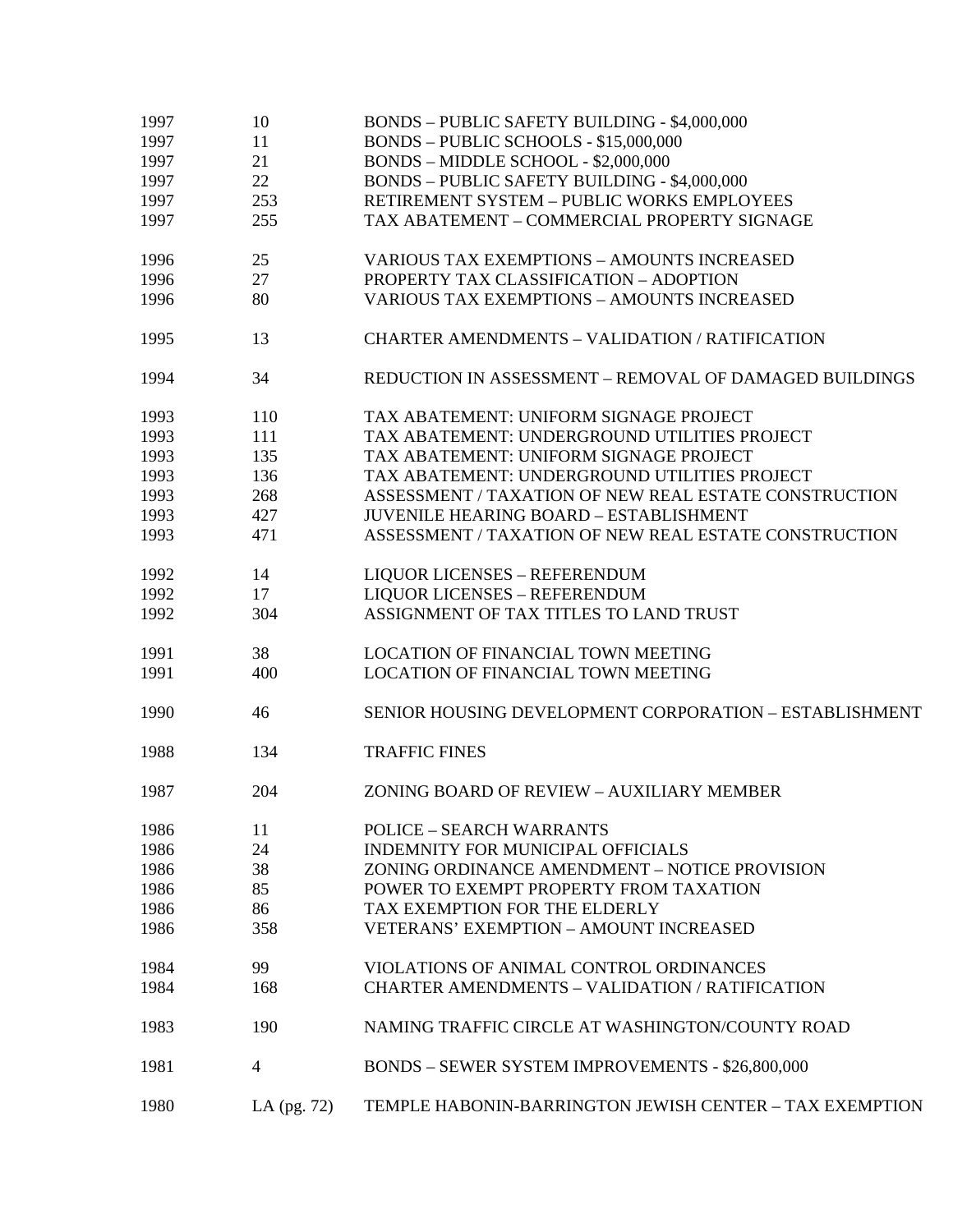| | | |
|---|---|---|
| 1997 | 10 | BONDS – PUBLIC SAFETY BUILDING - $4,000,000 |
| 1997 | 11 | BONDS – PUBLIC SCHOOLS - $15,000,000 |
| 1997 | 21 | BONDS – MIDDLE SCHOOL - $2,000,000 |
| 1997 | 22 | BONDS – PUBLIC SAFETY BUILDING - $4,000,000 |
| 1997 | 253 | RETIREMENT SYSTEM – PUBLIC WORKS EMPLOYEES |
| 1997 | 255 | TAX ABATEMENT – COMMERCIAL PROPERTY SIGNAGE |
| 1996 | 25 | VARIOUS TAX EXEMPTIONS – AMOUNTS INCREASED |
| 1996 | 27 | PROPERTY TAX CLASSIFICATION – ADOPTION |
| 1996 | 80 | VARIOUS TAX EXEMPTIONS – AMOUNTS INCREASED |
| 1995 | 13 | CHARTER AMENDMENTS – VALIDATION / RATIFICATION |
| 1994 | 34 | REDUCTION IN ASSESSMENT – REMOVAL OF DAMAGED BUILDINGS |
| 1993 | 110 | TAX ABATEMENT: UNIFORM SIGNAGE PROJECT |
| 1993 | 111 | TAX ABATEMENT: UNDERGROUND UTILITIES PROJECT |
| 1993 | 135 | TAX ABATEMENT: UNIFORM SIGNAGE PROJECT |
| 1993 | 136 | TAX ABATEMENT: UNDERGROUND UTILITIES PROJECT |
| 1993 | 268 | ASSESSMENT / TAXATION OF NEW REAL ESTATE CONSTRUCTION |
| 1993 | 427 | JUVENILE HEARING BOARD – ESTABLISHMENT |
| 1993 | 471 | ASSESSMENT / TAXATION OF NEW REAL ESTATE CONSTRUCTION |
| 1992 | 14 | LIQUOR LICENSES – REFERENDUM |
| 1992 | 17 | LIQUOR LICENSES – REFERENDUM |
| 1992 | 304 | ASSIGNMENT OF TAX TITLES TO LAND TRUST |
| 1991 | 38 | LOCATION OF FINANCIAL TOWN MEETING |
| 1991 | 400 | LOCATION OF FINANCIAL TOWN MEETING |
| 1990 | 46 | SENIOR HOUSING DEVELOPMENT CORPORATION – ESTABLISHMENT |
| 1988 | 134 | TRAFFIC FINES |
| 1987 | 204 | ZONING BOARD OF REVIEW – AUXILIARY MEMBER |
| 1986 | 11 | POLICE – SEARCH WARRANTS |
| 1986 | 24 | INDEMNITY FOR MUNICIPAL OFFICIALS |
| 1986 | 38 | ZONING ORDINANCE AMENDMENT – NOTICE PROVISION |
| 1986 | 85 | POWER TO EXEMPT PROPERTY FROM TAXATION |
| 1986 | 86 | TAX EXEMPTION FOR THE ELDERLY |
| 1986 | 358 | VETERANS' EXEMPTION – AMOUNT INCREASED |
| 1984 | 99 | VIOLATIONS OF ANIMAL CONTROL ORDINANCES |
| 1984 | 168 | CHARTER AMENDMENTS – VALIDATION / RATIFICATION |
| 1983 | 190 | NAMING TRAFFIC CIRCLE AT WASHINGTON/COUNTY ROAD |
| 1981 | 4 | BONDS – SEWER SYSTEM IMPROVEMENTS - $26,800,000 |
| 1980 | LA (pg. 72) | TEMPLE HABONIN-BARRINGTON JEWISH CENTER – TAX EXEMPTION |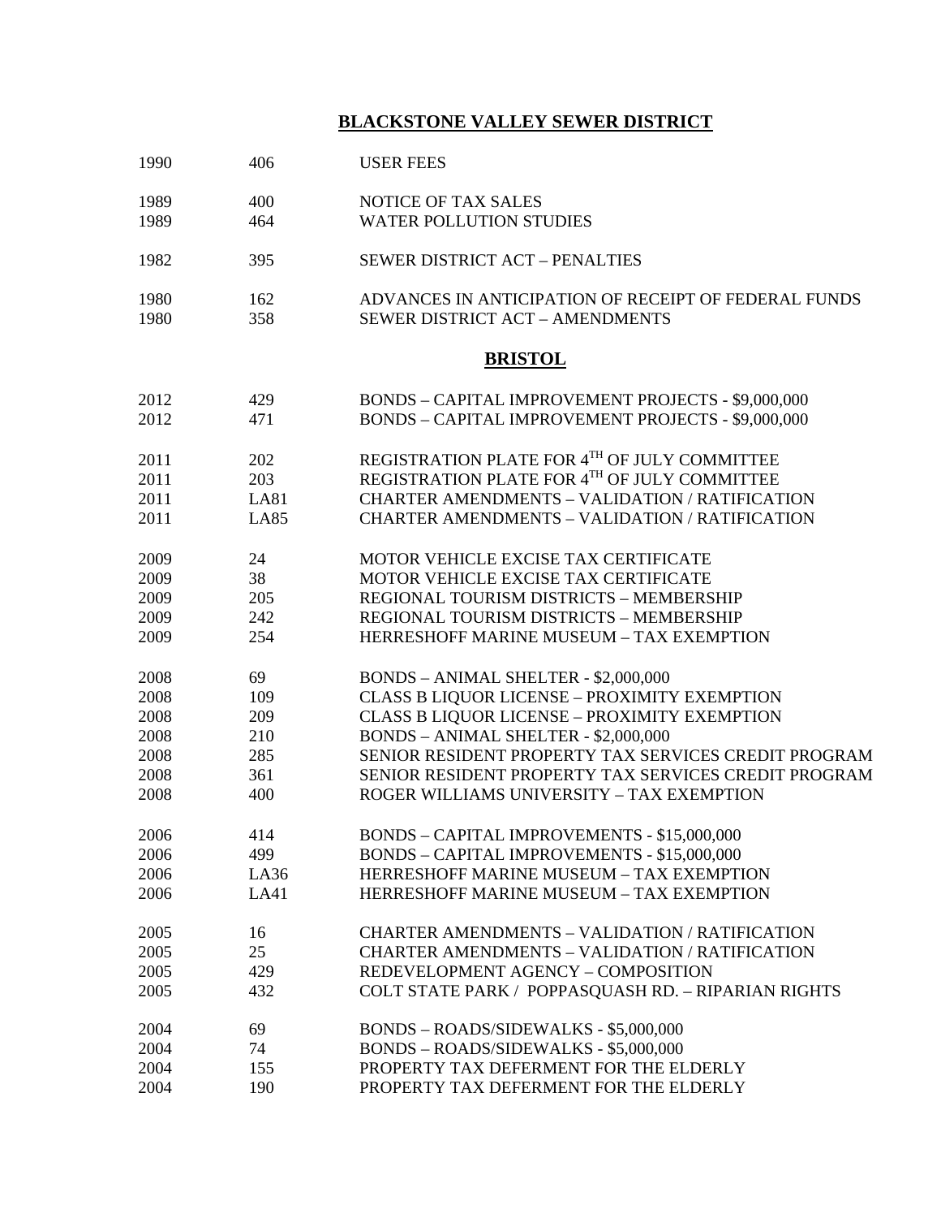## BLACKSTONE VALLEY SEWER DISTRICT

| | | |
|---|---|---|
| 1990 | 406 | USER FEES |
| 1989 | 400 | NOTICE OF TAX SALES |
| 1989 | 464 | WATER POLLUTION STUDIES |
| 1982 | 395 | SEWER DISTRICT ACT – PENALTIES |
| 1980 | 162 | ADVANCES IN ANTICIPATION OF RECEIPT OF FEDERAL FUNDS |
| 1980 | 358 | SEWER DISTRICT ACT – AMENDMENTS |

## BRISTOL

| | | |
|---|---|---|
| 2012 | 429 | BONDS – CAPITAL IMPROVEMENT PROJECTS - $9,000,000 |
| 2012 | 471 | BONDS – CAPITAL IMPROVEMENT PROJECTS - $9,000,000 |
| 2011 | 202 | REGISTRATION PLATE FOR 4TH OF JULY COMMITTEE |
| 2011 | 203 | REGISTRATION PLATE FOR 4TH OF JULY COMMITTEE |
| 2011 | LA81 | CHARTER AMENDMENTS – VALIDATION / RATIFICATION |
| 2011 | LA85 | CHARTER AMENDMENTS – VALIDATION / RATIFICATION |
| 2009 | 24 | MOTOR VEHICLE EXCISE TAX CERTIFICATE |
| 2009 | 38 | MOTOR VEHICLE EXCISE TAX CERTIFICATE |
| 2009 | 205 | REGIONAL TOURISM DISTRICTS – MEMBERSHIP |
| 2009 | 242 | REGIONAL TOURISM DISTRICTS – MEMBERSHIP |
| 2009 | 254 | HERRESHOFF MARINE MUSEUM – TAX EXEMPTION |
| 2008 | 69 | BONDS – ANIMAL SHELTER - $2,000,000 |
| 2008 | 109 | CLASS B LIQUOR LICENSE – PROXIMITY EXEMPTION |
| 2008 | 209 | CLASS B LIQUOR LICENSE – PROXIMITY EXEMPTION |
| 2008 | 210 | BONDS – ANIMAL SHELTER - $2,000,000 |
| 2008 | 285 | SENIOR RESIDENT PROPERTY TAX SERVICES CREDIT PROGRAM |
| 2008 | 361 | SENIOR RESIDENT PROPERTY TAX SERVICES CREDIT PROGRAM |
| 2008 | 400 | ROGER WILLIAMS UNIVERSITY – TAX EXEMPTION |
| 2006 | 414 | BONDS – CAPITAL IMPROVEMENTS - $15,000,000 |
| 2006 | 499 | BONDS – CAPITAL IMPROVEMENTS - $15,000,000 |
| 2006 | LA36 | HERRESHOFF MARINE MUSEUM – TAX EXEMPTION |
| 2006 | LA41 | HERRESHOFF MARINE MUSEUM – TAX EXEMPTION |
| 2005 | 16 | CHARTER AMENDMENTS – VALIDATION / RATIFICATION |
| 2005 | 25 | CHARTER AMENDMENTS – VALIDATION / RATIFICATION |
| 2005 | 429 | REDEVELOPMENT AGENCY – COMPOSITION |
| 2005 | 432 | COLT STATE PARK / POPPASQUASH RD. – RIPARIAN RIGHTS |
| 2004 | 69 | BONDS – ROADS/SIDEWALKS - $5,000,000 |
| 2004 | 74 | BONDS – ROADS/SIDEWALKS - $5,000,000 |
| 2004 | 155 | PROPERTY TAX DEFERMENT FOR THE ELDERLY |
| 2004 | 190 | PROPERTY TAX DEFERMENT FOR THE ELDERLY |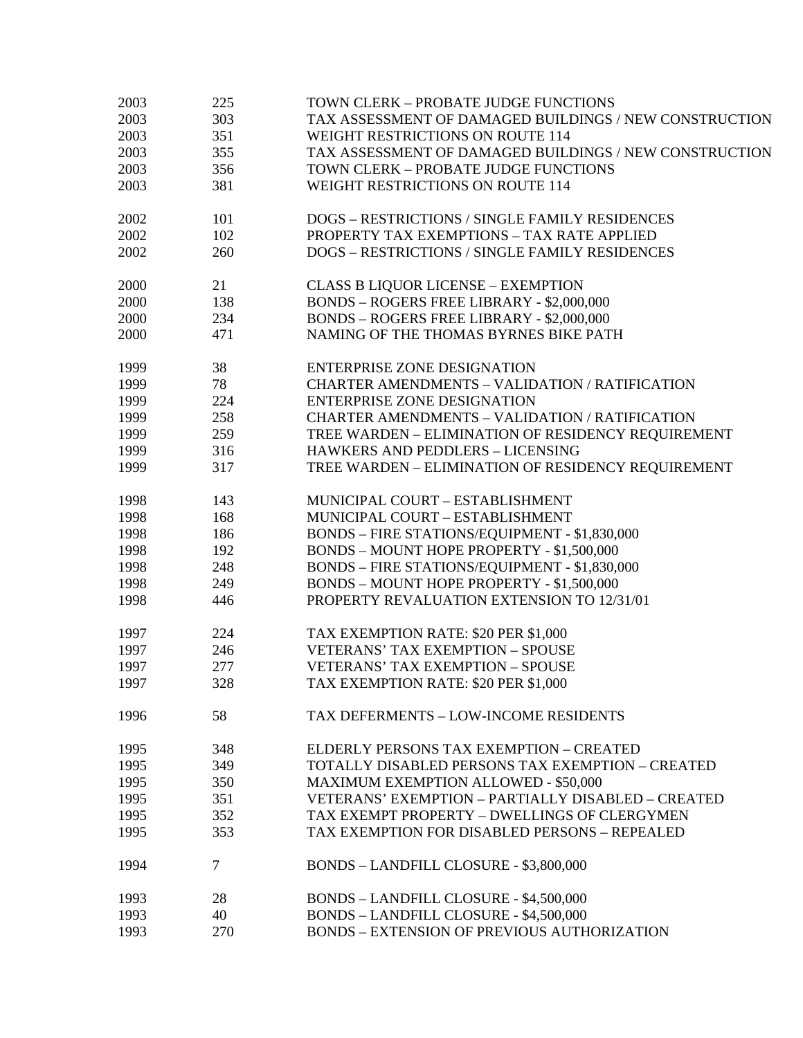| | | |
|---|---|---|
| 2003 | 225 | TOWN CLERK – PROBATE JUDGE FUNCTIONS |
| 2003 | 303 | TAX ASSESSMENT OF DAMAGED BUILDINGS / NEW CONSTRUCTION |
| 2003 | 351 | WEIGHT RESTRICTIONS ON ROUTE 114 |
| 2003 | 355 | TAX ASSESSMENT OF DAMAGED BUILDINGS / NEW CONSTRUCTION |
| 2003 | 356 | TOWN CLERK – PROBATE JUDGE FUNCTIONS |
| 2003 | 381 | WEIGHT RESTRICTIONS ON ROUTE 114 |
| | | |
| 2002 | 101 | DOGS – RESTRICTIONS / SINGLE FAMILY RESIDENCES |
| 2002 | 102 | PROPERTY TAX EXEMPTIONS – TAX RATE APPLIED |
| 2002 | 260 | DOGS – RESTRICTIONS / SINGLE FAMILY RESIDENCES |
| | | |
| 2000 | 21 | CLASS B LIQUOR LICENSE – EXEMPTION |
| 2000 | 138 | BONDS – ROGERS FREE LIBRARY - $2,000,000 |
| 2000 | 234 | BONDS – ROGERS FREE LIBRARY - $2,000,000 |
| 2000 | 471 | NAMING OF THE THOMAS BYRNES BIKE PATH |
| | | |
| 1999 | 38 | ENTERPRISE ZONE DESIGNATION |
| 1999 | 78 | CHARTER AMENDMENTS – VALIDATION / RATIFICATION |
| 1999 | 224 | ENTERPRISE ZONE DESIGNATION |
| 1999 | 258 | CHARTER AMENDMENTS – VALIDATION / RATIFICATION |
| 1999 | 259 | TREE WARDEN – ELIMINATION OF RESIDENCY REQUIREMENT |
| 1999 | 316 | HAWKERS AND PEDDLERS – LICENSING |
| 1999 | 317 | TREE WARDEN – ELIMINATION OF RESIDENCY REQUIREMENT |
| | | |
| 1998 | 143 | MUNICIPAL COURT – ESTABLISHMENT |
| 1998 | 168 | MUNICIPAL COURT – ESTABLISHMENT |
| 1998 | 186 | BONDS – FIRE STATIONS/EQUIPMENT - $1,830,000 |
| 1998 | 192 | BONDS – MOUNT HOPE PROPERTY - $1,500,000 |
| 1998 | 248 | BONDS – FIRE STATIONS/EQUIPMENT - $1,830,000 |
| 1998 | 249 | BONDS – MOUNT HOPE PROPERTY - $1,500,000 |
| 1998 | 446 | PROPERTY REVALUATION EXTENSION TO 12/31/01 |
| | | |
| 1997 | 224 | TAX EXEMPTION RATE: $20 PER $1,000 |
| 1997 | 246 | VETERANS' TAX EXEMPTION – SPOUSE |
| 1997 | 277 | VETERANS' TAX EXEMPTION – SPOUSE |
| 1997 | 328 | TAX EXEMPTION RATE: $20 PER $1,000 |
| | | |
| 1996 | 58 | TAX DEFERMENTS – LOW-INCOME RESIDENTS |
| | | |
| 1995 | 348 | ELDERLY PERSONS TAX EXEMPTION – CREATED |
| 1995 | 349 | TOTALLY DISABLED PERSONS TAX EXEMPTION – CREATED |
| 1995 | 350 | MAXIMUM EXEMPTION ALLOWED - $50,000 |
| 1995 | 351 | VETERANS' EXEMPTION – PARTIALLY DISABLED – CREATED |
| 1995 | 352 | TAX EXEMPT PROPERTY – DWELLINGS OF CLERGYMEN |
| 1995 | 353 | TAX EXEMPTION FOR DISABLED PERSONS – REPEALED |
| | | |
| 1994 | 7 | BONDS – LANDFILL CLOSURE - $3,800,000 |
| | | |
| 1993 | 28 | BONDS – LANDFILL CLOSURE - $4,500,000 |
| 1993 | 40 | BONDS – LANDFILL CLOSURE - $4,500,000 |
| 1993 | 270 | BONDS – EXTENSION OF PREVIOUS AUTHORIZATION |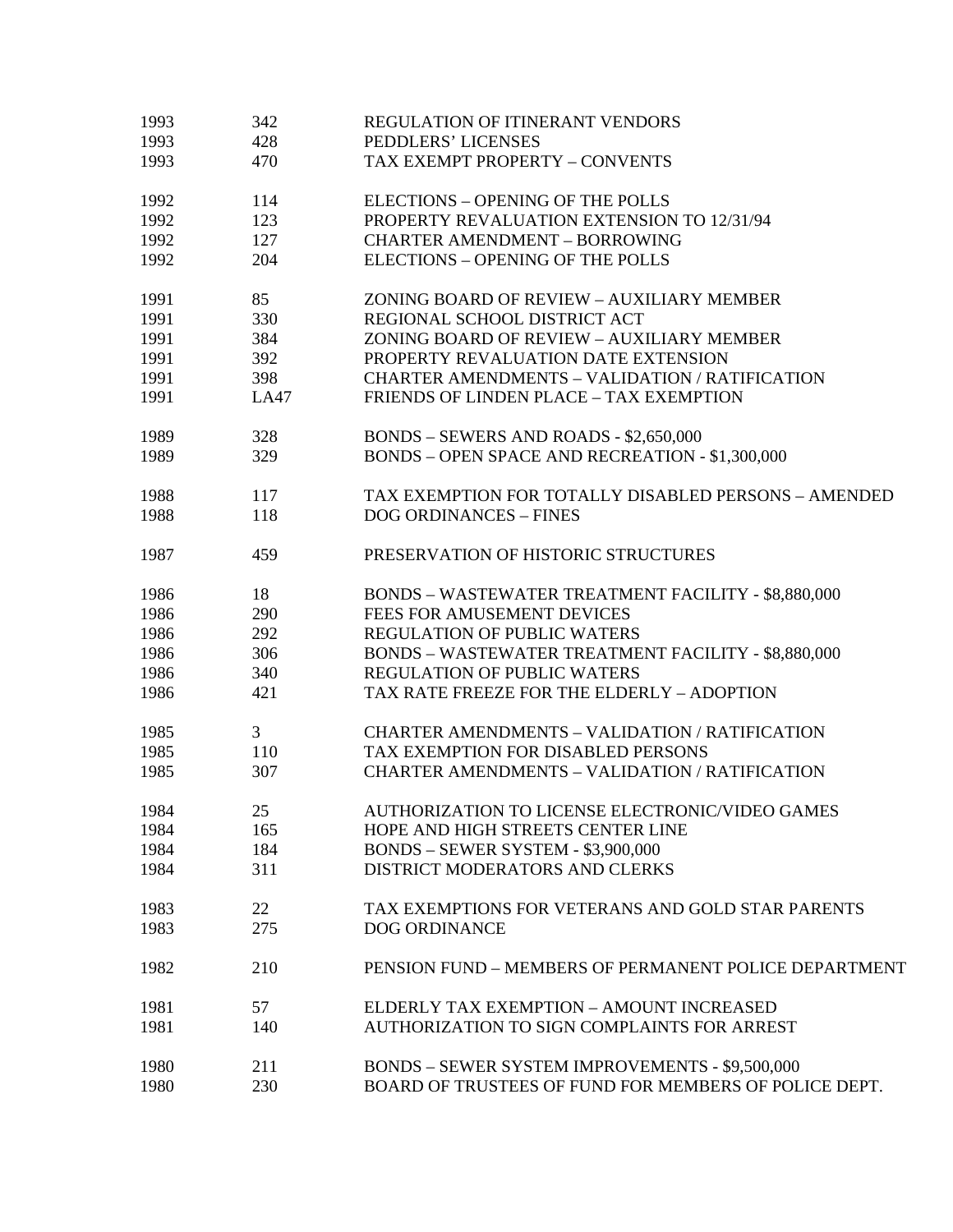| | | |
|---|---|---|
| 1993 | 342 | REGULATION OF ITINERANT VENDORS |
| 1993 | 428 | PEDDLERS' LICENSES |
| 1993 | 470 | TAX EXEMPT PROPERTY – CONVENTS |
| | | |
| 1992 | 114 | ELECTIONS – OPENING OF THE POLLS |
| 1992 | 123 | PROPERTY REVALUATION EXTENSION TO 12/31/94 |
| 1992 | 127 | CHARTER AMENDMENT – BORROWING |
| 1992 | 204 | ELECTIONS – OPENING OF THE POLLS |
| | | |
| 1991 | 85 | ZONING BOARD OF REVIEW – AUXILIARY MEMBER |
| 1991 | 330 | REGIONAL SCHOOL DISTRICT ACT |
| 1991 | 384 | ZONING BOARD OF REVIEW – AUXILIARY MEMBER |
| 1991 | 392 | PROPERTY REVALUATION DATE EXTENSION |
| 1991 | 398 | CHARTER AMENDMENTS – VALIDATION / RATIFICATION |
| 1991 | LA47 | FRIENDS OF LINDEN PLACE – TAX EXEMPTION |
| | | |
| 1989 | 328 | BONDS – SEWERS AND ROADS - $2,650,000 |
| 1989 | 329 | BONDS – OPEN SPACE AND RECREATION - $1,300,000 |
| | | |
| 1988 | 117 | TAX EXEMPTION FOR TOTALLY DISABLED PERSONS – AMENDED |
| 1988 | 118 | DOG ORDINANCES – FINES |
| | | |
| 1987 | 459 | PRESERVATION OF HISTORIC STRUCTURES |
| | | |
| 1986 | 18 | BONDS – WASTEWATER TREATMENT FACILITY - $8,880,000 |
| 1986 | 290 | FEES FOR AMUSEMENT DEVICES |
| 1986 | 292 | REGULATION OF PUBLIC WATERS |
| 1986 | 306 | BONDS – WASTEWATER TREATMENT FACILITY - $8,880,000 |
| 1986 | 340 | REGULATION OF PUBLIC WATERS |
| 1986 | 421 | TAX RATE FREEZE FOR THE ELDERLY – ADOPTION |
| | | |
| 1985 | 3 | CHARTER AMENDMENTS – VALIDATION / RATIFICATION |
| 1985 | 110 | TAX EXEMPTION FOR DISABLED PERSONS |
| 1985 | 307 | CHARTER AMENDMENTS – VALIDATION / RATIFICATION |
| | | |
| 1984 | 25 | AUTHORIZATION TO LICENSE ELECTRONIC/VIDEO GAMES |
| 1984 | 165 | HOPE AND HIGH STREETS CENTER LINE |
| 1984 | 184 | BONDS – SEWER SYSTEM - $3,900,000 |
| 1984 | 311 | DISTRICT MODERATORS AND CLERKS |
| | | |
| 1983 | 22 | TAX EXEMPTIONS FOR VETERANS AND GOLD STAR PARENTS |
| 1983 | 275 | DOG ORDINANCE |
| | | |
| 1982 | 210 | PENSION FUND – MEMBERS OF PERMANENT POLICE DEPARTMENT |
| | | |
| 1981 | 57 | ELDERLY TAX EXEMPTION – AMOUNT INCREASED |
| 1981 | 140 | AUTHORIZATION TO SIGN COMPLAINTS FOR ARREST |
| | | |
| 1980 | 211 | BONDS – SEWER SYSTEM IMPROVEMENTS - $9,500,000 |
| 1980 | 230 | BOARD OF TRUSTEES OF FUND FOR MEMBERS OF POLICE DEPT. |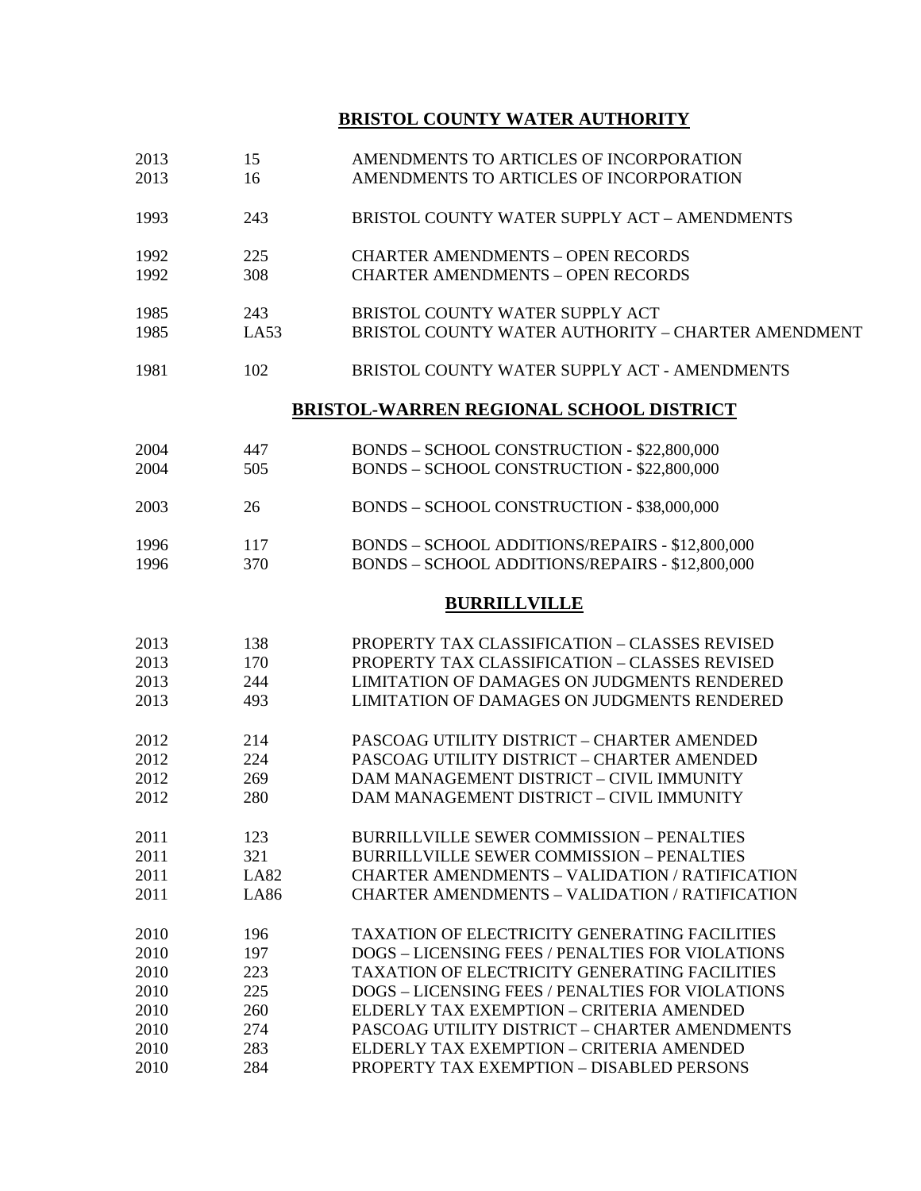## BRISTOL COUNTY WATER AUTHORITY

| | | |
|---|---|---|
| 2013 | 15 | AMENDMENTS TO ARTICLES OF INCORPORATION |
| 2013 | 16 | AMENDMENTS TO ARTICLES OF INCORPORATION |
| 1993 | 243 | BRISTOL COUNTY WATER SUPPLY ACT – AMENDMENTS |
| 1992 | 225 | CHARTER AMENDMENTS – OPEN RECORDS |
| 1992 | 308 | CHARTER AMENDMENTS – OPEN RECORDS |
| 1985 | 243 | BRISTOL COUNTY WATER SUPPLY ACT |
| 1985 | LA53 | BRISTOL COUNTY WATER AUTHORITY – CHARTER AMENDMENT |
| 1981 | 102 | BRISTOL COUNTY WATER SUPPLY ACT - AMENDMENTS |

## BRISTOL-WARREN REGIONAL SCHOOL DISTRICT

| | | |
|---|---|---|
| 2004 | 447 | BONDS – SCHOOL CONSTRUCTION - $22,800,000 |
| 2004 | 505 | BONDS – SCHOOL CONSTRUCTION - $22,800,000 |
| 2003 | 26 | BONDS – SCHOOL CONSTRUCTION - $38,000,000 |
| 1996 | 117 | BONDS – SCHOOL ADDITIONS/REPAIRS - $12,800,000 |
| 1996 | 370 | BONDS – SCHOOL ADDITIONS/REPAIRS - $12,800,000 |

## BURRILLVILLE

| | | |
|---|---|---|
| 2013 | 138 | PROPERTY TAX CLASSIFICATION – CLASSES REVISED |
| 2013 | 170 | PROPERTY TAX CLASSIFICATION – CLASSES REVISED |
| 2013 | 244 | LIMITATION OF DAMAGES ON JUDGMENTS RENDERED |
| 2013 | 493 | LIMITATION OF DAMAGES ON JUDGMENTS RENDERED |
| 2012 | 214 | PASCOAG UTILITY DISTRICT – CHARTER AMENDED |
| 2012 | 224 | PASCOAG UTILITY DISTRICT – CHARTER AMENDED |
| 2012 | 269 | DAM MANAGEMENT DISTRICT – CIVIL IMMUNITY |
| 2012 | 280 | DAM MANAGEMENT DISTRICT – CIVIL IMMUNITY |
| 2011 | 123 | BURRILLVILLE SEWER COMMISSION – PENALTIES |
| 2011 | 321 | BURRILLVILLE SEWER COMMISSION – PENALTIES |
| 2011 | LA82 | CHARTER AMENDMENTS – VALIDATION / RATIFICATION |
| 2011 | LA86 | CHARTER AMENDMENTS – VALIDATION / RATIFICATION |
| 2010 | 196 | TAXATION OF ELECTRICITY GENERATING FACILITIES |
| 2010 | 197 | DOGS – LICENSING FEES / PENALTIES FOR VIOLATIONS |
| 2010 | 223 | TAXATION OF ELECTRICITY GENERATING FACILITIES |
| 2010 | 225 | DOGS – LICENSING FEES / PENALTIES FOR VIOLATIONS |
| 2010 | 260 | ELDERLY TAX EXEMPTION – CRITERIA AMENDED |
| 2010 | 274 | PASCOAG UTILITY DISTRICT – CHARTER AMENDMENTS |
| 2010 | 283 | ELDERLY TAX EXEMPTION – CRITERIA AMENDED |
| 2010 | 284 | PROPERTY TAX EXEMPTION – DISABLED PERSONS |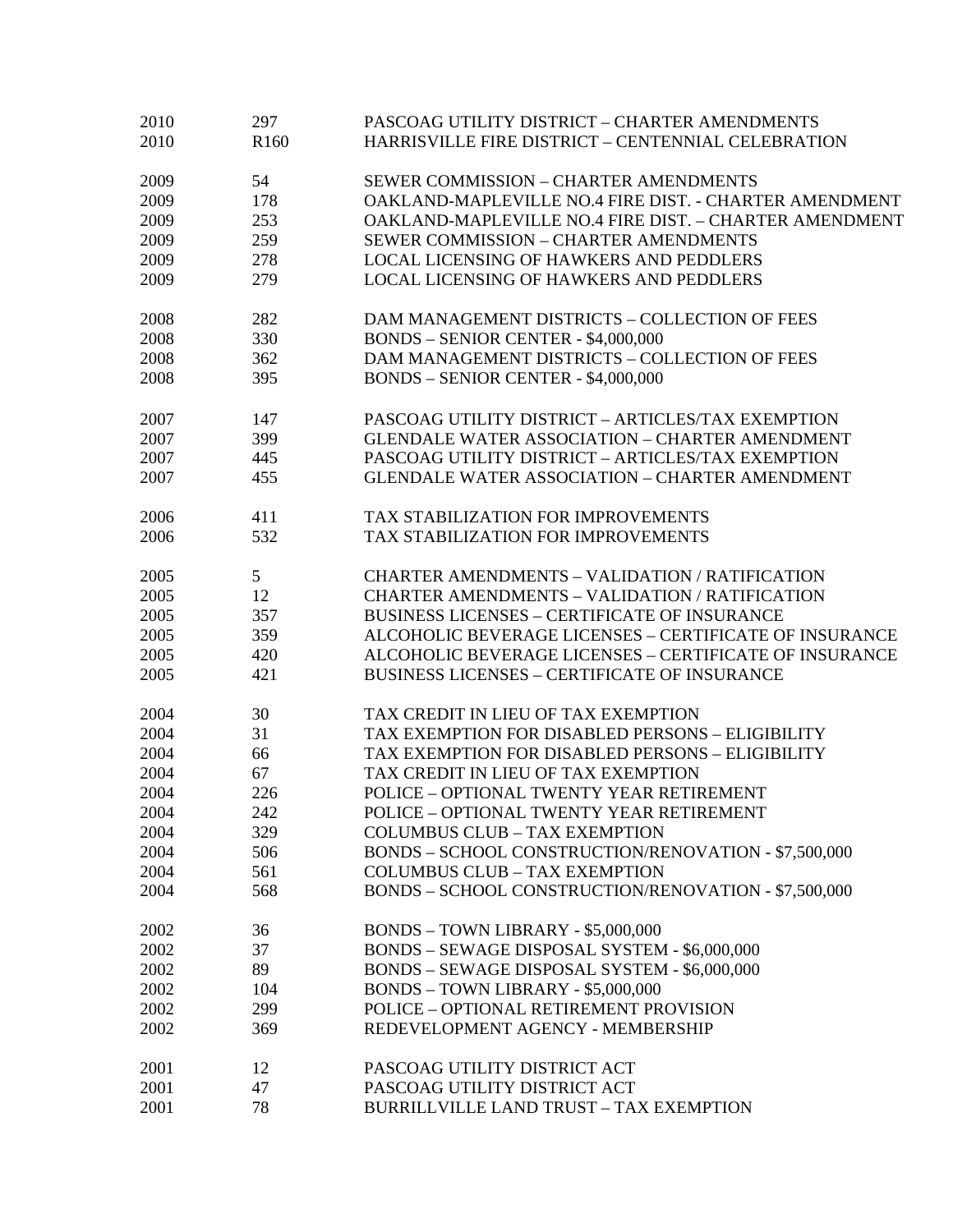| | | |
|---|---|---|
| 2010 | 297 | PASCOAG UTILITY DISTRICT – CHARTER AMENDMENTS |
| 2010 | R160 | HARRISVILLE FIRE DISTRICT – CENTENNIAL CELEBRATION |
| | | |
| 2009 | 54 | SEWER COMMISSION – CHARTER AMENDMENTS |
| 2009 | 178 | OAKLAND-MAPLEVILLE NO.4 FIRE DIST. - CHARTER AMENDMENT |
| 2009 | 253 | OAKLAND-MAPLEVILLE NO.4 FIRE DIST. – CHARTER AMENDMENT |
| 2009 | 259 | SEWER COMMISSION – CHARTER AMENDMENTS |
| 2009 | 278 | LOCAL LICENSING OF HAWKERS AND PEDDLERS |
| 2009 | 279 | LOCAL LICENSING OF HAWKERS AND PEDDLERS |
| | | |
| 2008 | 282 | DAM MANAGEMENT DISTRICTS – COLLECTION OF FEES |
| 2008 | 330 | BONDS – SENIOR CENTER - $4,000,000 |
| 2008 | 362 | DAM MANAGEMENT DISTRICTS – COLLECTION OF FEES |
| 2008 | 395 | BONDS – SENIOR CENTER - $4,000,000 |
| | | |
| 2007 | 147 | PASCOAG UTILITY DISTRICT – ARTICLES/TAX EXEMPTION |
| 2007 | 399 | GLENDALE WATER ASSOCIATION – CHARTER AMENDMENT |
| 2007 | 445 | PASCOAG UTILITY DISTRICT – ARTICLES/TAX EXEMPTION |
| 2007 | 455 | GLENDALE WATER ASSOCIATION – CHARTER AMENDMENT |
| | | |
| 2006 | 411 | TAX STABILIZATION FOR IMPROVEMENTS |
| 2006 | 532 | TAX STABILIZATION FOR IMPROVEMENTS |
| | | |
| 2005 | 5 | CHARTER AMENDMENTS – VALIDATION / RATIFICATION |
| 2005 | 12 | CHARTER AMENDMENTS – VALIDATION / RATIFICATION |
| 2005 | 357 | BUSINESS LICENSES – CERTIFICATE OF INSURANCE |
| 2005 | 359 | ALCOHOLIC BEVERAGE LICENSES – CERTIFICATE OF INSURANCE |
| 2005 | 420 | ALCOHOLIC BEVERAGE LICENSES – CERTIFICATE OF INSURANCE |
| 2005 | 421 | BUSINESS LICENSES – CERTIFICATE OF INSURANCE |
| | | |
| 2004 | 30 | TAX CREDIT IN LIEU OF TAX EXEMPTION |
| 2004 | 31 | TAX EXEMPTION FOR DISABLED PERSONS – ELIGIBILITY |
| 2004 | 66 | TAX EXEMPTION FOR DISABLED PERSONS – ELIGIBILITY |
| 2004 | 67 | TAX CREDIT IN LIEU OF TAX EXEMPTION |
| 2004 | 226 | POLICE – OPTIONAL TWENTY YEAR RETIREMENT |
| 2004 | 242 | POLICE – OPTIONAL TWENTY YEAR RETIREMENT |
| 2004 | 329 | COLUMBUS CLUB – TAX EXEMPTION |
| 2004 | 506 | BONDS – SCHOOL CONSTRUCTION/RENOVATION - $7,500,000 |
| 2004 | 561 | COLUMBUS CLUB – TAX EXEMPTION |
| 2004 | 568 | BONDS – SCHOOL CONSTRUCTION/RENOVATION - $7,500,000 |
| | | |
| 2002 | 36 | BONDS – TOWN LIBRARY - $5,000,000 |
| 2002 | 37 | BONDS – SEWAGE DISPOSAL SYSTEM - $6,000,000 |
| 2002 | 89 | BONDS – SEWAGE DISPOSAL SYSTEM - $6,000,000 |
| 2002 | 104 | BONDS – TOWN LIBRARY - $5,000,000 |
| 2002 | 299 | POLICE – OPTIONAL RETIREMENT PROVISION |
| 2002 | 369 | REDEVELOPMENT AGENCY - MEMBERSHIP |
| | | |
| 2001 | 12 | PASCOAG UTILITY DISTRICT ACT |
| 2001 | 47 | PASCOAG UTILITY DISTRICT ACT |
| 2001 | 78 | BURRILLVILLE LAND TRUST – TAX EXEMPTION |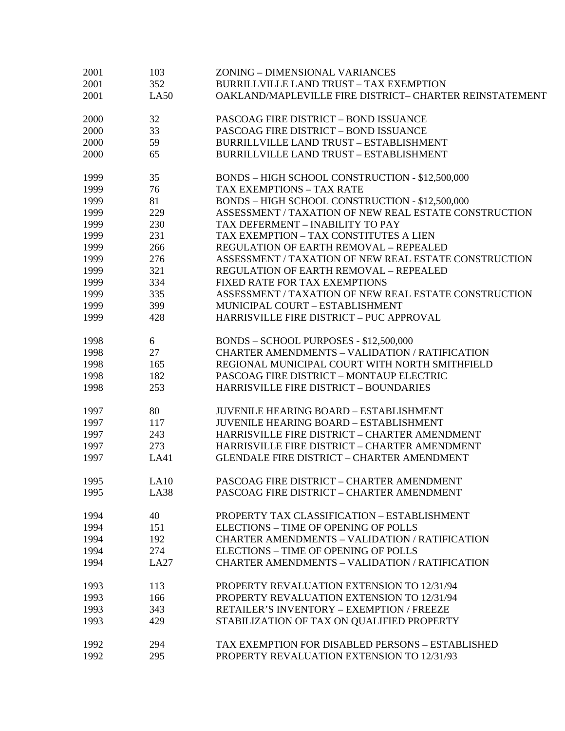| | | |
|---|---|---|
| 2001 | 103 | ZONING – DIMENSIONAL VARIANCES |
| 2001 | 352 | BURRILLVILLE LAND TRUST – TAX EXEMPTION |
| 2001 | LA50 | OAKLAND/MAPLEVILLE FIRE DISTRICT– CHARTER REINSTATEMENT |
| | | |
| 2000 | 32 | PASCOAG FIRE DISTRICT – BOND ISSUANCE |
| 2000 | 33 | PASCOAG FIRE DISTRICT – BOND ISSUANCE |
| 2000 | 59 | BURRILLVILLE LAND TRUST – ESTABLISHMENT |
| 2000 | 65 | BURRILLVILLE LAND TRUST – ESTABLISHMENT |
| | | |
| 1999 | 35 | BONDS – HIGH SCHOOL CONSTRUCTION - $12,500,000 |
| 1999 | 76 | TAX EXEMPTIONS – TAX RATE |
| 1999 | 81 | BONDS – HIGH SCHOOL CONSTRUCTION - $12,500,000 |
| 1999 | 229 | ASSESSMENT / TAXATION OF NEW REAL ESTATE CONSTRUCTION |
| 1999 | 230 | TAX DEFERMENT – INABILITY TO PAY |
| 1999 | 231 | TAX EXEMPTION – TAX CONSTITUTES A LIEN |
| 1999 | 266 | REGULATION OF EARTH REMOVAL – REPEALED |
| 1999 | 276 | ASSESSMENT / TAXATION OF NEW REAL ESTATE CONSTRUCTION |
| 1999 | 321 | REGULATION OF EARTH REMOVAL – REPEALED |
| 1999 | 334 | FIXED RATE FOR TAX EXEMPTIONS |
| 1999 | 335 | ASSESSMENT / TAXATION OF NEW REAL ESTATE CONSTRUCTION |
| 1999 | 399 | MUNICIPAL COURT – ESTABLISHMENT |
| 1999 | 428 | HARRISVILLE FIRE DISTRICT – PUC APPROVAL |
| | | |
| 1998 | 6 | BONDS – SCHOOL PURPOSES - $12,500,000 |
| 1998 | 27 | CHARTER AMENDMENTS – VALIDATION / RATIFICATION |
| 1998 | 165 | REGIONAL MUNICIPAL COURT WITH NORTH SMITHFIELD |
| 1998 | 182 | PASCOAG FIRE DISTRICT – MONTAUP ELECTRIC |
| 1998 | 253 | HARRISVILLE FIRE DISTRICT – BOUNDARIES |
| | | |
| 1997 | 80 | JUVENILE HEARING BOARD – ESTABLISHMENT |
| 1997 | 117 | JUVENILE HEARING BOARD – ESTABLISHMENT |
| 1997 | 243 | HARRISVILLE FIRE DISTRICT – CHARTER AMENDMENT |
| 1997 | 273 | HARRISVILLE FIRE DISTRICT – CHARTER AMENDMENT |
| 1997 | LA41 | GLENDALE FIRE DISTRICT – CHARTER AMENDMENT |
| | | |
| 1995 | LA10 | PASCOAG FIRE DISTRICT – CHARTER AMENDMENT |
| 1995 | LA38 | PASCOAG FIRE DISTRICT – CHARTER AMENDMENT |
| | | |
| 1994 | 40 | PROPERTY TAX CLASSIFICATION – ESTABLISHMENT |
| 1994 | 151 | ELECTIONS – TIME OF OPENING OF POLLS |
| 1994 | 192 | CHARTER AMENDMENTS – VALIDATION / RATIFICATION |
| 1994 | 274 | ELECTIONS – TIME OF OPENING OF POLLS |
| 1994 | LA27 | CHARTER AMENDMENTS – VALIDATION / RATIFICATION |
| | | |
| 1993 | 113 | PROPERTY REVALUATION EXTENSION TO 12/31/94 |
| 1993 | 166 | PROPERTY REVALUATION EXTENSION TO 12/31/94 |
| 1993 | 343 | RETAILER'S INVENTORY – EXEMPTION / FREEZE |
| 1993 | 429 | STABILIZATION OF TAX ON QUALIFIED PROPERTY |
| | | |
| 1992 | 294 | TAX EXEMPTION FOR DISABLED PERSONS – ESTABLISHED |
| 1992 | 295 | PROPERTY REVALUATION EXTENSION TO 12/31/93 |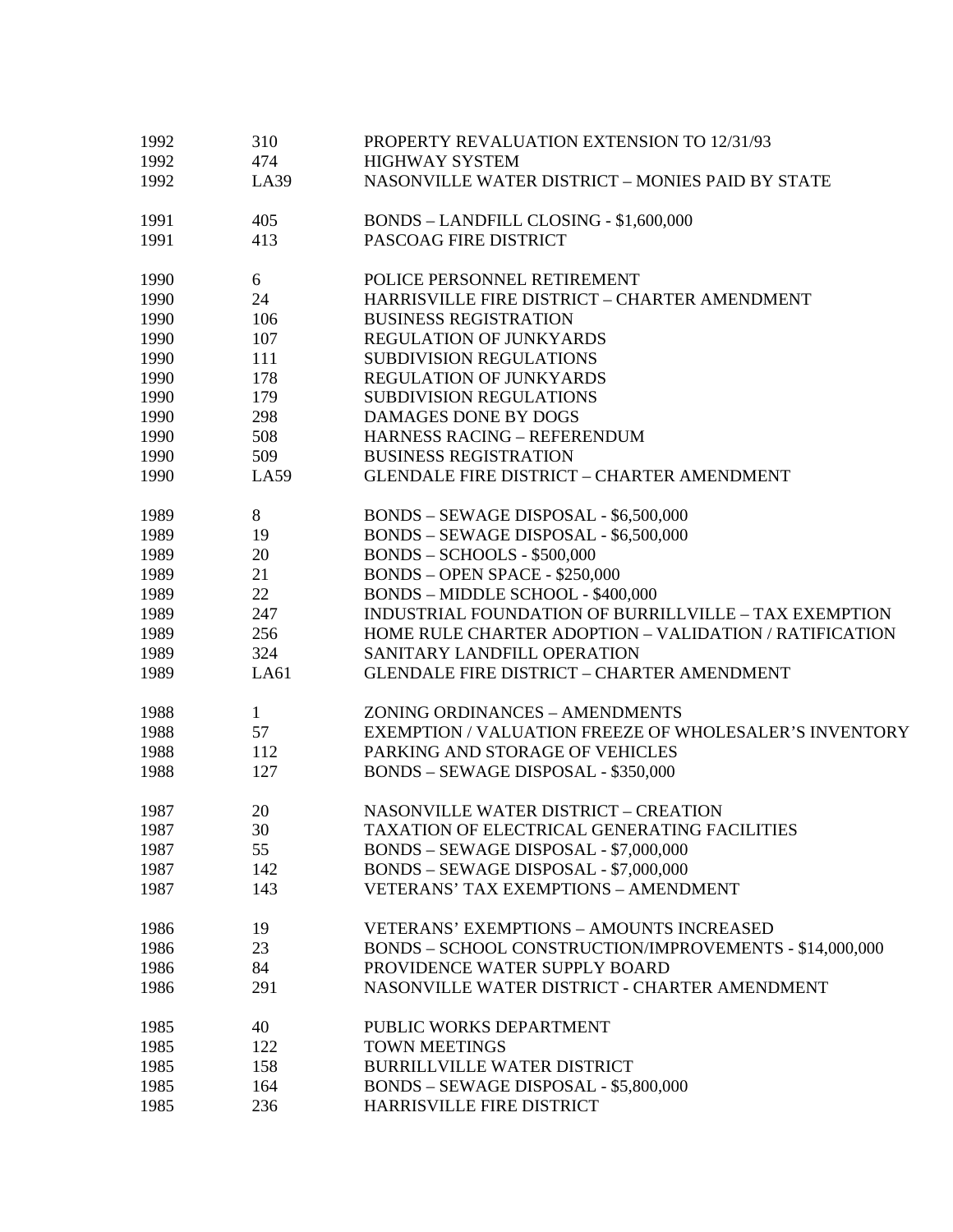| | | |
|---|---|---|
| 1992 | 310 | PROPERTY REVALUATION EXTENSION TO 12/31/93 |
| 1992 | 474 | HIGHWAY SYSTEM |
| 1992 | LA39 | NASONVILLE WATER DISTRICT – MONIES PAID BY STATE |
| | | |
| 1991 | 405 | BONDS – LANDFILL CLOSING - $1,600,000 |
| 1991 | 413 | PASCOAG FIRE DISTRICT |
| | | |
| 1990 | 6 | POLICE PERSONNEL RETIREMENT |
| 1990 | 24 | HARRISVILLE FIRE DISTRICT – CHARTER AMENDMENT |
| 1990 | 106 | BUSINESS REGISTRATION |
| 1990 | 107 | REGULATION OF JUNKYARDS |
| 1990 | 111 | SUBDIVISION REGULATIONS |
| 1990 | 178 | REGULATION OF JUNKYARDS |
| 1990 | 179 | SUBDIVISION REGULATIONS |
| 1990 | 298 | DAMAGES DONE BY DOGS |
| 1990 | 508 | HARNESS RACING – REFERENDUM |
| 1990 | 509 | BUSINESS REGISTRATION |
| 1990 | LA59 | GLENDALE FIRE DISTRICT – CHARTER AMENDMENT |
| | | |
| 1989 | 8 | BONDS – SEWAGE DISPOSAL - $6,500,000 |
| 1989 | 19 | BONDS – SEWAGE DISPOSAL - $6,500,000 |
| 1989 | 20 | BONDS – SCHOOLS - $500,000 |
| 1989 | 21 | BONDS – OPEN SPACE - $250,000 |
| 1989 | 22 | BONDS – MIDDLE SCHOOL - $400,000 |
| 1989 | 247 | INDUSTRIAL FOUNDATION OF BURRILLVILLE – TAX EXEMPTION |
| 1989 | 256 | HOME RULE CHARTER ADOPTION – VALIDATION / RATIFICATION |
| 1989 | 324 | SANITARY LANDFILL OPERATION |
| 1989 | LA61 | GLENDALE FIRE DISTRICT – CHARTER AMENDMENT |
| | | |
| 1988 | 1 | ZONING ORDINANCES – AMENDMENTS |
| 1988 | 57 | EXEMPTION / VALUATION FREEZE OF WHOLESALER'S INVENTORY |
| 1988 | 112 | PARKING AND STORAGE OF VEHICLES |
| 1988 | 127 | BONDS – SEWAGE DISPOSAL - $350,000 |
| | | |
| 1987 | 20 | NASONVILLE WATER DISTRICT – CREATION |
| 1987 | 30 | TAXATION OF ELECTRICAL GENERATING FACILITIES |
| 1987 | 55 | BONDS – SEWAGE DISPOSAL - $7,000,000 |
| 1987 | 142 | BONDS – SEWAGE DISPOSAL - $7,000,000 |
| 1987 | 143 | VETERANS' TAX EXEMPTIONS – AMENDMENT |
| | | |
| 1986 | 19 | VETERANS' EXEMPTIONS – AMOUNTS INCREASED |
| 1986 | 23 | BONDS – SCHOOL CONSTRUCTION/IMPROVEMENTS - $14,000,000 |
| 1986 | 84 | PROVIDENCE WATER SUPPLY BOARD |
| 1986 | 291 | NASONVILLE WATER DISTRICT - CHARTER AMENDMENT |
| | | |
| 1985 | 40 | PUBLIC WORKS DEPARTMENT |
| 1985 | 122 | TOWN MEETINGS |
| 1985 | 158 | BURRILLVILLE WATER DISTRICT |
| 1985 | 164 | BONDS – SEWAGE DISPOSAL - $5,800,000 |
| 1985 | 236 | HARRISVILLE FIRE DISTRICT |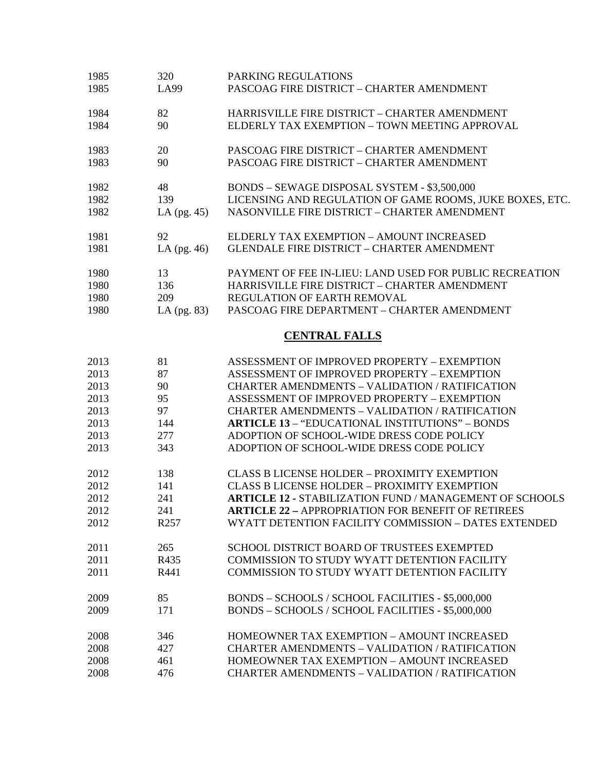| | | |
|---|---|---|
| 1985 | 320 | PARKING REGULATIONS |
| 1985 | LA99 | PASCOAG FIRE DISTRICT – CHARTER AMENDMENT |
| 1984 | 82 | HARRISVILLE FIRE DISTRICT – CHARTER AMENDMENT |
| 1984 | 90 | ELDERLY TAX EXEMPTION – TOWN MEETING APPROVAL |
| 1983 | 20 | PASCOAG FIRE DISTRICT – CHARTER AMENDMENT |
| 1983 | 90 | PASCOAG FIRE DISTRICT – CHARTER AMENDMENT |
| 1982 | 48 | BONDS – SEWAGE DISPOSAL SYSTEM - $3,500,000 |
| 1982 | 139 | LICENSING AND REGULATION OF GAME ROOMS, JUKE BOXES, ETC. |
| 1982 | LA (pg. 45) | NASONVILLE FIRE DISTRICT – CHARTER AMENDMENT |
| 1981 | 92 | ELDERLY TAX EXEMPTION – AMOUNT INCREASED |
| 1981 | LA (pg. 46) | GLENDALE FIRE DISTRICT – CHARTER AMENDMENT |
| 1980 | 13 | PAYMENT OF FEE IN-LIEU: LAND USED FOR PUBLIC RECREATION |
| 1980 | 136 | HARRISVILLE FIRE DISTRICT – CHARTER AMENDMENT |
| 1980 | 209 | REGULATION OF EARTH REMOVAL |
| 1980 | LA (pg. 83) | PASCOAG FIRE DEPARTMENT – CHARTER AMENDMENT |

## CENTRAL FALLS

| | | |
|---|---|---|
| 2013 | 81 | ASSESSMENT OF IMPROVED PROPERTY – EXEMPTION |
| 2013 | 87 | ASSESSMENT OF IMPROVED PROPERTY – EXEMPTION |
| 2013 | 90 | CHARTER AMENDMENTS – VALIDATION / RATIFICATION |
| 2013 | 95 | ASSESSMENT OF IMPROVED PROPERTY – EXEMPTION |
| 2013 | 97 | CHARTER AMENDMENTS – VALIDATION / RATIFICATION |
| 2013 | 144 | **ARTICLE 13** – "EDUCATIONAL INSTITUTIONS" – BONDS |
| 2013 | 277 | ADOPTION OF SCHOOL-WIDE DRESS CODE POLICY |
| 2013 | 343 | ADOPTION OF SCHOOL-WIDE DRESS CODE POLICY |
| 2012 | 138 | CLASS B LICENSE HOLDER – PROXIMITY EXEMPTION |
| 2012 | 141 | CLASS B LICENSE HOLDER – PROXIMITY EXEMPTION |
| 2012 | 241 | **ARTICLE 12** - STABILIZATION FUND / MANAGEMENT OF SCHOOLS |
| 2012 | 241 | **ARTICLE 22 –** APPROPRIATION FOR BENEFIT OF RETIREES |
| 2012 | R257 | WYATT DETENTION FACILITY COMMISSION – DATES EXTENDED |
| 2011 | 265 | SCHOOL DISTRICT BOARD OF TRUSTEES EXEMPTED |
| 2011 | R435 | COMMISSION TO STUDY WYATT DETENTION FACILITY |
| 2011 | R441 | COMMISSION TO STUDY WYATT DETENTION FACILITY |
| 2009 | 85 | BONDS – SCHOOLS / SCHOOL FACILITIES - $5,000,000 |
| 2009 | 171 | BONDS – SCHOOLS / SCHOOL FACILITIES - $5,000,000 |
| 2008 | 346 | HOMEOWNER TAX EXEMPTION – AMOUNT INCREASED |
| 2008 | 427 | CHARTER AMENDMENTS – VALIDATION / RATIFICATION |
| 2008 | 461 | HOMEOWNER TAX EXEMPTION – AMOUNT INCREASED |
| 2008 | 476 | CHARTER AMENDMENTS – VALIDATION / RATIFICATION |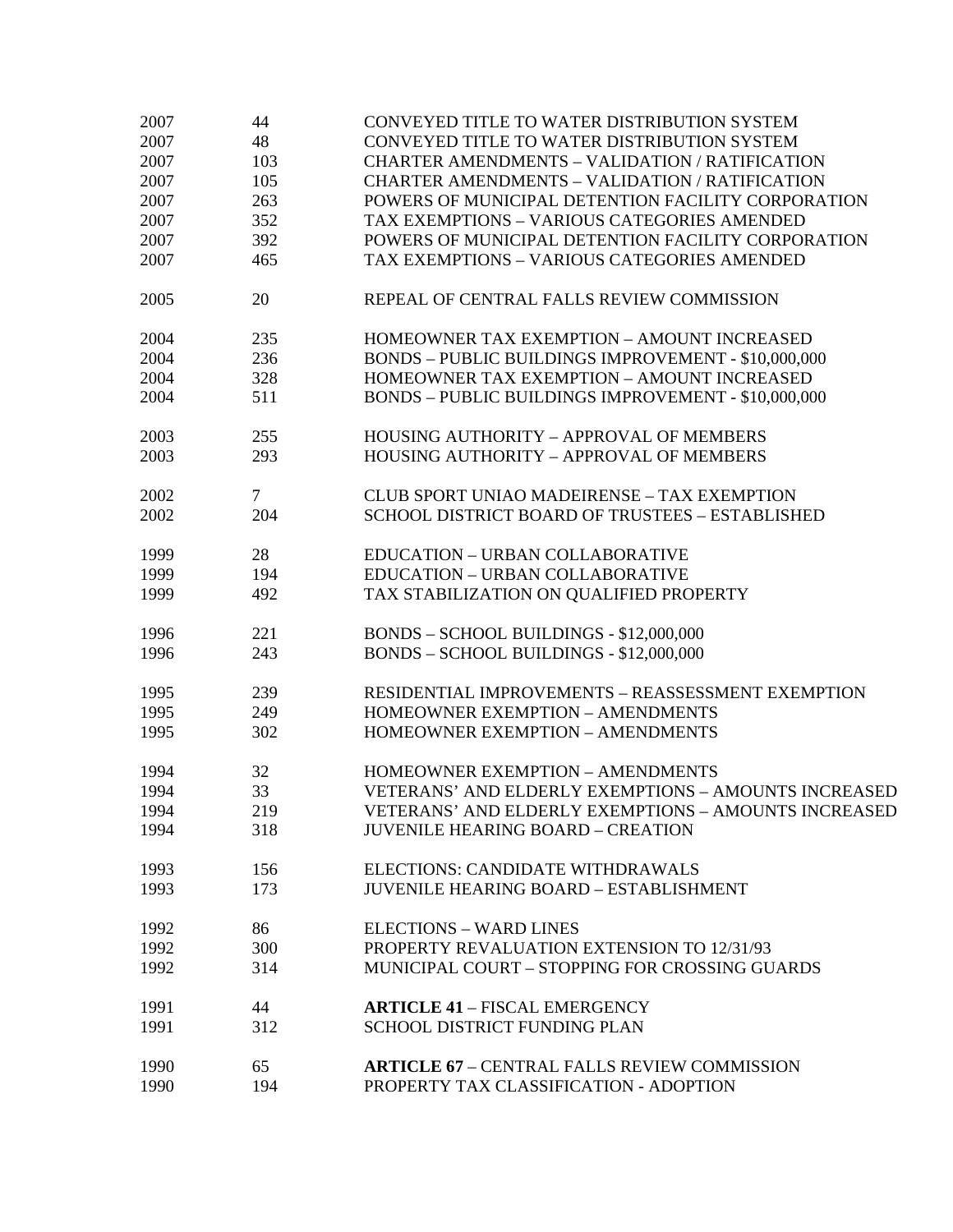| | | |
|---|---|---|
| 2007 | 44 | CONVEYED TITLE TO WATER DISTRIBUTION SYSTEM |
| 2007 | 48 | CONVEYED TITLE TO WATER DISTRIBUTION SYSTEM |
| 2007 | 103 | CHARTER AMENDMENTS – VALIDATION / RATIFICATION |
| 2007 | 105 | CHARTER AMENDMENTS – VALIDATION / RATIFICATION |
| 2007 | 263 | POWERS OF MUNICIPAL DETENTION FACILITY CORPORATION |
| 2007 | 352 | TAX EXEMPTIONS – VARIOUS CATEGORIES AMENDED |
| 2007 | 392 | POWERS OF MUNICIPAL DETENTION FACILITY CORPORATION |
| 2007 | 465 | TAX EXEMPTIONS – VARIOUS CATEGORIES AMENDED |
| | | |
| 2005 | 20 | REPEAL OF CENTRAL FALLS REVIEW COMMISSION |
| | | |
| 2004 | 235 | HOMEOWNER TAX EXEMPTION – AMOUNT INCREASED |
| 2004 | 236 | BONDS – PUBLIC BUILDINGS IMPROVEMENT - $10,000,000 |
| 2004 | 328 | HOMEOWNER TAX EXEMPTION – AMOUNT INCREASED |
| 2004 | 511 | BONDS – PUBLIC BUILDINGS IMPROVEMENT - $10,000,000 |
| | | |
| 2003 | 255 | HOUSING AUTHORITY – APPROVAL OF MEMBERS |
| 2003 | 293 | HOUSING AUTHORITY – APPROVAL OF MEMBERS |
| | | |
| 2002 | 7 | CLUB SPORT UNIAO MADEIRENSE – TAX EXEMPTION |
| 2002 | 204 | SCHOOL DISTRICT BOARD OF TRUSTEES – ESTABLISHED |
| | | |
| 1999 | 28 | EDUCATION – URBAN COLLABORATIVE |
| 1999 | 194 | EDUCATION – URBAN COLLABORATIVE |
| 1999 | 492 | TAX STABILIZATION ON QUALIFIED PROPERTY |
| | | |
| 1996 | 221 | BONDS – SCHOOL BUILDINGS - $12,000,000 |
| 1996 | 243 | BONDS – SCHOOL BUILDINGS - $12,000,000 |
| | | |
| 1995 | 239 | RESIDENTIAL IMPROVEMENTS – REASSESSMENT EXEMPTION |
| 1995 | 249 | HOMEOWNER EXEMPTION – AMENDMENTS |
| 1995 | 302 | HOMEOWNER EXEMPTION – AMENDMENTS |
| | | |
| 1994 | 32 | HOMEOWNER EXEMPTION – AMENDMENTS |
| 1994 | 33 | VETERANS' AND ELDERLY EXEMPTIONS – AMOUNTS INCREASED |
| 1994 | 219 | VETERANS' AND ELDERLY EXEMPTIONS – AMOUNTS INCREASED |
| 1994 | 318 | JUVENILE HEARING BOARD – CREATION |
| | | |
| 1993 | 156 | ELECTIONS: CANDIDATE WITHDRAWALS |
| 1993 | 173 | JUVENILE HEARING BOARD – ESTABLISHMENT |
| | | |
| 1992 | 86 | ELECTIONS – WARD LINES |
| 1992 | 300 | PROPERTY REVALUATION EXTENSION TO 12/31/93 |
| 1992 | 314 | MUNICIPAL COURT – STOPPING FOR CROSSING GUARDS |
| | | |
| 1991 | 44 | **ARTICLE 41** – FISCAL EMERGENCY |
| 1991 | 312 | SCHOOL DISTRICT FUNDING PLAN |
| | | |
| 1990 | 65 | **ARTICLE 67** – CENTRAL FALLS REVIEW COMMISSION |
| 1990 | 194 | PROPERTY TAX CLASSIFICATION - ADOPTION |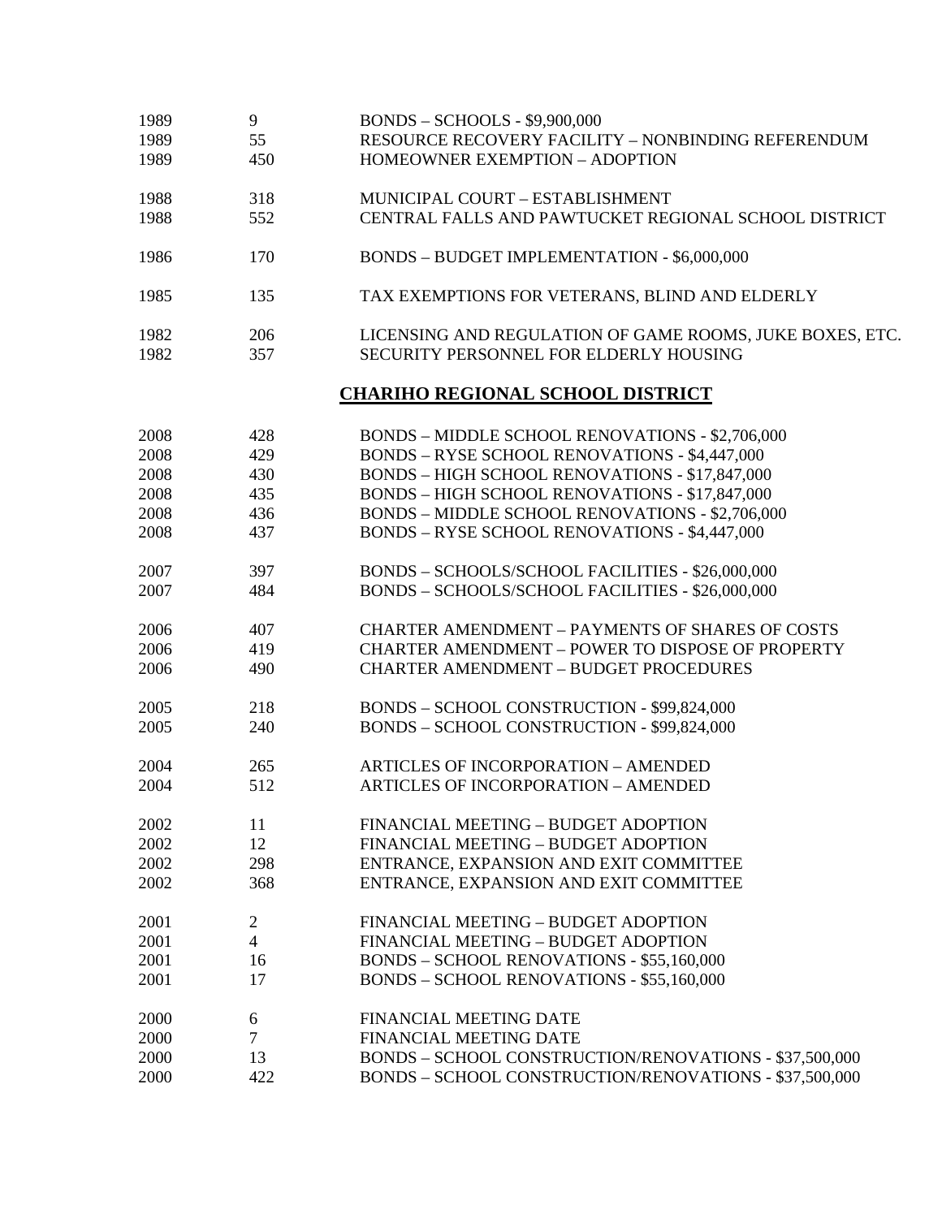| | | |
|---|---|---|
| 1989 | 9 | BONDS – SCHOOLS - $9,900,000 |
| 1989 | 55 | RESOURCE RECOVERY FACILITY – NONBINDING REFERENDUM |
| 1989 | 450 | HOMEOWNER EXEMPTION – ADOPTION |
| | | |
| 1988 | 318 | MUNICIPAL COURT – ESTABLISHMENT |
| 1988 | 552 | CENTRAL FALLS AND PAWTUCKET REGIONAL SCHOOL DISTRICT |
| | | |
| 1986 | 170 | BONDS – BUDGET IMPLEMENTATION - $6,000,000 |
| | | |
| 1985 | 135 | TAX EXEMPTIONS FOR VETERANS, BLIND AND ELDERLY |
| | | |
| 1982 | 206 | LICENSING AND REGULATION OF GAME ROOMS, JUKE BOXES, ETC. |
| 1982 | 357 | SECURITY PERSONNEL FOR ELDERLY HOUSING |

## CHARIHO REGIONAL SCHOOL DISTRICT

| | | |
|---|---|---|
| 2008 | 428 | BONDS – MIDDLE SCHOOL RENOVATIONS - $2,706,000 |
| 2008 | 429 | BONDS – RYSE SCHOOL RENOVATIONS - $4,447,000 |
| 2008 | 430 | BONDS – HIGH SCHOOL RENOVATIONS - $17,847,000 |
| 2008 | 435 | BONDS – HIGH SCHOOL RENOVATIONS - $17,847,000 |
| 2008 | 436 | BONDS – MIDDLE SCHOOL RENOVATIONS - $2,706,000 |
| 2008 | 437 | BONDS – RYSE SCHOOL RENOVATIONS - $4,447,000 |
| | | |
| 2007 | 397 | BONDS – SCHOOLS/SCHOOL FACILITIES - $26,000,000 |
| 2007 | 484 | BONDS – SCHOOLS/SCHOOL FACILITIES - $26,000,000 |
| | | |
| 2006 | 407 | CHARTER AMENDMENT – PAYMENTS OF SHARES OF COSTS |
| 2006 | 419 | CHARTER AMENDMENT – POWER TO DISPOSE OF PROPERTY |
| 2006 | 490 | CHARTER AMENDMENT – BUDGET PROCEDURES |
| | | |
| 2005 | 218 | BONDS – SCHOOL CONSTRUCTION - $99,824,000 |
| 2005 | 240 | BONDS – SCHOOL CONSTRUCTION - $99,824,000 |
| | | |
| 2004 | 265 | ARTICLES OF INCORPORATION – AMENDED |
| 2004 | 512 | ARTICLES OF INCORPORATION – AMENDED |
| | | |
| 2002 | 11 | FINANCIAL MEETING – BUDGET ADOPTION |
| 2002 | 12 | FINANCIAL MEETING – BUDGET ADOPTION |
| 2002 | 298 | ENTRANCE, EXPANSION AND EXIT COMMITTEE |
| 2002 | 368 | ENTRANCE, EXPANSION AND EXIT COMMITTEE |
| | | |
| 2001 | 2 | FINANCIAL MEETING – BUDGET ADOPTION |
| 2001 | 4 | FINANCIAL MEETING – BUDGET ADOPTION |
| 2001 | 16 | BONDS – SCHOOL RENOVATIONS - $55,160,000 |
| 2001 | 17 | BONDS – SCHOOL RENOVATIONS - $55,160,000 |
| | | |
| 2000 | 6 | FINANCIAL MEETING DATE |
| 2000 | 7 | FINANCIAL MEETING DATE |
| 2000 | 13 | BONDS – SCHOOL CONSTRUCTION/RENOVATIONS - $37,500,000 |
| 2000 | 422 | BONDS – SCHOOL CONSTRUCTION/RENOVATIONS - $37,500,000 |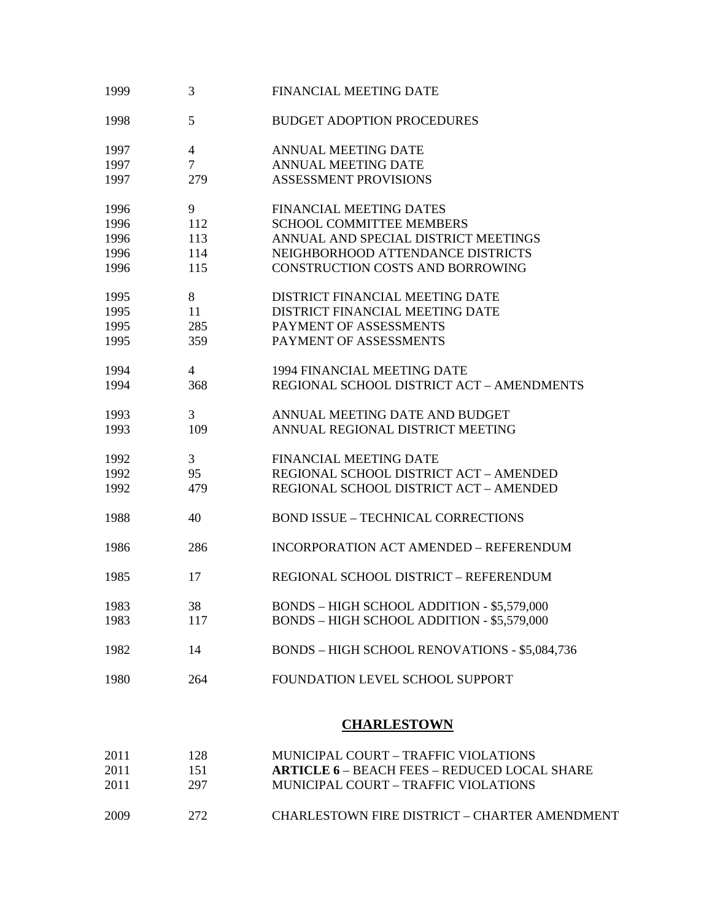| | | |
|---|---|---|
| 1999 | 3 | FINANCIAL MEETING DATE |
| 1998 | 5 | BUDGET ADOPTION PROCEDURES |
| 1997 | 4 | ANNUAL MEETING DATE |
| 1997 | 7 | ANNUAL MEETING DATE |
| 1997 | 279 | ASSESSMENT PROVISIONS |
| 1996 | 9 | FINANCIAL MEETING DATES |
| 1996 | 112 | SCHOOL COMMITTEE MEMBERS |
| 1996 | 113 | ANNUAL AND SPECIAL DISTRICT MEETINGS |
| 1996 | 114 | NEIGHBORHOOD ATTENDANCE DISTRICTS |
| 1996 | 115 | CONSTRUCTION COSTS AND BORROWING |
| 1995 | 8 | DISTRICT FINANCIAL MEETING DATE |
| 1995 | 11 | DISTRICT FINANCIAL MEETING DATE |
| 1995 | 285 | PAYMENT OF ASSESSMENTS |
| 1995 | 359 | PAYMENT OF ASSESSMENTS |
| 1994 | 4 | 1994 FINANCIAL MEETING DATE |
| 1994 | 368 | REGIONAL SCHOOL DISTRICT ACT – AMENDMENTS |
| 1993 | 3 | ANNUAL MEETING DATE AND BUDGET |
| 1993 | 109 | ANNUAL REGIONAL DISTRICT MEETING |
| 1992 | 3 | FINANCIAL MEETING DATE |
| 1992 | 95 | REGIONAL SCHOOL DISTRICT ACT – AMENDED |
| 1992 | 479 | REGIONAL SCHOOL DISTRICT ACT – AMENDED |
| 1988 | 40 | BOND ISSUE – TECHNICAL CORRECTIONS |
| 1986 | 286 | INCORPORATION ACT AMENDED – REFERENDUM |
| 1985 | 17 | REGIONAL SCHOOL DISTRICT – REFERENDUM |
| 1983 | 38 | BONDS – HIGH SCHOOL ADDITION - $5,579,000 |
| 1983 | 117 | BONDS – HIGH SCHOOL ADDITION - $5,579,000 |
| 1982 | 14 | BONDS – HIGH SCHOOL RENOVATIONS - $5,084,736 |
| 1980 | 264 | FOUNDATION LEVEL SCHOOL SUPPORT |

## CHARLESTOWN

| | | |
|---|---|---|
| 2011 | 128 | MUNICIPAL COURT – TRAFFIC VIOLATIONS |
| 2011 | 151 | **ARTICLE 6** – BEACH FEES – REDUCED LOCAL SHARE |
| 2011 | 297 | MUNICIPAL COURT – TRAFFIC VIOLATIONS |
| 2009 | 272 | CHARLESTOWN FIRE DISTRICT – CHARTER AMENDMENT |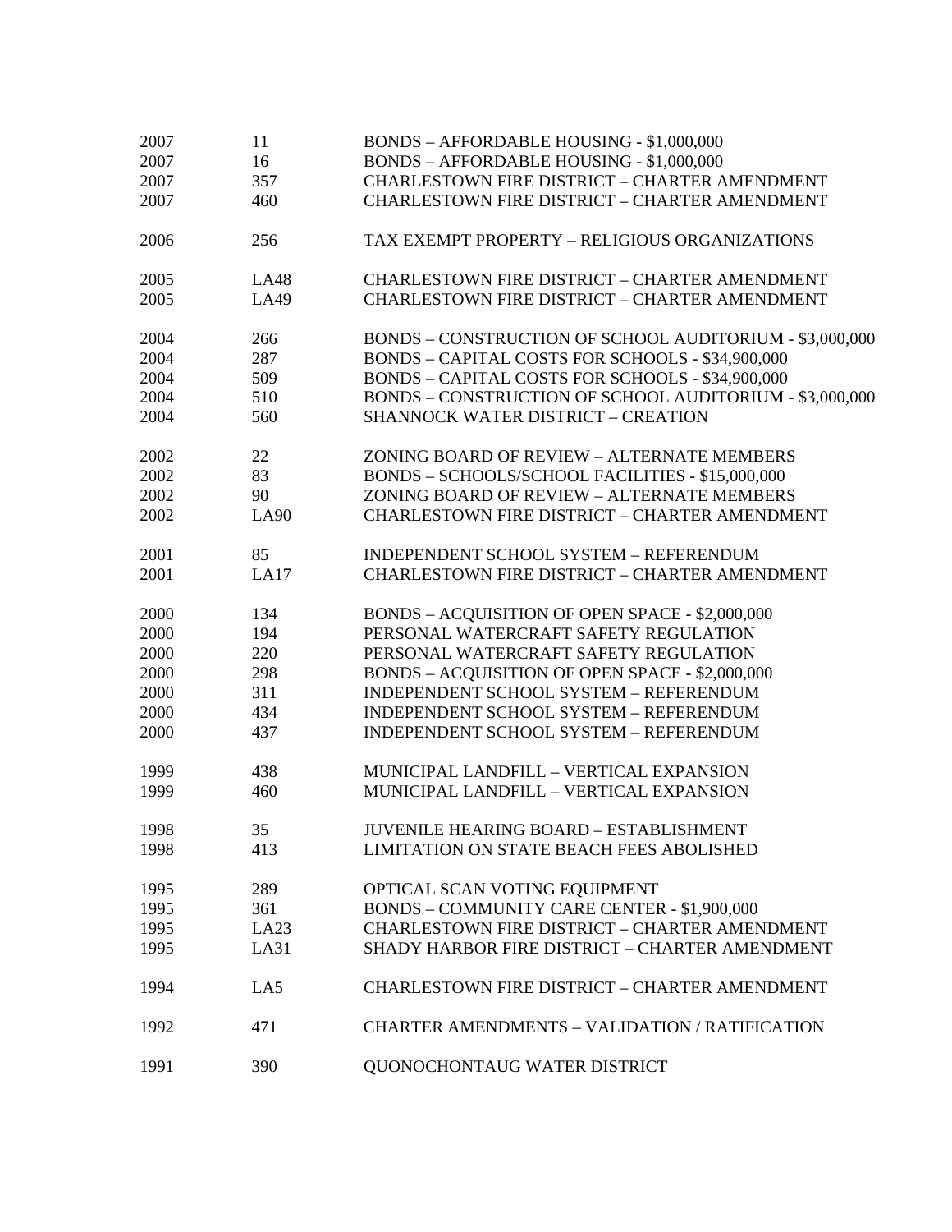| | | |
|---|---|---|
| 2007 | 11 | BONDS – AFFORDABLE HOUSING - $1,000,000 |
| 2007 | 16 | BONDS – AFFORDABLE HOUSING - $1,000,000 |
| 2007 | 357 | CHARLESTOWN FIRE DISTRICT – CHARTER AMENDMENT |
| 2007 | 460 | CHARLESTOWN FIRE DISTRICT – CHARTER AMENDMENT |
| | | |
| 2006 | 256 | TAX EXEMPT PROPERTY – RELIGIOUS ORGANIZATIONS |
| | | |
| 2005 | LA48 | CHARLESTOWN FIRE DISTRICT – CHARTER AMENDMENT |
| 2005 | LA49 | CHARLESTOWN FIRE DISTRICT – CHARTER AMENDMENT |
| | | |
| 2004 | 266 | BONDS – CONSTRUCTION OF SCHOOL AUDITORIUM - $3,000,000 |
| 2004 | 287 | BONDS – CAPITAL COSTS FOR SCHOOLS - $34,900,000 |
| 2004 | 509 | BONDS – CAPITAL COSTS FOR SCHOOLS - $34,900,000 |
| 2004 | 510 | BONDS – CONSTRUCTION OF SCHOOL AUDITORIUM - $3,000,000 |
| 2004 | 560 | SHANNOCK WATER DISTRICT – CREATION |
| | | |
| 2002 | 22 | ZONING BOARD OF REVIEW – ALTERNATE MEMBERS |
| 2002 | 83 | BONDS – SCHOOLS/SCHOOL FACILITIES - $15,000,000 |
| 2002 | 90 | ZONING BOARD OF REVIEW – ALTERNATE MEMBERS |
| 2002 | LA90 | CHARLESTOWN FIRE DISTRICT – CHARTER AMENDMENT |
| | | |
| 2001 | 85 | INDEPENDENT SCHOOL SYSTEM – REFERENDUM |
| 2001 | LA17 | CHARLESTOWN FIRE DISTRICT – CHARTER AMENDMENT |
| | | |
| 2000 | 134 | BONDS – ACQUISITION OF OPEN SPACE - $2,000,000 |
| 2000 | 194 | PERSONAL WATERCRAFT SAFETY REGULATION |
| 2000 | 220 | PERSONAL WATERCRAFT SAFETY REGULATION |
| 2000 | 298 | BONDS – ACQUISITION OF OPEN SPACE - $2,000,000 |
| 2000 | 311 | INDEPENDENT SCHOOL SYSTEM – REFERENDUM |
| 2000 | 434 | INDEPENDENT SCHOOL SYSTEM – REFERENDUM |
| 2000 | 437 | INDEPENDENT SCHOOL SYSTEM – REFERENDUM |
| | | |
| 1999 | 438 | MUNICIPAL LANDFILL – VERTICAL EXPANSION |
| 1999 | 460 | MUNICIPAL LANDFILL – VERTICAL EXPANSION |
| | | |
| 1998 | 35 | JUVENILE HEARING BOARD – ESTABLISHMENT |
| 1998 | 413 | LIMITATION ON STATE BEACH FEES ABOLISHED |
| | | |
| 1995 | 289 | OPTICAL SCAN VOTING EQUIPMENT |
| 1995 | 361 | BONDS – COMMUNITY CARE CENTER - $1,900,000 |
| 1995 | LA23 | CHARLESTOWN FIRE DISTRICT – CHARTER AMENDMENT |
| 1995 | LA31 | SHADY HARBOR FIRE DISTRICT – CHARTER AMENDMENT |
| | | |
| 1994 | LA5 | CHARLESTOWN FIRE DISTRICT – CHARTER AMENDMENT |
| | | |
| 1992 | 471 | CHARTER AMENDMENTS – VALIDATION / RATIFICATION |
| | | |
| 1991 | 390 | QUONOCHONTAUG WATER DISTRICT |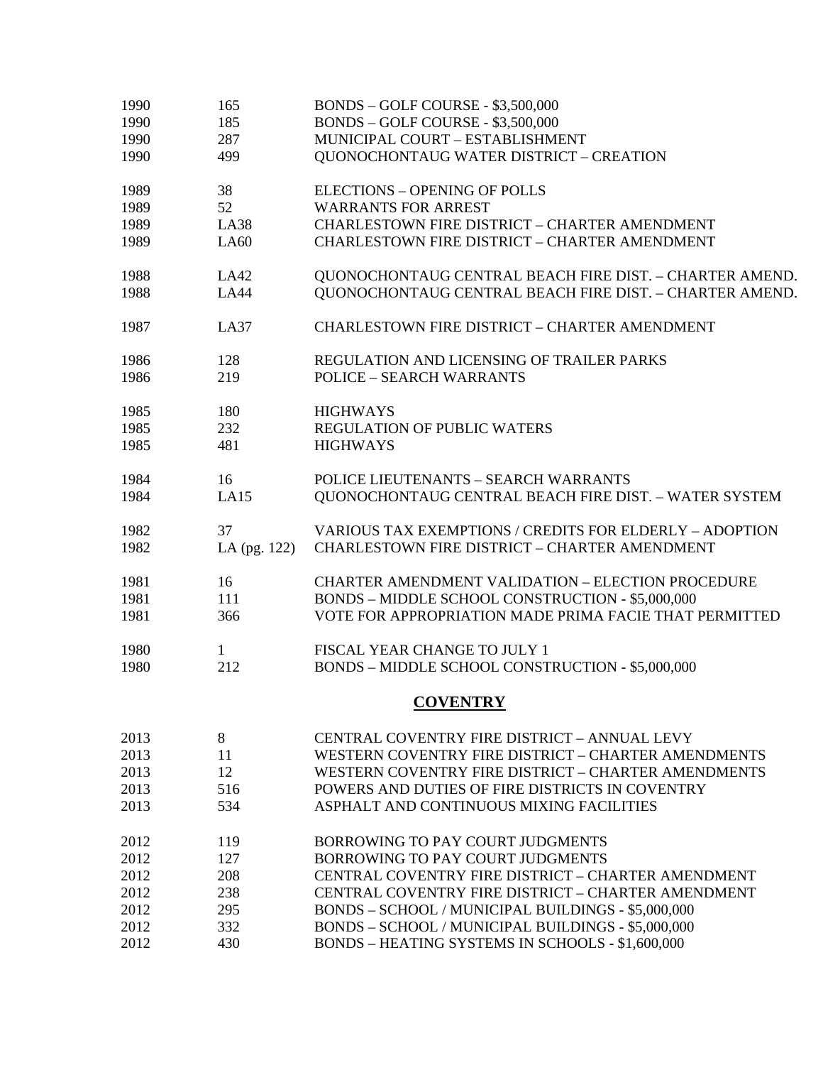| | | |
|---|---|---|
| 1990 | 165 | BONDS – GOLF COURSE - $3,500,000 |
| 1990 | 185 | BONDS – GOLF COURSE - $3,500,000 |
| 1990 | 287 | MUNICIPAL COURT – ESTABLISHMENT |
| 1990 | 499 | QUONOCHONTAUG WATER DISTRICT – CREATION |
| | | |
| 1989 | 38 | ELECTIONS – OPENING OF POLLS |
| 1989 | 52 | WARRANTS FOR ARREST |
| 1989 | LA38 | CHARLESTOWN FIRE DISTRICT – CHARTER AMENDMENT |
| 1989 | LA60 | CHARLESTOWN FIRE DISTRICT – CHARTER AMENDMENT |
| | | |
| 1988 | LA42 | QUONOCHONTAUG CENTRAL BEACH FIRE DIST. – CHARTER AMEND. |
| 1988 | LA44 | QUONOCHONTAUG CENTRAL BEACH FIRE DIST. – CHARTER AMEND. |
| | | |
| 1987 | LA37 | CHARLESTOWN FIRE DISTRICT – CHARTER AMENDMENT |
| | | |
| 1986 | 128 | REGULATION AND LICENSING OF TRAILER PARKS |
| 1986 | 219 | POLICE – SEARCH WARRANTS |
| | | |
| 1985 | 180 | HIGHWAYS |
| 1985 | 232 | REGULATION OF PUBLIC WATERS |
| 1985 | 481 | HIGHWAYS |
| | | |
| 1984 | 16 | POLICE LIEUTENANTS – SEARCH WARRANTS |
| 1984 | LA15 | QUONOCHONTAUG CENTRAL BEACH FIRE DIST. – WATER SYSTEM |
| | | |
| 1982 | 37 | VARIOUS TAX EXEMPTIONS / CREDITS FOR ELDERLY – ADOPTION |
| 1982 | LA (pg. 122) | CHARLESTOWN FIRE DISTRICT – CHARTER AMENDMENT |
| | | |
| 1981 | 16 | CHARTER AMENDMENT VALIDATION – ELECTION PROCEDURE |
| 1981 | 111 | BONDS – MIDDLE SCHOOL CONSTRUCTION - $5,000,000 |
| 1981 | 366 | VOTE FOR APPROPRIATION MADE PRIMA FACIE THAT PERMITTED |
| | | |
| 1980 | 1 | FISCAL YEAR CHANGE TO JULY 1 |
| 1980 | 212 | BONDS – MIDDLE SCHOOL CONSTRUCTION - $5,000,000 |

## COVENTRY

| | | |
|---|---|---|
| 2013 | 8 | CENTRAL COVENTRY FIRE DISTRICT – ANNUAL LEVY |
| 2013 | 11 | WESTERN COVENTRY FIRE DISTRICT – CHARTER AMENDMENTS |
| 2013 | 12 | WESTERN COVENTRY FIRE DISTRICT – CHARTER AMENDMENTS |
| 2013 | 516 | POWERS AND DUTIES OF FIRE DISTRICTS IN COVENTRY |
| 2013 | 534 | ASPHALT AND CONTINUOUS MIXING FACILITIES |
| | | |
| 2012 | 119 | BORROWING TO PAY COURT JUDGMENTS |
| 2012 | 127 | BORROWING TO PAY COURT JUDGMENTS |
| 2012 | 208 | CENTRAL COVENTRY FIRE DISTRICT – CHARTER AMENDMENT |
| 2012 | 238 | CENTRAL COVENTRY FIRE DISTRICT – CHARTER AMENDMENT |
| 2012 | 295 | BONDS – SCHOOL / MUNICIPAL BUILDINGS - $5,000,000 |
| 2012 | 332 | BONDS – SCHOOL / MUNICIPAL BUILDINGS - $5,000,000 |
| 2012 | 430 | BONDS – HEATING SYSTEMS IN SCHOOLS - $1,600,000 |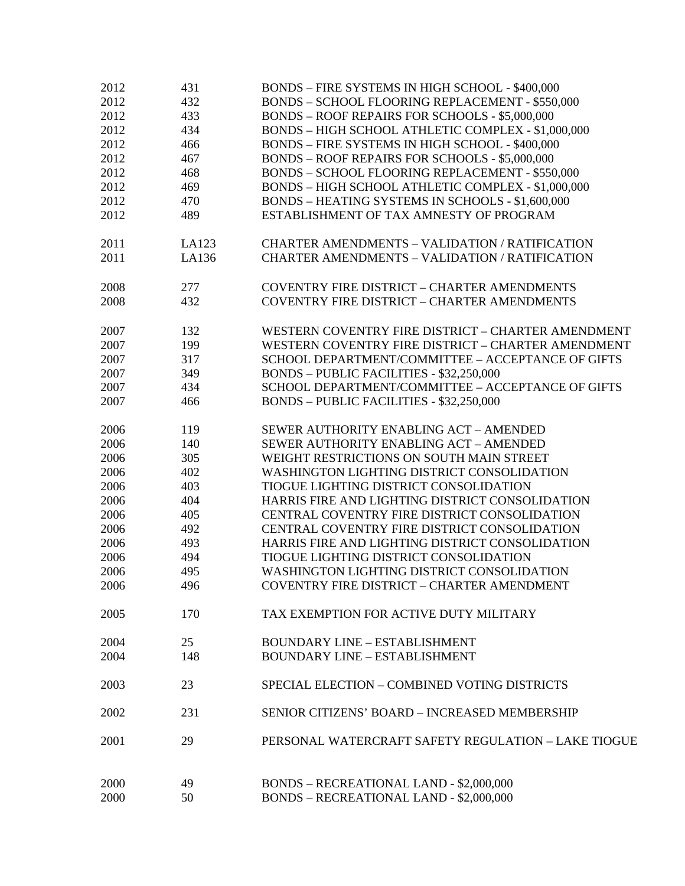| | | |
|---|---|---|
| 2012 | 431 | BONDS – FIRE SYSTEMS IN HIGH SCHOOL - $400,000 |
| 2012 | 432 | BONDS – SCHOOL FLOORING REPLACEMENT - $550,000 |
| 2012 | 433 | BONDS – ROOF REPAIRS FOR SCHOOLS - $5,000,000 |
| 2012 | 434 | BONDS – HIGH SCHOOL ATHLETIC COMPLEX - $1,000,000 |
| 2012 | 466 | BONDS – FIRE SYSTEMS IN HIGH SCHOOL - $400,000 |
| 2012 | 467 | BONDS – ROOF REPAIRS FOR SCHOOLS - $5,000,000 |
| 2012 | 468 | BONDS – SCHOOL FLOORING REPLACEMENT - $550,000 |
| 2012 | 469 | BONDS – HIGH SCHOOL ATHLETIC COMPLEX - $1,000,000 |
| 2012 | 470 | BONDS – HEATING SYSTEMS IN SCHOOLS - $1,600,000 |
| 2012 | 489 | ESTABLISHMENT OF TAX AMNESTY OF PROGRAM |
| 2011 | LA123 | CHARTER AMENDMENTS – VALIDATION / RATIFICATION |
| 2011 | LA136 | CHARTER AMENDMENTS – VALIDATION / RATIFICATION |
| 2008 | 277 | COVENTRY FIRE DISTRICT – CHARTER AMENDMENTS |
| 2008 | 432 | COVENTRY FIRE DISTRICT – CHARTER AMENDMENTS |
| 2007 | 132 | WESTERN COVENTRY FIRE DISTRICT – CHARTER AMENDMENT |
| 2007 | 199 | WESTERN COVENTRY FIRE DISTRICT – CHARTER AMENDMENT |
| 2007 | 317 | SCHOOL DEPARTMENT/COMMITTEE – ACCEPTANCE OF GIFTS |
| 2007 | 349 | BONDS – PUBLIC FACILITIES - $32,250,000 |
| 2007 | 434 | SCHOOL DEPARTMENT/COMMITTEE – ACCEPTANCE OF GIFTS |
| 2007 | 466 | BONDS – PUBLIC FACILITIES - $32,250,000 |
| 2006 | 119 | SEWER AUTHORITY ENABLING ACT – AMENDED |
| 2006 | 140 | SEWER AUTHORITY ENABLING ACT – AMENDED |
| 2006 | 305 | WEIGHT RESTRICTIONS ON SOUTH MAIN STREET |
| 2006 | 402 | WASHINGTON LIGHTING DISTRICT CONSOLIDATION |
| 2006 | 403 | TIOGUE LIGHTING DISTRICT CONSOLIDATION |
| 2006 | 404 | HARRIS FIRE AND LIGHTING DISTRICT CONSOLIDATION |
| 2006 | 405 | CENTRAL COVENTRY FIRE DISTRICT CONSOLIDATION |
| 2006 | 492 | CENTRAL COVENTRY FIRE DISTRICT CONSOLIDATION |
| 2006 | 493 | HARRIS FIRE AND LIGHTING DISTRICT CONSOLIDATION |
| 2006 | 494 | TIOGUE LIGHTING DISTRICT CONSOLIDATION |
| 2006 | 495 | WASHINGTON LIGHTING DISTRICT CONSOLIDATION |
| 2006 | 496 | COVENTRY FIRE DISTRICT – CHARTER AMENDMENT |
| 2005 | 170 | TAX EXEMPTION FOR ACTIVE DUTY MILITARY |
| 2004 | 25 | BOUNDARY LINE – ESTABLISHMENT |
| 2004 | 148 | BOUNDARY LINE – ESTABLISHMENT |
| 2003 | 23 | SPECIAL ELECTION – COMBINED VOTING DISTRICTS |
| 2002 | 231 | SENIOR CITIZENS' BOARD – INCREASED MEMBERSHIP |
| 2001 | 29 | PERSONAL WATERCRAFT SAFETY REGULATION – LAKE TIOGUE |
| 2000 | 49 | BONDS – RECREATIONAL LAND - $2,000,000 |
| 2000 | 50 | BONDS – RECREATIONAL LAND - $2,000,000 |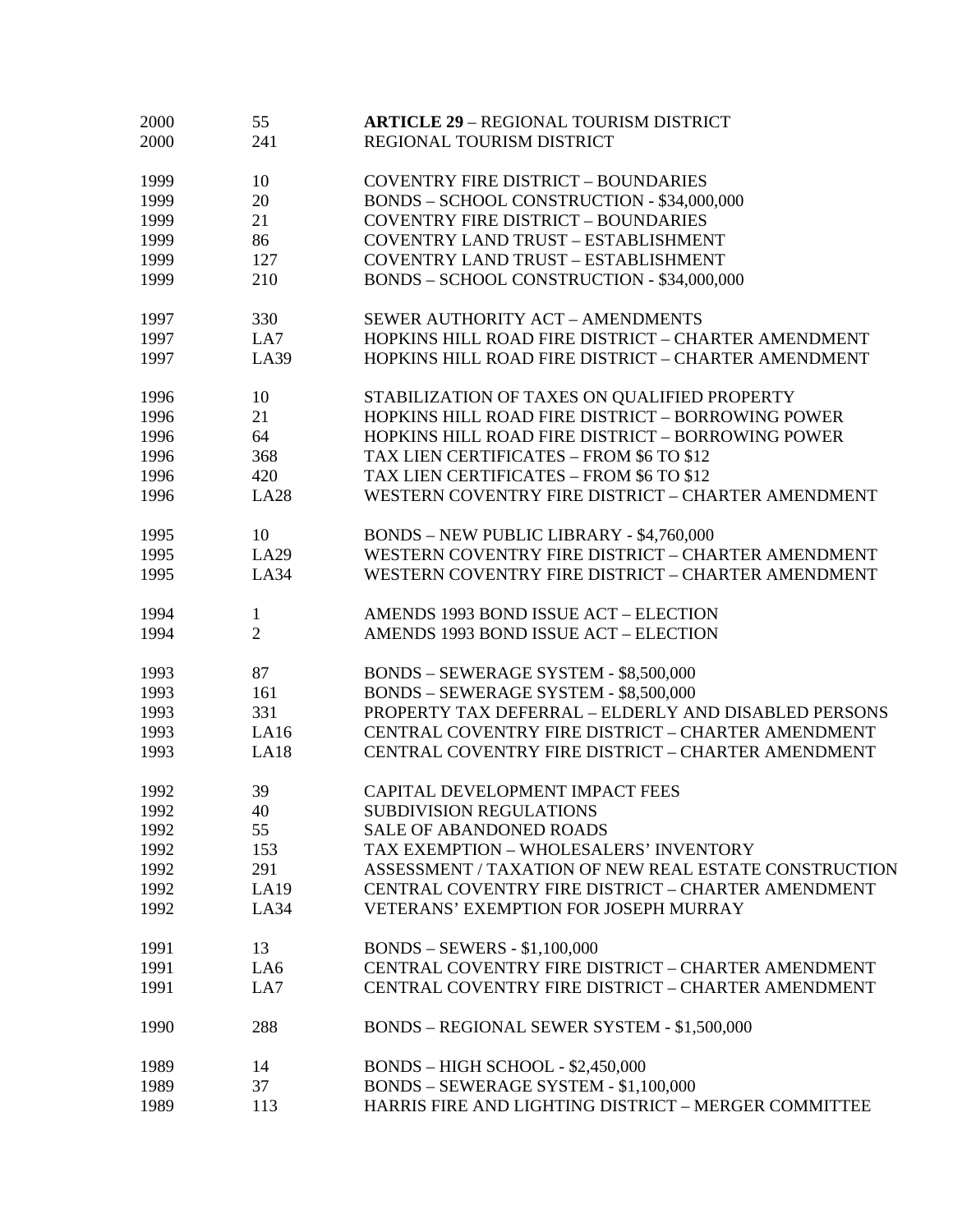| | | |
|---|---|---|
| 2000 | 55 | **ARTICLE 29** – REGIONAL TOURISM DISTRICT |
| 2000 | 241 | REGIONAL TOURISM DISTRICT |
| | | |
| 1999 | 10 | COVENTRY FIRE DISTRICT – BOUNDARIES |
| 1999 | 20 | BONDS – SCHOOL CONSTRUCTION - $34,000,000 |
| 1999 | 21 | COVENTRY FIRE DISTRICT – BOUNDARIES |
| 1999 | 86 | COVENTRY LAND TRUST – ESTABLISHMENT |
| 1999 | 127 | COVENTRY LAND TRUST – ESTABLISHMENT |
| 1999 | 210 | BONDS – SCHOOL CONSTRUCTION - $34,000,000 |
| | | |
| 1997 | 330 | SEWER AUTHORITY ACT – AMENDMENTS |
| 1997 | LA7 | HOPKINS HILL ROAD FIRE DISTRICT – CHARTER AMENDMENT |
| 1997 | LA39 | HOPKINS HILL ROAD FIRE DISTRICT – CHARTER AMENDMENT |
| | | |
| 1996 | 10 | STABILIZATION OF TAXES ON QUALIFIED PROPERTY |
| 1996 | 21 | HOPKINS HILL ROAD FIRE DISTRICT – BORROWING POWER |
| 1996 | 64 | HOPKINS HILL ROAD FIRE DISTRICT – BORROWING POWER |
| 1996 | 368 | TAX LIEN CERTIFICATES – FROM $6 TO $12 |
| 1996 | 420 | TAX LIEN CERTIFICATES – FROM $6 TO $12 |
| 1996 | LA28 | WESTERN COVENTRY FIRE DISTRICT – CHARTER AMENDMENT |
| | | |
| 1995 | 10 | BONDS – NEW PUBLIC LIBRARY - $4,760,000 |
| 1995 | LA29 | WESTERN COVENTRY FIRE DISTRICT – CHARTER AMENDMENT |
| 1995 | LA34 | WESTERN COVENTRY FIRE DISTRICT – CHARTER AMENDMENT |
| | | |
| 1994 | 1 | AMENDS 1993 BOND ISSUE ACT – ELECTION |
| 1994 | 2 | AMENDS 1993 BOND ISSUE ACT – ELECTION |
| | | |
| 1993 | 87 | BONDS – SEWERAGE SYSTEM - $8,500,000 |
| 1993 | 161 | BONDS – SEWERAGE SYSTEM - $8,500,000 |
| 1993 | 331 | PROPERTY TAX DEFERRAL – ELDERLY AND DISABLED PERSONS |
| 1993 | LA16 | CENTRAL COVENTRY FIRE DISTRICT – CHARTER AMENDMENT |
| 1993 | LA18 | CENTRAL COVENTRY FIRE DISTRICT – CHARTER AMENDMENT |
| | | |
| 1992 | 39 | CAPITAL DEVELOPMENT IMPACT FEES |
| 1992 | 40 | SUBDIVISION REGULATIONS |
| 1992 | 55 | SALE OF ABANDONED ROADS |
| 1992 | 153 | TAX EXEMPTION – WHOLESALERS' INVENTORY |
| 1992 | 291 | ASSESSMENT / TAXATION OF NEW REAL ESTATE CONSTRUCTION |
| 1992 | LA19 | CENTRAL COVENTRY FIRE DISTRICT – CHARTER AMENDMENT |
| 1992 | LA34 | VETERANS' EXEMPTION FOR JOSEPH MURRAY |
| | | |
| 1991 | 13 | BONDS – SEWERS - $1,100,000 |
| 1991 | LA6 | CENTRAL COVENTRY FIRE DISTRICT – CHARTER AMENDMENT |
| 1991 | LA7 | CENTRAL COVENTRY FIRE DISTRICT – CHARTER AMENDMENT |
| | | |
| 1990 | 288 | BONDS – REGIONAL SEWER SYSTEM - $1,500,000 |
| | | |
| 1989 | 14 | BONDS – HIGH SCHOOL - $2,450,000 |
| 1989 | 37 | BONDS – SEWERAGE SYSTEM - $1,100,000 |
| 1989 | 113 | HARRIS FIRE AND LIGHTING DISTRICT – MERGER COMMITTEE |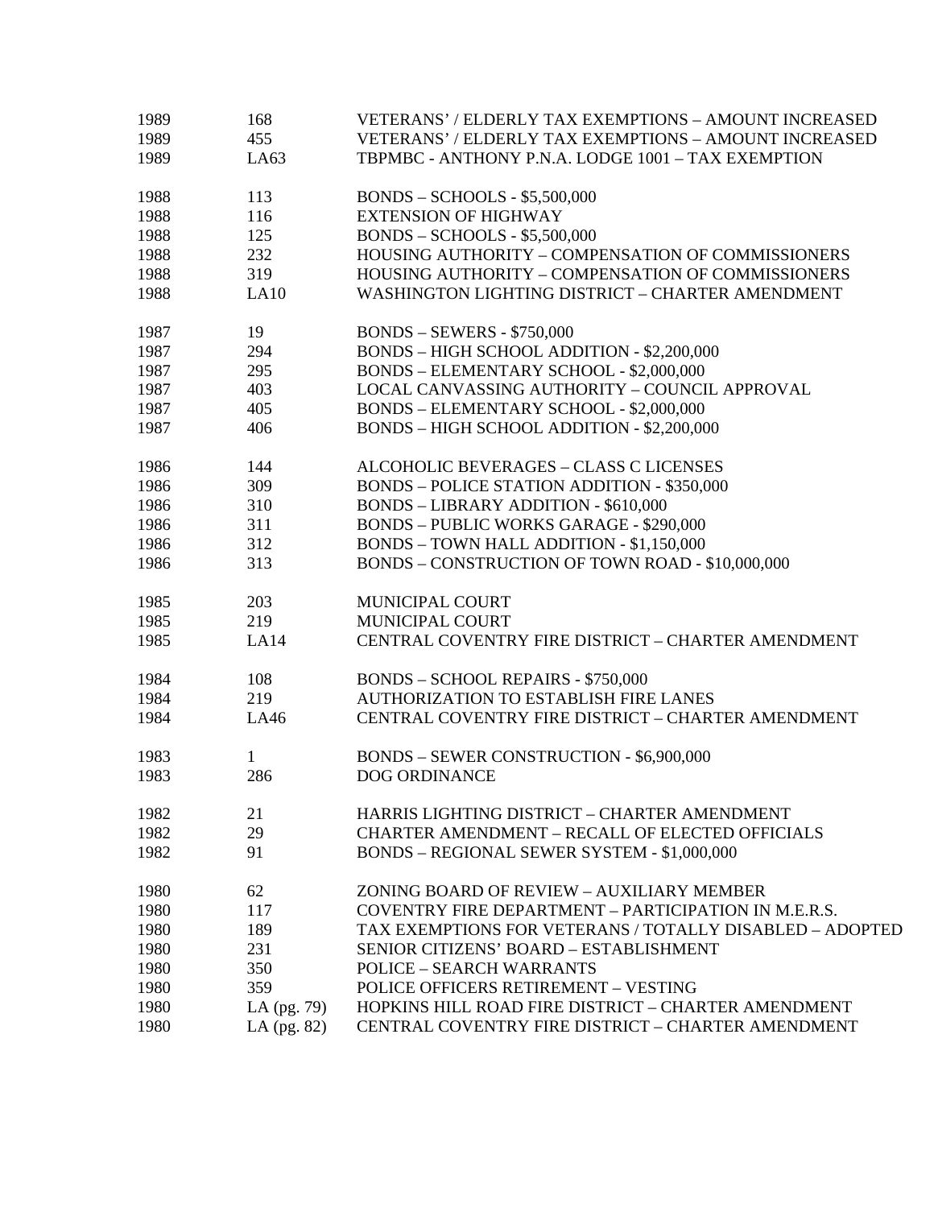| | | |
|---|---|---|
| 1989 | 168 | VETERANS' / ELDERLY TAX EXEMPTIONS – AMOUNT INCREASED |
| 1989 | 455 | VETERANS' / ELDERLY TAX EXEMPTIONS – AMOUNT INCREASED |
| 1989 | LA63 | TBPMBC - ANTHONY P.N.A. LODGE 1001 – TAX EXEMPTION |
| | | |
| 1988 | 113 | BONDS – SCHOOLS - $5,500,000 |
| 1988 | 116 | EXTENSION OF HIGHWAY |
| 1988 | 125 | BONDS – SCHOOLS - $5,500,000 |
| 1988 | 232 | HOUSING AUTHORITY – COMPENSATION OF COMMISSIONERS |
| 1988 | 319 | HOUSING AUTHORITY – COMPENSATION OF COMMISSIONERS |
| 1988 | LA10 | WASHINGTON LIGHTING DISTRICT – CHARTER AMENDMENT |
| | | |
| 1987 | 19 | BONDS – SEWERS - $750,000 |
| 1987 | 294 | BONDS – HIGH SCHOOL ADDITION - $2,200,000 |
| 1987 | 295 | BONDS – ELEMENTARY SCHOOL - $2,000,000 |
| 1987 | 403 | LOCAL CANVASSING AUTHORITY – COUNCIL APPROVAL |
| 1987 | 405 | BONDS – ELEMENTARY SCHOOL - $2,000,000 |
| 1987 | 406 | BONDS – HIGH SCHOOL ADDITION - $2,200,000 |
| | | |
| 1986 | 144 | ALCOHOLIC BEVERAGES – CLASS C LICENSES |
| 1986 | 309 | BONDS – POLICE STATION ADDITION - $350,000 |
| 1986 | 310 | BONDS – LIBRARY ADDITION - $610,000 |
| 1986 | 311 | BONDS – PUBLIC WORKS GARAGE - $290,000 |
| 1986 | 312 | BONDS – TOWN HALL ADDITION - $1,150,000 |
| 1986 | 313 | BONDS – CONSTRUCTION OF TOWN ROAD - $10,000,000 |
| | | |
| 1985 | 203 | MUNICIPAL COURT |
| 1985 | 219 | MUNICIPAL COURT |
| 1985 | LA14 | CENTRAL COVENTRY FIRE DISTRICT – CHARTER AMENDMENT |
| | | |
| 1984 | 108 | BONDS – SCHOOL REPAIRS - $750,000 |
| 1984 | 219 | AUTHORIZATION TO ESTABLISH FIRE LANES |
| 1984 | LA46 | CENTRAL COVENTRY FIRE DISTRICT – CHARTER AMENDMENT |
| | | |
| 1983 | 1 | BONDS – SEWER CONSTRUCTION - $6,900,000 |
| 1983 | 286 | DOG ORDINANCE |
| | | |
| 1982 | 21 | HARRIS LIGHTING DISTRICT – CHARTER AMENDMENT |
| 1982 | 29 | CHARTER AMENDMENT – RECALL OF ELECTED OFFICIALS |
| 1982 | 91 | BONDS – REGIONAL SEWER SYSTEM - $1,000,000 |
| | | |
| 1980 | 62 | ZONING BOARD OF REVIEW – AUXILIARY MEMBER |
| 1980 | 117 | COVENTRY FIRE DEPARTMENT – PARTICIPATION IN M.E.R.S. |
| 1980 | 189 | TAX EXEMPTIONS FOR VETERANS / TOTALLY DISABLED – ADOPTED |
| 1980 | 231 | SENIOR CITIZENS' BOARD – ESTABLISHMENT |
| 1980 | 350 | POLICE – SEARCH WARRANTS |
| 1980 | 359 | POLICE OFFICERS RETIREMENT – VESTING |
| 1980 | LA (pg. 79) | HOPKINS HILL ROAD FIRE DISTRICT – CHARTER AMENDMENT |
| 1980 | LA (pg. 82) | CENTRAL COVENTRY FIRE DISTRICT – CHARTER AMENDMENT |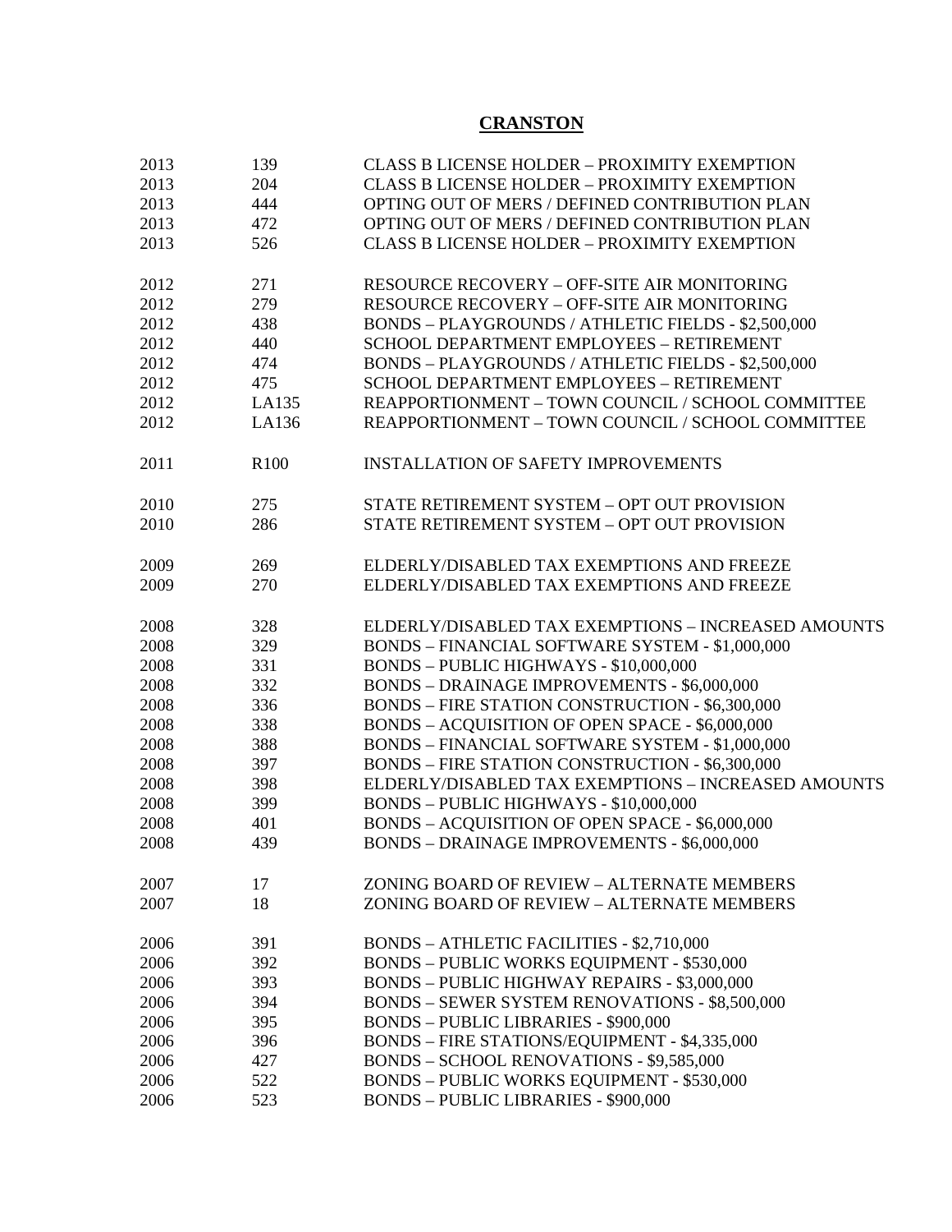# CRANSTON

| | | |
|---|---|---|
| 2013 | 139 | CLASS B LICENSE HOLDER – PROXIMITY EXEMPTION |
| 2013 | 204 | CLASS B LICENSE HOLDER – PROXIMITY EXEMPTION |
| 2013 | 444 | OPTING OUT OF MERS / DEFINED CONTRIBUTION PLAN |
| 2013 | 472 | OPTING OUT OF MERS / DEFINED CONTRIBUTION PLAN |
| 2013 | 526 | CLASS B LICENSE HOLDER – PROXIMITY EXEMPTION |
| | | |
| 2012 | 271 | RESOURCE RECOVERY – OFF-SITE AIR MONITORING |
| 2012 | 279 | RESOURCE RECOVERY – OFF-SITE AIR MONITORING |
| 2012 | 438 | BONDS – PLAYGROUNDS / ATHLETIC FIELDS - $2,500,000 |
| 2012 | 440 | SCHOOL DEPARTMENT EMPLOYEES – RETIREMENT |
| 2012 | 474 | BONDS – PLAYGROUNDS / ATHLETIC FIELDS - $2,500,000 |
| 2012 | 475 | SCHOOL DEPARTMENT EMPLOYEES – RETIREMENT |
| 2012 | LA135 | REAPPORTIONMENT – TOWN COUNCIL / SCHOOL COMMITTEE |
| 2012 | LA136 | REAPPORTIONMENT – TOWN COUNCIL / SCHOOL COMMITTEE |
| | | |
| 2011 | R100 | INSTALLATION OF SAFETY IMPROVEMENTS |
| | | |
| 2010 | 275 | STATE RETIREMENT SYSTEM – OPT OUT PROVISION |
| 2010 | 286 | STATE RETIREMENT SYSTEM – OPT OUT PROVISION |
| | | |
| 2009 | 269 | ELDERLY/DISABLED TAX EXEMPTIONS AND FREEZE |
| 2009 | 270 | ELDERLY/DISABLED TAX EXEMPTIONS AND FREEZE |
| | | |
| 2008 | 328 | ELDERLY/DISABLED TAX EXEMPTIONS – INCREASED AMOUNTS |
| 2008 | 329 | BONDS – FINANCIAL SOFTWARE SYSTEM - $1,000,000 |
| 2008 | 331 | BONDS – PUBLIC HIGHWAYS - $10,000,000 |
| 2008 | 332 | BONDS – DRAINAGE IMPROVEMENTS - $6,000,000 |
| 2008 | 336 | BONDS – FIRE STATION CONSTRUCTION - $6,300,000 |
| 2008 | 338 | BONDS – ACQUISITION OF OPEN SPACE - $6,000,000 |
| 2008 | 388 | BONDS – FINANCIAL SOFTWARE SYSTEM - $1,000,000 |
| 2008 | 397 | BONDS – FIRE STATION CONSTRUCTION - $6,300,000 |
| 2008 | 398 | ELDERLY/DISABLED TAX EXEMPTIONS – INCREASED AMOUNTS |
| 2008 | 399 | BONDS – PUBLIC HIGHWAYS - $10,000,000 |
| 2008 | 401 | BONDS – ACQUISITION OF OPEN SPACE - $6,000,000 |
| 2008 | 439 | BONDS – DRAINAGE IMPROVEMENTS - $6,000,000 |
| | | |
| 2007 | 17 | ZONING BOARD OF REVIEW – ALTERNATE MEMBERS |
| 2007 | 18 | ZONING BOARD OF REVIEW – ALTERNATE MEMBERS |
| | | |
| 2006 | 391 | BONDS – ATHLETIC FACILITIES - $2,710,000 |
| 2006 | 392 | BONDS – PUBLIC WORKS EQUIPMENT - $530,000 |
| 2006 | 393 | BONDS – PUBLIC HIGHWAY REPAIRS - $3,000,000 |
| 2006 | 394 | BONDS – SEWER SYSTEM RENOVATIONS - $8,500,000 |
| 2006 | 395 | BONDS – PUBLIC LIBRARIES - $900,000 |
| 2006 | 396 | BONDS – FIRE STATIONS/EQUIPMENT - $4,335,000 |
| 2006 | 427 | BONDS – SCHOOL RENOVATIONS - $9,585,000 |
| 2006 | 522 | BONDS – PUBLIC WORKS EQUIPMENT - $530,000 |
| 2006 | 523 | BONDS – PUBLIC LIBRARIES - $900,000 |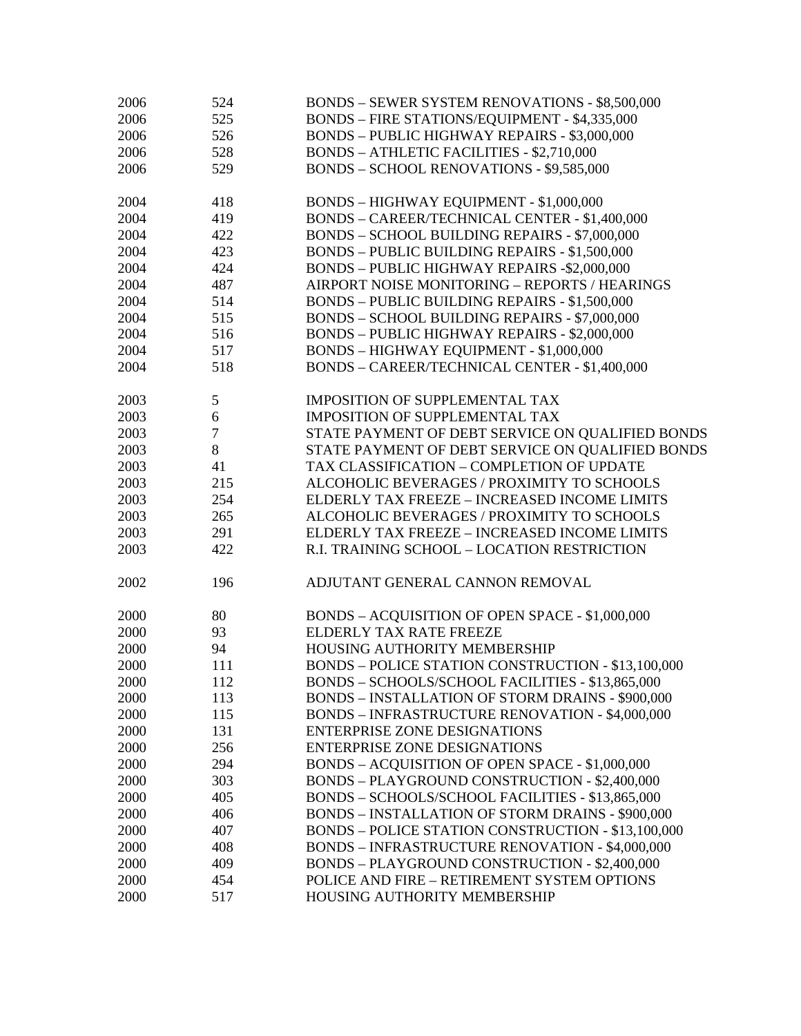| | | |
|---|---|---|
| 2006 | 524 | BONDS – SEWER SYSTEM RENOVATIONS - $8,500,000 |
| 2006 | 525 | BONDS – FIRE STATIONS/EQUIPMENT - $4,335,000 |
| 2006 | 526 | BONDS – PUBLIC HIGHWAY REPAIRS - $3,000,000 |
| 2006 | 528 | BONDS – ATHLETIC FACILITIES - $2,710,000 |
| 2006 | 529 | BONDS – SCHOOL RENOVATIONS - $9,585,000 |
| | | |
| 2004 | 418 | BONDS – HIGHWAY EQUIPMENT - $1,000,000 |
| 2004 | 419 | BONDS – CAREER/TECHNICAL CENTER - $1,400,000 |
| 2004 | 422 | BONDS – SCHOOL BUILDING REPAIRS - $7,000,000 |
| 2004 | 423 | BONDS – PUBLIC BUILDING REPAIRS - $1,500,000 |
| 2004 | 424 | BONDS – PUBLIC HIGHWAY REPAIRS -$2,000,000 |
| 2004 | 487 | AIRPORT NOISE MONITORING – REPORTS / HEARINGS |
| 2004 | 514 | BONDS – PUBLIC BUILDING REPAIRS - $1,500,000 |
| 2004 | 515 | BONDS – SCHOOL BUILDING REPAIRS - $7,000,000 |
| 2004 | 516 | BONDS – PUBLIC HIGHWAY REPAIRS - $2,000,000 |
| 2004 | 517 | BONDS – HIGHWAY EQUIPMENT - $1,000,000 |
| 2004 | 518 | BONDS – CAREER/TECHNICAL CENTER - $1,400,000 |
| | | |
| 2003 | 5 | IMPOSITION OF SUPPLEMENTAL TAX |
| 2003 | 6 | IMPOSITION OF SUPPLEMENTAL TAX |
| 2003 | 7 | STATE PAYMENT OF DEBT SERVICE ON QUALIFIED BONDS |
| 2003 | 8 | STATE PAYMENT OF DEBT SERVICE ON QUALIFIED BONDS |
| 2003 | 41 | TAX CLASSIFICATION – COMPLETION OF UPDATE |
| 2003 | 215 | ALCOHOLIC BEVERAGES / PROXIMITY TO SCHOOLS |
| 2003 | 254 | ELDERLY TAX FREEZE – INCREASED INCOME LIMITS |
| 2003 | 265 | ALCOHOLIC BEVERAGES / PROXIMITY TO SCHOOLS |
| 2003 | 291 | ELDERLY TAX FREEZE – INCREASED INCOME LIMITS |
| 2003 | 422 | R.I. TRAINING SCHOOL – LOCATION RESTRICTION |
| | | |
| 2002 | 196 | ADJUTANT GENERAL CANNON REMOVAL |
| | | |
| 2000 | 80 | BONDS – ACQUISITION OF OPEN SPACE - $1,000,000 |
| 2000 | 93 | ELDERLY TAX RATE FREEZE |
| 2000 | 94 | HOUSING AUTHORITY MEMBERSHIP |
| 2000 | 111 | BONDS – POLICE STATION CONSTRUCTION - $13,100,000 |
| 2000 | 112 | BONDS – SCHOOLS/SCHOOL FACILITIES - $13,865,000 |
| 2000 | 113 | BONDS – INSTALLATION OF STORM DRAINS - $900,000 |
| 2000 | 115 | BONDS – INFRASTRUCTURE RENOVATION - $4,000,000 |
| 2000 | 131 | ENTERPRISE ZONE DESIGNATIONS |
| 2000 | 256 | ENTERPRISE ZONE DESIGNATIONS |
| 2000 | 294 | BONDS – ACQUISITION OF OPEN SPACE - $1,000,000 |
| 2000 | 303 | BONDS – PLAYGROUND CONSTRUCTION - $2,400,000 |
| 2000 | 405 | BONDS – SCHOOLS/SCHOOL FACILITIES - $13,865,000 |
| 2000 | 406 | BONDS – INSTALLATION OF STORM DRAINS - $900,000 |
| 2000 | 407 | BONDS – POLICE STATION CONSTRUCTION - $13,100,000 |
| 2000 | 408 | BONDS – INFRASTRUCTURE RENOVATION - $4,000,000 |
| 2000 | 409 | BONDS – PLAYGROUND CONSTRUCTION - $2,400,000 |
| 2000 | 454 | POLICE AND FIRE – RETIREMENT SYSTEM OPTIONS |
| 2000 | 517 | HOUSING AUTHORITY MEMBERSHIP |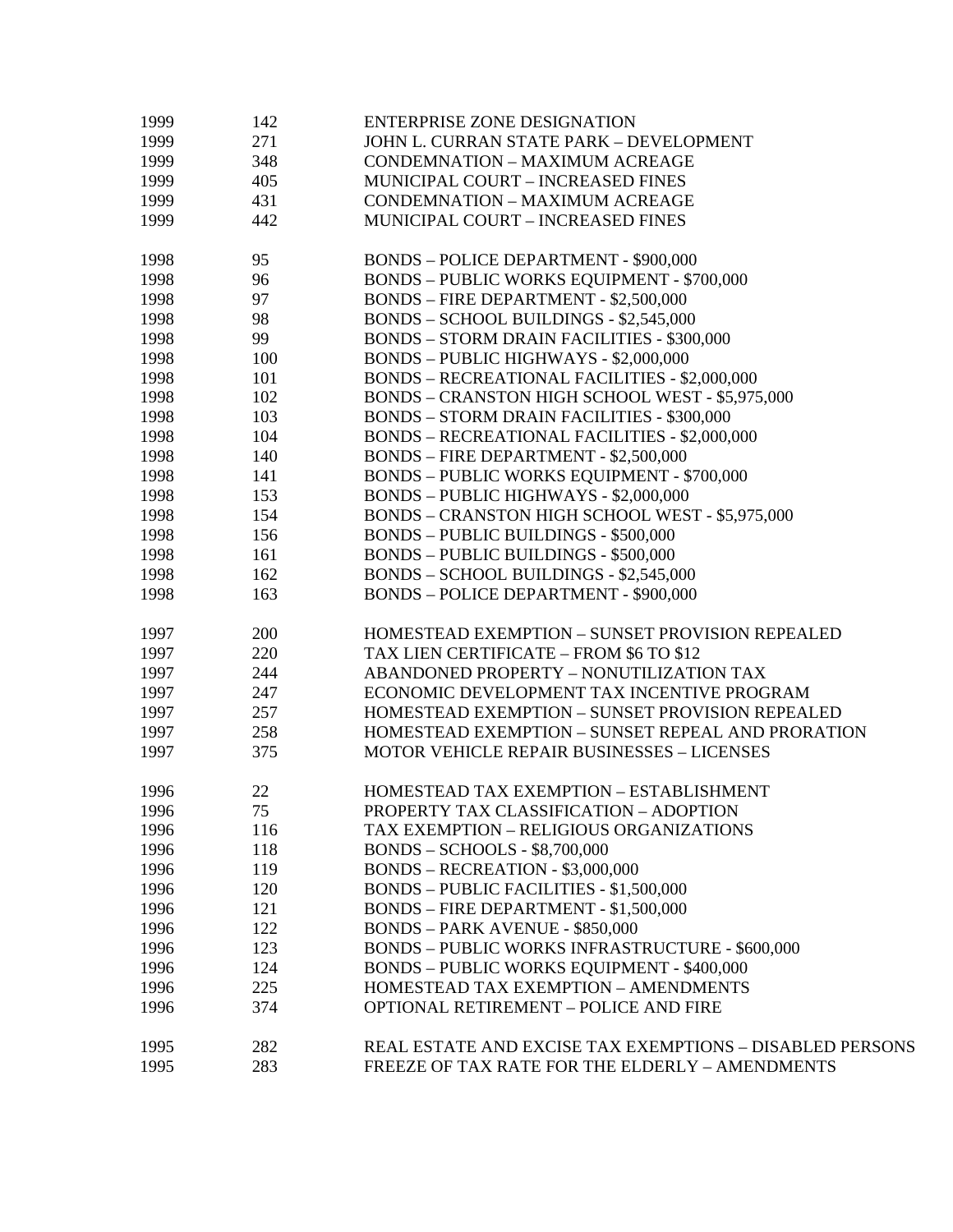| | | |
|---|---|---|
| 1999 | 142 | ENTERPRISE ZONE DESIGNATION |
| 1999 | 271 | JOHN L. CURRAN STATE PARK – DEVELOPMENT |
| 1999 | 348 | CONDEMNATION – MAXIMUM ACREAGE |
| 1999 | 405 | MUNICIPAL COURT – INCREASED FINES |
| 1999 | 431 | CONDEMNATION – MAXIMUM ACREAGE |
| 1999 | 442 | MUNICIPAL COURT – INCREASED FINES |
| | | |
| 1998 | 95 | BONDS – POLICE DEPARTMENT - $900,000 |
| 1998 | 96 | BONDS – PUBLIC WORKS EQUIPMENT - $700,000 |
| 1998 | 97 | BONDS – FIRE DEPARTMENT - $2,500,000 |
| 1998 | 98 | BONDS – SCHOOL BUILDINGS - $2,545,000 |
| 1998 | 99 | BONDS – STORM DRAIN FACILITIES - $300,000 |
| 1998 | 100 | BONDS – PUBLIC HIGHWAYS - $2,000,000 |
| 1998 | 101 | BONDS – RECREATIONAL FACILITIES - $2,000,000 |
| 1998 | 102 | BONDS – CRANSTON HIGH SCHOOL WEST - $5,975,000 |
| 1998 | 103 | BONDS – STORM DRAIN FACILITIES - $300,000 |
| 1998 | 104 | BONDS – RECREATIONAL FACILITIES - $2,000,000 |
| 1998 | 140 | BONDS – FIRE DEPARTMENT - $2,500,000 |
| 1998 | 141 | BONDS – PUBLIC WORKS EQUIPMENT - $700,000 |
| 1998 | 153 | BONDS – PUBLIC HIGHWAYS - $2,000,000 |
| 1998 | 154 | BONDS – CRANSTON HIGH SCHOOL WEST - $5,975,000 |
| 1998 | 156 | BONDS – PUBLIC BUILDINGS - $500,000 |
| 1998 | 161 | BONDS – PUBLIC BUILDINGS - $500,000 |
| 1998 | 162 | BONDS – SCHOOL BUILDINGS - $2,545,000 |
| 1998 | 163 | BONDS – POLICE DEPARTMENT - $900,000 |
| | | |
| 1997 | 200 | HOMESTEAD EXEMPTION – SUNSET PROVISION REPEALED |
| 1997 | 220 | TAX LIEN CERTIFICATE – FROM $6 TO $12 |
| 1997 | 244 | ABANDONED PROPERTY – NONUTILIZATION TAX |
| 1997 | 247 | ECONOMIC DEVELOPMENT TAX INCENTIVE PROGRAM |
| 1997 | 257 | HOMESTEAD EXEMPTION – SUNSET PROVISION REPEALED |
| 1997 | 258 | HOMESTEAD EXEMPTION – SUNSET REPEAL AND PRORATION |
| 1997 | 375 | MOTOR VEHICLE REPAIR BUSINESSES – LICENSES |
| | | |
| 1996 | 22 | HOMESTEAD TAX EXEMPTION – ESTABLISHMENT |
| 1996 | 75 | PROPERTY TAX CLASSIFICATION – ADOPTION |
| 1996 | 116 | TAX EXEMPTION – RELIGIOUS ORGANIZATIONS |
| 1996 | 118 | BONDS – SCHOOLS - $8,700,000 |
| 1996 | 119 | BONDS – RECREATION - $3,000,000 |
| 1996 | 120 | BONDS – PUBLIC FACILITIES - $1,500,000 |
| 1996 | 121 | BONDS – FIRE DEPARTMENT - $1,500,000 |
| 1996 | 122 | BONDS – PARK AVENUE - $850,000 |
| 1996 | 123 | BONDS – PUBLIC WORKS INFRASTRUCTURE - $600,000 |
| 1996 | 124 | BONDS – PUBLIC WORKS EQUIPMENT - $400,000 |
| 1996 | 225 | HOMESTEAD TAX EXEMPTION – AMENDMENTS |
| 1996 | 374 | OPTIONAL RETIREMENT – POLICE AND FIRE |
| | | |
| 1995 | 282 | REAL ESTATE AND EXCISE TAX EXEMPTIONS – DISABLED PERSONS |
| 1995 | 283 | FREEZE OF TAX RATE FOR THE ELDERLY – AMENDMENTS |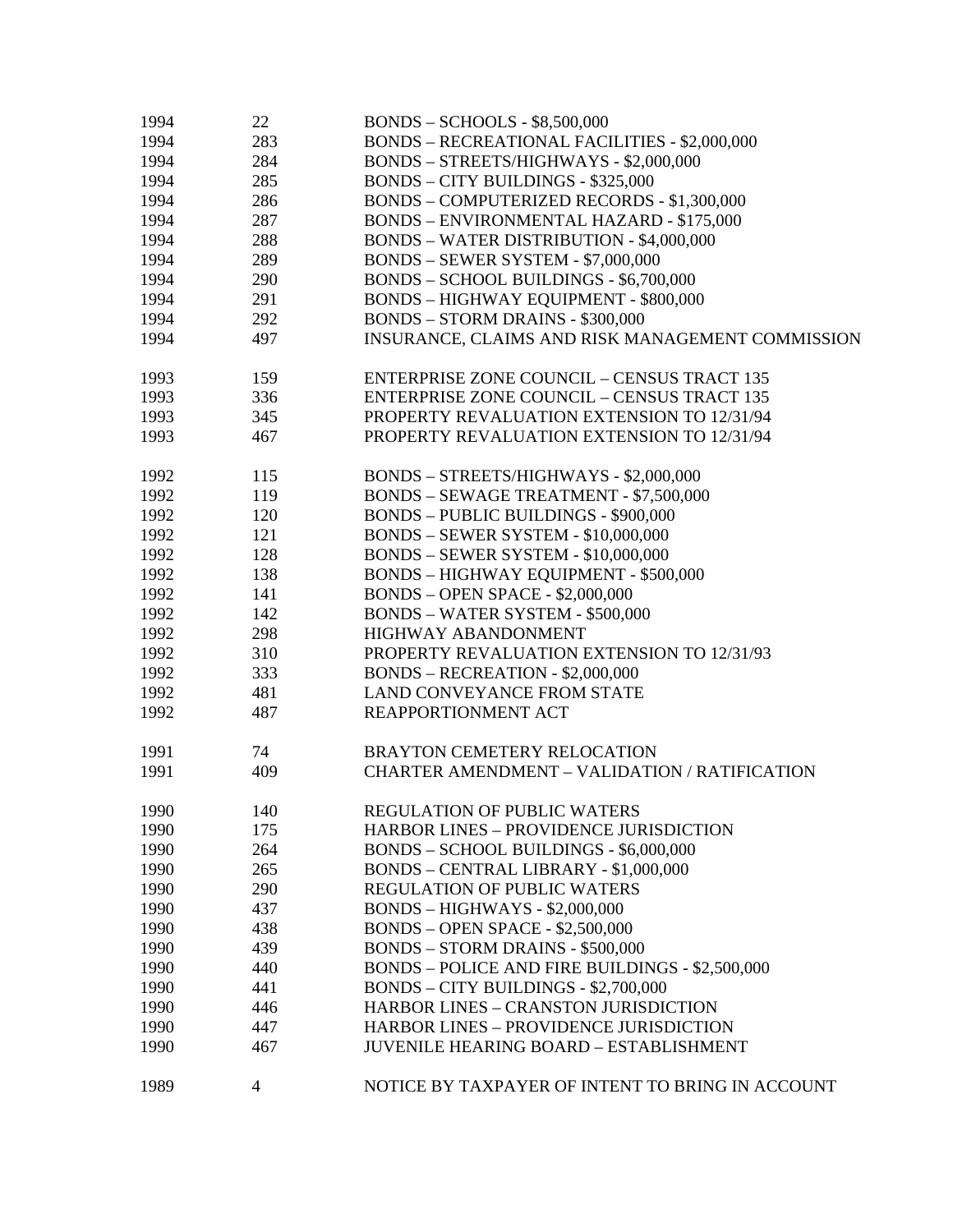| | | |
|---|---|---|
| 1994 | 22 | BONDS – SCHOOLS - $8,500,000 |
| 1994 | 283 | BONDS – RECREATIONAL FACILITIES - $2,000,000 |
| 1994 | 284 | BONDS – STREETS/HIGHWAYS - $2,000,000 |
| 1994 | 285 | BONDS – CITY BUILDINGS - $325,000 |
| 1994 | 286 | BONDS – COMPUTERIZED RECORDS - $1,300,000 |
| 1994 | 287 | BONDS – ENVIRONMENTAL HAZARD - $175,000 |
| 1994 | 288 | BONDS – WATER DISTRIBUTION - $4,000,000 |
| 1994 | 289 | BONDS – SEWER SYSTEM - $7,000,000 |
| 1994 | 290 | BONDS – SCHOOL BUILDINGS - $6,700,000 |
| 1994 | 291 | BONDS – HIGHWAY EQUIPMENT - $800,000 |
| 1994 | 292 | BONDS – STORM DRAINS - $300,000 |
| 1994 | 497 | INSURANCE, CLAIMS AND RISK MANAGEMENT COMMISSION |
| | | |
| 1993 | 159 | ENTERPRISE ZONE COUNCIL – CENSUS TRACT 135 |
| 1993 | 336 | ENTERPRISE ZONE COUNCIL – CENSUS TRACT 135 |
| 1993 | 345 | PROPERTY REVALUATION EXTENSION TO 12/31/94 |
| 1993 | 467 | PROPERTY REVALUATION EXTENSION TO 12/31/94 |
| | | |
| 1992 | 115 | BONDS – STREETS/HIGHWAYS - $2,000,000 |
| 1992 | 119 | BONDS – SEWAGE TREATMENT - $7,500,000 |
| 1992 | 120 | BONDS – PUBLIC BUILDINGS - $900,000 |
| 1992 | 121 | BONDS – SEWER SYSTEM - $10,000,000 |
| 1992 | 128 | BONDS – SEWER SYSTEM - $10,000,000 |
| 1992 | 138 | BONDS – HIGHWAY EQUIPMENT - $500,000 |
| 1992 | 141 | BONDS – OPEN SPACE - $2,000,000 |
| 1992 | 142 | BONDS – WATER SYSTEM - $500,000 |
| 1992 | 298 | HIGHWAY ABANDONMENT |
| 1992 | 310 | PROPERTY REVALUATION EXTENSION TO 12/31/93 |
| 1992 | 333 | BONDS – RECREATION - $2,000,000 |
| 1992 | 481 | LAND CONVEYANCE FROM STATE |
| 1992 | 487 | REAPPORTIONMENT ACT |
| | | |
| 1991 | 74 | BRAYTON CEMETERY RELOCATION |
| 1991 | 409 | CHARTER AMENDMENT – VALIDATION / RATIFICATION |
| | | |
| 1990 | 140 | REGULATION OF PUBLIC WATERS |
| 1990 | 175 | HARBOR LINES – PROVIDENCE JURISDICTION |
| 1990 | 264 | BONDS – SCHOOL BUILDINGS - $6,000,000 |
| 1990 | 265 | BONDS – CENTRAL LIBRARY - $1,000,000 |
| 1990 | 290 | REGULATION OF PUBLIC WATERS |
| 1990 | 437 | BONDS – HIGHWAYS - $2,000,000 |
| 1990 | 438 | BONDS – OPEN SPACE - $2,500,000 |
| 1990 | 439 | BONDS – STORM DRAINS - $500,000 |
| 1990 | 440 | BONDS – POLICE AND FIRE BUILDINGS - $2,500,000 |
| 1990 | 441 | BONDS – CITY BUILDINGS - $2,700,000 |
| 1990 | 446 | HARBOR LINES – CRANSTON JURISDICTION |
| 1990 | 447 | HARBOR LINES – PROVIDENCE JURISDICTION |
| 1990 | 467 | JUVENILE HEARING BOARD – ESTABLISHMENT |
| | | |
| 1989 | 4 | NOTICE BY TAXPAYER OF INTENT TO BRING IN ACCOUNT |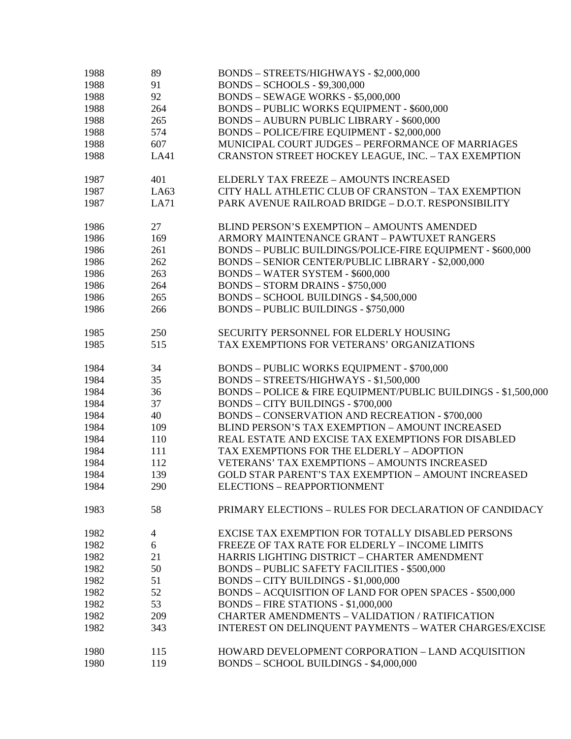| | | |
|---|---|---|
| 1988 | 89 | BONDS – STREETS/HIGHWAYS - $2,000,000 |
| 1988 | 91 | BONDS – SCHOOLS - $9,300,000 |
| 1988 | 92 | BONDS – SEWAGE WORKS - $5,000,000 |
| 1988 | 264 | BONDS – PUBLIC WORKS EQUIPMENT - $600,000 |
| 1988 | 265 | BONDS – AUBURN PUBLIC LIBRARY - $600,000 |
| 1988 | 574 | BONDS – POLICE/FIRE EQUIPMENT - $2,000,000 |
| 1988 | 607 | MUNICIPAL COURT JUDGES – PERFORMANCE OF MARRIAGES |
| 1988 | LA41 | CRANSTON STREET HOCKEY LEAGUE, INC. – TAX EXEMPTION |
| | | |
| 1987 | 401 | ELDERLY TAX FREEZE – AMOUNTS INCREASED |
| 1987 | LA63 | CITY HALL ATHLETIC CLUB OF CRANSTON – TAX EXEMPTION |
| 1987 | LA71 | PARK AVENUE RAILROAD BRIDGE – D.O.T. RESPONSIBILITY |
| | | |
| 1986 | 27 | BLIND PERSON'S EXEMPTION – AMOUNTS AMENDED |
| 1986 | 169 | ARMORY MAINTENANCE GRANT – PAWTUXET RANGERS |
| 1986 | 261 | BONDS – PUBLIC BUILDINGS/POLICE-FIRE EQUIPMENT - $600,000 |
| 1986 | 262 | BONDS – SENIOR CENTER/PUBLIC LIBRARY - $2,000,000 |
| 1986 | 263 | BONDS – WATER SYSTEM - $600,000 |
| 1986 | 264 | BONDS – STORM DRAINS - $750,000 |
| 1986 | 265 | BONDS – SCHOOL BUILDINGS - $4,500,000 |
| 1986 | 266 | BONDS – PUBLIC BUILDINGS - $750,000 |
| | | |
| 1985 | 250 | SECURITY PERSONNEL FOR ELDERLY HOUSING |
| 1985 | 515 | TAX EXEMPTIONS FOR VETERANS' ORGANIZATIONS |
| | | |
| 1984 | 34 | BONDS – PUBLIC WORKS EQUIPMENT - $700,000 |
| 1984 | 35 | BONDS – STREETS/HIGHWAYS - $1,500,000 |
| 1984 | 36 | BONDS – POLICE & FIRE EQUIPMENT/PUBLIC BUILDINGS - $1,500,000 |
| 1984 | 37 | BONDS – CITY BUILDINGS - $700,000 |
| 1984 | 40 | BONDS – CONSERVATION AND RECREATION - $700,000 |
| 1984 | 109 | BLIND PERSON'S TAX EXEMPTION – AMOUNT INCREASED |
| 1984 | 110 | REAL ESTATE AND EXCISE TAX EXEMPTIONS FOR DISABLED |
| 1984 | 111 | TAX EXEMPTIONS FOR THE ELDERLY – ADOPTION |
| 1984 | 112 | VETERANS' TAX EXEMPTIONS – AMOUNTS INCREASED |
| 1984 | 139 | GOLD STAR PARENT'S TAX EXEMPTION – AMOUNT INCREASED |
| 1984 | 290 | ELECTIONS – REAPPORTIONMENT |
| | | |
| 1983 | 58 | PRIMARY ELECTIONS – RULES FOR DECLARATION OF CANDIDACY |
| | | |
| 1982 | 4 | EXCISE TAX EXEMPTION FOR TOTALLY DISABLED PERSONS |
| 1982 | 6 | FREEZE OF TAX RATE FOR ELDERLY – INCOME LIMITS |
| 1982 | 21 | HARRIS LIGHTING DISTRICT – CHARTER AMENDMENT |
| 1982 | 50 | BONDS – PUBLIC SAFETY FACILITIES - $500,000 |
| 1982 | 51 | BONDS – CITY BUILDINGS - $1,000,000 |
| 1982 | 52 | BONDS – ACQUISITION OF LAND FOR OPEN SPACES - $500,000 |
| 1982 | 53 | BONDS – FIRE STATIONS - $1,000,000 |
| 1982 | 209 | CHARTER AMENDMENTS – VALIDATION / RATIFICATION |
| 1982 | 343 | INTEREST ON DELINQUENT PAYMENTS – WATER CHARGES/EXCISE |
| | | |
| 1980 | 115 | HOWARD DEVELOPMENT CORPORATION – LAND ACQUISITION |
| 1980 | 119 | BONDS – SCHOOL BUILDINGS - $4,000,000 |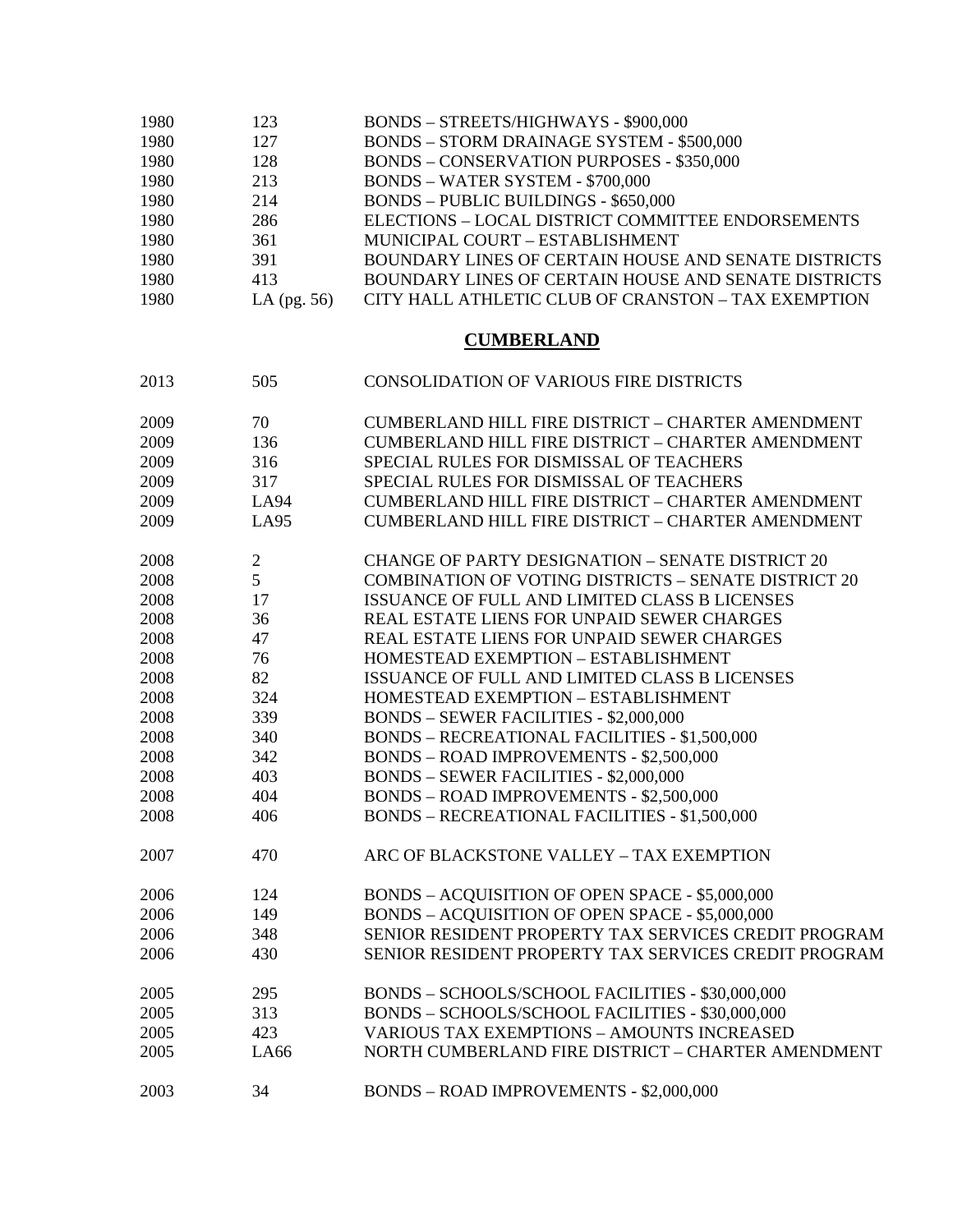| | | |
|---|---|---|
| 1980 | 123 | BONDS – STREETS/HIGHWAYS - $900,000 |
| 1980 | 127 | BONDS – STORM DRAINAGE SYSTEM - $500,000 |
| 1980 | 128 | BONDS – CONSERVATION PURPOSES - $350,000 |
| 1980 | 213 | BONDS – WATER SYSTEM - $700,000 |
| 1980 | 214 | BONDS – PUBLIC BUILDINGS - $650,000 |
| 1980 | 286 | ELECTIONS – LOCAL DISTRICT COMMITTEE ENDORSEMENTS |
| 1980 | 361 | MUNICIPAL COURT – ESTABLISHMENT |
| 1980 | 391 | BOUNDARY LINES OF CERTAIN HOUSE AND SENATE DISTRICTS |
| 1980 | 413 | BOUNDARY LINES OF CERTAIN HOUSE AND SENATE DISTRICTS |
| 1980 | LA (pg. 56) | CITY HALL ATHLETIC CLUB OF CRANSTON – TAX EXEMPTION |

## CUMBERLAND

| | | |
|---|---|---|
| 2013 | 505 | CONSOLIDATION OF VARIOUS FIRE DISTRICTS |
| 2009 | 70 | CUMBERLAND HILL FIRE DISTRICT – CHARTER AMENDMENT |
| 2009 | 136 | CUMBERLAND HILL FIRE DISTRICT – CHARTER AMENDMENT |
| 2009 | 316 | SPECIAL RULES FOR DISMISSAL OF TEACHERS |
| 2009 | 317 | SPECIAL RULES FOR DISMISSAL OF TEACHERS |
| 2009 | LA94 | CUMBERLAND HILL FIRE DISTRICT – CHARTER AMENDMENT |
| 2009 | LA95 | CUMBERLAND HILL FIRE DISTRICT – CHARTER AMENDMENT |
| 2008 | 2 | CHANGE OF PARTY DESIGNATION – SENATE DISTRICT 20 |
| 2008 | 5 | COMBINATION OF VOTING DISTRICTS – SENATE DISTRICT 20 |
| 2008 | 17 | ISSUANCE OF FULL AND LIMITED CLASS B LICENSES |
| 2008 | 36 | REAL ESTATE LIENS FOR UNPAID SEWER CHARGES |
| 2008 | 47 | REAL ESTATE LIENS FOR UNPAID SEWER CHARGES |
| 2008 | 76 | HOMESTEAD EXEMPTION – ESTABLISHMENT |
| 2008 | 82 | ISSUANCE OF FULL AND LIMITED CLASS B LICENSES |
| 2008 | 324 | HOMESTEAD EXEMPTION – ESTABLISHMENT |
| 2008 | 339 | BONDS – SEWER FACILITIES - $2,000,000 |
| 2008 | 340 | BONDS – RECREATIONAL FACILITIES - $1,500,000 |
| 2008 | 342 | BONDS – ROAD IMPROVEMENTS - $2,500,000 |
| 2008 | 403 | BONDS – SEWER FACILITIES - $2,000,000 |
| 2008 | 404 | BONDS – ROAD IMPROVEMENTS - $2,500,000 |
| 2008 | 406 | BONDS – RECREATIONAL FACILITIES - $1,500,000 |
| 2007 | 470 | ARC OF BLACKSTONE VALLEY – TAX EXEMPTION |
| 2006 | 124 | BONDS – ACQUISITION OF OPEN SPACE - $5,000,000 |
| 2006 | 149 | BONDS – ACQUISITION OF OPEN SPACE - $5,000,000 |
| 2006 | 348 | SENIOR RESIDENT PROPERTY TAX SERVICES CREDIT PROGRAM |
| 2006 | 430 | SENIOR RESIDENT PROPERTY TAX SERVICES CREDIT PROGRAM |
| 2005 | 295 | BONDS – SCHOOLS/SCHOOL FACILITIES - $30,000,000 |
| 2005 | 313 | BONDS – SCHOOLS/SCHOOL FACILITIES - $30,000,000 |
| 2005 | 423 | VARIOUS TAX EXEMPTIONS – AMOUNTS INCREASED |
| 2005 | LA66 | NORTH CUMBERLAND FIRE DISTRICT – CHARTER AMENDMENT |
| 2003 | 34 | BONDS – ROAD IMPROVEMENTS - $2,000,000 |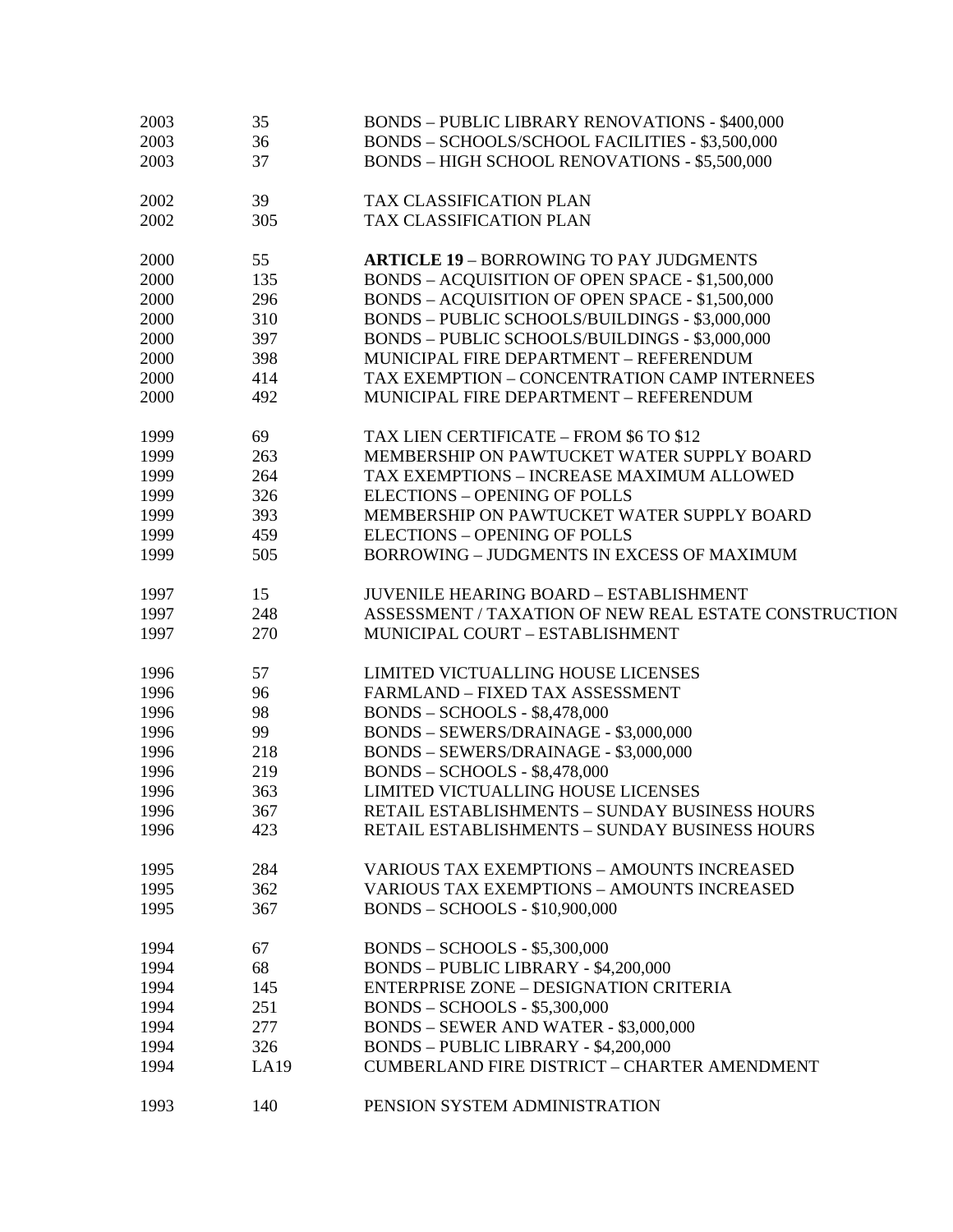| | | |
|---|---|---|
| 2003 | 35 | BONDS – PUBLIC LIBRARY RENOVATIONS - $400,000 |
| 2003 | 36 | BONDS – SCHOOLS/SCHOOL FACILITIES - $3,500,000 |
| 2003 | 37 | BONDS – HIGH SCHOOL RENOVATIONS - $5,500,000 |
| | | |
| 2002 | 39 | TAX CLASSIFICATION PLAN |
| 2002 | 305 | TAX CLASSIFICATION PLAN |
| | | |
| 2000 | 55 | **ARTICLE 19** – BORROWING TO PAY JUDGMENTS |
| 2000 | 135 | BONDS – ACQUISITION OF OPEN SPACE - $1,500,000 |
| 2000 | 296 | BONDS – ACQUISITION OF OPEN SPACE - $1,500,000 |
| 2000 | 310 | BONDS – PUBLIC SCHOOLS/BUILDINGS - $3,000,000 |
| 2000 | 397 | BONDS – PUBLIC SCHOOLS/BUILDINGS - $3,000,000 |
| 2000 | 398 | MUNICIPAL FIRE DEPARTMENT – REFERENDUM |
| 2000 | 414 | TAX EXEMPTION – CONCENTRATION CAMP INTERNEES |
| 2000 | 492 | MUNICIPAL FIRE DEPARTMENT – REFERENDUM |
| | | |
| 1999 | 69 | TAX LIEN CERTIFICATE – FROM $6 TO $12 |
| 1999 | 263 | MEMBERSHIP ON PAWTUCKET WATER SUPPLY BOARD |
| 1999 | 264 | TAX EXEMPTIONS – INCREASE MAXIMUM ALLOWED |
| 1999 | 326 | ELECTIONS – OPENING OF POLLS |
| 1999 | 393 | MEMBERSHIP ON PAWTUCKET WATER SUPPLY BOARD |
| 1999 | 459 | ELECTIONS – OPENING OF POLLS |
| 1999 | 505 | BORROWING – JUDGMENTS IN EXCESS OF MAXIMUM |
| | | |
| 1997 | 15 | JUVENILE HEARING BOARD – ESTABLISHMENT |
| 1997 | 248 | ASSESSMENT / TAXATION OF NEW REAL ESTATE CONSTRUCTION |
| 1997 | 270 | MUNICIPAL COURT – ESTABLISHMENT |
| | | |
| 1996 | 57 | LIMITED VICTUALLING HOUSE LICENSES |
| 1996 | 96 | FARMLAND – FIXED TAX ASSESSMENT |
| 1996 | 98 | BONDS – SCHOOLS - $8,478,000 |
| 1996 | 99 | BONDS – SEWERS/DRAINAGE - $3,000,000 |
| 1996 | 218 | BONDS – SEWERS/DRAINAGE - $3,000,000 |
| 1996 | 219 | BONDS – SCHOOLS - $8,478,000 |
| 1996 | 363 | LIMITED VICTUALLING HOUSE LICENSES |
| 1996 | 367 | RETAIL ESTABLISHMENTS – SUNDAY BUSINESS HOURS |
| 1996 | 423 | RETAIL ESTABLISHMENTS – SUNDAY BUSINESS HOURS |
| | | |
| 1995 | 284 | VARIOUS TAX EXEMPTIONS – AMOUNTS INCREASED |
| 1995 | 362 | VARIOUS TAX EXEMPTIONS – AMOUNTS INCREASED |
| 1995 | 367 | BONDS – SCHOOLS - $10,900,000 |
| | | |
| 1994 | 67 | BONDS – SCHOOLS - $5,300,000 |
| 1994 | 68 | BONDS – PUBLIC LIBRARY - $4,200,000 |
| 1994 | 145 | ENTERPRISE ZONE – DESIGNATION CRITERIA |
| 1994 | 251 | BONDS – SCHOOLS - $5,300,000 |
| 1994 | 277 | BONDS – SEWER AND WATER - $3,000,000 |
| 1994 | 326 | BONDS – PUBLIC LIBRARY - $4,200,000 |
| 1994 | LA19 | CUMBERLAND FIRE DISTRICT – CHARTER AMENDMENT |
| | | |
| 1993 | 140 | PENSION SYSTEM ADMINISTRATION |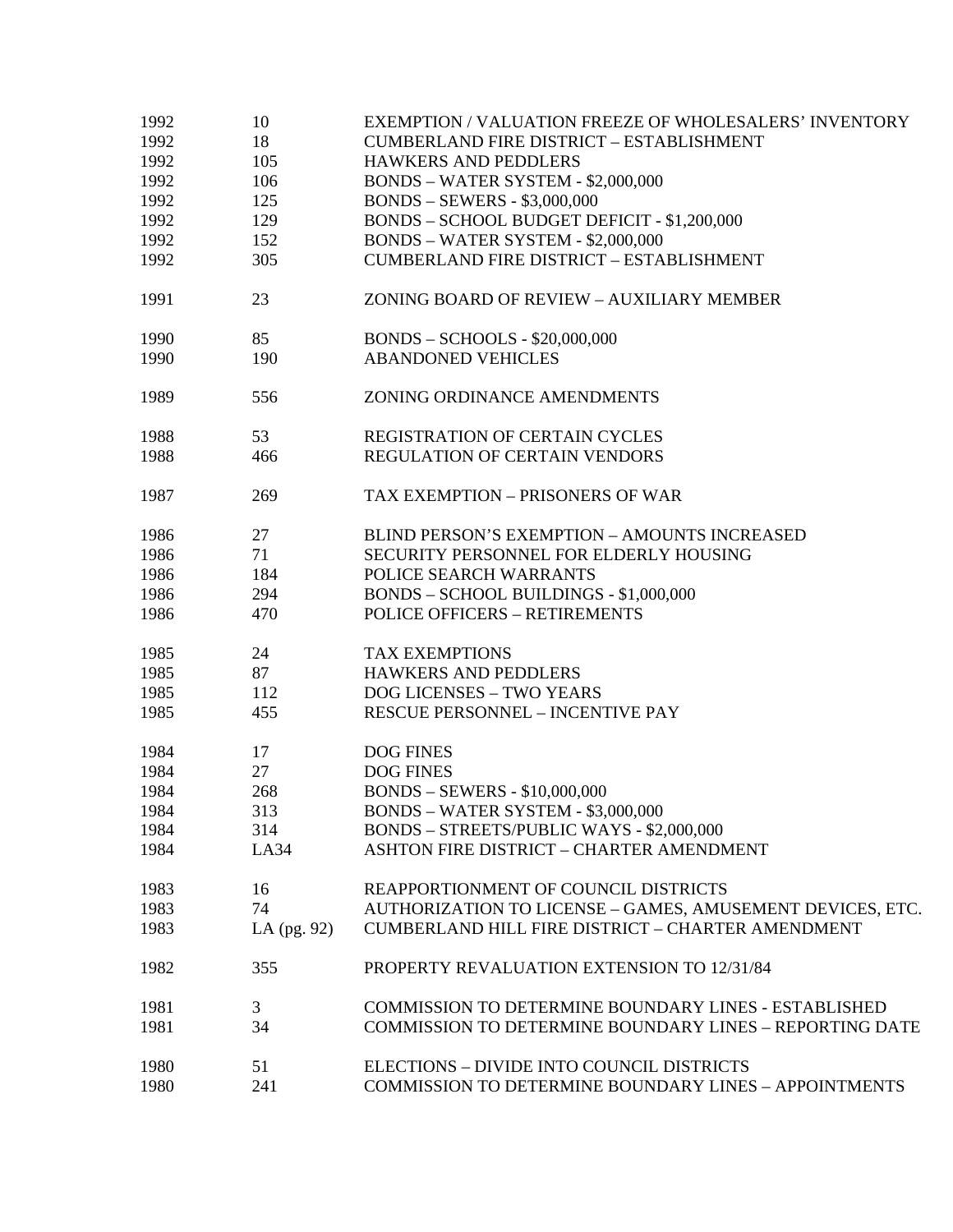| | | |
|---|---|---|
| 1992 | 10 | EXEMPTION / VALUATION FREEZE OF WHOLESALERS' INVENTORY |
| 1992 | 18 | CUMBERLAND FIRE DISTRICT – ESTABLISHMENT |
| 1992 | 105 | HAWKERS AND PEDDLERS |
| 1992 | 106 | BONDS – WATER SYSTEM - $2,000,000 |
| 1992 | 125 | BONDS – SEWERS - $3,000,000 |
| 1992 | 129 | BONDS – SCHOOL BUDGET DEFICIT - $1,200,000 |
| 1992 | 152 | BONDS – WATER SYSTEM - $2,000,000 |
| 1992 | 305 | CUMBERLAND FIRE DISTRICT – ESTABLISHMENT |
| 1991 | 23 | ZONING BOARD OF REVIEW – AUXILIARY MEMBER |
| 1990 | 85 | BONDS – SCHOOLS - $20,000,000 |
| 1990 | 190 | ABANDONED VEHICLES |
| 1989 | 556 | ZONING ORDINANCE AMENDMENTS |
| 1988 | 53 | REGISTRATION OF CERTAIN CYCLES |
| 1988 | 466 | REGULATION OF CERTAIN VENDORS |
| 1987 | 269 | TAX EXEMPTION – PRISONERS OF WAR |
| 1986 | 27 | BLIND PERSON'S EXEMPTION – AMOUNTS INCREASED |
| 1986 | 71 | SECURITY PERSONNEL FOR ELDERLY HOUSING |
| 1986 | 184 | POLICE SEARCH WARRANTS |
| 1986 | 294 | BONDS – SCHOOL BUILDINGS - $1,000,000 |
| 1986 | 470 | POLICE OFFICERS – RETIREMENTS |
| 1985 | 24 | TAX EXEMPTIONS |
| 1985 | 87 | HAWKERS AND PEDDLERS |
| 1985 | 112 | DOG LICENSES – TWO YEARS |
| 1985 | 455 | RESCUE PERSONNEL – INCENTIVE PAY |
| 1984 | 17 | DOG FINES |
| 1984 | 27 | DOG FINES |
| 1984 | 268 | BONDS – SEWERS - $10,000,000 |
| 1984 | 313 | BONDS – WATER SYSTEM - $3,000,000 |
| 1984 | 314 | BONDS – STREETS/PUBLIC WAYS - $2,000,000 |
| 1984 | LA34 | ASHTON FIRE DISTRICT – CHARTER AMENDMENT |
| 1983 | 16 | REAPPORTIONMENT OF COUNCIL DISTRICTS |
| 1983 | 74 | AUTHORIZATION TO LICENSE – GAMES, AMUSEMENT DEVICES, ETC. |
| 1983 | LA (pg. 92) | CUMBERLAND HILL FIRE DISTRICT – CHARTER AMENDMENT |
| 1982 | 355 | PROPERTY REVALUATION EXTENSION TO 12/31/84 |
| 1981 | 3 | COMMISSION TO DETERMINE BOUNDARY LINES - ESTABLISHED |
| 1981 | 34 | COMMISSION TO DETERMINE BOUNDARY LINES – REPORTING DATE |
| 1980 | 51 | ELECTIONS – DIVIDE INTO COUNCIL DISTRICTS |
| 1980 | 241 | COMMISSION TO DETERMINE BOUNDARY LINES – APPOINTMENTS |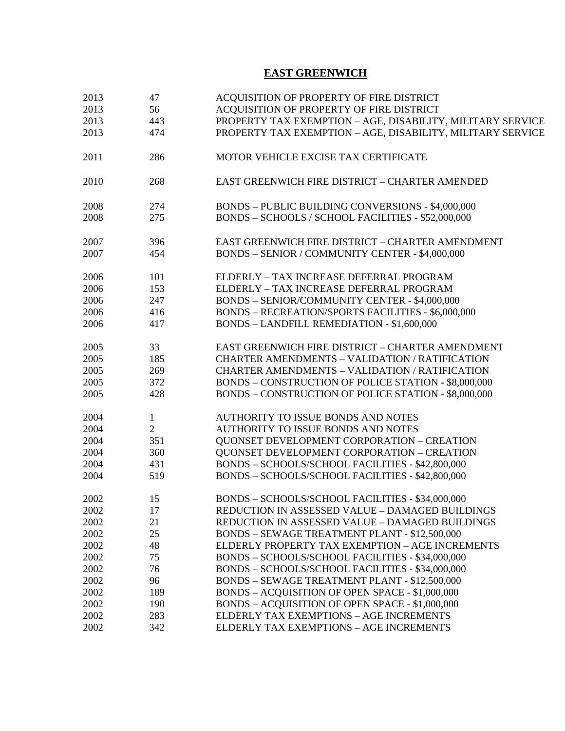# EAST GREENWICH

| | | |
|---|---|---|
| 2013 | 47 | ACQUISITION OF PROPERTY OF FIRE DISTRICT |
| 2013 | 56 | ACQUISITION OF PROPERTY OF FIRE DISTRICT |
| 2013 | 443 | PROPERTY TAX EXEMPTION – AGE, DISABILITY, MILITARY SERVICE |
| 2013 | 474 | PROPERTY TAX EXEMPTION – AGE, DISABILITY, MILITARY SERVICE |
| | | |
| 2011 | 286 | MOTOR VEHICLE EXCISE TAX CERTIFICATE |
| | | |
| 2010 | 268 | EAST GREENWICH FIRE DISTRICT – CHARTER AMENDED |
| | | |
| 2008 | 274 | BONDS – PUBLIC BUILDING CONVERSIONS - $4,000,000 |
| 2008 | 275 | BONDS – SCHOOLS / SCHOOL FACILITIES - $52,000,000 |
| | | |
| 2007 | 396 | EAST GREENWICH FIRE DISTRICT – CHARTER AMENDMENT |
| 2007 | 454 | BONDS – SENIOR / COMMUNITY CENTER - $4,000,000 |
| | | |
| 2006 | 101 | ELDERLY – TAX INCREASE DEFERRAL PROGRAM |
| 2006 | 153 | ELDERLY – TAX INCREASE DEFERRAL PROGRAM |
| 2006 | 247 | BONDS – SENIOR/COMMUNITY CENTER - $4,000,000 |
| 2006 | 416 | BONDS – RECREATION/SPORTS FACILITIES - $6,000,000 |
| 2006 | 417 | BONDS – LANDFILL REMEDIATION - $1,600,000 |
| | | |
| 2005 | 33 | EAST GREENWICH FIRE DISTRICT – CHARTER AMENDMENT |
| 2005 | 185 | CHARTER AMENDMENTS – VALIDATION / RATIFICATION |
| 2005 | 269 | CHARTER AMENDMENTS – VALIDATION / RATIFICATION |
| 2005 | 372 | BONDS – CONSTRUCTION OF POLICE STATION - $8,000,000 |
| 2005 | 428 | BONDS – CONSTRUCTION OF POLICE STATION - $8,000,000 |
| | | |
| 2004 | 1 | AUTHORITY TO ISSUE BONDS AND NOTES |
| 2004 | 2 | AUTHORITY TO ISSUE BONDS AND NOTES |
| 2004 | 351 | QUONSET DEVELOPMENT CORPORATION – CREATION |
| 2004 | 360 | QUONSET DEVELOPMENT CORPORATION – CREATION |
| 2004 | 431 | BONDS – SCHOOLS/SCHOOL FACILITIES - $42,800,000 |
| 2004 | 519 | BONDS – SCHOOLS/SCHOOL FACILITIES - $42,800,000 |
| | | |
| 2002 | 15 | BONDS – SCHOOLS/SCHOOL FACILITIES - $34,000,000 |
| 2002 | 17 | REDUCTION IN ASSESSED VALUE – DAMAGED BUILDINGS |
| 2002 | 21 | REDUCTION IN ASSESSED VALUE – DAMAGED BUILDINGS |
| 2002 | 25 | BONDS – SEWAGE TREATMENT PLANT - $12,500,000 |
| 2002 | 48 | ELDERLY PROPERTY TAX EXEMPTION – AGE INCREMENTS |
| 2002 | 75 | BONDS – SCHOOLS/SCHOOL FACILITIES - $34,000,000 |
| 2002 | 76 | BONDS – SCHOOLS/SCHOOL FACILITIES - $34,000,000 |
| 2002 | 96 | BONDS – SEWAGE TREATMENT PLANT - $12,500,000 |
| 2002 | 189 | BONDS – ACQUISITION OF OPEN SPACE - $1,000,000 |
| 2002 | 190 | BONDS – ACQUISITION OF OPEN SPACE - $1,000,000 |
| 2002 | 283 | ELDERLY TAX EXEMPTIONS – AGE INCREMENTS |
| 2002 | 342 | ELDERLY TAX EXEMPTIONS – AGE INCREMENTS |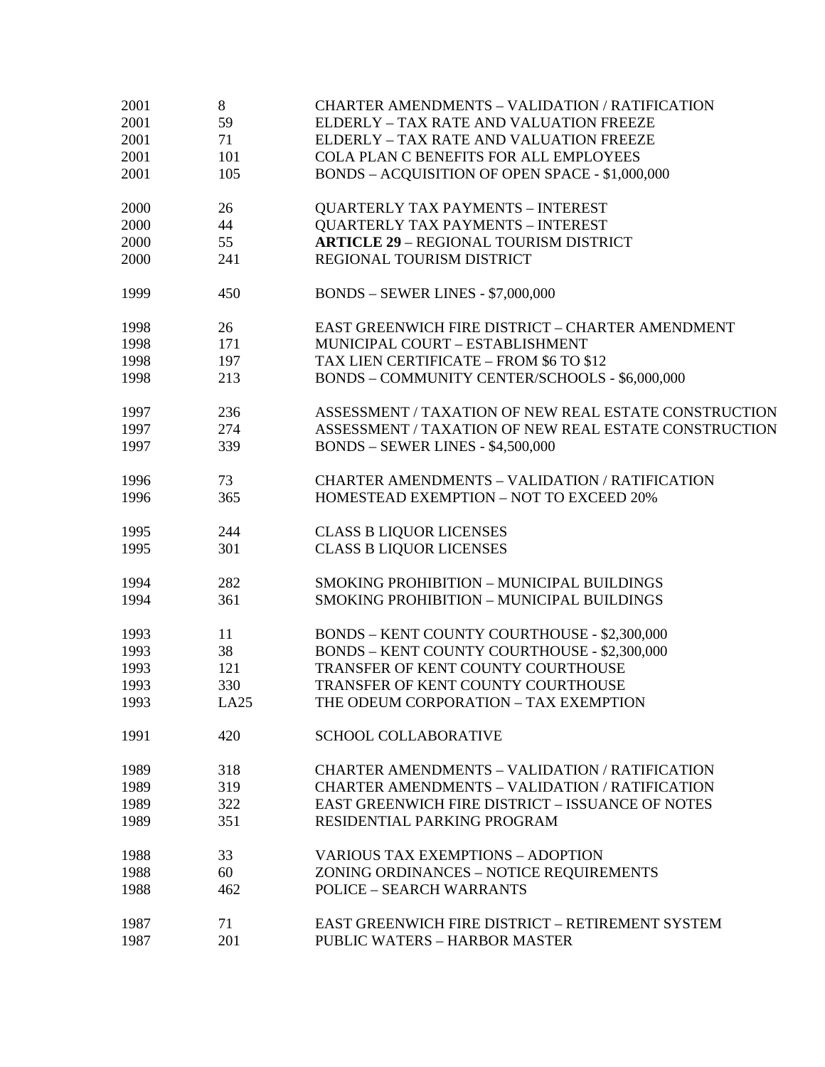| | | |
|---|---|---|
| 2001 | 8 | CHARTER AMENDMENTS – VALIDATION / RATIFICATION |
| 2001 | 59 | ELDERLY – TAX RATE AND VALUATION FREEZE |
| 2001 | 71 | ELDERLY – TAX RATE AND VALUATION FREEZE |
| 2001 | 101 | COLA PLAN C BENEFITS FOR ALL EMPLOYEES |
| 2001 | 105 | BONDS – ACQUISITION OF OPEN SPACE - $1,000,000 |
| | | |
| 2000 | 26 | QUARTERLY TAX PAYMENTS – INTEREST |
| 2000 | 44 | QUARTERLY TAX PAYMENTS – INTEREST |
| 2000 | 55 | **ARTICLE 29** – REGIONAL TOURISM DISTRICT |
| 2000 | 241 | REGIONAL TOURISM DISTRICT |
| | | |
| 1999 | 450 | BONDS – SEWER LINES - $7,000,000 |
| | | |
| 1998 | 26 | EAST GREENWICH FIRE DISTRICT – CHARTER AMENDMENT |
| 1998 | 171 | MUNICIPAL COURT – ESTABLISHMENT |
| 1998 | 197 | TAX LIEN CERTIFICATE – FROM $6 TO $12 |
| 1998 | 213 | BONDS – COMMUNITY CENTER/SCHOOLS - $6,000,000 |
| | | |
| 1997 | 236 | ASSESSMENT / TAXATION OF NEW REAL ESTATE CONSTRUCTION |
| 1997 | 274 | ASSESSMENT / TAXATION OF NEW REAL ESTATE CONSTRUCTION |
| 1997 | 339 | BONDS – SEWER LINES - $4,500,000 |
| | | |
| 1996 | 73 | CHARTER AMENDMENTS – VALIDATION / RATIFICATION |
| 1996 | 365 | HOMESTEAD EXEMPTION – NOT TO EXCEED 20% |
| | | |
| 1995 | 244 | CLASS B LIQUOR LICENSES |
| 1995 | 301 | CLASS B LIQUOR LICENSES |
| | | |
| 1994 | 282 | SMOKING PROHIBITION – MUNICIPAL BUILDINGS |
| 1994 | 361 | SMOKING PROHIBITION – MUNICIPAL BUILDINGS |
| | | |
| 1993 | 11 | BONDS – KENT COUNTY COURTHOUSE - $2,300,000 |
| 1993 | 38 | BONDS – KENT COUNTY COURTHOUSE - $2,300,000 |
| 1993 | 121 | TRANSFER OF KENT COUNTY COURTHOUSE |
| 1993 | 330 | TRANSFER OF KENT COUNTY COURTHOUSE |
| 1993 | LA25 | THE ODEUM CORPORATION – TAX EXEMPTION |
| | | |
| 1991 | 420 | SCHOOL COLLABORATIVE |
| | | |
| 1989 | 318 | CHARTER AMENDMENTS – VALIDATION / RATIFICATION |
| 1989 | 319 | CHARTER AMENDMENTS – VALIDATION / RATIFICATION |
| 1989 | 322 | EAST GREENWICH FIRE DISTRICT – ISSUANCE OF NOTES |
| 1989 | 351 | RESIDENTIAL PARKING PROGRAM |
| | | |
| 1988 | 33 | VARIOUS TAX EXEMPTIONS – ADOPTION |
| 1988 | 60 | ZONING ORDINANCES – NOTICE REQUIREMENTS |
| 1988 | 462 | POLICE – SEARCH WARRANTS |
| | | |
| 1987 | 71 | EAST GREENWICH FIRE DISTRICT – RETIREMENT SYSTEM |
| 1987 | 201 | PUBLIC WATERS – HARBOR MASTER |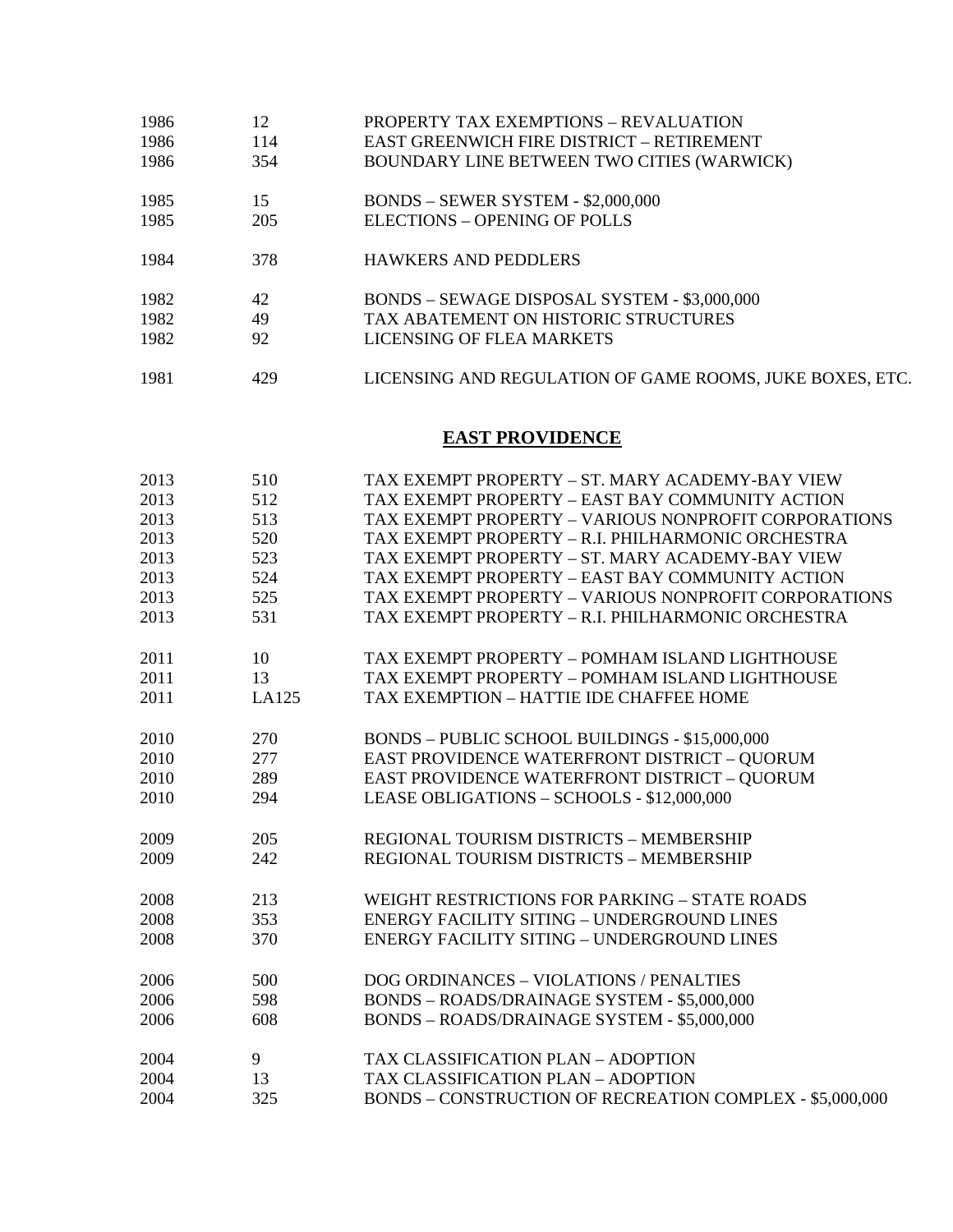| | | |
|---|---|---|
| 1986 | 12 | PROPERTY TAX EXEMPTIONS – REVALUATION |
| 1986 | 114 | EAST GREENWICH FIRE DISTRICT – RETIREMENT |
| 1986 | 354 | BOUNDARY LINE BETWEEN TWO CITIES (WARWICK) |
| | | |
| 1985 | 15 | BONDS – SEWER SYSTEM - $2,000,000 |
| 1985 | 205 | ELECTIONS – OPENING OF POLLS |
| | | |
| 1984 | 378 | HAWKERS AND PEDDLERS |
| | | |
| 1982 | 42 | BONDS – SEWAGE DISPOSAL SYSTEM - $3,000,000 |
| 1982 | 49 | TAX ABATEMENT ON HISTORIC STRUCTURES |
| 1982 | 92 | LICENSING OF FLEA MARKETS |
| | | |
| 1981 | 429 | LICENSING AND REGULATION OF GAME ROOMS, JUKE BOXES, ETC. |

## EAST PROVIDENCE

| | | |
|---|---|---|
| 2013 | 510 | TAX EXEMPT PROPERTY – ST. MARY ACADEMY-BAY VIEW |
| 2013 | 512 | TAX EXEMPT PROPERTY – EAST BAY COMMUNITY ACTION |
| 2013 | 513 | TAX EXEMPT PROPERTY – VARIOUS NONPROFIT CORPORATIONS |
| 2013 | 520 | TAX EXEMPT PROPERTY – R.I. PHILHARMONIC ORCHESTRA |
| 2013 | 523 | TAX EXEMPT PROPERTY – ST. MARY ACADEMY-BAY VIEW |
| 2013 | 524 | TAX EXEMPT PROPERTY – EAST BAY COMMUNITY ACTION |
| 2013 | 525 | TAX EXEMPT PROPERTY – VARIOUS NONPROFIT CORPORATIONS |
| 2013 | 531 | TAX EXEMPT PROPERTY – R.I. PHILHARMONIC ORCHESTRA |
| | | |
| 2011 | 10 | TAX EXEMPT PROPERTY – POMHAM ISLAND LIGHTHOUSE |
| 2011 | 13 | TAX EXEMPT PROPERTY – POMHAM ISLAND LIGHTHOUSE |
| 2011 | LA125 | TAX EXEMPTION – HATTIE IDE CHAFFEE HOME |
| | | |
| 2010 | 270 | BONDS – PUBLIC SCHOOL BUILDINGS - $15,000,000 |
| 2010 | 277 | EAST PROVIDENCE WATERFRONT DISTRICT – QUORUM |
| 2010 | 289 | EAST PROVIDENCE WATERFRONT DISTRICT – QUORUM |
| 2010 | 294 | LEASE OBLIGATIONS – SCHOOLS - $12,000,000 |
| | | |
| 2009 | 205 | REGIONAL TOURISM DISTRICTS – MEMBERSHIP |
| 2009 | 242 | REGIONAL TOURISM DISTRICTS – MEMBERSHIP |
| | | |
| 2008 | 213 | WEIGHT RESTRICTIONS FOR PARKING – STATE ROADS |
| 2008 | 353 | ENERGY FACILITY SITING – UNDERGROUND LINES |
| 2008 | 370 | ENERGY FACILITY SITING – UNDERGROUND LINES |
| | | |
| 2006 | 500 | DOG ORDINANCES – VIOLATIONS / PENALTIES |
| 2006 | 598 | BONDS – ROADS/DRAINAGE SYSTEM - $5,000,000 |
| 2006 | 608 | BONDS – ROADS/DRAINAGE SYSTEM - $5,000,000 |
| | | |
| 2004 | 9 | TAX CLASSIFICATION PLAN – ADOPTION |
| 2004 | 13 | TAX CLASSIFICATION PLAN – ADOPTION |
| 2004 | 325 | BONDS – CONSTRUCTION OF RECREATION COMPLEX - $5,000,000 |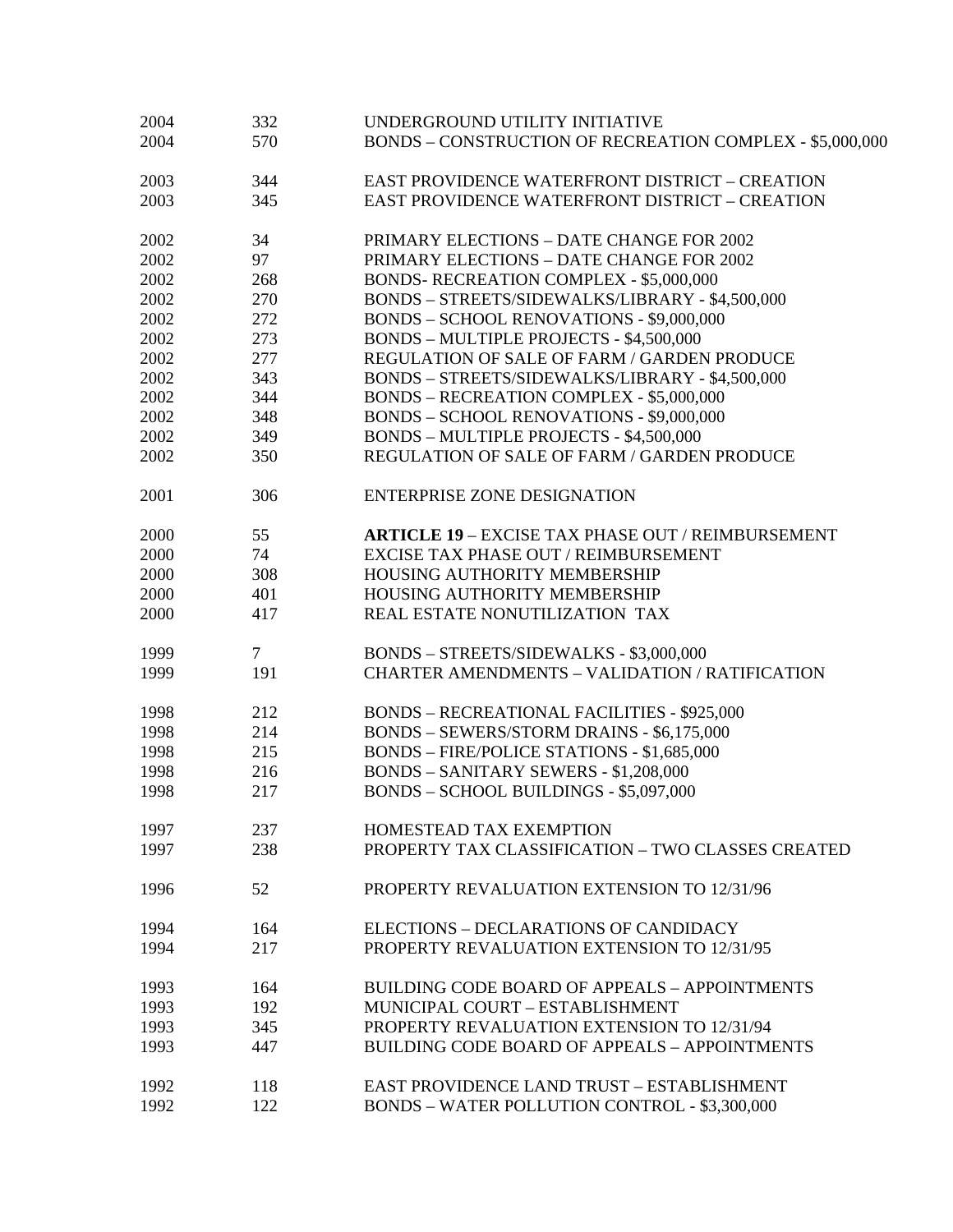| | | |
|---|---|---|
| 2004 | 332 | UNDERGROUND UTILITY INITIATIVE |
| 2004 | 570 | BONDS – CONSTRUCTION OF RECREATION COMPLEX - $5,000,000 |
| | | |
| 2003 | 344 | EAST PROVIDENCE WATERFRONT DISTRICT – CREATION |
| 2003 | 345 | EAST PROVIDENCE WATERFRONT DISTRICT – CREATION |
| | | |
| 2002 | 34 | PRIMARY ELECTIONS – DATE CHANGE FOR 2002 |
| 2002 | 97 | PRIMARY ELECTIONS – DATE CHANGE FOR 2002 |
| 2002 | 268 | BONDS- RECREATION COMPLEX - $5,000,000 |
| 2002 | 270 | BONDS – STREETS/SIDEWALKS/LIBRARY - $4,500,000 |
| 2002 | 272 | BONDS – SCHOOL RENOVATIONS - $9,000,000 |
| 2002 | 273 | BONDS – MULTIPLE PROJECTS - $4,500,000 |
| 2002 | 277 | REGULATION OF SALE OF FARM / GARDEN PRODUCE |
| 2002 | 343 | BONDS – STREETS/SIDEWALKS/LIBRARY - $4,500,000 |
| 2002 | 344 | BONDS – RECREATION COMPLEX - $5,000,000 |
| 2002 | 348 | BONDS – SCHOOL RENOVATIONS - $9,000,000 |
| 2002 | 349 | BONDS – MULTIPLE PROJECTS - $4,500,000 |
| 2002 | 350 | REGULATION OF SALE OF FARM / GARDEN PRODUCE |
| | | |
| 2001 | 306 | ENTERPRISE ZONE DESIGNATION |
| | | |
| 2000 | 55 | **ARTICLE 19** – EXCISE TAX PHASE OUT / REIMBURSEMENT |
| 2000 | 74 | EXCISE TAX PHASE OUT / REIMBURSEMENT |
| 2000 | 308 | HOUSING AUTHORITY MEMBERSHIP |
| 2000 | 401 | HOUSING AUTHORITY MEMBERSHIP |
| 2000 | 417 | REAL ESTATE NONUTILIZATION TAX |
| | | |
| 1999 | 7 | BONDS – STREETS/SIDEWALKS - $3,000,000 |
| 1999 | 191 | CHARTER AMENDMENTS – VALIDATION / RATIFICATION |
| | | |
| 1998 | 212 | BONDS – RECREATIONAL FACILITIES - $925,000 |
| 1998 | 214 | BONDS – SEWERS/STORM DRAINS - $6,175,000 |
| 1998 | 215 | BONDS – FIRE/POLICE STATIONS - $1,685,000 |
| 1998 | 216 | BONDS – SANITARY SEWERS - $1,208,000 |
| 1998 | 217 | BONDS – SCHOOL BUILDINGS - $5,097,000 |
| | | |
| 1997 | 237 | HOMESTEAD TAX EXEMPTION |
| 1997 | 238 | PROPERTY TAX CLASSIFICATION – TWO CLASSES CREATED |
| | | |
| 1996 | 52 | PROPERTY REVALUATION EXTENSION TO 12/31/96 |
| | | |
| 1994 | 164 | ELECTIONS – DECLARATIONS OF CANDIDACY |
| 1994 | 217 | PROPERTY REVALUATION EXTENSION TO 12/31/95 |
| | | |
| 1993 | 164 | BUILDING CODE BOARD OF APPEALS – APPOINTMENTS |
| 1993 | 192 | MUNICIPAL COURT – ESTABLISHMENT |
| 1993 | 345 | PROPERTY REVALUATION EXTENSION TO 12/31/94 |
| 1993 | 447 | BUILDING CODE BOARD OF APPEALS – APPOINTMENTS |
| | | |
| 1992 | 118 | EAST PROVIDENCE LAND TRUST – ESTABLISHMENT |
| 1992 | 122 | BONDS – WATER POLLUTION CONTROL - $3,300,000 |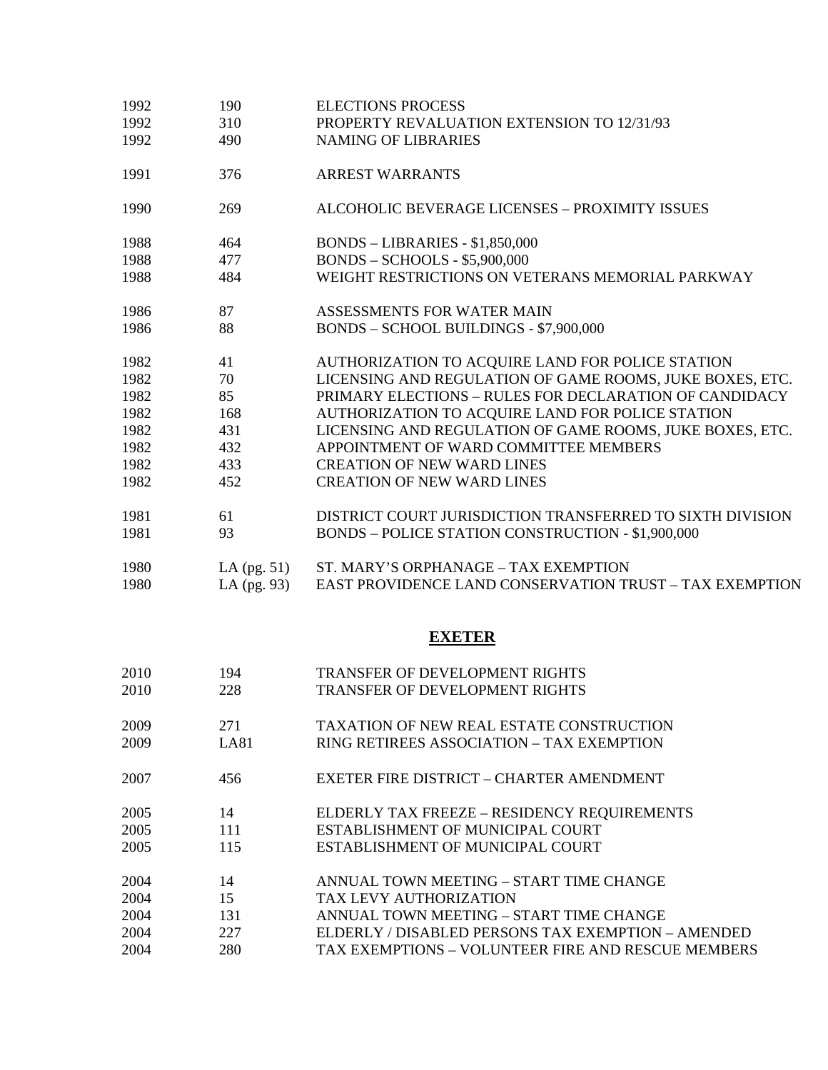| | | |
|---|---|---|
| 1992 | 190 | ELECTIONS PROCESS |
| 1992 | 310 | PROPERTY REVALUATION EXTENSION TO 12/31/93 |
| 1992 | 490 | NAMING OF LIBRARIES |
| 1991 | 376 | ARREST WARRANTS |
| 1990 | 269 | ALCOHOLIC BEVERAGE LICENSES – PROXIMITY ISSUES |
| 1988 | 464 | BONDS – LIBRARIES - $1,850,000 |
| 1988 | 477 | BONDS – SCHOOLS - $5,900,000 |
| 1988 | 484 | WEIGHT RESTRICTIONS ON VETERANS MEMORIAL PARKWAY |
| 1986 | 87 | ASSESSMENTS FOR WATER MAIN |
| 1986 | 88 | BONDS – SCHOOL BUILDINGS - $7,900,000 |
| 1982 | 41 | AUTHORIZATION TO ACQUIRE LAND FOR POLICE STATION |
| 1982 | 70 | LICENSING AND REGULATION OF GAME ROOMS, JUKE BOXES, ETC. |
| 1982 | 85 | PRIMARY ELECTIONS – RULES FOR DECLARATION OF CANDIDACY |
| 1982 | 168 | AUTHORIZATION TO ACQUIRE LAND FOR POLICE STATION |
| 1982 | 431 | LICENSING AND REGULATION OF GAME ROOMS, JUKE BOXES, ETC. |
| 1982 | 432 | APPOINTMENT OF WARD COMMITTEE MEMBERS |
| 1982 | 433 | CREATION OF NEW WARD LINES |
| 1982 | 452 | CREATION OF NEW WARD LINES |
| 1981 | 61 | DISTRICT COURT JURISDICTION TRANSFERRED TO SIXTH DIVISION |
| 1981 | 93 | BONDS – POLICE STATION CONSTRUCTION - $1,900,000 |
| 1980 | LA (pg. 51) | ST. MARY'S ORPHANAGE – TAX EXEMPTION |
| 1980 | LA (pg. 93) | EAST PROVIDENCE LAND CONSERVATION TRUST – TAX EXEMPTION |

## EXETER

| | | |
|---|---|---|
| 2010 | 194 | TRANSFER OF DEVELOPMENT RIGHTS |
| 2010 | 228 | TRANSFER OF DEVELOPMENT RIGHTS |
| 2009 | 271 | TAXATION OF NEW REAL ESTATE CONSTRUCTION |
| 2009 | LA81 | RING RETIREES ASSOCIATION – TAX EXEMPTION |
| 2007 | 456 | EXETER FIRE DISTRICT – CHARTER AMENDMENT |
| 2005 | 14 | ELDERLY TAX FREEZE – RESIDENCY REQUIREMENTS |
| 2005 | 111 | ESTABLISHMENT OF MUNICIPAL COURT |
| 2005 | 115 | ESTABLISHMENT OF MUNICIPAL COURT |
| 2004 | 14 | ANNUAL TOWN MEETING – START TIME CHANGE |
| 2004 | 15 | TAX LEVY AUTHORIZATION |
| 2004 | 131 | ANNUAL TOWN MEETING – START TIME CHANGE |
| 2004 | 227 | ELDERLY / DISABLED PERSONS TAX EXEMPTION – AMENDED |
| 2004 | 280 | TAX EXEMPTIONS – VOLUNTEER FIRE AND RESCUE MEMBERS |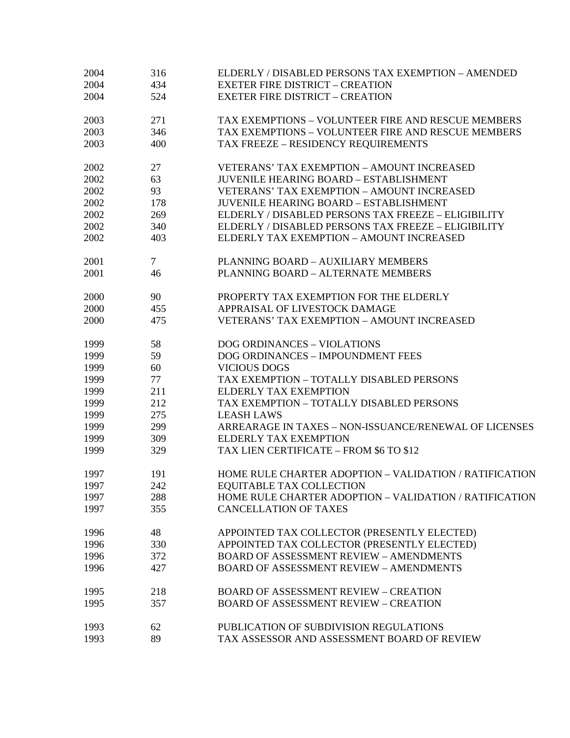| | | |
|---|---|---|
| 2004 | 316 | ELDERLY / DISABLED PERSONS TAX EXEMPTION – AMENDED |
| 2004 | 434 | EXETER FIRE DISTRICT – CREATION |
| 2004 | 524 | EXETER FIRE DISTRICT – CREATION |
| | | |
| 2003 | 271 | TAX EXEMPTIONS – VOLUNTEER FIRE AND RESCUE MEMBERS |
| 2003 | 346 | TAX EXEMPTIONS – VOLUNTEER FIRE AND RESCUE MEMBERS |
| 2003 | 400 | TAX FREEZE – RESIDENCY REQUIREMENTS |
| | | |
| 2002 | 27 | VETERANS' TAX EXEMPTION – AMOUNT INCREASED |
| 2002 | 63 | JUVENILE HEARING BOARD – ESTABLISHMENT |
| 2002 | 93 | VETERANS' TAX EXEMPTION – AMOUNT INCREASED |
| 2002 | 178 | JUVENILE HEARING BOARD – ESTABLISHMENT |
| 2002 | 269 | ELDERLY / DISABLED PERSONS TAX FREEZE – ELIGIBILITY |
| 2002 | 340 | ELDERLY / DISABLED PERSONS TAX FREEZE – ELIGIBILITY |
| 2002 | 403 | ELDERLY TAX EXEMPTION – AMOUNT INCREASED |
| | | |
| 2001 | 7 | PLANNING BOARD – AUXILIARY MEMBERS |
| 2001 | 46 | PLANNING BOARD – ALTERNATE MEMBERS |
| | | |
| 2000 | 90 | PROPERTY TAX EXEMPTION FOR THE ELDERLY |
| 2000 | 455 | APPRAISAL OF LIVESTOCK DAMAGE |
| 2000 | 475 | VETERANS' TAX EXEMPTION – AMOUNT INCREASED |
| | | |
| 1999 | 58 | DOG ORDINANCES – VIOLATIONS |
| 1999 | 59 | DOG ORDINANCES – IMPOUNDMENT FEES |
| 1999 | 60 | VICIOUS DOGS |
| 1999 | 77 | TAX EXEMPTION – TOTALLY DISABLED PERSONS |
| 1999 | 211 | ELDERLY TAX EXEMPTION |
| 1999 | 212 | TAX EXEMPTION – TOTALLY DISABLED PERSONS |
| 1999 | 275 | LEASH LAWS |
| 1999 | 299 | ARREARAGE IN TAXES – NON-ISSUANCE/RENEWAL OF LICENSES |
| 1999 | 309 | ELDERLY TAX EXEMPTION |
| 1999 | 329 | TAX LIEN CERTIFICATE – FROM $6 TO $12 |
| | | |
| 1997 | 191 | HOME RULE CHARTER ADOPTION – VALIDATION / RATIFICATION |
| 1997 | 242 | EQUITABLE TAX COLLECTION |
| 1997 | 288 | HOME RULE CHARTER ADOPTION – VALIDATION / RATIFICATION |
| 1997 | 355 | CANCELLATION OF TAXES |
| | | |
| 1996 | 48 | APPOINTED TAX COLLECTOR (PRESENTLY ELECTED) |
| 1996 | 330 | APPOINTED TAX COLLECTOR (PRESENTLY ELECTED) |
| 1996 | 372 | BOARD OF ASSESSMENT REVIEW – AMENDMENTS |
| 1996 | 427 | BOARD OF ASSESSMENT REVIEW – AMENDMENTS |
| | | |
| 1995 | 218 | BOARD OF ASSESSMENT REVIEW – CREATION |
| 1995 | 357 | BOARD OF ASSESSMENT REVIEW – CREATION |
| | | |
| 1993 | 62 | PUBLICATION OF SUBDIVISION REGULATIONS |
| 1993 | 89 | TAX ASSESSOR AND ASSESSMENT BOARD OF REVIEW |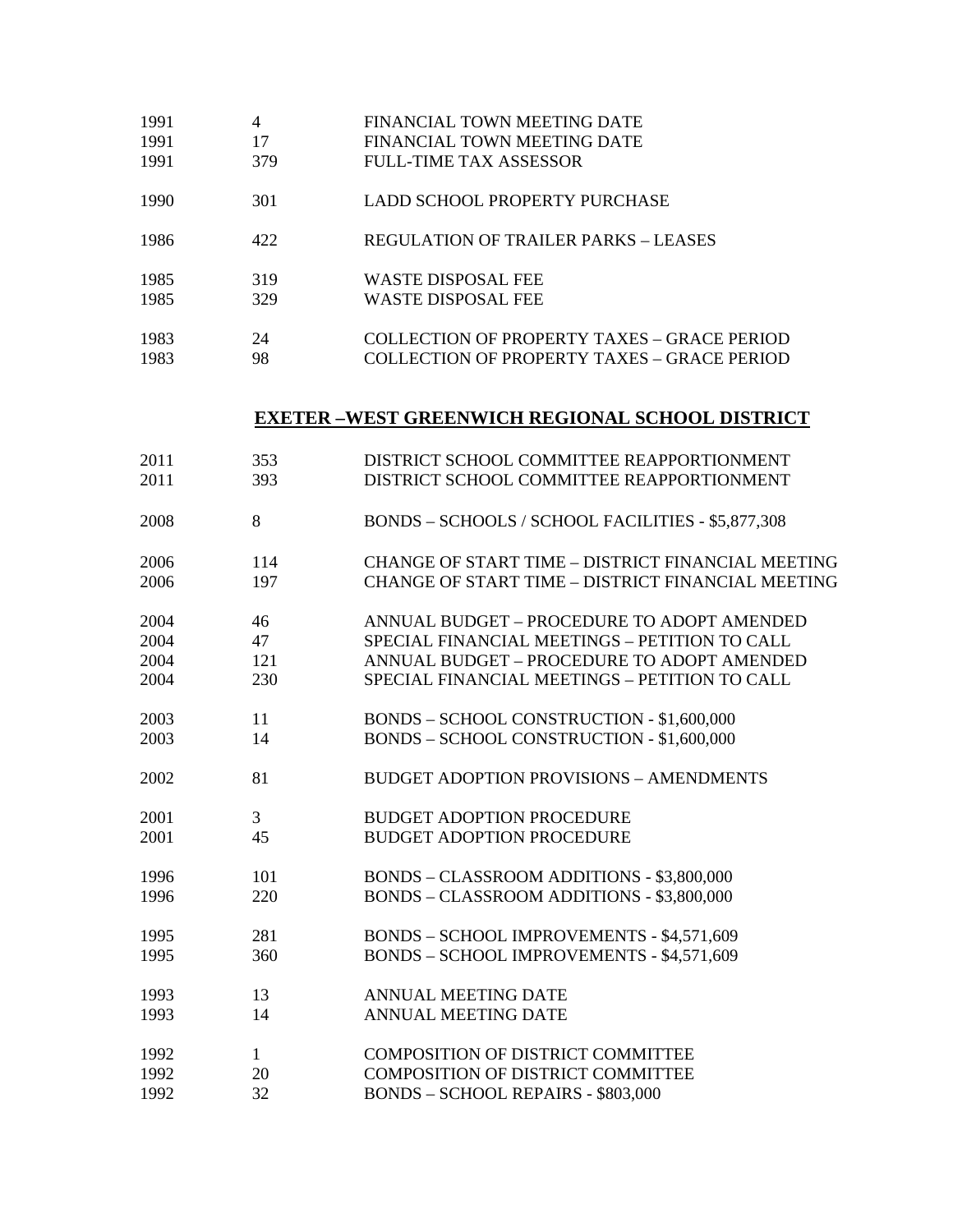| | | |
|---|---|---|
| 1991 | 4 | FINANCIAL TOWN MEETING DATE |
| 1991 | 17 | FINANCIAL TOWN MEETING DATE |
| 1991 | 379 | FULL-TIME TAX ASSESSOR |
| 1990 | 301 | LADD SCHOOL PROPERTY PURCHASE |
| 1986 | 422 | REGULATION OF TRAILER PARKS – LEASES |
| 1985 | 319 | WASTE DISPOSAL FEE |
| 1985 | 329 | WASTE DISPOSAL FEE |
| 1983 | 24 | COLLECTION OF PROPERTY TAXES – GRACE PERIOD |
| 1983 | 98 | COLLECTION OF PROPERTY TAXES – GRACE PERIOD |

## EXETER –WEST GREENWICH REGIONAL SCHOOL DISTRICT

| | | |
|---|---|---|
| 2011 | 353 | DISTRICT SCHOOL COMMITTEE REAPPORTIONMENT |
| 2011 | 393 | DISTRICT SCHOOL COMMITTEE REAPPORTIONMENT |
| 2008 | 8 | BONDS – SCHOOLS / SCHOOL FACILITIES - $5,877,308 |
| 2006 | 114 | CHANGE OF START TIME – DISTRICT FINANCIAL MEETING |
| 2006 | 197 | CHANGE OF START TIME – DISTRICT FINANCIAL MEETING |
| 2004 | 46 | ANNUAL BUDGET – PROCEDURE TO ADOPT AMENDED |
| 2004 | 47 | SPECIAL FINANCIAL MEETINGS – PETITION TO CALL |
| 2004 | 121 | ANNUAL BUDGET – PROCEDURE TO ADOPT AMENDED |
| 2004 | 230 | SPECIAL FINANCIAL MEETINGS – PETITION TO CALL |
| 2003 | 11 | BONDS – SCHOOL CONSTRUCTION - $1,600,000 |
| 2003 | 14 | BONDS – SCHOOL CONSTRUCTION - $1,600,000 |
| 2002 | 81 | BUDGET ADOPTION PROVISIONS – AMENDMENTS |
| 2001 | 3 | BUDGET ADOPTION PROCEDURE |
| 2001 | 45 | BUDGET ADOPTION PROCEDURE |
| 1996 | 101 | BONDS – CLASSROOM ADDITIONS - $3,800,000 |
| 1996 | 220 | BONDS – CLASSROOM ADDITIONS - $3,800,000 |
| 1995 | 281 | BONDS – SCHOOL IMPROVEMENTS - $4,571,609 |
| 1995 | 360 | BONDS – SCHOOL IMPROVEMENTS - $4,571,609 |
| 1993 | 13 | ANNUAL MEETING DATE |
| 1993 | 14 | ANNUAL MEETING DATE |
| 1992 | 1 | COMPOSITION OF DISTRICT COMMITTEE |
| 1992 | 20 | COMPOSITION OF DISTRICT COMMITTEE |
| 1992 | 32 | BONDS – SCHOOL REPAIRS - $803,000 |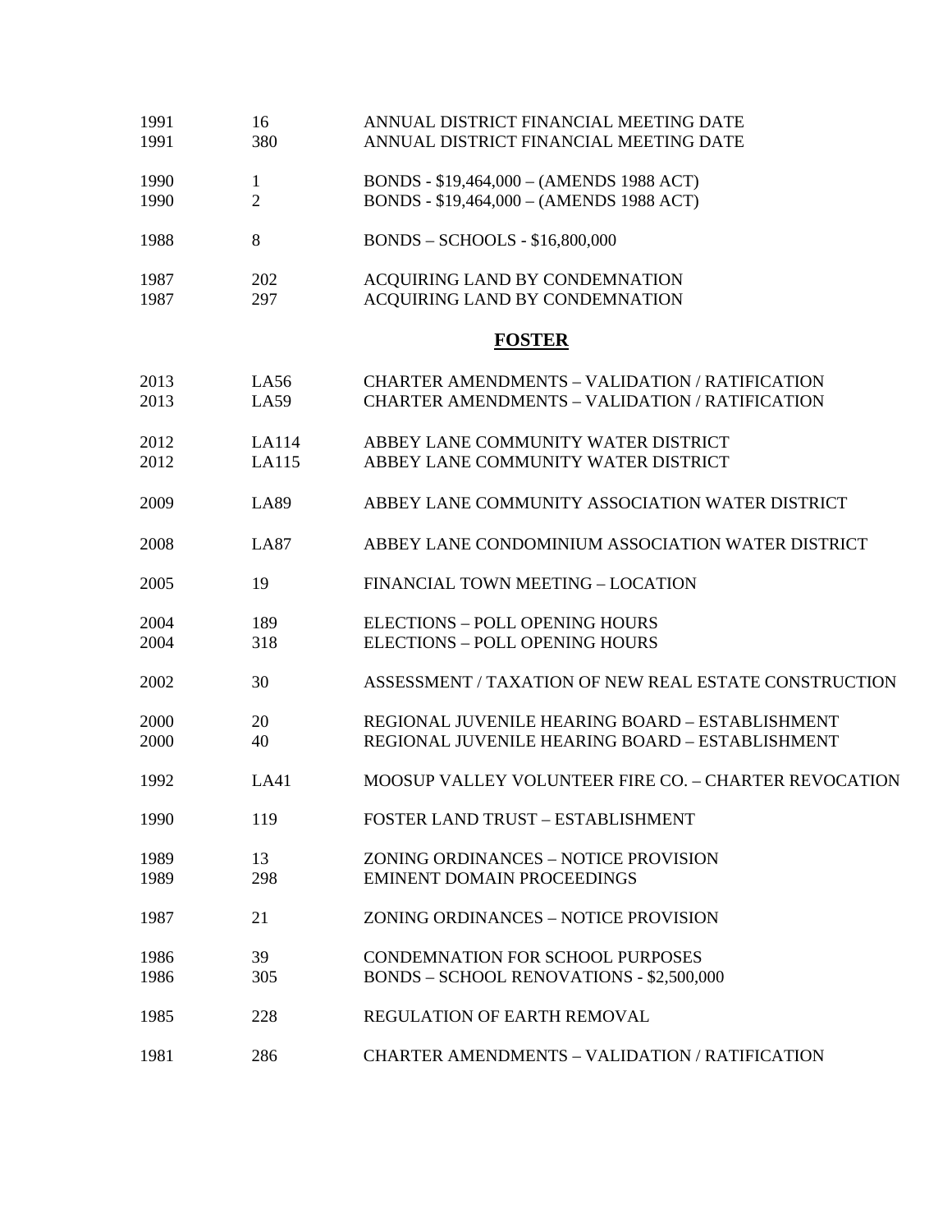| | | |
|---|---|---|
| 1991 | 16 | ANNUAL DISTRICT FINANCIAL MEETING DATE |
| 1991 | 380 | ANNUAL DISTRICT FINANCIAL MEETING DATE |
| 1990 | 1 | BONDS - $19,464,000 – (AMENDS 1988 ACT) |
| 1990 | 2 | BONDS - $19,464,000 – (AMENDS 1988 ACT) |
| 1988 | 8 | BONDS – SCHOOLS - $16,800,000 |
| 1987 | 202 | ACQUIRING LAND BY CONDEMNATION |
| 1987 | 297 | ACQUIRING LAND BY CONDEMNATION |

## FOSTER

| | | |
|---|---|---|
| 2013 | LA56 | CHARTER AMENDMENTS – VALIDATION / RATIFICATION |
| 2013 | LA59 | CHARTER AMENDMENTS – VALIDATION / RATIFICATION |
| 2012 | LA114 | ABBEY LANE COMMUNITY WATER DISTRICT |
| 2012 | LA115 | ABBEY LANE COMMUNITY WATER DISTRICT |
| 2009 | LA89 | ABBEY LANE COMMUNITY ASSOCIATION WATER DISTRICT |
| 2008 | LA87 | ABBEY LANE CONDOMINIUM ASSOCIATION WATER DISTRICT |
| 2005 | 19 | FINANCIAL TOWN MEETING – LOCATION |
| 2004 | 189 | ELECTIONS – POLL OPENING HOURS |
| 2004 | 318 | ELECTIONS – POLL OPENING HOURS |
| 2002 | 30 | ASSESSMENT / TAXATION OF NEW REAL ESTATE CONSTRUCTION |
| 2000 | 20 | REGIONAL JUVENILE HEARING BOARD – ESTABLISHMENT |
| 2000 | 40 | REGIONAL JUVENILE HEARING BOARD – ESTABLISHMENT |
| 1992 | LA41 | MOOSUP VALLEY VOLUNTEER FIRE CO. – CHARTER REVOCATION |
| 1990 | 119 | FOSTER LAND TRUST – ESTABLISHMENT |
| 1989 | 13 | ZONING ORDINANCES – NOTICE PROVISION |
| 1989 | 298 | EMINENT DOMAIN PROCEEDINGS |
| 1987 | 21 | ZONING ORDINANCES – NOTICE PROVISION |
| 1986 | 39 | CONDEMNATION FOR SCHOOL PURPOSES |
| 1986 | 305 | BONDS – SCHOOL RENOVATIONS - $2,500,000 |
| 1985 | 228 | REGULATION OF EARTH REMOVAL |
| 1981 | 286 | CHARTER AMENDMENTS – VALIDATION / RATIFICATION |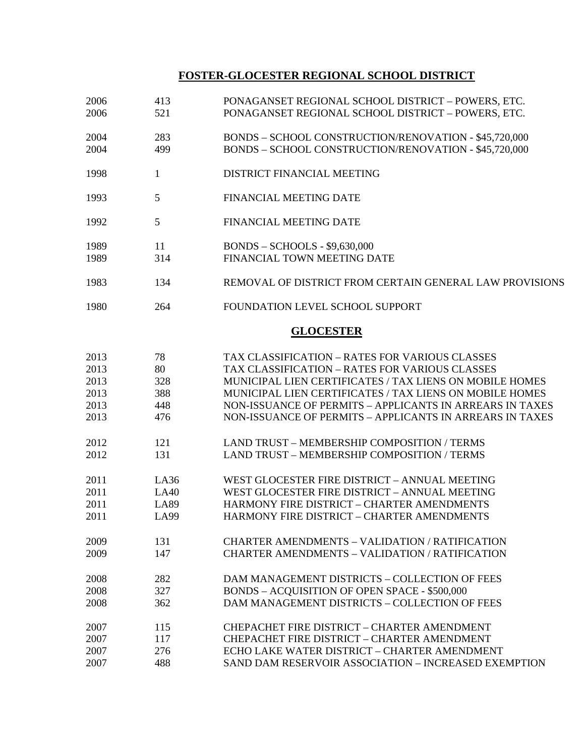## FOSTER-GLOCESTER REGIONAL SCHOOL DISTRICT

| | | |
|---|---|---|
| 2006 | 413 | PONAGANSET REGIONAL SCHOOL DISTRICT – POWERS, ETC. |
| 2006 | 521 | PONAGANSET REGIONAL SCHOOL DISTRICT – POWERS, ETC. |
| 2004 | 283 | BONDS – SCHOOL CONSTRUCTION/RENOVATION - $45,720,000 |
| 2004 | 499 | BONDS – SCHOOL CONSTRUCTION/RENOVATION - $45,720,000 |
| 1998 | 1 | DISTRICT FINANCIAL MEETING |
| 1993 | 5 | FINANCIAL MEETING DATE |
| 1992 | 5 | FINANCIAL MEETING DATE |
| 1989 | 11 | BONDS – SCHOOLS - $9,630,000 |
| 1989 | 314 | FINANCIAL TOWN MEETING DATE |
| 1983 | 134 | REMOVAL OF DISTRICT FROM CERTAIN GENERAL LAW PROVISIONS |
| 1980 | 264 | FOUNDATION LEVEL SCHOOL SUPPORT |

## GLOCESTER

| | | |
|---|---|---|
| 2013 | 78 | TAX CLASSIFICATION – RATES FOR VARIOUS CLASSES |
| 2013 | 80 | TAX CLASSIFICATION – RATES FOR VARIOUS CLASSES |
| 2013 | 328 | MUNICIPAL LIEN CERTIFICATES / TAX LIENS ON MOBILE HOMES |
| 2013 | 388 | MUNICIPAL LIEN CERTIFICATES / TAX LIENS ON MOBILE HOMES |
| 2013 | 448 | NON-ISSUANCE OF PERMITS – APPLICANTS IN ARREARS IN TAXES |
| 2013 | 476 | NON-ISSUANCE OF PERMITS – APPLICANTS IN ARREARS IN TAXES |
| 2012 | 121 | LAND TRUST – MEMBERSHIP COMPOSITION / TERMS |
| 2012 | 131 | LAND TRUST – MEMBERSHIP COMPOSITION / TERMS |
| 2011 | LA36 | WEST GLOCESTER FIRE DISTRICT – ANNUAL MEETING |
| 2011 | LA40 | WEST GLOCESTER FIRE DISTRICT – ANNUAL MEETING |
| 2011 | LA89 | HARMONY FIRE DISTRICT – CHARTER AMENDMENTS |
| 2011 | LA99 | HARMONY FIRE DISTRICT – CHARTER AMENDMENTS |
| 2009 | 131 | CHARTER AMENDMENTS – VALIDATION / RATIFICATION |
| 2009 | 147 | CHARTER AMENDMENTS – VALIDATION / RATIFICATION |
| 2008 | 282 | DAM MANAGEMENT DISTRICTS – COLLECTION OF FEES |
| 2008 | 327 | BONDS – ACQUISITION OF OPEN SPACE - $500,000 |
| 2008 | 362 | DAM MANAGEMENT DISTRICTS – COLLECTION OF FEES |
| 2007 | 115 | CHEPACHET FIRE DISTRICT – CHARTER AMENDMENT |
| 2007 | 117 | CHEPACHET FIRE DISTRICT – CHARTER AMENDMENT |
| 2007 | 276 | ECHO LAKE WATER DISTRICT – CHARTER AMENDMENT |
| 2007 | 488 | SAND DAM RESERVOIR ASSOCIATION – INCREASED EXEMPTION |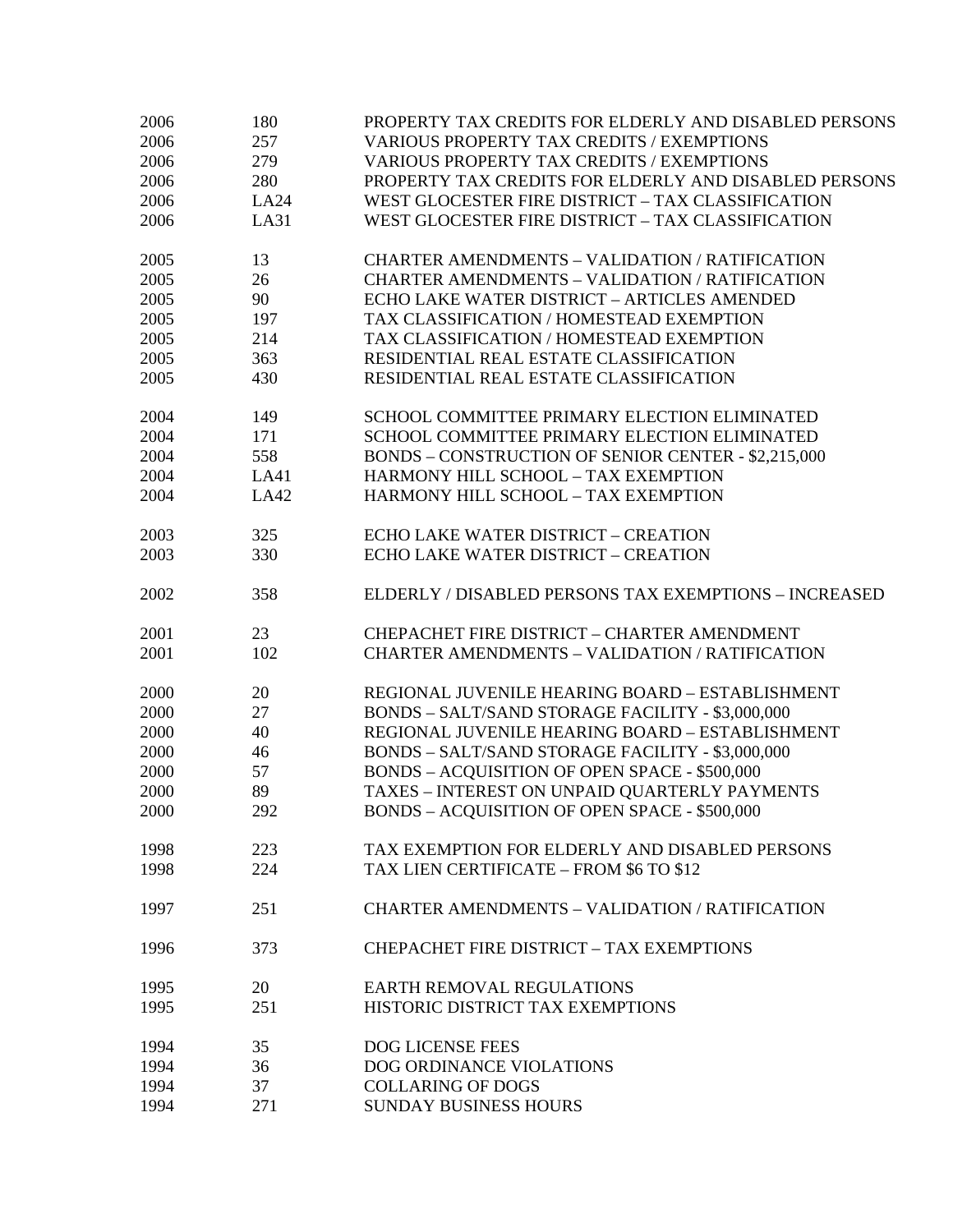| | | |
|---|---|---|
| 2006 | 180 | PROPERTY TAX CREDITS FOR ELDERLY AND DISABLED PERSONS |
| 2006 | 257 | VARIOUS PROPERTY TAX CREDITS / EXEMPTIONS |
| 2006 | 279 | VARIOUS PROPERTY TAX CREDITS / EXEMPTIONS |
| 2006 | 280 | PROPERTY TAX CREDITS FOR ELDERLY AND DISABLED PERSONS |
| 2006 | LA24 | WEST GLOCESTER FIRE DISTRICT – TAX CLASSIFICATION |
| 2006 | LA31 | WEST GLOCESTER FIRE DISTRICT – TAX CLASSIFICATION |
| | | |
| 2005 | 13 | CHARTER AMENDMENTS – VALIDATION / RATIFICATION |
| 2005 | 26 | CHARTER AMENDMENTS – VALIDATION / RATIFICATION |
| 2005 | 90 | ECHO LAKE WATER DISTRICT – ARTICLES AMENDED |
| 2005 | 197 | TAX CLASSIFICATION / HOMESTEAD EXEMPTION |
| 2005 | 214 | TAX CLASSIFICATION / HOMESTEAD EXEMPTION |
| 2005 | 363 | RESIDENTIAL REAL ESTATE CLASSIFICATION |
| 2005 | 430 | RESIDENTIAL REAL ESTATE CLASSIFICATION |
| | | |
| 2004 | 149 | SCHOOL COMMITTEE PRIMARY ELECTION ELIMINATED |
| 2004 | 171 | SCHOOL COMMITTEE PRIMARY ELECTION ELIMINATED |
| 2004 | 558 | BONDS – CONSTRUCTION OF SENIOR CENTER - $2,215,000 |
| 2004 | LA41 | HARMONY HILL SCHOOL – TAX EXEMPTION |
| 2004 | LA42 | HARMONY HILL SCHOOL – TAX EXEMPTION |
| | | |
| 2003 | 325 | ECHO LAKE WATER DISTRICT – CREATION |
| 2003 | 330 | ECHO LAKE WATER DISTRICT – CREATION |
| | | |
| 2002 | 358 | ELDERLY / DISABLED PERSONS TAX EXEMPTIONS – INCREASED |
| | | |
| 2001 | 23 | CHEPACHET FIRE DISTRICT – CHARTER AMENDMENT |
| 2001 | 102 | CHARTER AMENDMENTS – VALIDATION / RATIFICATION |
| | | |
| 2000 | 20 | REGIONAL JUVENILE HEARING BOARD – ESTABLISHMENT |
| 2000 | 27 | BONDS – SALT/SAND STORAGE FACILITY - $3,000,000 |
| 2000 | 40 | REGIONAL JUVENILE HEARING BOARD – ESTABLISHMENT |
| 2000 | 46 | BONDS – SALT/SAND STORAGE FACILITY - $3,000,000 |
| 2000 | 57 | BONDS – ACQUISITION OF OPEN SPACE - $500,000 |
| 2000 | 89 | TAXES – INTEREST ON UNPAID QUARTERLY PAYMENTS |
| 2000 | 292 | BONDS – ACQUISITION OF OPEN SPACE - $500,000 |
| | | |
| 1998 | 223 | TAX EXEMPTION FOR ELDERLY AND DISABLED PERSONS |
| 1998 | 224 | TAX LIEN CERTIFICATE – FROM $6 TO $12 |
| | | |
| 1997 | 251 | CHARTER AMENDMENTS – VALIDATION / RATIFICATION |
| | | |
| 1996 | 373 | CHEPACHET FIRE DISTRICT – TAX EXEMPTIONS |
| | | |
| 1995 | 20 | EARTH REMOVAL REGULATIONS |
| 1995 | 251 | HISTORIC DISTRICT TAX EXEMPTIONS |
| | | |
| 1994 | 35 | DOG LICENSE FEES |
| 1994 | 36 | DOG ORDINANCE VIOLATIONS |
| 1994 | 37 | COLLARING OF DOGS |
| 1994 | 271 | SUNDAY BUSINESS HOURS |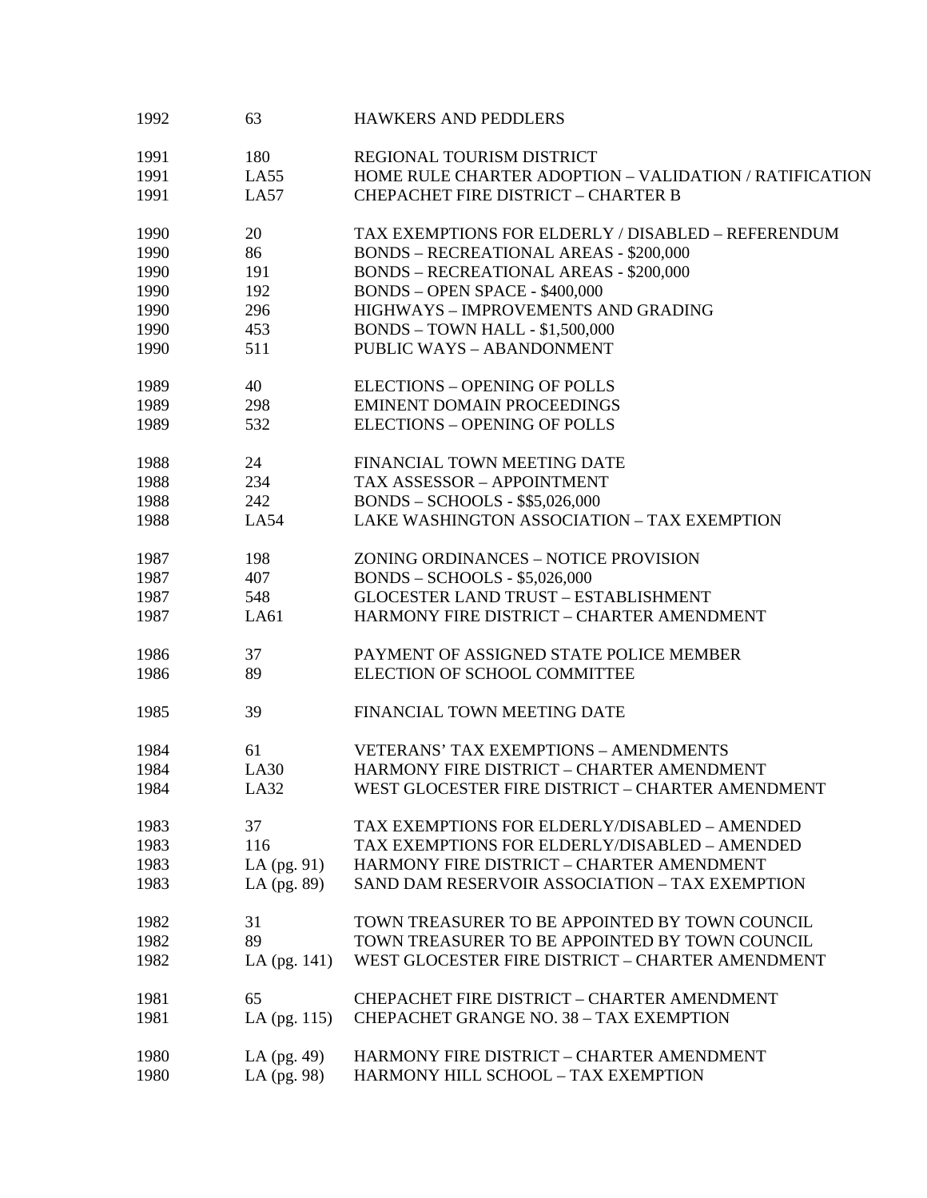| | | |
|---|---|---|
| 1992 | 63 | HAWKERS AND PEDDLERS |
| 1991 | 180 | REGIONAL TOURISM DISTRICT |
| 1991 | LA55 | HOME RULE CHARTER ADOPTION – VALIDATION / RATIFICATION |
| 1991 | LA57 | CHEPACHET FIRE DISTRICT – CHARTER B |
| 1990 | 20 | TAX EXEMPTIONS FOR ELDERLY / DISABLED – REFERENDUM |
| 1990 | 86 | BONDS – RECREATIONAL AREAS - $200,000 |
| 1990 | 191 | BONDS – RECREATIONAL AREAS - $200,000 |
| 1990 | 192 | BONDS – OPEN SPACE - $400,000 |
| 1990 | 296 | HIGHWAYS – IMPROVEMENTS AND GRADING |
| 1990 | 453 | BONDS – TOWN HALL - $1,500,000 |
| 1990 | 511 | PUBLIC WAYS – ABANDONMENT |
| 1989 | 40 | ELECTIONS – OPENING OF POLLS |
| 1989 | 298 | EMINENT DOMAIN PROCEEDINGS |
| 1989 | 532 | ELECTIONS – OPENING OF POLLS |
| 1988 | 24 | FINANCIAL TOWN MEETING DATE |
| 1988 | 234 | TAX ASSESSOR – APPOINTMENT |
| 1988 | 242 | BONDS – SCHOOLS - $$5,026,000 |
| 1988 | LA54 | LAKE WASHINGTON ASSOCIATION – TAX EXEMPTION |
| 1987 | 198 | ZONING ORDINANCES – NOTICE PROVISION |
| 1987 | 407 | BONDS – SCHOOLS - $5,026,000 |
| 1987 | 548 | GLOCESTER LAND TRUST – ESTABLISHMENT |
| 1987 | LA61 | HARMONY FIRE DISTRICT – CHARTER AMENDMENT |
| 1986 | 37 | PAYMENT OF ASSIGNED STATE POLICE MEMBER |
| 1986 | 89 | ELECTION OF SCHOOL COMMITTEE |
| 1985 | 39 | FINANCIAL TOWN MEETING DATE |
| 1984 | 61 | VETERANS' TAX EXEMPTIONS – AMENDMENTS |
| 1984 | LA30 | HARMONY FIRE DISTRICT – CHARTER AMENDMENT |
| 1984 | LA32 | WEST GLOCESTER FIRE DISTRICT – CHARTER AMENDMENT |
| 1983 | 37 | TAX EXEMPTIONS FOR ELDERLY/DISABLED – AMENDED |
| 1983 | 116 | TAX EXEMPTIONS FOR ELDERLY/DISABLED – AMENDED |
| 1983 | LA (pg. 91) | HARMONY FIRE DISTRICT – CHARTER AMENDMENT |
| 1983 | LA (pg. 89) | SAND DAM RESERVOIR ASSOCIATION – TAX EXEMPTION |
| 1982 | 31 | TOWN TREASURER TO BE APPOINTED BY TOWN COUNCIL |
| 1982 | 89 | TOWN TREASURER TO BE APPOINTED BY TOWN COUNCIL |
| 1982 | LA (pg. 141) | WEST GLOCESTER FIRE DISTRICT – CHARTER AMENDMENT |
| 1981 | 65 | CHEPACHET FIRE DISTRICT – CHARTER AMENDMENT |
| 1981 | LA (pg. 115) | CHEPACHET GRANGE NO. 38 – TAX EXEMPTION |
| 1980 | LA (pg. 49) | HARMONY FIRE DISTRICT – CHARTER AMENDMENT |
| 1980 | LA (pg. 98) | HARMONY HILL SCHOOL – TAX EXEMPTION |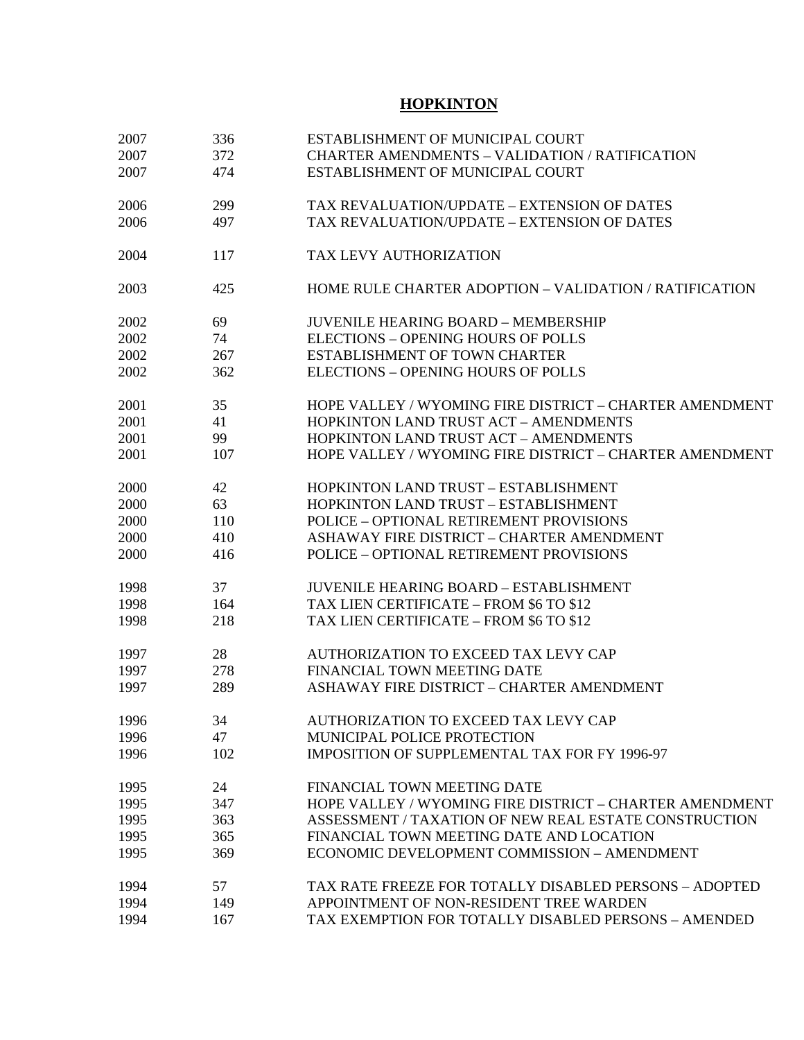# HOPKINTON

| Year | Chapter | Subject |
|---|---|---|
| 2007 | 336 | ESTABLISHMENT OF MUNICIPAL COURT |
| 2007 | 372 | CHARTER AMENDMENTS – VALIDATION / RATIFICATION |
| 2007 | 474 | ESTABLISHMENT OF MUNICIPAL COURT |
| 2006 | 299 | TAX REVALUATION/UPDATE – EXTENSION OF DATES |
| 2006 | 497 | TAX REVALUATION/UPDATE – EXTENSION OF DATES |
| 2004 | 117 | TAX LEVY AUTHORIZATION |
| 2003 | 425 | HOME RULE CHARTER ADOPTION – VALIDATION / RATIFICATION |
| 2002 | 69 | JUVENILE HEARING BOARD – MEMBERSHIP |
| 2002 | 74 | ELECTIONS – OPENING HOURS OF POLLS |
| 2002 | 267 | ESTABLISHMENT OF TOWN CHARTER |
| 2002 | 362 | ELECTIONS – OPENING HOURS OF POLLS |
| 2001 | 35 | HOPE VALLEY / WYOMING FIRE DISTRICT – CHARTER AMENDMENT |
| 2001 | 41 | HOPKINTON LAND TRUST ACT – AMENDMENTS |
| 2001 | 99 | HOPKINTON LAND TRUST ACT – AMENDMENTS |
| 2001 | 107 | HOPE VALLEY / WYOMING FIRE DISTRICT – CHARTER AMENDMENT |
| 2000 | 42 | HOPKINTON LAND TRUST – ESTABLISHMENT |
| 2000 | 63 | HOPKINTON LAND TRUST – ESTABLISHMENT |
| 2000 | 110 | POLICE – OPTIONAL RETIREMENT PROVISIONS |
| 2000 | 410 | ASHAWAY FIRE DISTRICT – CHARTER AMENDMENT |
| 2000 | 416 | POLICE – OPTIONAL RETIREMENT PROVISIONS |
| 1998 | 37 | JUVENILE HEARING BOARD – ESTABLISHMENT |
| 1998 | 164 | TAX LIEN CERTIFICATE – FROM $6 TO $12 |
| 1998 | 218 | TAX LIEN CERTIFICATE – FROM $6 TO $12 |
| 1997 | 28 | AUTHORIZATION TO EXCEED TAX LEVY CAP |
| 1997 | 278 | FINANCIAL TOWN MEETING DATE |
| 1997 | 289 | ASHAWAY FIRE DISTRICT – CHARTER AMENDMENT |
| 1996 | 34 | AUTHORIZATION TO EXCEED TAX LEVY CAP |
| 1996 | 47 | MUNICIPAL POLICE PROTECTION |
| 1996 | 102 | IMPOSITION OF SUPPLEMENTAL TAX FOR FY 1996-97 |
| 1995 | 24 | FINANCIAL TOWN MEETING DATE |
| 1995 | 347 | HOPE VALLEY / WYOMING FIRE DISTRICT – CHARTER AMENDMENT |
| 1995 | 363 | ASSESSMENT / TAXATION OF NEW REAL ESTATE CONSTRUCTION |
| 1995 | 365 | FINANCIAL TOWN MEETING DATE AND LOCATION |
| 1995 | 369 | ECONOMIC DEVELOPMENT COMMISSION – AMENDMENT |
| 1994 | 57 | TAX RATE FREEZE FOR TOTALLY DISABLED PERSONS – ADOPTED |
| 1994 | 149 | APPOINTMENT OF NON-RESIDENT TREE WARDEN |
| 1994 | 167 | TAX EXEMPTION FOR TOTALLY DISABLED PERSONS – AMENDED |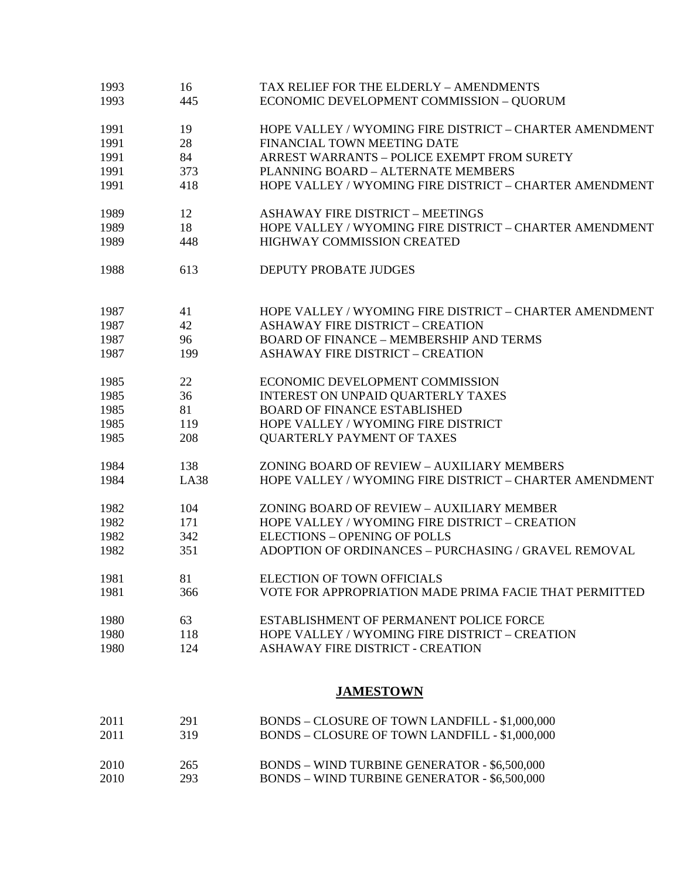| | | |
|---|---|---|
| 1993 | 16 | TAX RELIEF FOR THE ELDERLY – AMENDMENTS |
| 1993 | 445 | ECONOMIC DEVELOPMENT COMMISSION – QUORUM |
| | | |
| 1991 | 19 | HOPE VALLEY / WYOMING FIRE DISTRICT – CHARTER AMENDMENT |
| 1991 | 28 | FINANCIAL TOWN MEETING DATE |
| 1991 | 84 | ARREST WARRANTS – POLICE EXEMPT FROM SURETY |
| 1991 | 373 | PLANNING BOARD – ALTERNATE MEMBERS |
| 1991 | 418 | HOPE VALLEY / WYOMING FIRE DISTRICT – CHARTER AMENDMENT |
| | | |
| 1989 | 12 | ASHAWAY FIRE DISTRICT – MEETINGS |
| 1989 | 18 | HOPE VALLEY / WYOMING FIRE DISTRICT – CHARTER AMENDMENT |
| 1989 | 448 | HIGHWAY COMMISSION CREATED |
| | | |
| 1988 | 613 | DEPUTY PROBATE JUDGES |
| | | |
| 1987 | 41 | HOPE VALLEY / WYOMING FIRE DISTRICT – CHARTER AMENDMENT |
| 1987 | 42 | ASHAWAY FIRE DISTRICT – CREATION |
| 1987 | 96 | BOARD OF FINANCE – MEMBERSHIP AND TERMS |
| 1987 | 199 | ASHAWAY FIRE DISTRICT – CREATION |
| | | |
| 1985 | 22 | ECONOMIC DEVELOPMENT COMMISSION |
| 1985 | 36 | INTEREST ON UNPAID QUARTERLY TAXES |
| 1985 | 81 | BOARD OF FINANCE ESTABLISHED |
| 1985 | 119 | HOPE VALLEY / WYOMING FIRE DISTRICT |
| 1985 | 208 | QUARTERLY PAYMENT OF TAXES |
| | | |
| 1984 | 138 | ZONING BOARD OF REVIEW – AUXILIARY MEMBERS |
| 1984 | LA38 | HOPE VALLEY / WYOMING FIRE DISTRICT – CHARTER AMENDMENT |
| | | |
| 1982 | 104 | ZONING BOARD OF REVIEW – AUXILIARY MEMBER |
| 1982 | 171 | HOPE VALLEY / WYOMING FIRE DISTRICT – CREATION |
| 1982 | 342 | ELECTIONS – OPENING OF POLLS |
| 1982 | 351 | ADOPTION OF ORDINANCES – PURCHASING / GRAVEL REMOVAL |
| | | |
| 1981 | 81 | ELECTION OF TOWN OFFICIALS |
| 1981 | 366 | VOTE FOR APPROPRIATION MADE PRIMA FACIE THAT PERMITTED |
| | | |
| 1980 | 63 | ESTABLISHMENT OF PERMANENT POLICE FORCE |
| 1980 | 118 | HOPE VALLEY / WYOMING FIRE DISTRICT – CREATION |
| 1980 | 124 | ASHAWAY FIRE DISTRICT - CREATION |

## **JAMESTOWN**

| | | |
|---|---|---|
| 2011 | 291 | BONDS – CLOSURE OF TOWN LANDFILL - $1,000,000 |
| 2011 | 319 | BONDS – CLOSURE OF TOWN LANDFILL - $1,000,000 |
| | | |
| 2010 | 265 | BONDS – WIND TURBINE GENERATOR - $6,500,000 |
| 2010 | 293 | BONDS – WIND TURBINE GENERATOR - $6,500,000 |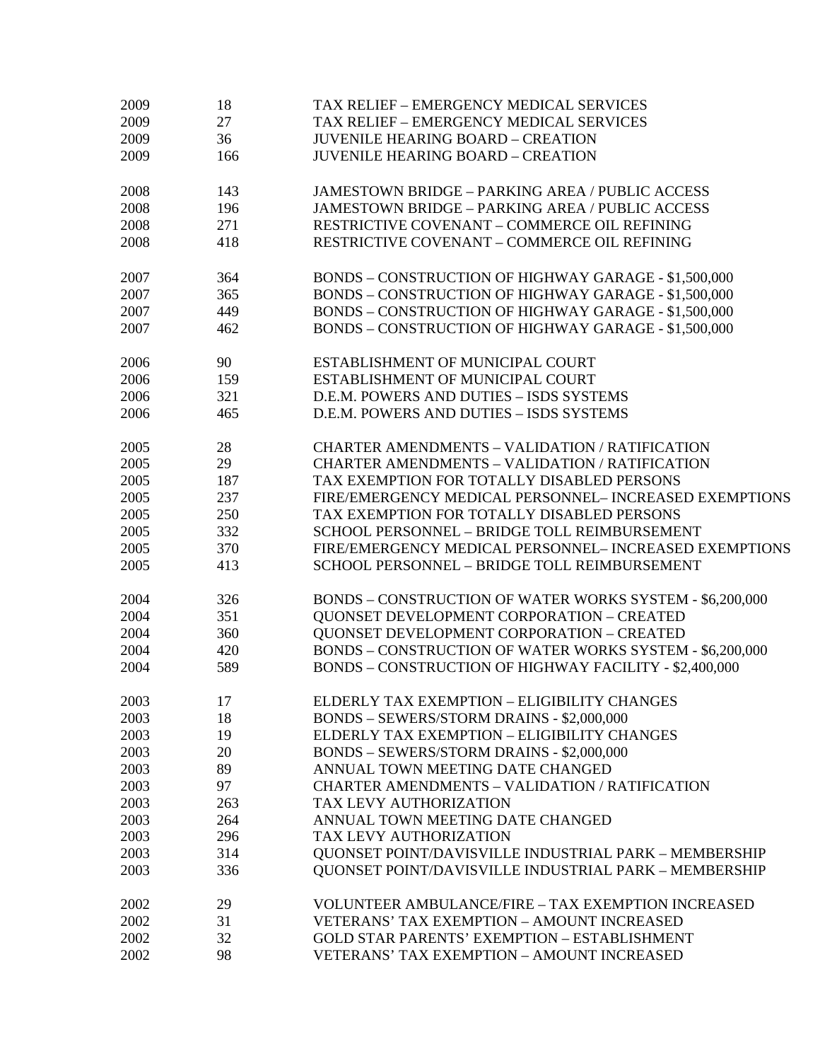| | | |
|---|---|---|
| 2009 | 18 | TAX RELIEF – EMERGENCY MEDICAL SERVICES |
| 2009 | 27 | TAX RELIEF – EMERGENCY MEDICAL SERVICES |
| 2009 | 36 | JUVENILE HEARING BOARD – CREATION |
| 2009 | 166 | JUVENILE HEARING BOARD – CREATION |
| | | |
| 2008 | 143 | JAMESTOWN BRIDGE – PARKING AREA / PUBLIC ACCESS |
| 2008 | 196 | JAMESTOWN BRIDGE – PARKING AREA / PUBLIC ACCESS |
| 2008 | 271 | RESTRICTIVE COVENANT – COMMERCE OIL REFINING |
| 2008 | 418 | RESTRICTIVE COVENANT – COMMERCE OIL REFINING |
| | | |
| 2007 | 364 | BONDS – CONSTRUCTION OF HIGHWAY GARAGE - $1,500,000 |
| 2007 | 365 | BONDS – CONSTRUCTION OF HIGHWAY GARAGE - $1,500,000 |
| 2007 | 449 | BONDS – CONSTRUCTION OF HIGHWAY GARAGE - $1,500,000 |
| 2007 | 462 | BONDS – CONSTRUCTION OF HIGHWAY GARAGE - $1,500,000 |
| | | |
| 2006 | 90 | ESTABLISHMENT OF MUNICIPAL COURT |
| 2006 | 159 | ESTABLISHMENT OF MUNICIPAL COURT |
| 2006 | 321 | D.E.M. POWERS AND DUTIES – ISDS SYSTEMS |
| 2006 | 465 | D.E.M. POWERS AND DUTIES – ISDS SYSTEMS |
| | | |
| 2005 | 28 | CHARTER AMENDMENTS – VALIDATION / RATIFICATION |
| 2005 | 29 | CHARTER AMENDMENTS – VALIDATION / RATIFICATION |
| 2005 | 187 | TAX EXEMPTION FOR TOTALLY DISABLED PERSONS |
| 2005 | 237 | FIRE/EMERGENCY MEDICAL PERSONNEL– INCREASED EXEMPTIONS |
| 2005 | 250 | TAX EXEMPTION FOR TOTALLY DISABLED PERSONS |
| 2005 | 332 | SCHOOL PERSONNEL – BRIDGE TOLL REIMBURSEMENT |
| 2005 | 370 | FIRE/EMERGENCY MEDICAL PERSONNEL– INCREASED EXEMPTIONS |
| 2005 | 413 | SCHOOL PERSONNEL – BRIDGE TOLL REIMBURSEMENT |
| | | |
| 2004 | 326 | BONDS – CONSTRUCTION OF WATER WORKS SYSTEM - $6,200,000 |
| 2004 | 351 | QUONSET DEVELOPMENT CORPORATION – CREATED |
| 2004 | 360 | QUONSET DEVELOPMENT CORPORATION – CREATED |
| 2004 | 420 | BONDS – CONSTRUCTION OF WATER WORKS SYSTEM - $6,200,000 |
| 2004 | 589 | BONDS – CONSTRUCTION OF HIGHWAY FACILITY - $2,400,000 |
| | | |
| 2003 | 17 | ELDERLY TAX EXEMPTION – ELIGIBILITY CHANGES |
| 2003 | 18 | BONDS – SEWERS/STORM DRAINS - $2,000,000 |
| 2003 | 19 | ELDERLY TAX EXEMPTION – ELIGIBILITY CHANGES |
| 2003 | 20 | BONDS – SEWERS/STORM DRAINS - $2,000,000 |
| 2003 | 89 | ANNUAL TOWN MEETING DATE CHANGED |
| 2003 | 97 | CHARTER AMENDMENTS – VALIDATION / RATIFICATION |
| 2003 | 263 | TAX LEVY AUTHORIZATION |
| 2003 | 264 | ANNUAL TOWN MEETING DATE CHANGED |
| 2003 | 296 | TAX LEVY AUTHORIZATION |
| 2003 | 314 | QUONSET POINT/DAVISVILLE INDUSTRIAL PARK – MEMBERSHIP |
| 2003 | 336 | QUONSET POINT/DAVISVILLE INDUSTRIAL PARK – MEMBERSHIP |
| | | |
| 2002 | 29 | VOLUNTEER AMBULANCE/FIRE – TAX EXEMPTION INCREASED |
| 2002 | 31 | VETERANS' TAX EXEMPTION – AMOUNT INCREASED |
| 2002 | 32 | GOLD STAR PARENTS' EXEMPTION – ESTABLISHMENT |
| 2002 | 98 | VETERANS' TAX EXEMPTION – AMOUNT INCREASED |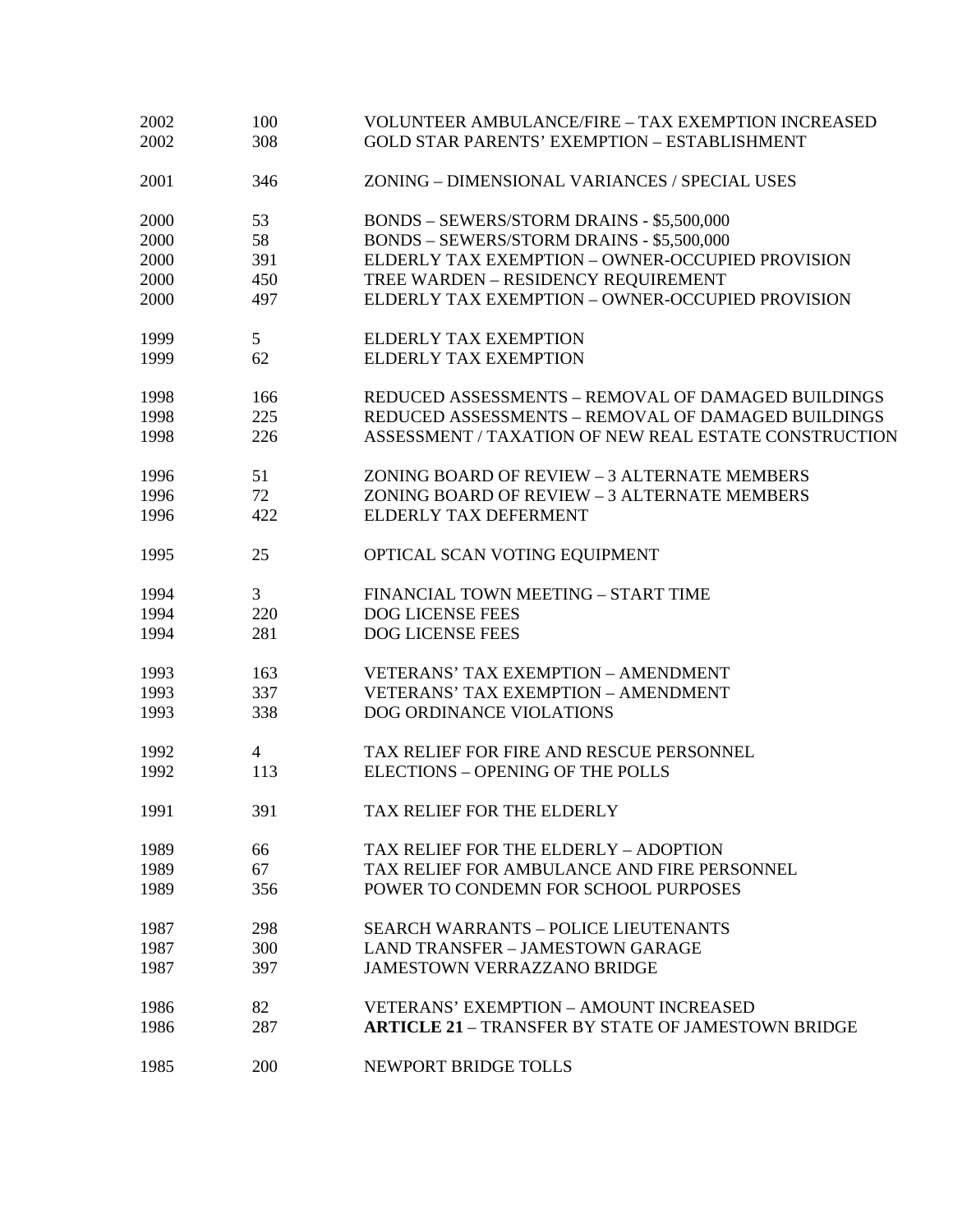| | | |
|---|---|---|
| 2002 | 100 | VOLUNTEER AMBULANCE/FIRE – TAX EXEMPTION INCREASED |
| 2002 | 308 | GOLD STAR PARENTS' EXEMPTION – ESTABLISHMENT |
| 2001 | 346 | ZONING – DIMENSIONAL VARIANCES / SPECIAL USES |
| 2000 | 53 | BONDS – SEWERS/STORM DRAINS - $5,500,000 |
| 2000 | 58 | BONDS – SEWERS/STORM DRAINS - $5,500,000 |
| 2000 | 391 | ELDERLY TAX EXEMPTION – OWNER-OCCUPIED PROVISION |
| 2000 | 450 | TREE WARDEN – RESIDENCY REQUIREMENT |
| 2000 | 497 | ELDERLY TAX EXEMPTION – OWNER-OCCUPIED PROVISION |
| 1999 | 5 | ELDERLY TAX EXEMPTION |
| 1999 | 62 | ELDERLY TAX EXEMPTION |
| 1998 | 166 | REDUCED ASSESSMENTS – REMOVAL OF DAMAGED BUILDINGS |
| 1998 | 225 | REDUCED ASSESSMENTS – REMOVAL OF DAMAGED BUILDINGS |
| 1998 | 226 | ASSESSMENT / TAXATION OF NEW REAL ESTATE CONSTRUCTION |
| 1996 | 51 | ZONING BOARD OF REVIEW – 3 ALTERNATE MEMBERS |
| 1996 | 72 | ZONING BOARD OF REVIEW – 3 ALTERNATE MEMBERS |
| 1996 | 422 | ELDERLY TAX DEFERMENT |
| 1995 | 25 | OPTICAL SCAN VOTING EQUIPMENT |
| 1994 | 3 | FINANCIAL TOWN MEETING – START TIME |
| 1994 | 220 | DOG LICENSE FEES |
| 1994 | 281 | DOG LICENSE FEES |
| 1993 | 163 | VETERANS' TAX EXEMPTION – AMENDMENT |
| 1993 | 337 | VETERANS' TAX EXEMPTION – AMENDMENT |
| 1993 | 338 | DOG ORDINANCE VIOLATIONS |
| 1992 | 4 | TAX RELIEF FOR FIRE AND RESCUE PERSONNEL |
| 1992 | 113 | ELECTIONS – OPENING OF THE POLLS |
| 1991 | 391 | TAX RELIEF FOR THE ELDERLY |
| 1989 | 66 | TAX RELIEF FOR THE ELDERLY – ADOPTION |
| 1989 | 67 | TAX RELIEF FOR AMBULANCE AND FIRE PERSONNEL |
| 1989 | 356 | POWER TO CONDEMN FOR SCHOOL PURPOSES |
| 1987 | 298 | SEARCH WARRANTS – POLICE LIEUTENANTS |
| 1987 | 300 | LAND TRANSFER – JAMESTOWN GARAGE |
| 1987 | 397 | JAMESTOWN VERRAZZANO BRIDGE |
| 1986 | 82 | VETERANS' EXEMPTION – AMOUNT INCREASED |
| 1986 | 287 | **ARTICLE 21** – TRANSFER BY STATE OF JAMESTOWN BRIDGE |
| 1985 | 200 | NEWPORT BRIDGE TOLLS |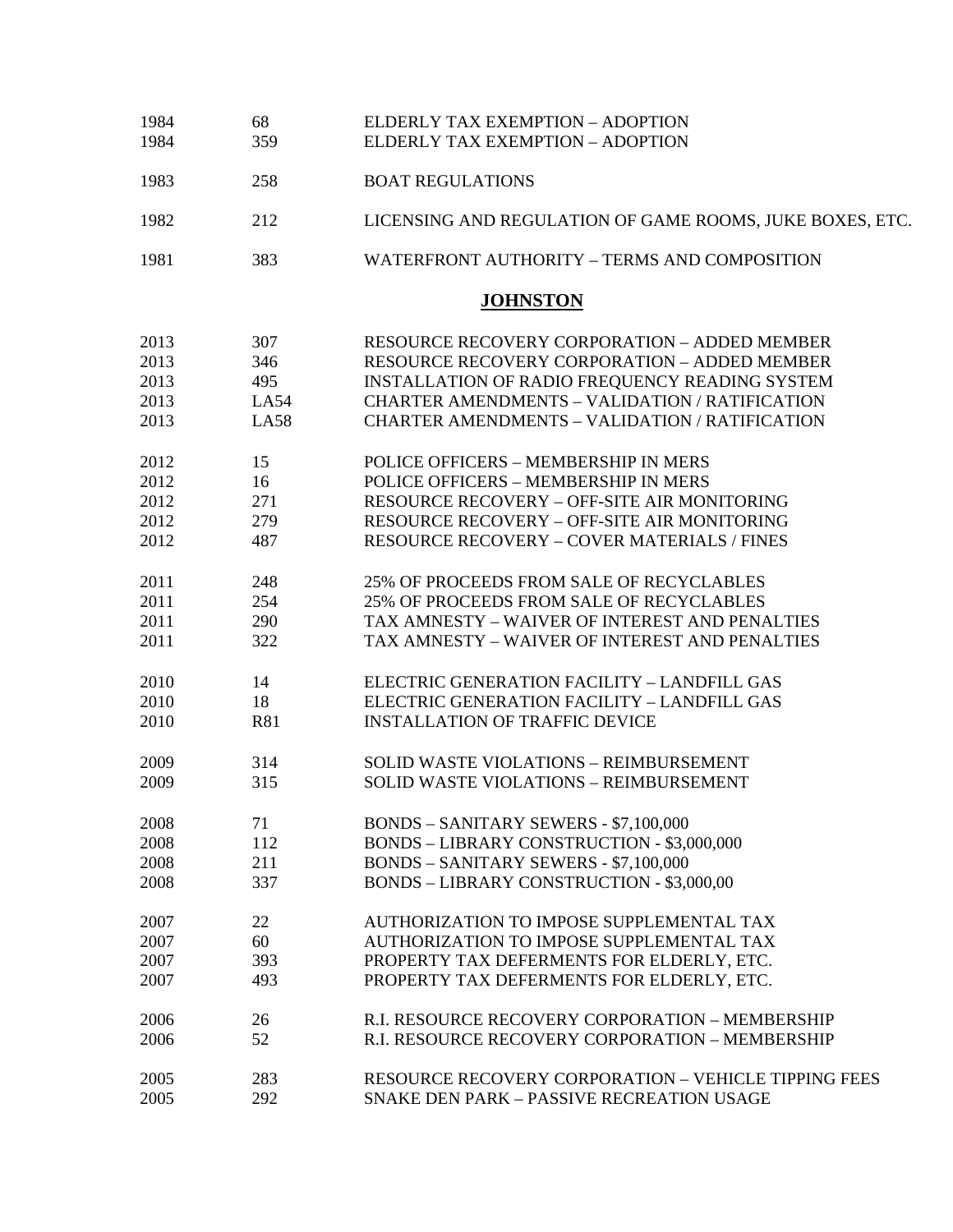| | | |
|---|---|---|
| 1984 | 68 | ELDERLY TAX EXEMPTION – ADOPTION |
| 1984 | 359 | ELDERLY TAX EXEMPTION – ADOPTION |
| | | |
| 1983 | 258 | BOAT REGULATIONS |
| | | |
| 1982 | 212 | LICENSING AND REGULATION OF GAME ROOMS, JUKE BOXES, ETC. |
| | | |
| 1981 | 383 | WATERFRONT AUTHORITY – TERMS AND COMPOSITION |

## **JOHNSTON**

| | | |
|---|---|---|
| 2013 | 307 | RESOURCE RECOVERY CORPORATION – ADDED MEMBER |
| 2013 | 346 | RESOURCE RECOVERY CORPORATION – ADDED MEMBER |
| 2013 | 495 | INSTALLATION OF RADIO FREQUENCY READING SYSTEM |
| 2013 | LA54 | CHARTER AMENDMENTS – VALIDATION / RATIFICATION |
| 2013 | LA58 | CHARTER AMENDMENTS – VALIDATION / RATIFICATION |
| | | |
| 2012 | 15 | POLICE OFFICERS – MEMBERSHIP IN MERS |
| 2012 | 16 | POLICE OFFICERS – MEMBERSHIP IN MERS |
| 2012 | 271 | RESOURCE RECOVERY – OFF-SITE AIR MONITORING |
| 2012 | 279 | RESOURCE RECOVERY – OFF-SITE AIR MONITORING |
| 2012 | 487 | RESOURCE RECOVERY – COVER MATERIALS / FINES |
| | | |
| 2011 | 248 | 25% OF PROCEEDS FROM SALE OF RECYCLABLES |
| 2011 | 254 | 25% OF PROCEEDS FROM SALE OF RECYCLABLES |
| 2011 | 290 | TAX AMNESTY – WAIVER OF INTEREST AND PENALTIES |
| 2011 | 322 | TAX AMNESTY – WAIVER OF INTEREST AND PENALTIES |
| | | |
| 2010 | 14 | ELECTRIC GENERATION FACILITY – LANDFILL GAS |
| 2010 | 18 | ELECTRIC GENERATION FACILITY – LANDFILL GAS |
| 2010 | R81 | INSTALLATION OF TRAFFIC DEVICE |
| | | |
| 2009 | 314 | SOLID WASTE VIOLATIONS – REIMBURSEMENT |
| 2009 | 315 | SOLID WASTE VIOLATIONS – REIMBURSEMENT |
| | | |
| 2008 | 71 | BONDS – SANITARY SEWERS - $7,100,000 |
| 2008 | 112 | BONDS – LIBRARY CONSTRUCTION - $3,000,000 |
| 2008 | 211 | BONDS – SANITARY SEWERS - $7,100,000 |
| 2008 | 337 | BONDS – LIBRARY CONSTRUCTION - $3,000,00 |
| | | |
| 2007 | 22 | AUTHORIZATION TO IMPOSE SUPPLEMENTAL TAX |
| 2007 | 60 | AUTHORIZATION TO IMPOSE SUPPLEMENTAL TAX |
| 2007 | 393 | PROPERTY TAX DEFERMENTS FOR ELDERLY, ETC. |
| 2007 | 493 | PROPERTY TAX DEFERMENTS FOR ELDERLY, ETC. |
| | | |
| 2006 | 26 | R.I. RESOURCE RECOVERY CORPORATION – MEMBERSHIP |
| 2006 | 52 | R.I. RESOURCE RECOVERY CORPORATION – MEMBERSHIP |
| | | |
| 2005 | 283 | RESOURCE RECOVERY CORPORATION – VEHICLE TIPPING FEES |
| 2005 | 292 | SNAKE DEN PARK – PASSIVE RECREATION USAGE |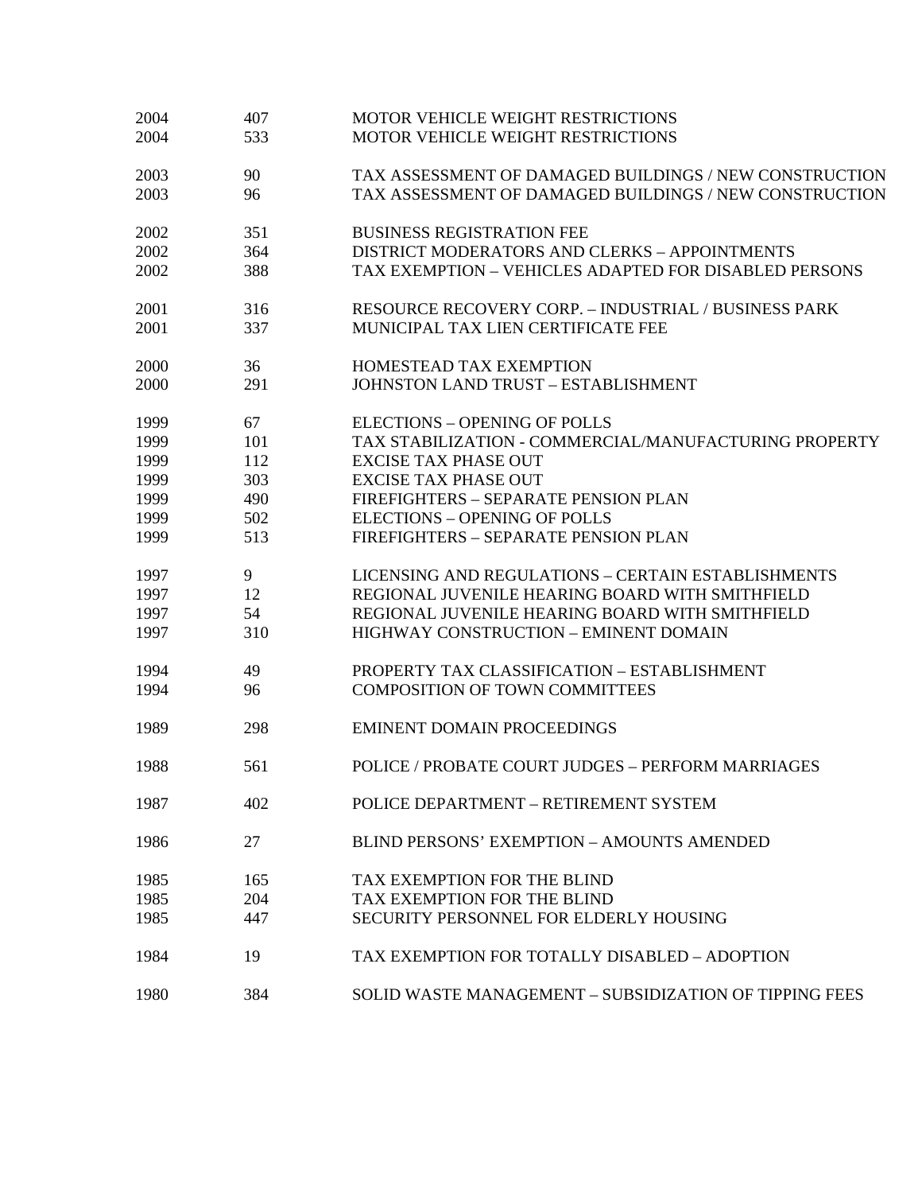| | | |
|---|---|---|
| 2004 | 407 | MOTOR VEHICLE WEIGHT RESTRICTIONS |
| 2004 | 533 | MOTOR VEHICLE WEIGHT RESTRICTIONS |
| | | |
| 2003 | 90 | TAX ASSESSMENT OF DAMAGED BUILDINGS / NEW CONSTRUCTION |
| 2003 | 96 | TAX ASSESSMENT OF DAMAGED BUILDINGS / NEW CONSTRUCTION |
| | | |
| 2002 | 351 | BUSINESS REGISTRATION FEE |
| 2002 | 364 | DISTRICT MODERATORS AND CLERKS – APPOINTMENTS |
| 2002 | 388 | TAX EXEMPTION – VEHICLES ADAPTED FOR DISABLED PERSONS |
| | | |
| 2001 | 316 | RESOURCE RECOVERY CORP. – INDUSTRIAL / BUSINESS PARK |
| 2001 | 337 | MUNICIPAL TAX LIEN CERTIFICATE FEE |
| | | |
| 2000 | 36 | HOMESTEAD TAX EXEMPTION |
| 2000 | 291 | JOHNSTON LAND TRUST – ESTABLISHMENT |
| | | |
| 1999 | 67 | ELECTIONS – OPENING OF POLLS |
| 1999 | 101 | TAX STABILIZATION - COMMERCIAL/MANUFACTURING PROPERTY |
| 1999 | 112 | EXCISE TAX PHASE OUT |
| 1999 | 303 | EXCISE TAX PHASE OUT |
| 1999 | 490 | FIREFIGHTERS – SEPARATE PENSION PLAN |
| 1999 | 502 | ELECTIONS – OPENING OF POLLS |
| 1999 | 513 | FIREFIGHTERS – SEPARATE PENSION PLAN |
| | | |
| 1997 | 9 | LICENSING AND REGULATIONS – CERTAIN ESTABLISHMENTS |
| 1997 | 12 | REGIONAL JUVENILE HEARING BOARD WITH SMITHFIELD |
| 1997 | 54 | REGIONAL JUVENILE HEARING BOARD WITH SMITHFIELD |
| 1997 | 310 | HIGHWAY CONSTRUCTION – EMINENT DOMAIN |
| | | |
| 1994 | 49 | PROPERTY TAX CLASSIFICATION – ESTABLISHMENT |
| 1994 | 96 | COMPOSITION OF TOWN COMMITTEES |
| | | |
| 1989 | 298 | EMINENT DOMAIN PROCEEDINGS |
| | | |
| 1988 | 561 | POLICE / PROBATE COURT JUDGES – PERFORM MARRIAGES |
| | | |
| 1987 | 402 | POLICE DEPARTMENT – RETIREMENT SYSTEM |
| | | |
| 1986 | 27 | BLIND PERSONS' EXEMPTION – AMOUNTS AMENDED |
| | | |
| 1985 | 165 | TAX EXEMPTION FOR THE BLIND |
| 1985 | 204 | TAX EXEMPTION FOR THE BLIND |
| 1985 | 447 | SECURITY PERSONNEL FOR ELDERLY HOUSING |
| | | |
| 1984 | 19 | TAX EXEMPTION FOR TOTALLY DISABLED – ADOPTION |
| | | |
| 1980 | 384 | SOLID WASTE MANAGEMENT – SUBSIDIZATION OF TIPPING FEES |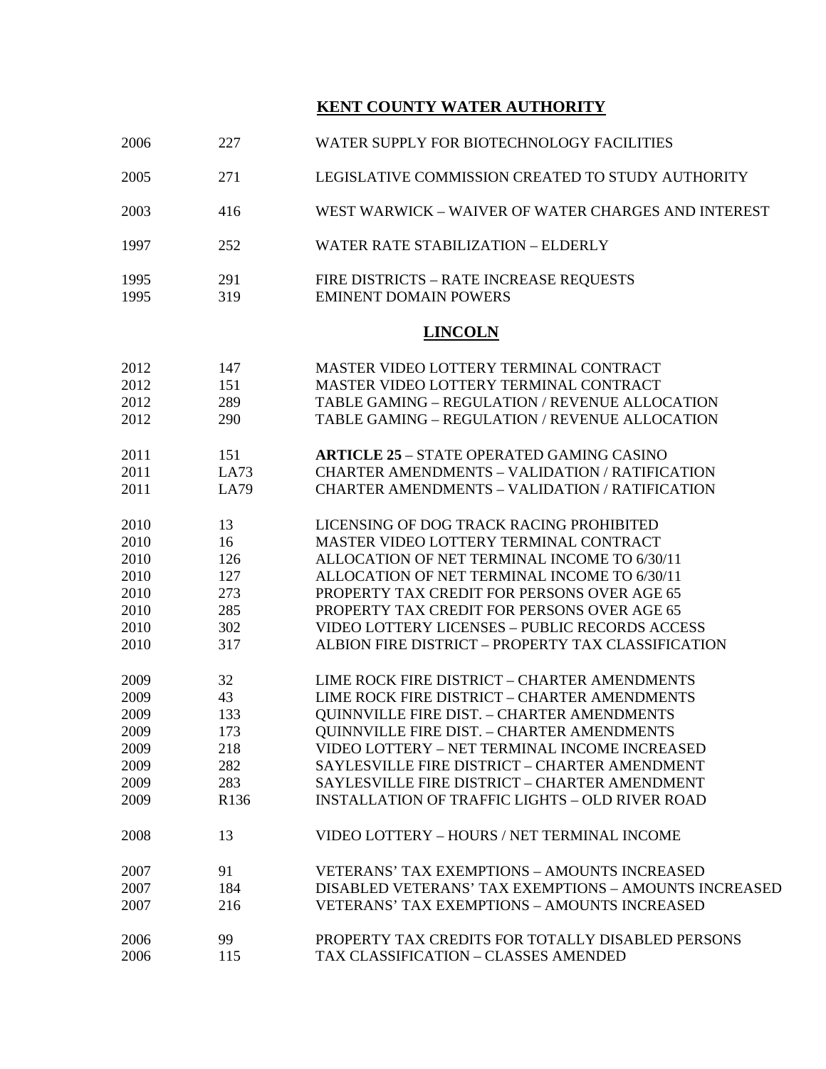## KENT COUNTY WATER AUTHORITY

| | | |
|---|---|---|
| 2006 | 227 | WATER SUPPLY FOR BIOTECHNOLOGY FACILITIES |
| 2005 | 271 | LEGISLATIVE COMMISSION CREATED TO STUDY AUTHORITY |
| 2003 | 416 | WEST WARWICK – WAIVER OF WATER CHARGES AND INTEREST |
| 1997 | 252 | WATER RATE STABILIZATION – ELDERLY |
| 1995 | 291 | FIRE DISTRICTS – RATE INCREASE REQUESTS |
| 1995 | 319 | EMINENT DOMAIN POWERS |

## LINCOLN

| | | |
|---|---|---|
| 2012 | 147 | MASTER VIDEO LOTTERY TERMINAL CONTRACT |
| 2012 | 151 | MASTER VIDEO LOTTERY TERMINAL CONTRACT |
| 2012 | 289 | TABLE GAMING – REGULATION / REVENUE ALLOCATION |
| 2012 | 290 | TABLE GAMING – REGULATION / REVENUE ALLOCATION |
| 2011 | 151 | **ARTICLE 25** – STATE OPERATED GAMING CASINO |
| 2011 | LA73 | CHARTER AMENDMENTS – VALIDATION / RATIFICATION |
| 2011 | LA79 | CHARTER AMENDMENTS – VALIDATION / RATIFICATION |
| 2010 | 13 | LICENSING OF DOG TRACK RACING PROHIBITED |
| 2010 | 16 | MASTER VIDEO LOTTERY TERMINAL CONTRACT |
| 2010 | 126 | ALLOCATION OF NET TERMINAL INCOME TO 6/30/11 |
| 2010 | 127 | ALLOCATION OF NET TERMINAL INCOME TO 6/30/11 |
| 2010 | 273 | PROPERTY TAX CREDIT FOR PERSONS OVER AGE 65 |
| 2010 | 285 | PROPERTY TAX CREDIT FOR PERSONS OVER AGE 65 |
| 2010 | 302 | VIDEO LOTTERY LICENSES – PUBLIC RECORDS ACCESS |
| 2010 | 317 | ALBION FIRE DISTRICT – PROPERTY TAX CLASSIFICATION |
| 2009 | 32 | LIME ROCK FIRE DISTRICT – CHARTER AMENDMENTS |
| 2009 | 43 | LIME ROCK FIRE DISTRICT – CHARTER AMENDMENTS |
| 2009 | 133 | QUINNVILLE FIRE DIST. – CHARTER AMENDMENTS |
| 2009 | 173 | QUINNVILLE FIRE DIST. – CHARTER AMENDMENTS |
| 2009 | 218 | VIDEO LOTTERY – NET TERMINAL INCOME INCREASED |
| 2009 | 282 | SAYLESVILLE FIRE DISTRICT – CHARTER AMENDMENT |
| 2009 | 283 | SAYLESVILLE FIRE DISTRICT – CHARTER AMENDMENT |
| 2009 | R136 | INSTALLATION OF TRAFFIC LIGHTS – OLD RIVER ROAD |
| 2008 | 13 | VIDEO LOTTERY – HOURS / NET TERMINAL INCOME |
| 2007 | 91 | VETERANS' TAX EXEMPTIONS – AMOUNTS INCREASED |
| 2007 | 184 | DISABLED VETERANS' TAX EXEMPTIONS – AMOUNTS INCREASED |
| 2007 | 216 | VETERANS' TAX EXEMPTIONS – AMOUNTS INCREASED |
| 2006 | 99 | PROPERTY TAX CREDITS FOR TOTALLY DISABLED PERSONS |
| 2006 | 115 | TAX CLASSIFICATION – CLASSES AMENDED |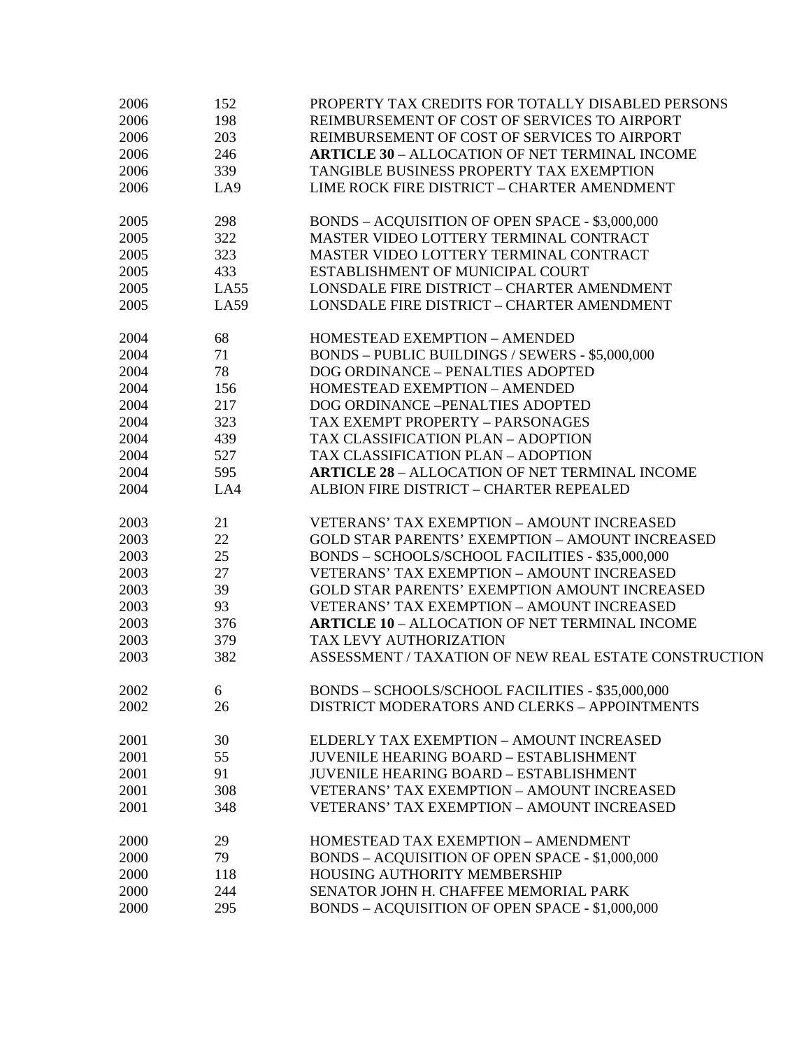| | | |
|---|---|---|
| 2006 | 152 | PROPERTY TAX CREDITS FOR TOTALLY DISABLED PERSONS |
| 2006 | 198 | REIMBURSEMENT OF COST OF SERVICES TO AIRPORT |
| 2006 | 203 | REIMBURSEMENT OF COST OF SERVICES TO AIRPORT |
| 2006 | 246 | **ARTICLE 30** – ALLOCATION OF NET TERMINAL INCOME |
| 2006 | 339 | TANGIBLE BUSINESS PROPERTY TAX EXEMPTION |
| 2006 | LA9 | LIME ROCK FIRE DISTRICT – CHARTER AMENDMENT |
| | | |
| 2005 | 298 | BONDS – ACQUISITION OF OPEN SPACE - $3,000,000 |
| 2005 | 322 | MASTER VIDEO LOTTERY TERMINAL CONTRACT |
| 2005 | 323 | MASTER VIDEO LOTTERY TERMINAL CONTRACT |
| 2005 | 433 | ESTABLISHMENT OF MUNICIPAL COURT |
| 2005 | LA55 | LONSDALE FIRE DISTRICT – CHARTER AMENDMENT |
| 2005 | LA59 | LONSDALE FIRE DISTRICT – CHARTER AMENDMENT |
| | | |
| 2004 | 68 | HOMESTEAD EXEMPTION – AMENDED |
| 2004 | 71 | BONDS – PUBLIC BUILDINGS / SEWERS - $5,000,000 |
| 2004 | 78 | DOG ORDINANCE – PENALTIES ADOPTED |
| 2004 | 156 | HOMESTEAD EXEMPTION – AMENDED |
| 2004 | 217 | DOG ORDINANCE –PENALTIES ADOPTED |
| 2004 | 323 | TAX EXEMPT PROPERTY – PARSONAGES |
| 2004 | 439 | TAX CLASSIFICATION PLAN – ADOPTION |
| 2004 | 527 | TAX CLASSIFICATION PLAN – ADOPTION |
| 2004 | 595 | **ARTICLE 28** – ALLOCATION OF NET TERMINAL INCOME |
| 2004 | LA4 | ALBION FIRE DISTRICT – CHARTER REPEALED |
| | | |
| 2003 | 21 | VETERANS' TAX EXEMPTION – AMOUNT INCREASED |
| 2003 | 22 | GOLD STAR PARENTS' EXEMPTION – AMOUNT INCREASED |
| 2003 | 25 | BONDS – SCHOOLS/SCHOOL FACILITIES - $35,000,000 |
| 2003 | 27 | VETERANS' TAX EXEMPTION – AMOUNT INCREASED |
| 2003 | 39 | GOLD STAR PARENTS' EXEMPTION AMOUNT INCREASED |
| 2003 | 93 | VETERANS' TAX EXEMPTION – AMOUNT INCREASED |
| 2003 | 376 | **ARTICLE 10** – ALLOCATION OF NET TERMINAL INCOME |
| 2003 | 379 | TAX LEVY AUTHORIZATION |
| 2003 | 382 | ASSESSMENT / TAXATION OF NEW REAL ESTATE CONSTRUCTION |
| | | |
| 2002 | 6 | BONDS – SCHOOLS/SCHOOL FACILITIES - $35,000,000 |
| 2002 | 26 | DISTRICT MODERATORS AND CLERKS – APPOINTMENTS |
| | | |
| 2001 | 30 | ELDERLY TAX EXEMPTION – AMOUNT INCREASED |
| 2001 | 55 | JUVENILE HEARING BOARD – ESTABLISHMENT |
| 2001 | 91 | JUVENILE HEARING BOARD – ESTABLISHMENT |
| 2001 | 308 | VETERANS' TAX EXEMPTION – AMOUNT INCREASED |
| 2001 | 348 | VETERANS' TAX EXEMPTION – AMOUNT INCREASED |
| | | |
| 2000 | 29 | HOMESTEAD TAX EXEMPTION – AMENDMENT |
| 2000 | 79 | BONDS – ACQUISITION OF OPEN SPACE - $1,000,000 |
| 2000 | 118 | HOUSING AUTHORITY MEMBERSHIP |
| 2000 | 244 | SENATOR JOHN H. CHAFFEE MEMORIAL PARK |
| 2000 | 295 | BONDS – ACQUISITION OF OPEN SPACE - $1,000,000 |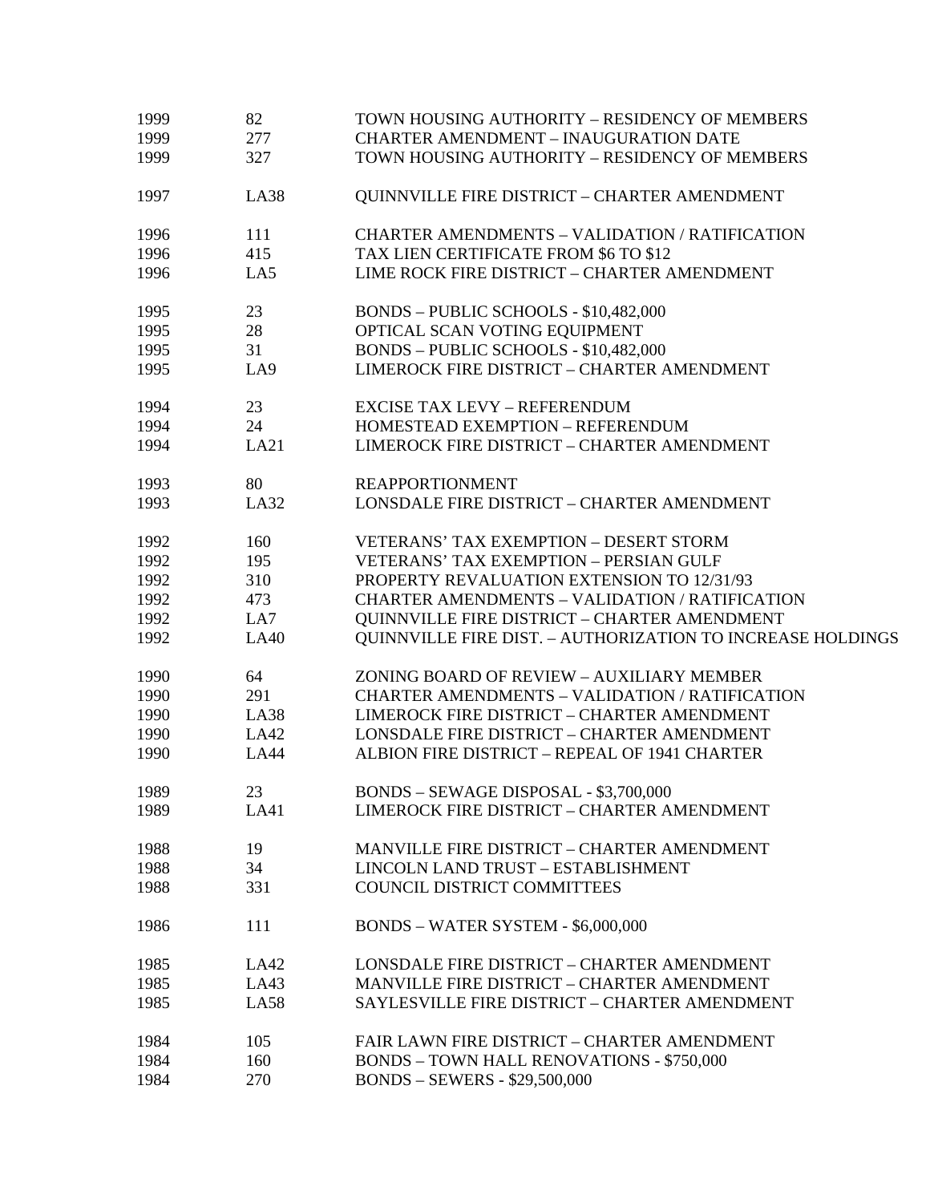| | | |
|---|---|---|
| 1999 | 82 | TOWN HOUSING AUTHORITY – RESIDENCY OF MEMBERS |
| 1999 | 277 | CHARTER AMENDMENT – INAUGURATION DATE |
| 1999 | 327 | TOWN HOUSING AUTHORITY – RESIDENCY OF MEMBERS |
| | | |
| 1997 | LA38 | QUINNVILLE FIRE DISTRICT – CHARTER AMENDMENT |
| | | |
| 1996 | 111 | CHARTER AMENDMENTS – VALIDATION / RATIFICATION |
| 1996 | 415 | TAX LIEN CERTIFICATE FROM $6 TO $12 |
| 1996 | LA5 | LIME ROCK FIRE DISTRICT – CHARTER AMENDMENT |
| | | |
| 1995 | 23 | BONDS – PUBLIC SCHOOLS - $10,482,000 |
| 1995 | 28 | OPTICAL SCAN VOTING EQUIPMENT |
| 1995 | 31 | BONDS – PUBLIC SCHOOLS - $10,482,000 |
| 1995 | LA9 | LIMEROCK FIRE DISTRICT – CHARTER AMENDMENT |
| | | |
| 1994 | 23 | EXCISE TAX LEVY – REFERENDUM |
| 1994 | 24 | HOMESTEAD EXEMPTION – REFERENDUM |
| 1994 | LA21 | LIMEROCK FIRE DISTRICT – CHARTER AMENDMENT |
| | | |
| 1993 | 80 | REAPPORTIONMENT |
| 1993 | LA32 | LONSDALE FIRE DISTRICT – CHARTER AMENDMENT |
| | | |
| 1992 | 160 | VETERANS' TAX EXEMPTION – DESERT STORM |
| 1992 | 195 | VETERANS' TAX EXEMPTION – PERSIAN GULF |
| 1992 | 310 | PROPERTY REVALUATION EXTENSION TO 12/31/93 |
| 1992 | 473 | CHARTER AMENDMENTS – VALIDATION / RATIFICATION |
| 1992 | LA7 | QUINNVILLE FIRE DISTRICT – CHARTER AMENDMENT |
| 1992 | LA40 | QUINNVILLE FIRE DIST. – AUTHORIZATION TO INCREASE HOLDINGS |
| | | |
| 1990 | 64 | ZONING BOARD OF REVIEW – AUXILIARY MEMBER |
| 1990 | 291 | CHARTER AMENDMENTS – VALIDATION / RATIFICATION |
| 1990 | LA38 | LIMEROCK FIRE DISTRICT – CHARTER AMENDMENT |
| 1990 | LA42 | LONSDALE FIRE DISTRICT – CHARTER AMENDMENT |
| 1990 | LA44 | ALBION FIRE DISTRICT – REPEAL OF 1941 CHARTER |
| | | |
| 1989 | 23 | BONDS – SEWAGE DISPOSAL - $3,700,000 |
| 1989 | LA41 | LIMEROCK FIRE DISTRICT – CHARTER AMENDMENT |
| | | |
| 1988 | 19 | MANVILLE FIRE DISTRICT – CHARTER AMENDMENT |
| 1988 | 34 | LINCOLN LAND TRUST – ESTABLISHMENT |
| 1988 | 331 | COUNCIL DISTRICT COMMITTEES |
| | | |
| 1986 | 111 | BONDS – WATER SYSTEM - $6,000,000 |
| | | |
| 1985 | LA42 | LONSDALE FIRE DISTRICT – CHARTER AMENDMENT |
| 1985 | LA43 | MANVILLE FIRE DISTRICT – CHARTER AMENDMENT |
| 1985 | LA58 | SAYLESVILLE FIRE DISTRICT – CHARTER AMENDMENT |
| | | |
| 1984 | 105 | FAIR LAWN FIRE DISTRICT – CHARTER AMENDMENT |
| 1984 | 160 | BONDS – TOWN HALL RENOVATIONS - $750,000 |
| 1984 | 270 | BONDS – SEWERS - $29,500,000 |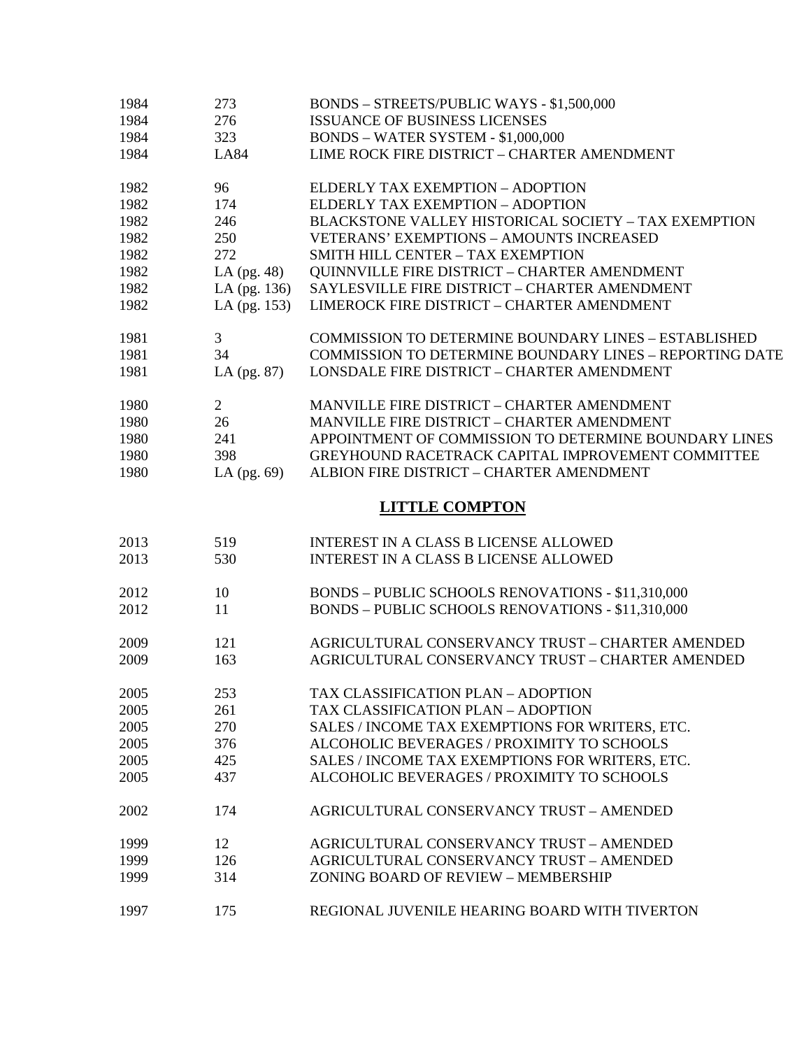| | | |
|---|---|---|
| 1984 | 273 | BONDS – STREETS/PUBLIC WAYS - $1,500,000 |
| 1984 | 276 | ISSUANCE OF BUSINESS LICENSES |
| 1984 | 323 | BONDS – WATER SYSTEM - $1,000,000 |
| 1984 | LA84 | LIME ROCK FIRE DISTRICT – CHARTER AMENDMENT |
| | | |
| 1982 | 96 | ELDERLY TAX EXEMPTION – ADOPTION |
| 1982 | 174 | ELDERLY TAX EXEMPTION – ADOPTION |
| 1982 | 246 | BLACKSTONE VALLEY HISTORICAL SOCIETY – TAX EXEMPTION |
| 1982 | 250 | VETERANS' EXEMPTIONS – AMOUNTS INCREASED |
| 1982 | 272 | SMITH HILL CENTER – TAX EXEMPTION |
| 1982 | LA (pg. 48) | QUINNVILLE FIRE DISTRICT – CHARTER AMENDMENT |
| 1982 | LA (pg. 136) | SAYLESVILLE FIRE DISTRICT – CHARTER AMENDMENT |
| 1982 | LA (pg. 153) | LIMEROCK FIRE DISTRICT – CHARTER AMENDMENT |
| | | |
| 1981 | 3 | COMMISSION TO DETERMINE BOUNDARY LINES – ESTABLISHED |
| 1981 | 34 | COMMISSION TO DETERMINE BOUNDARY LINES – REPORTING DATE |
| 1981 | LA (pg. 87) | LONSDALE FIRE DISTRICT – CHARTER AMENDMENT |
| | | |
| 1980 | 2 | MANVILLE FIRE DISTRICT – CHARTER AMENDMENT |
| 1980 | 26 | MANVILLE FIRE DISTRICT – CHARTER AMENDMENT |
| 1980 | 241 | APPOINTMENT OF COMMISSION TO DETERMINE BOUNDARY LINES |
| 1980 | 398 | GREYHOUND RACETRACK CAPITAL IMPROVEMENT COMMITTEE |
| 1980 | LA (pg. 69) | ALBION FIRE DISTRICT – CHARTER AMENDMENT |

## LITTLE COMPTON

| | | |
|---|---|---|
| 2013 | 519 | INTEREST IN A CLASS B LICENSE ALLOWED |
| 2013 | 530 | INTEREST IN A CLASS B LICENSE ALLOWED |
| | | |
| 2012 | 10 | BONDS – PUBLIC SCHOOLS RENOVATIONS - $11,310,000 |
| 2012 | 11 | BONDS – PUBLIC SCHOOLS RENOVATIONS - $11,310,000 |
| | | |
| 2009 | 121 | AGRICULTURAL CONSERVANCY TRUST – CHARTER AMENDED |
| 2009 | 163 | AGRICULTURAL CONSERVANCY TRUST – CHARTER AMENDED |
| | | |
| 2005 | 253 | TAX CLASSIFICATION PLAN – ADOPTION |
| 2005 | 261 | TAX CLASSIFICATION PLAN – ADOPTION |
| 2005 | 270 | SALES / INCOME TAX EXEMPTIONS FOR WRITERS, ETC. |
| 2005 | 376 | ALCOHOLIC BEVERAGES / PROXIMITY TO SCHOOLS |
| 2005 | 425 | SALES / INCOME TAX EXEMPTIONS FOR WRITERS, ETC. |
| 2005 | 437 | ALCOHOLIC BEVERAGES / PROXIMITY TO SCHOOLS |
| | | |
| 2002 | 174 | AGRICULTURAL CONSERVANCY TRUST – AMENDED |
| | | |
| 1999 | 12 | AGRICULTURAL CONSERVANCY TRUST – AMENDED |
| 1999 | 126 | AGRICULTURAL CONSERVANCY TRUST – AMENDED |
| 1999 | 314 | ZONING BOARD OF REVIEW – MEMBERSHIP |
| | | |
| 1997 | 175 | REGIONAL JUVENILE HEARING BOARD WITH TIVERTON |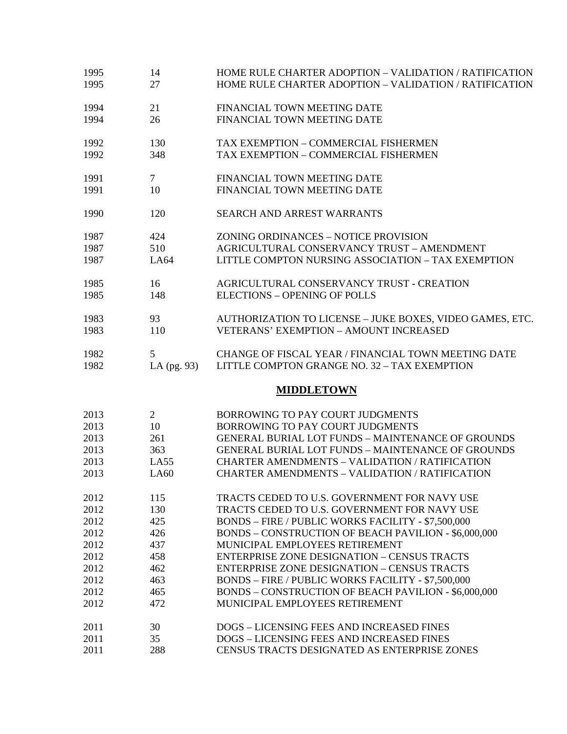| | | |
|---|---|---|
| 1995 | 14 | HOME RULE CHARTER ADOPTION – VALIDATION / RATIFICATION |
| 1995 | 27 | HOME RULE CHARTER ADOPTION – VALIDATION / RATIFICATION |
| | | |
| 1994 | 21 | FINANCIAL TOWN MEETING DATE |
| 1994 | 26 | FINANCIAL TOWN MEETING DATE |
| | | |
| 1992 | 130 | TAX EXEMPTION – COMMERCIAL FISHERMEN |
| 1992 | 348 | TAX EXEMPTION – COMMERCIAL FISHERMEN |
| | | |
| 1991 | 7 | FINANCIAL TOWN MEETING DATE |
| 1991 | 10 | FINANCIAL TOWN MEETING DATE |
| | | |
| 1990 | 120 | SEARCH AND ARREST WARRANTS |
| | | |
| 1987 | 424 | ZONING ORDINANCES – NOTICE PROVISION |
| 1987 | 510 | AGRICULTURAL CONSERVANCY TRUST – AMENDMENT |
| 1987 | LA64 | LITTLE COMPTON NURSING ASSOCIATION – TAX EXEMPTION |
| | | |
| 1985 | 16 | AGRICULTURAL CONSERVANCY TRUST - CREATION |
| 1985 | 148 | ELECTIONS – OPENING OF POLLS |
| | | |
| 1983 | 93 | AUTHORIZATION TO LICENSE – JUKE BOXES, VIDEO GAMES, ETC. |
| 1983 | 110 | VETERANS' EXEMPTION – AMOUNT INCREASED |
| | | |
| 1982 | 5 | CHANGE OF FISCAL YEAR / FINANCIAL TOWN MEETING DATE |
| 1982 | LA (pg. 93) | LITTLE COMPTON GRANGE NO. 32 – TAX EXEMPTION |

## MIDDLETOWN

| | | |
|---|---|---|
| 2013 | 2 | BORROWING TO PAY COURT JUDGMENTS |
| 2013 | 10 | BORROWING TO PAY COURT JUDGMENTS |
| 2013 | 261 | GENERAL BURIAL LOT FUNDS – MAINTENANCE OF GROUNDS |
| 2013 | 363 | GENERAL BURIAL LOT FUNDS – MAINTENANCE OF GROUNDS |
| 2013 | LA55 | CHARTER AMENDMENTS – VALIDATION / RATIFICATION |
| 2013 | LA60 | CHARTER AMENDMENTS – VALIDATION / RATIFICATION |
| | | |
| 2012 | 115 | TRACTS CEDED TO U.S. GOVERNMENT FOR NAVY USE |
| 2012 | 130 | TRACTS CEDED TO U.S. GOVERNMENT FOR NAVY USE |
| 2012 | 425 | BONDS – FIRE / PUBLIC WORKS FACILITY - $7,500,000 |
| 2012 | 426 | BONDS – CONSTRUCTION OF BEACH PAVILION - $6,000,000 |
| 2012 | 437 | MUNICIPAL EMPLOYEES RETIREMENT |
| 2012 | 458 | ENTERPRISE ZONE DESIGNATION – CENSUS TRACTS |
| 2012 | 462 | ENTERPRISE ZONE DESIGNATION – CENSUS TRACTS |
| 2012 | 463 | BONDS – FIRE / PUBLIC WORKS FACILITY - $7,500,000 |
| 2012 | 465 | BONDS – CONSTRUCTION OF BEACH PAVILION - $6,000,000 |
| 2012 | 472 | MUNICIPAL EMPLOYEES RETIREMENT |
| | | |
| 2011 | 30 | DOGS – LICENSING FEES AND INCREASED FINES |
| 2011 | 35 | DOGS – LICENSING FEES AND INCREASED FINES |
| 2011 | 288 | CENSUS TRACTS DESIGNATED AS ENTERPRISE ZONES |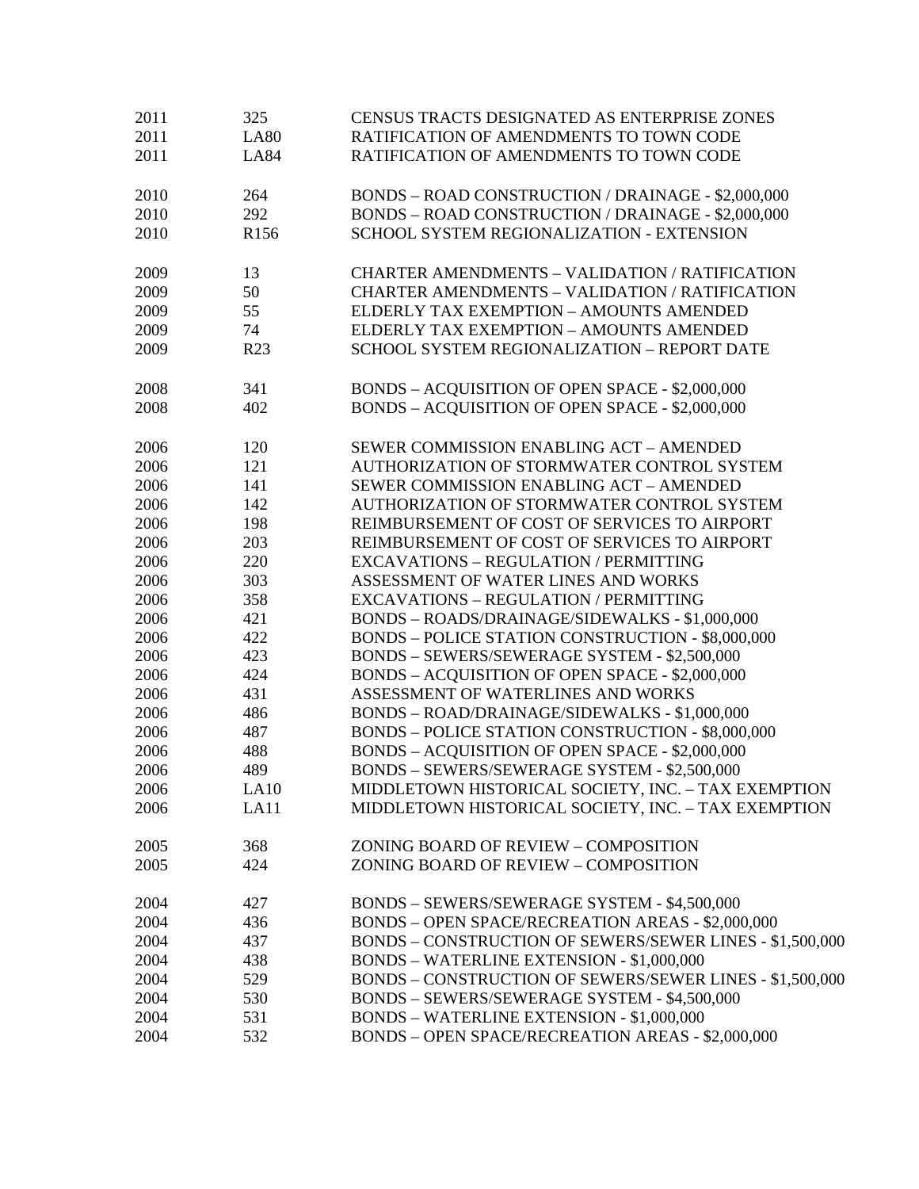| | | |
|---|---|---|
| 2011 | 325 | CENSUS TRACTS DESIGNATED AS ENTERPRISE ZONES |
| 2011 | LA80 | RATIFICATION OF AMENDMENTS TO TOWN CODE |
| 2011 | LA84 | RATIFICATION OF AMENDMENTS TO TOWN CODE |
| | | |
| 2010 | 264 | BONDS – ROAD CONSTRUCTION / DRAINAGE - $2,000,000 |
| 2010 | 292 | BONDS – ROAD CONSTRUCTION / DRAINAGE - $2,000,000 |
| 2010 | R156 | SCHOOL SYSTEM REGIONALIZATION - EXTENSION |
| | | |
| 2009 | 13 | CHARTER AMENDMENTS – VALIDATION / RATIFICATION |
| 2009 | 50 | CHARTER AMENDMENTS – VALIDATION / RATIFICATION |
| 2009 | 55 | ELDERLY TAX EXEMPTION – AMOUNTS AMENDED |
| 2009 | 74 | ELDERLY TAX EXEMPTION – AMOUNTS AMENDED |
| 2009 | R23 | SCHOOL SYSTEM REGIONALIZATION – REPORT DATE |
| | | |
| 2008 | 341 | BONDS – ACQUISITION OF OPEN SPACE - $2,000,000 |
| 2008 | 402 | BONDS – ACQUISITION OF OPEN SPACE - $2,000,000 |
| | | |
| 2006 | 120 | SEWER COMMISSION ENABLING ACT – AMENDED |
| 2006 | 121 | AUTHORIZATION OF STORMWATER CONTROL SYSTEM |
| 2006 | 141 | SEWER COMMISSION ENABLING ACT – AMENDED |
| 2006 | 142 | AUTHORIZATION OF STORMWATER CONTROL SYSTEM |
| 2006 | 198 | REIMBURSEMENT OF COST OF SERVICES TO AIRPORT |
| 2006 | 203 | REIMBURSEMENT OF COST OF SERVICES TO AIRPORT |
| 2006 | 220 | EXCAVATIONS – REGULATION / PERMITTING |
| 2006 | 303 | ASSESSMENT OF WATER LINES AND WORKS |
| 2006 | 358 | EXCAVATIONS – REGULATION / PERMITTING |
| 2006 | 421 | BONDS – ROADS/DRAINAGE/SIDEWALKS - $1,000,000 |
| 2006 | 422 | BONDS – POLICE STATION CONSTRUCTION - $8,000,000 |
| 2006 | 423 | BONDS – SEWERS/SEWERAGE SYSTEM - $2,500,000 |
| 2006 | 424 | BONDS – ACQUISITION OF OPEN SPACE - $2,000,000 |
| 2006 | 431 | ASSESSMENT OF WATERLINES AND WORKS |
| 2006 | 486 | BONDS – ROAD/DRAINAGE/SIDEWALKS - $1,000,000 |
| 2006 | 487 | BONDS – POLICE STATION CONSTRUCTION - $8,000,000 |
| 2006 | 488 | BONDS – ACQUISITION OF OPEN SPACE - $2,000,000 |
| 2006 | 489 | BONDS – SEWERS/SEWERAGE SYSTEM - $2,500,000 |
| 2006 | LA10 | MIDDLETOWN HISTORICAL SOCIETY, INC. – TAX EXEMPTION |
| 2006 | LA11 | MIDDLETOWN HISTORICAL SOCIETY, INC. – TAX EXEMPTION |
| | | |
| 2005 | 368 | ZONING BOARD OF REVIEW – COMPOSITION |
| 2005 | 424 | ZONING BOARD OF REVIEW – COMPOSITION |
| | | |
| 2004 | 427 | BONDS – SEWERS/SEWERAGE SYSTEM - $4,500,000 |
| 2004 | 436 | BONDS – OPEN SPACE/RECREATION AREAS - $2,000,000 |
| 2004 | 437 | BONDS – CONSTRUCTION OF SEWERS/SEWER LINES - $1,500,000 |
| 2004 | 438 | BONDS – WATERLINE EXTENSION - $1,000,000 |
| 2004 | 529 | BONDS – CONSTRUCTION OF SEWERS/SEWER LINES - $1,500,000 |
| 2004 | 530 | BONDS – SEWERS/SEWERAGE SYSTEM - $4,500,000 |
| 2004 | 531 | BONDS – WATERLINE EXTENSION - $1,000,000 |
| 2004 | 532 | BONDS – OPEN SPACE/RECREATION AREAS - $2,000,000 |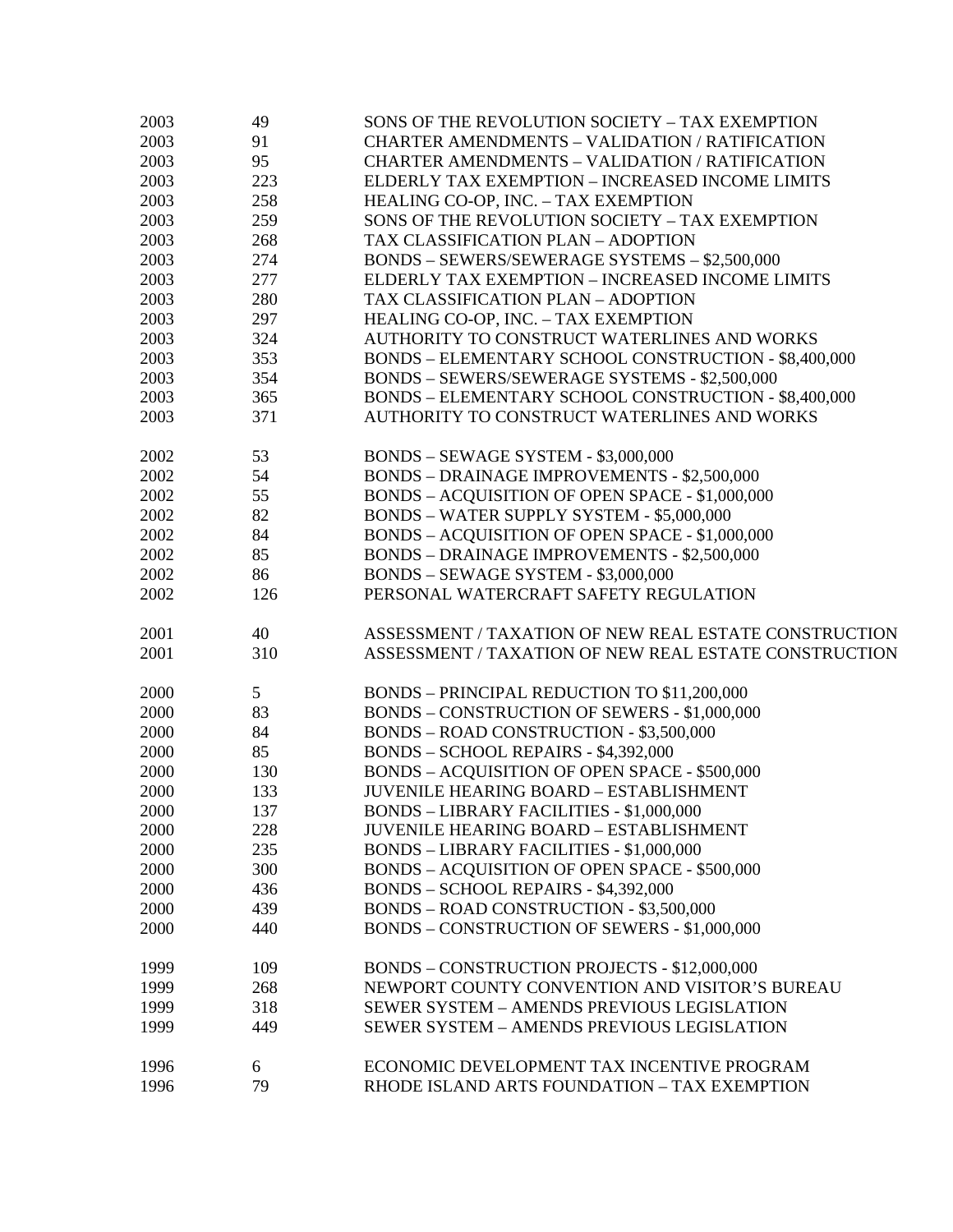| | | |
|---|---|---|
| 2003 | 49 | SONS OF THE REVOLUTION SOCIETY – TAX EXEMPTION |
| 2003 | 91 | CHARTER AMENDMENTS – VALIDATION / RATIFICATION |
| 2003 | 95 | CHARTER AMENDMENTS – VALIDATION / RATIFICATION |
| 2003 | 223 | ELDERLY TAX EXEMPTION – INCREASED INCOME LIMITS |
| 2003 | 258 | HEALING CO-OP, INC. – TAX EXEMPTION |
| 2003 | 259 | SONS OF THE REVOLUTION SOCIETY – TAX EXEMPTION |
| 2003 | 268 | TAX CLASSIFICATION PLAN – ADOPTION |
| 2003 | 274 | BONDS – SEWERS/SEWERAGE SYSTEMS – $2,500,000 |
| 2003 | 277 | ELDERLY TAX EXEMPTION – INCREASED INCOME LIMITS |
| 2003 | 280 | TAX CLASSIFICATION PLAN – ADOPTION |
| 2003 | 297 | HEALING CO-OP, INC. – TAX EXEMPTION |
| 2003 | 324 | AUTHORITY TO CONSTRUCT WATERLINES AND WORKS |
| 2003 | 353 | BONDS – ELEMENTARY SCHOOL CONSTRUCTION - $8,400,000 |
| 2003 | 354 | BONDS – SEWERS/SEWERAGE SYSTEMS - $2,500,000 |
| 2003 | 365 | BONDS – ELEMENTARY SCHOOL CONSTRUCTION - $8,400,000 |
| 2003 | 371 | AUTHORITY TO CONSTRUCT WATERLINES AND WORKS |
| | | |
| 2002 | 53 | BONDS – SEWAGE SYSTEM - $3,000,000 |
| 2002 | 54 | BONDS – DRAINAGE IMPROVEMENTS - $2,500,000 |
| 2002 | 55 | BONDS – ACQUISITION OF OPEN SPACE - $1,000,000 |
| 2002 | 82 | BONDS – WATER SUPPLY SYSTEM - $5,000,000 |
| 2002 | 84 | BONDS – ACQUISITION OF OPEN SPACE - $1,000,000 |
| 2002 | 85 | BONDS – DRAINAGE IMPROVEMENTS - $2,500,000 |
| 2002 | 86 | BONDS – SEWAGE SYSTEM - $3,000,000 |
| 2002 | 126 | PERSONAL WATERCRAFT SAFETY REGULATION |
| | | |
| 2001 | 40 | ASSESSMENT / TAXATION OF NEW REAL ESTATE CONSTRUCTION |
| 2001 | 310 | ASSESSMENT / TAXATION OF NEW REAL ESTATE CONSTRUCTION |
| | | |
| 2000 | 5 | BONDS – PRINCIPAL REDUCTION TO $11,200,000 |
| 2000 | 83 | BONDS – CONSTRUCTION OF SEWERS - $1,000,000 |
| 2000 | 84 | BONDS – ROAD CONSTRUCTION - $3,500,000 |
| 2000 | 85 | BONDS – SCHOOL REPAIRS - $4,392,000 |
| 2000 | 130 | BONDS – ACQUISITION OF OPEN SPACE - $500,000 |
| 2000 | 133 | JUVENILE HEARING BOARD – ESTABLISHMENT |
| 2000 | 137 | BONDS – LIBRARY FACILITIES - $1,000,000 |
| 2000 | 228 | JUVENILE HEARING BOARD – ESTABLISHMENT |
| 2000 | 235 | BONDS – LIBRARY FACILITIES - $1,000,000 |
| 2000 | 300 | BONDS – ACQUISITION OF OPEN SPACE - $500,000 |
| 2000 | 436 | BONDS – SCHOOL REPAIRS - $4,392,000 |
| 2000 | 439 | BONDS – ROAD CONSTRUCTION - $3,500,000 |
| 2000 | 440 | BONDS – CONSTRUCTION OF SEWERS - $1,000,000 |
| | | |
| 1999 | 109 | BONDS – CONSTRUCTION PROJECTS - $12,000,000 |
| 1999 | 268 | NEWPORT COUNTY CONVENTION AND VISITOR'S BUREAU |
| 1999 | 318 | SEWER SYSTEM – AMENDS PREVIOUS LEGISLATION |
| 1999 | 449 | SEWER SYSTEM – AMENDS PREVIOUS LEGISLATION |
| | | |
| 1996 | 6 | ECONOMIC DEVELOPMENT TAX INCENTIVE PROGRAM |
| 1996 | 79 | RHODE ISLAND ARTS FOUNDATION – TAX EXEMPTION |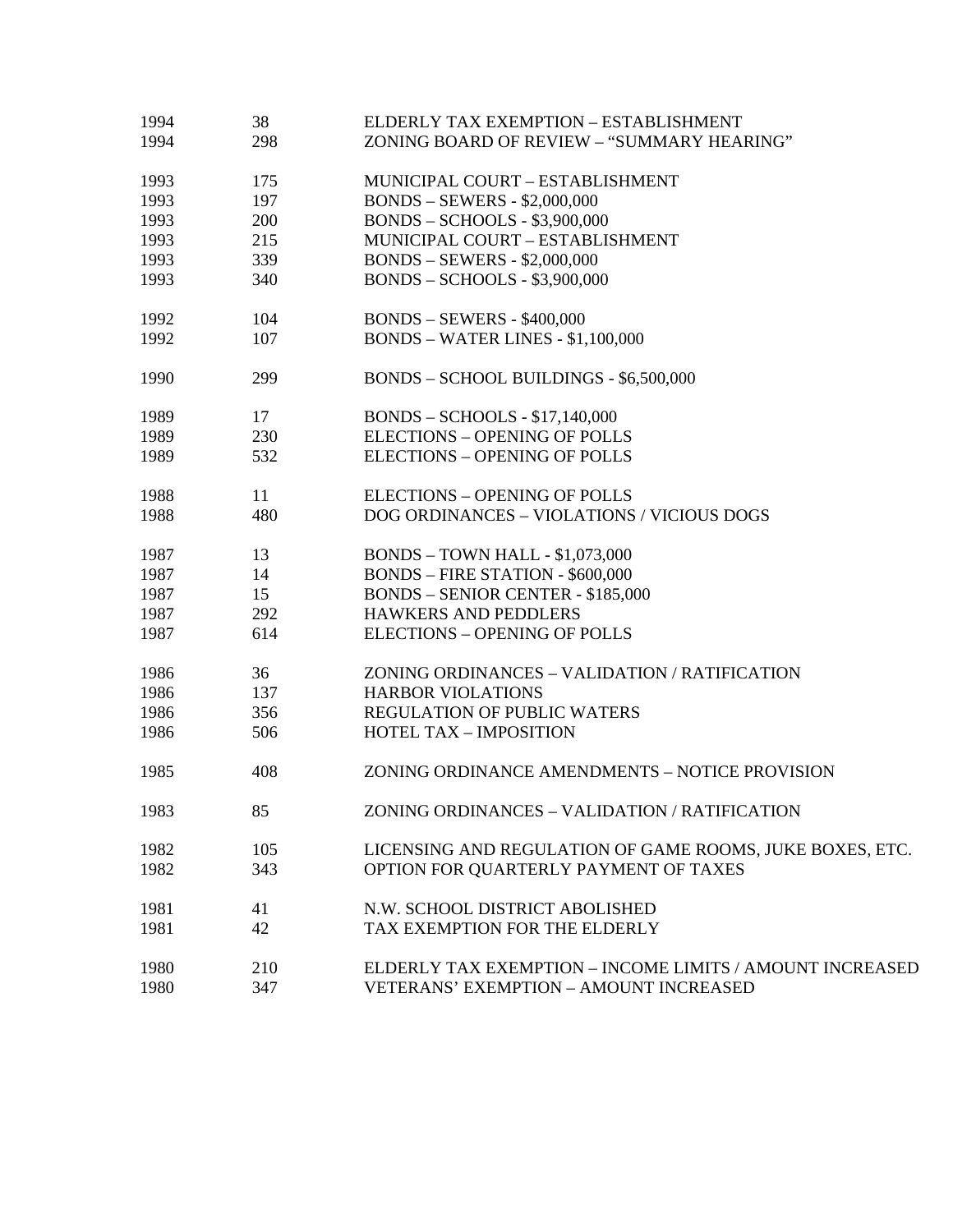| | | |
|---|---|---|
| 1994 | 38 | ELDERLY TAX EXEMPTION – ESTABLISHMENT |
| 1994 | 298 | ZONING BOARD OF REVIEW – "SUMMARY HEARING" |
| 1993 | 175 | MUNICIPAL COURT – ESTABLISHMENT |
| 1993 | 197 | BONDS – SEWERS - $2,000,000 |
| 1993 | 200 | BONDS – SCHOOLS - $3,900,000 |
| 1993 | 215 | MUNICIPAL COURT – ESTABLISHMENT |
| 1993 | 339 | BONDS – SEWERS - $2,000,000 |
| 1993 | 340 | BONDS – SCHOOLS - $3,900,000 |
| 1992 | 104 | BONDS – SEWERS - $400,000 |
| 1992 | 107 | BONDS – WATER LINES - $1,100,000 |
| 1990 | 299 | BONDS – SCHOOL BUILDINGS - $6,500,000 |
| 1989 | 17 | BONDS – SCHOOLS - $17,140,000 |
| 1989 | 230 | ELECTIONS – OPENING OF POLLS |
| 1989 | 532 | ELECTIONS – OPENING OF POLLS |
| 1988 | 11 | ELECTIONS – OPENING OF POLLS |
| 1988 | 480 | DOG ORDINANCES – VIOLATIONS / VICIOUS DOGS |
| 1987 | 13 | BONDS – TOWN HALL - $1,073,000 |
| 1987 | 14 | BONDS – FIRE STATION - $600,000 |
| 1987 | 15 | BONDS – SENIOR CENTER - $185,000 |
| 1987 | 292 | HAWKERS AND PEDDLERS |
| 1987 | 614 | ELECTIONS – OPENING OF POLLS |
| 1986 | 36 | ZONING ORDINANCES – VALIDATION / RATIFICATION |
| 1986 | 137 | HARBOR VIOLATIONS |
| 1986 | 356 | REGULATION OF PUBLIC WATERS |
| 1986 | 506 | HOTEL TAX – IMPOSITION |
| 1985 | 408 | ZONING ORDINANCE AMENDMENTS – NOTICE PROVISION |
| 1983 | 85 | ZONING ORDINANCES – VALIDATION / RATIFICATION |
| 1982 | 105 | LICENSING AND REGULATION OF GAME ROOMS, JUKE BOXES, ETC. |
| 1982 | 343 | OPTION FOR QUARTERLY PAYMENT OF TAXES |
| 1981 | 41 | N.W. SCHOOL DISTRICT ABOLISHED |
| 1981 | 42 | TAX EXEMPTION FOR THE ELDERLY |
| 1980 | 210 | ELDERLY TAX EXEMPTION – INCOME LIMITS / AMOUNT INCREASED |
| 1980 | 347 | VETERANS' EXEMPTION – AMOUNT INCREASED |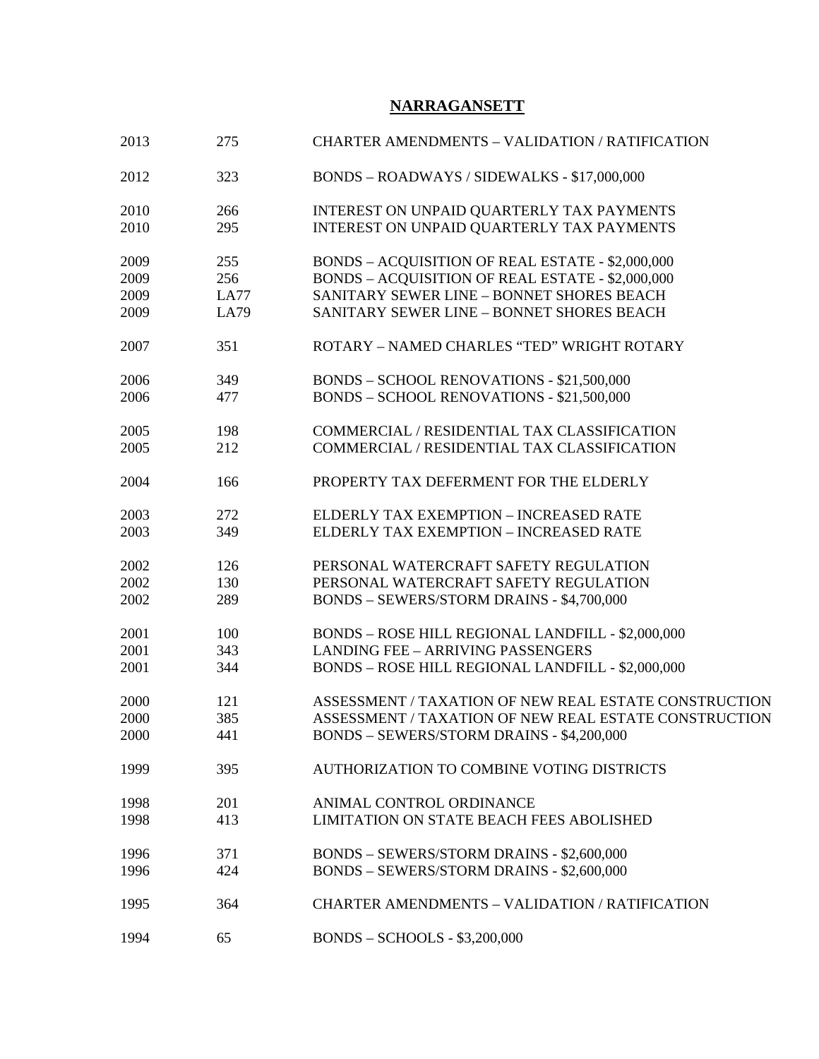# NARRAGANSETT

| | | |
|---|---|---|
| 2013 | 275 | CHARTER AMENDMENTS – VALIDATION / RATIFICATION |
| 2012 | 323 | BONDS – ROADWAYS / SIDEWALKS - $17,000,000 |
| 2010 | 266 | INTEREST ON UNPAID QUARTERLY TAX PAYMENTS |
| 2010 | 295 | INTEREST ON UNPAID QUARTERLY TAX PAYMENTS |
| 2009 | 255 | BONDS – ACQUISITION OF REAL ESTATE - $2,000,000 |
| 2009 | 256 | BONDS – ACQUISITION OF REAL ESTATE - $2,000,000 |
| 2009 | LA77 | SANITARY SEWER LINE – BONNET SHORES BEACH |
| 2009 | LA79 | SANITARY SEWER LINE – BONNET SHORES BEACH |
| 2007 | 351 | ROTARY – NAMED CHARLES "TED" WRIGHT ROTARY |
| 2006 | 349 | BONDS – SCHOOL RENOVATIONS - $21,500,000 |
| 2006 | 477 | BONDS – SCHOOL RENOVATIONS - $21,500,000 |
| 2005 | 198 | COMMERCIAL / RESIDENTIAL TAX CLASSIFICATION |
| 2005 | 212 | COMMERCIAL / RESIDENTIAL TAX CLASSIFICATION |
| 2004 | 166 | PROPERTY TAX DEFERMENT FOR THE ELDERLY |
| 2003 | 272 | ELDERLY TAX EXEMPTION – INCREASED RATE |
| 2003 | 349 | ELDERLY TAX EXEMPTION – INCREASED RATE |
| 2002 | 126 | PERSONAL WATERCRAFT SAFETY REGULATION |
| 2002 | 130 | PERSONAL WATERCRAFT SAFETY REGULATION |
| 2002 | 289 | BONDS – SEWERS/STORM DRAINS - $4,700,000 |
| 2001 | 100 | BONDS – ROSE HILL REGIONAL LANDFILL - $2,000,000 |
| 2001 | 343 | LANDING FEE – ARRIVING PASSENGERS |
| 2001 | 344 | BONDS – ROSE HILL REGIONAL LANDFILL - $2,000,000 |
| 2000 | 121 | ASSESSMENT / TAXATION OF NEW REAL ESTATE CONSTRUCTION |
| 2000 | 385 | ASSESSMENT / TAXATION OF NEW REAL ESTATE CONSTRUCTION |
| 2000 | 441 | BONDS – SEWERS/STORM DRAINS - $4,200,000 |
| 1999 | 395 | AUTHORIZATION TO COMBINE VOTING DISTRICTS |
| 1998 | 201 | ANIMAL CONTROL ORDINANCE |
| 1998 | 413 | LIMITATION ON STATE BEACH FEES ABOLISHED |
| 1996 | 371 | BONDS – SEWERS/STORM DRAINS - $2,600,000 |
| 1996 | 424 | BONDS – SEWERS/STORM DRAINS - $2,600,000 |
| 1995 | 364 | CHARTER AMENDMENTS – VALIDATION / RATIFICATION |
| 1994 | 65 | BONDS – SCHOOLS - $3,200,000 |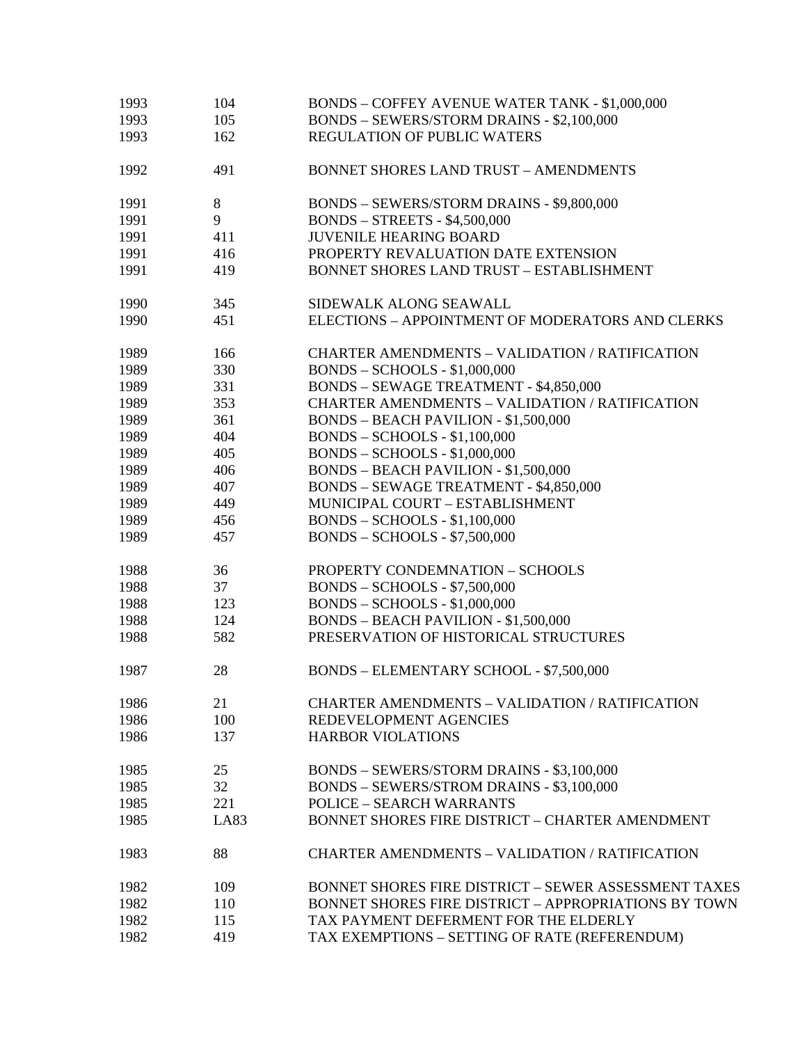| | | |
|---|---|---|
| 1993 | 104 | BONDS – COFFEY AVENUE WATER TANK - $1,000,000 |
| 1993 | 105 | BONDS – SEWERS/STORM DRAINS - $2,100,000 |
| 1993 | 162 | REGULATION OF PUBLIC WATERS |
| | | |
| 1992 | 491 | BONNET SHORES LAND TRUST – AMENDMENTS |
| | | |
| 1991 | 8 | BONDS – SEWERS/STORM DRAINS - $9,800,000 |
| 1991 | 9 | BONDS – STREETS - $4,500,000 |
| 1991 | 411 | JUVENILE HEARING BOARD |
| 1991 | 416 | PROPERTY REVALUATION DATE EXTENSION |
| 1991 | 419 | BONNET SHORES LAND TRUST – ESTABLISHMENT |
| | | |
| 1990 | 345 | SIDEWALK ALONG SEAWALL |
| 1990 | 451 | ELECTIONS – APPOINTMENT OF MODERATORS AND CLERKS |
| | | |
| 1989 | 166 | CHARTER AMENDMENTS – VALIDATION / RATIFICATION |
| 1989 | 330 | BONDS – SCHOOLS - $1,000,000 |
| 1989 | 331 | BONDS – SEWAGE TREATMENT - $4,850,000 |
| 1989 | 353 | CHARTER AMENDMENTS – VALIDATION / RATIFICATION |
| 1989 | 361 | BONDS – BEACH PAVILION - $1,500,000 |
| 1989 | 404 | BONDS – SCHOOLS - $1,100,000 |
| 1989 | 405 | BONDS – SCHOOLS - $1,000,000 |
| 1989 | 406 | BONDS – BEACH PAVILION - $1,500,000 |
| 1989 | 407 | BONDS – SEWAGE TREATMENT - $4,850,000 |
| 1989 | 449 | MUNICIPAL COURT – ESTABLISHMENT |
| 1989 | 456 | BONDS – SCHOOLS - $1,100,000 |
| 1989 | 457 | BONDS – SCHOOLS - $7,500,000 |
| | | |
| 1988 | 36 | PROPERTY CONDEMNATION – SCHOOLS |
| 1988 | 37 | BONDS – SCHOOLS - $7,500,000 |
| 1988 | 123 | BONDS – SCHOOLS - $1,000,000 |
| 1988 | 124 | BONDS – BEACH PAVILION - $1,500,000 |
| 1988 | 582 | PRESERVATION OF HISTORICAL STRUCTURES |
| | | |
| 1987 | 28 | BONDS – ELEMENTARY SCHOOL - $7,500,000 |
| | | |
| 1986 | 21 | CHARTER AMENDMENTS – VALIDATION / RATIFICATION |
| 1986 | 100 | REDEVELOPMENT AGENCIES |
| 1986 | 137 | HARBOR VIOLATIONS |
| | | |
| 1985 | 25 | BONDS – SEWERS/STORM DRAINS - $3,100,000 |
| 1985 | 32 | BONDS – SEWERS/STROM DRAINS - $3,100,000 |
| 1985 | 221 | POLICE – SEARCH WARRANTS |
| 1985 | LA83 | BONNET SHORES FIRE DISTRICT – CHARTER AMENDMENT |
| | | |
| 1983 | 88 | CHARTER AMENDMENTS – VALIDATION / RATIFICATION |
| | | |
| 1982 | 109 | BONNET SHORES FIRE DISTRICT – SEWER ASSESSMENT TAXES |
| 1982 | 110 | BONNET SHORES FIRE DISTRICT – APPROPRIATIONS BY TOWN |
| 1982 | 115 | TAX PAYMENT DEFERMENT FOR THE ELDERLY |
| 1982 | 419 | TAX EXEMPTIONS – SETTING OF RATE (REFERENDUM) |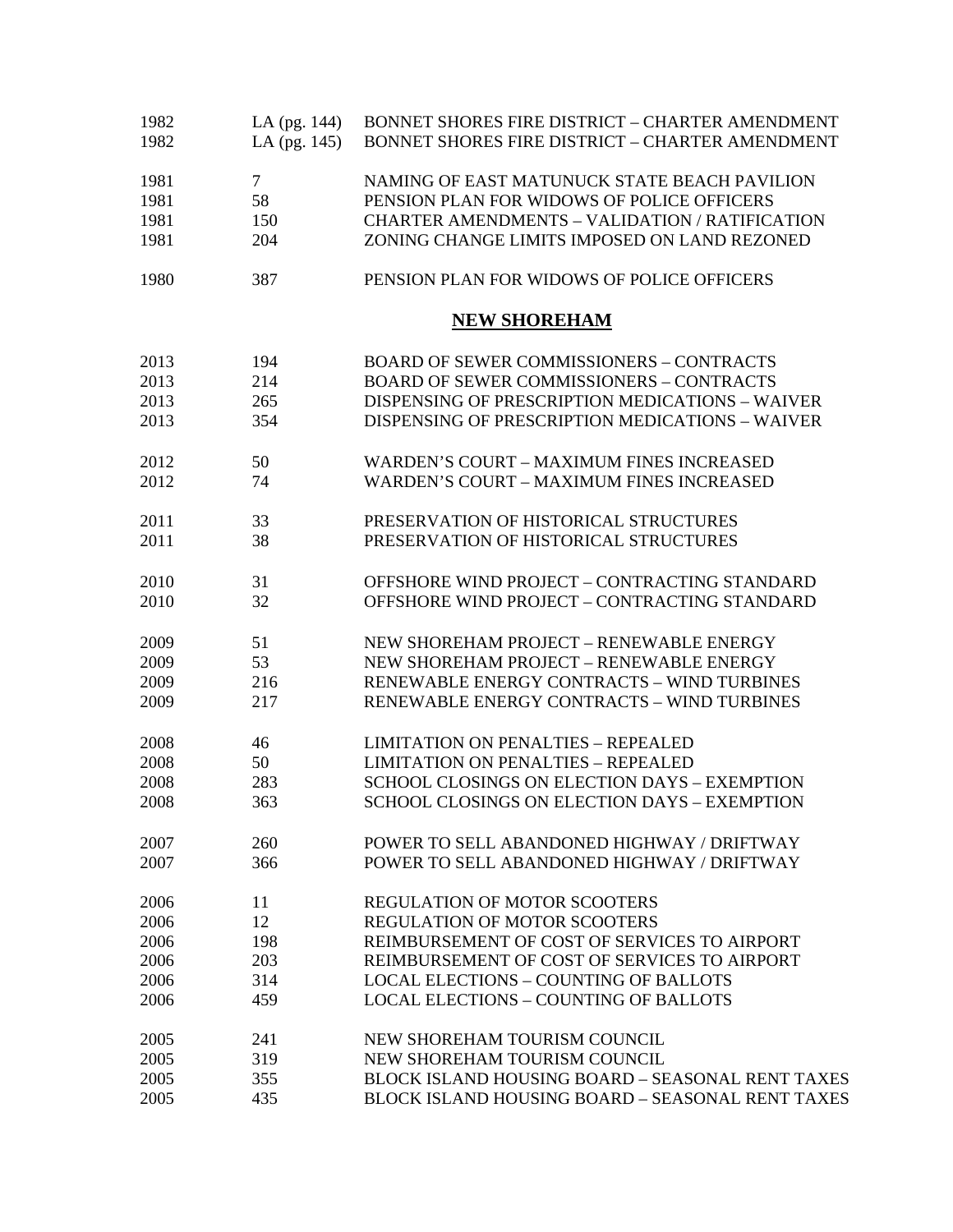| | | |
|---|---|---|
| 1982 | LA (pg. 144) | BONNET SHORES FIRE DISTRICT – CHARTER AMENDMENT |
| 1982 | LA (pg. 145) | BONNET SHORES FIRE DISTRICT – CHARTER AMENDMENT |
| 1981 | 7 | NAMING OF EAST MATUNUCK STATE BEACH PAVILION |
| 1981 | 58 | PENSION PLAN FOR WIDOWS OF POLICE OFFICERS |
| 1981 | 150 | CHARTER AMENDMENTS – VALIDATION / RATIFICATION |
| 1981 | 204 | ZONING CHANGE LIMITS IMPOSED ON LAND REZONED |
| 1980 | 387 | PENSION PLAN FOR WIDOWS OF POLICE OFFICERS |

## NEW SHOREHAM

| | | |
|---|---|---|
| 2013 | 194 | BOARD OF SEWER COMMISSIONERS – CONTRACTS |
| 2013 | 214 | BOARD OF SEWER COMMISSIONERS – CONTRACTS |
| 2013 | 265 | DISPENSING OF PRESCRIPTION MEDICATIONS – WAIVER |
| 2013 | 354 | DISPENSING OF PRESCRIPTION MEDICATIONS – WAIVER |
| 2012 | 50 | WARDEN'S COURT – MAXIMUM FINES INCREASED |
| 2012 | 74 | WARDEN'S COURT – MAXIMUM FINES INCREASED |
| 2011 | 33 | PRESERVATION OF HISTORICAL STRUCTURES |
| 2011 | 38 | PRESERVATION OF HISTORICAL STRUCTURES |
| 2010 | 31 | OFFSHORE WIND PROJECT – CONTRACTING STANDARD |
| 2010 | 32 | OFFSHORE WIND PROJECT – CONTRACTING STANDARD |
| 2009 | 51 | NEW SHOREHAM PROJECT – RENEWABLE ENERGY |
| 2009 | 53 | NEW SHOREHAM PROJECT – RENEWABLE ENERGY |
| 2009 | 216 | RENEWABLE ENERGY CONTRACTS – WIND TURBINES |
| 2009 | 217 | RENEWABLE ENERGY CONTRACTS – WIND TURBINES |
| 2008 | 46 | LIMITATION ON PENALTIES – REPEALED |
| 2008 | 50 | LIMITATION ON PENALTIES – REPEALED |
| 2008 | 283 | SCHOOL CLOSINGS ON ELECTION DAYS – EXEMPTION |
| 2008 | 363 | SCHOOL CLOSINGS ON ELECTION DAYS – EXEMPTION |
| 2007 | 260 | POWER TO SELL ABANDONED HIGHWAY / DRIFTWAY |
| 2007 | 366 | POWER TO SELL ABANDONED HIGHWAY / DRIFTWAY |
| 2006 | 11 | REGULATION OF MOTOR SCOOTERS |
| 2006 | 12 | REGULATION OF MOTOR SCOOTERS |
| 2006 | 198 | REIMBURSEMENT OF COST OF SERVICES TO AIRPORT |
| 2006 | 203 | REIMBURSEMENT OF COST OF SERVICES TO AIRPORT |
| 2006 | 314 | LOCAL ELECTIONS – COUNTING OF BALLOTS |
| 2006 | 459 | LOCAL ELECTIONS – COUNTING OF BALLOTS |
| 2005 | 241 | NEW SHOREHAM TOURISM COUNCIL |
| 2005 | 319 | NEW SHOREHAM TOURISM COUNCIL |
| 2005 | 355 | BLOCK ISLAND HOUSING BOARD – SEASONAL RENT TAXES |
| 2005 | 435 | BLOCK ISLAND HOUSING BOARD – SEASONAL RENT TAXES |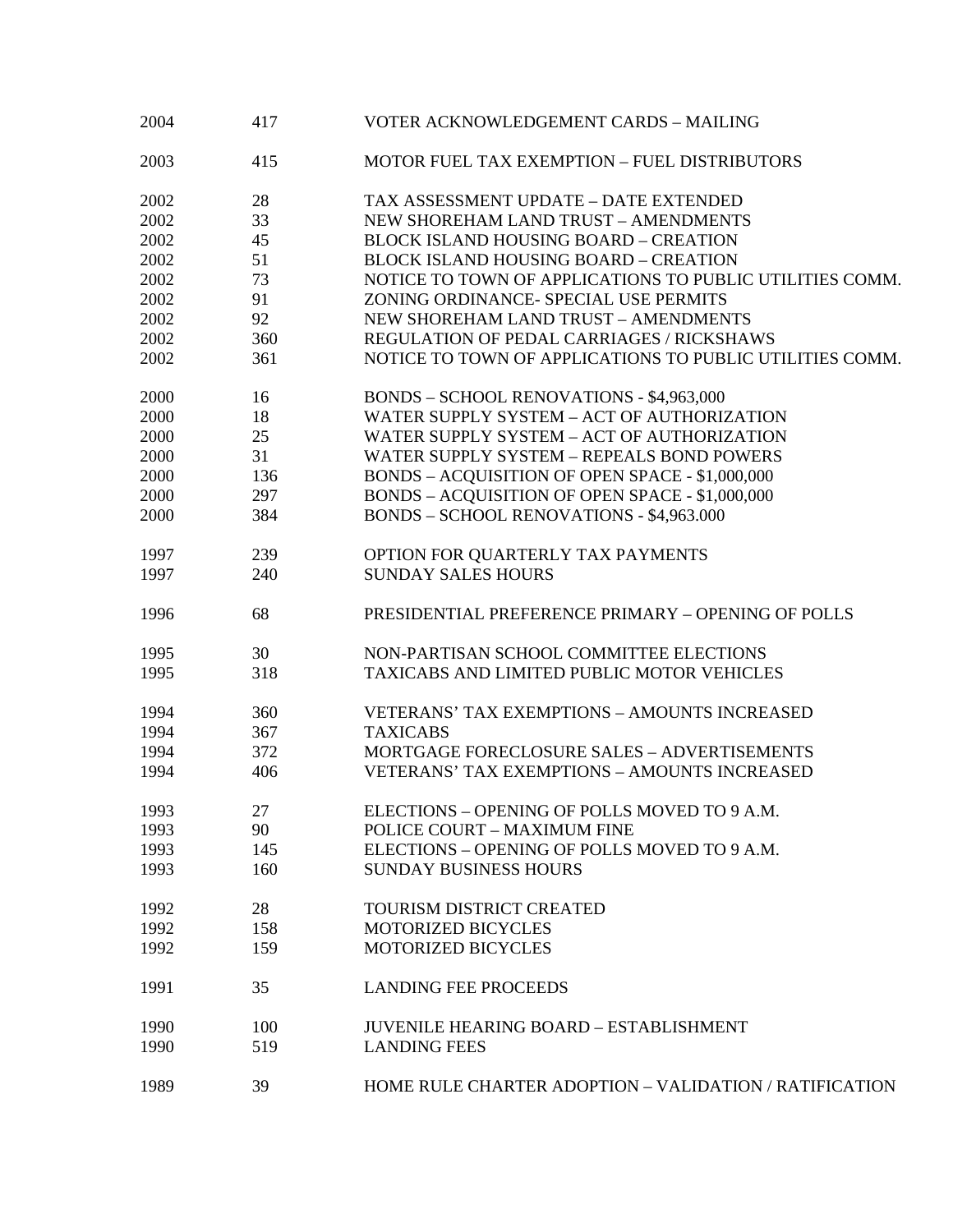| | | |
|---|---|---|
| 2004 | 417 | VOTER ACKNOWLEDGEMENT CARDS – MAILING |
| 2003 | 415 | MOTOR FUEL TAX EXEMPTION – FUEL DISTRIBUTORS |
| 2002 | 28 | TAX ASSESSMENT UPDATE – DATE EXTENDED |
| 2002 | 33 | NEW SHOREHAM LAND TRUST – AMENDMENTS |
| 2002 | 45 | BLOCK ISLAND HOUSING BOARD – CREATION |
| 2002 | 51 | BLOCK ISLAND HOUSING BOARD – CREATION |
| 2002 | 73 | NOTICE TO TOWN OF APPLICATIONS TO PUBLIC UTILITIES COMM. |
| 2002 | 91 | ZONING ORDINANCE- SPECIAL USE PERMITS |
| 2002 | 92 | NEW SHOREHAM LAND TRUST – AMENDMENTS |
| 2002 | 360 | REGULATION OF PEDAL CARRIAGES / RICKSHAWS |
| 2002 | 361 | NOTICE TO TOWN OF APPLICATIONS TO PUBLIC UTILITIES COMM. |
| 2000 | 16 | BONDS – SCHOOL RENOVATIONS - $4,963,000 |
| 2000 | 18 | WATER SUPPLY SYSTEM – ACT OF AUTHORIZATION |
| 2000 | 25 | WATER SUPPLY SYSTEM – ACT OF AUTHORIZATION |
| 2000 | 31 | WATER SUPPLY SYSTEM – REPEALS BOND POWERS |
| 2000 | 136 | BONDS – ACQUISITION OF OPEN SPACE - $1,000,000 |
| 2000 | 297 | BONDS – ACQUISITION OF OPEN SPACE - $1,000,000 |
| 2000 | 384 | BONDS – SCHOOL RENOVATIONS - $4,963.000 |
| 1997 | 239 | OPTION FOR QUARTERLY TAX PAYMENTS |
| 1997 | 240 | SUNDAY SALES HOURS |
| 1996 | 68 | PRESIDENTIAL PREFERENCE PRIMARY – OPENING OF POLLS |
| 1995 | 30 | NON-PARTISAN SCHOOL COMMITTEE ELECTIONS |
| 1995 | 318 | TAXICABS AND LIMITED PUBLIC MOTOR VEHICLES |
| 1994 | 360 | VETERANS' TAX EXEMPTIONS – AMOUNTS INCREASED |
| 1994 | 367 | TAXICABS |
| 1994 | 372 | MORTGAGE FORECLOSURE SALES – ADVERTISEMENTS |
| 1994 | 406 | VETERANS' TAX EXEMPTIONS – AMOUNTS INCREASED |
| 1993 | 27 | ELECTIONS – OPENING OF POLLS MOVED TO 9 A.M. |
| 1993 | 90 | POLICE COURT – MAXIMUM FINE |
| 1993 | 145 | ELECTIONS – OPENING OF POLLS MOVED TO 9 A.M. |
| 1993 | 160 | SUNDAY BUSINESS HOURS |
| 1992 | 28 | TOURISM DISTRICT CREATED |
| 1992 | 158 | MOTORIZED BICYCLES |
| 1992 | 159 | MOTORIZED BICYCLES |
| 1991 | 35 | LANDING FEE PROCEEDS |
| 1990 | 100 | JUVENILE HEARING BOARD – ESTABLISHMENT |
| 1990 | 519 | LANDING FEES |
| 1989 | 39 | HOME RULE CHARTER ADOPTION – VALIDATION / RATIFICATION |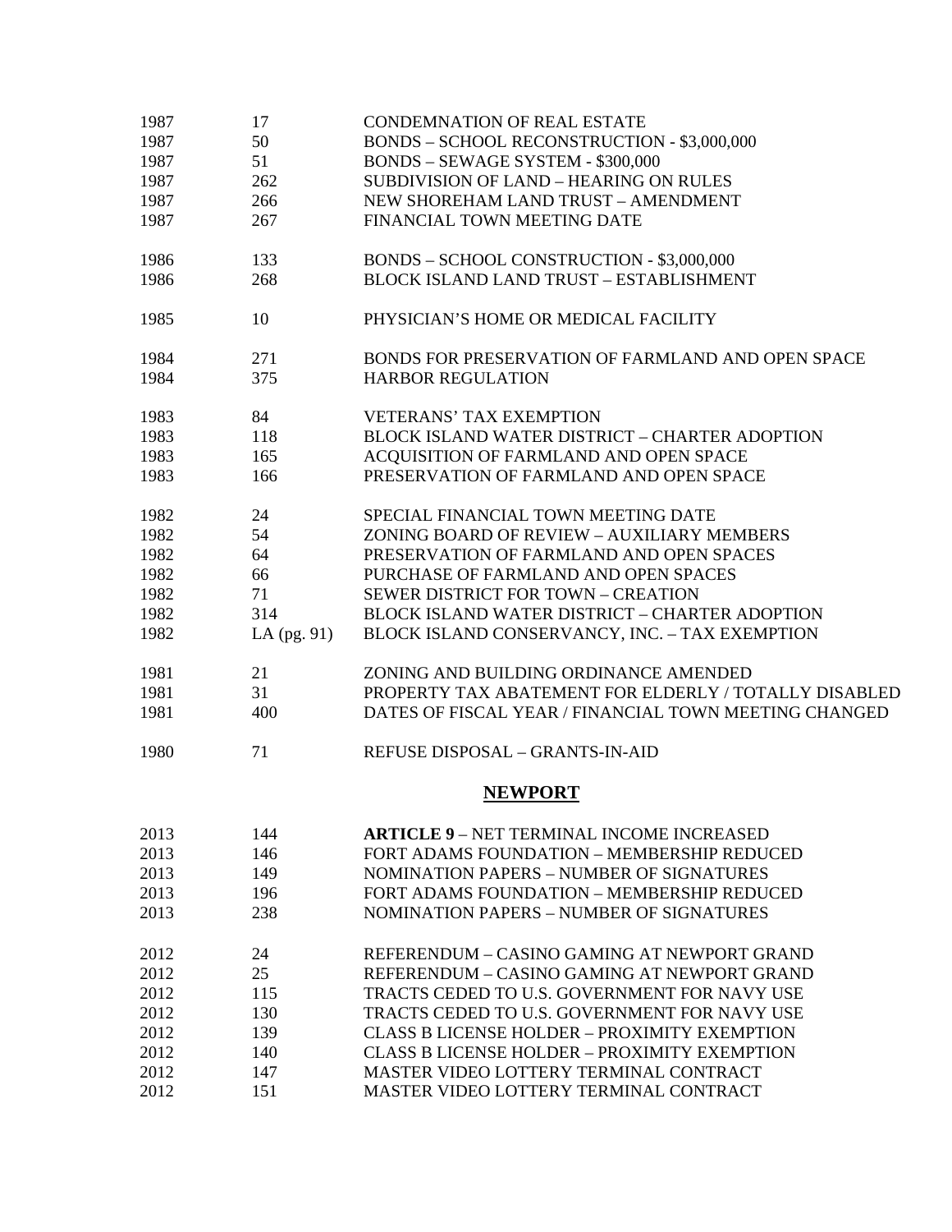| | | |
|---|---|---|
| 1987 | 17 | CONDEMNATION OF REAL ESTATE |
| 1987 | 50 | BONDS – SCHOOL RECONSTRUCTION - $3,000,000 |
| 1987 | 51 | BONDS – SEWAGE SYSTEM - $300,000 |
| 1987 | 262 | SUBDIVISION OF LAND – HEARING ON RULES |
| 1987 | 266 | NEW SHOREHAM LAND TRUST – AMENDMENT |
| 1987 | 267 | FINANCIAL TOWN MEETING DATE |
| | | |
| 1986 | 133 | BONDS – SCHOOL CONSTRUCTION - $3,000,000 |
| 1986 | 268 | BLOCK ISLAND LAND TRUST – ESTABLISHMENT |
| | | |
| 1985 | 10 | PHYSICIAN'S HOME OR MEDICAL FACILITY |
| | | |
| 1984 | 271 | BONDS FOR PRESERVATION OF FARMLAND AND OPEN SPACE |
| 1984 | 375 | HARBOR REGULATION |
| | | |
| 1983 | 84 | VETERANS' TAX EXEMPTION |
| 1983 | 118 | BLOCK ISLAND WATER DISTRICT – CHARTER ADOPTION |
| 1983 | 165 | ACQUISITION OF FARMLAND AND OPEN SPACE |
| 1983 | 166 | PRESERVATION OF FARMLAND AND OPEN SPACE |
| | | |
| 1982 | 24 | SPECIAL FINANCIAL TOWN MEETING DATE |
| 1982 | 54 | ZONING BOARD OF REVIEW – AUXILIARY MEMBERS |
| 1982 | 64 | PRESERVATION OF FARMLAND AND OPEN SPACES |
| 1982 | 66 | PURCHASE OF FARMLAND AND OPEN SPACES |
| 1982 | 71 | SEWER DISTRICT FOR TOWN – CREATION |
| 1982 | 314 | BLOCK ISLAND WATER DISTRICT – CHARTER ADOPTION |
| 1982 | LA (pg. 91) | BLOCK ISLAND CONSERVANCY, INC. – TAX EXEMPTION |
| | | |
| 1981 | 21 | ZONING AND BUILDING ORDINANCE AMENDED |
| 1981 | 31 | PROPERTY TAX ABATEMENT FOR ELDERLY / TOTALLY DISABLED |
| 1981 | 400 | DATES OF FISCAL YEAR / FINANCIAL TOWN MEETING CHANGED |
| | | |
| 1980 | 71 | REFUSE DISPOSAL – GRANTS-IN-AID |

## NEWPORT

| | | |
|---|---|---|
| 2013 | 144 | **ARTICLE 9** – NET TERMINAL INCOME INCREASED |
| 2013 | 146 | FORT ADAMS FOUNDATION – MEMBERSHIP REDUCED |
| 2013 | 149 | NOMINATION PAPERS – NUMBER OF SIGNATURES |
| 2013 | 196 | FORT ADAMS FOUNDATION – MEMBERSHIP REDUCED |
| 2013 | 238 | NOMINATION PAPERS – NUMBER OF SIGNATURES |
| | | |
| 2012 | 24 | REFERENDUM – CASINO GAMING AT NEWPORT GRAND |
| 2012 | 25 | REFERENDUM – CASINO GAMING AT NEWPORT GRAND |
| 2012 | 115 | TRACTS CEDED TO U.S. GOVERNMENT FOR NAVY USE |
| 2012 | 130 | TRACTS CEDED TO U.S. GOVERNMENT FOR NAVY USE |
| 2012 | 139 | CLASS B LICENSE HOLDER – PROXIMITY EXEMPTION |
| 2012 | 140 | CLASS B LICENSE HOLDER – PROXIMITY EXEMPTION |
| 2012 | 147 | MASTER VIDEO LOTTERY TERMINAL CONTRACT |
| 2012 | 151 | MASTER VIDEO LOTTERY TERMINAL CONTRACT |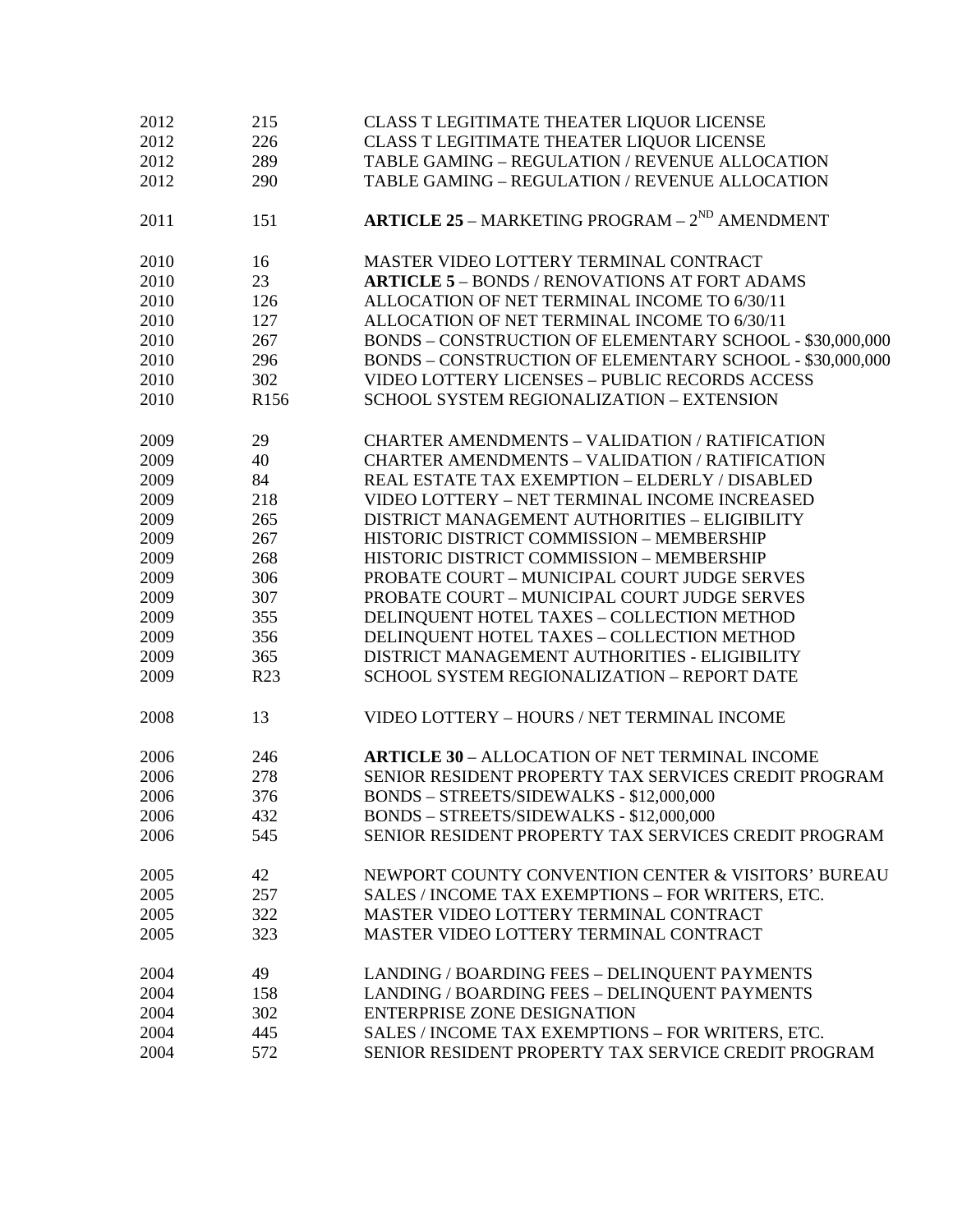| | | |
|---|---|---|
| 2012 | 215 | CLASS T LEGITIMATE THEATER LIQUOR LICENSE |
| 2012 | 226 | CLASS T LEGITIMATE THEATER LIQUOR LICENSE |
| 2012 | 289 | TABLE GAMING – REGULATION / REVENUE ALLOCATION |
| 2012 | 290 | TABLE GAMING – REGULATION / REVENUE ALLOCATION |
| | | |
| 2011 | 151 | **ARTICLE 25** – MARKETING PROGRAM – 2ND AMENDMENT |
| | | |
| 2010 | 16 | MASTER VIDEO LOTTERY TERMINAL CONTRACT |
| 2010 | 23 | **ARTICLE 5** – BONDS / RENOVATIONS AT FORT ADAMS |
| 2010 | 126 | ALLOCATION OF NET TERMINAL INCOME TO 6/30/11 |
| 2010 | 127 | ALLOCATION OF NET TERMINAL INCOME TO 6/30/11 |
| 2010 | 267 | BONDS – CONSTRUCTION OF ELEMENTARY SCHOOL - $30,000,000 |
| 2010 | 296 | BONDS – CONSTRUCTION OF ELEMENTARY SCHOOL - $30,000,000 |
| 2010 | 302 | VIDEO LOTTERY LICENSES – PUBLIC RECORDS ACCESS |
| 2010 | R156 | SCHOOL SYSTEM REGIONALIZATION – EXTENSION |
| | | |
| 2009 | 29 | CHARTER AMENDMENTS – VALIDATION / RATIFICATION |
| 2009 | 40 | CHARTER AMENDMENTS – VALIDATION / RATIFICATION |
| 2009 | 84 | REAL ESTATE TAX EXEMPTION – ELDERLY / DISABLED |
| 2009 | 218 | VIDEO LOTTERY – NET TERMINAL INCOME INCREASED |
| 2009 | 265 | DISTRICT MANAGEMENT AUTHORITIES – ELIGIBILITY |
| 2009 | 267 | HISTORIC DISTRICT COMMISSION – MEMBERSHIP |
| 2009 | 268 | HISTORIC DISTRICT COMMISSION – MEMBERSHIP |
| 2009 | 306 | PROBATE COURT – MUNICIPAL COURT JUDGE SERVES |
| 2009 | 307 | PROBATE COURT – MUNICIPAL COURT JUDGE SERVES |
| 2009 | 355 | DELINQUENT HOTEL TAXES – COLLECTION METHOD |
| 2009 | 356 | DELINQUENT HOTEL TAXES – COLLECTION METHOD |
| 2009 | 365 | DISTRICT MANAGEMENT AUTHORITIES - ELIGIBILITY |
| 2009 | R23 | SCHOOL SYSTEM REGIONALIZATION – REPORT DATE |
| | | |
| 2008 | 13 | VIDEO LOTTERY – HOURS / NET TERMINAL INCOME |
| | | |
| 2006 | 246 | **ARTICLE 30** – ALLOCATION OF NET TERMINAL INCOME |
| 2006 | 278 | SENIOR RESIDENT PROPERTY TAX SERVICES CREDIT PROGRAM |
| 2006 | 376 | BONDS – STREETS/SIDEWALKS - $12,000,000 |
| 2006 | 432 | BONDS – STREETS/SIDEWALKS - $12,000,000 |
| 2006 | 545 | SENIOR RESIDENT PROPERTY TAX SERVICES CREDIT PROGRAM |
| | | |
| 2005 | 42 | NEWPORT COUNTY CONVENTION CENTER & VISITORS' BUREAU |
| 2005 | 257 | SALES / INCOME TAX EXEMPTIONS – FOR WRITERS, ETC. |
| 2005 | 322 | MASTER VIDEO LOTTERY TERMINAL CONTRACT |
| 2005 | 323 | MASTER VIDEO LOTTERY TERMINAL CONTRACT |
| | | |
| 2004 | 49 | LANDING / BOARDING FEES – DELINQUENT PAYMENTS |
| 2004 | 158 | LANDING / BOARDING FEES – DELINQUENT PAYMENTS |
| 2004 | 302 | ENTERPRISE ZONE DESIGNATION |
| 2004 | 445 | SALES / INCOME TAX EXEMPTIONS – FOR WRITERS, ETC. |
| 2004 | 572 | SENIOR RESIDENT PROPERTY TAX SERVICE CREDIT PROGRAM |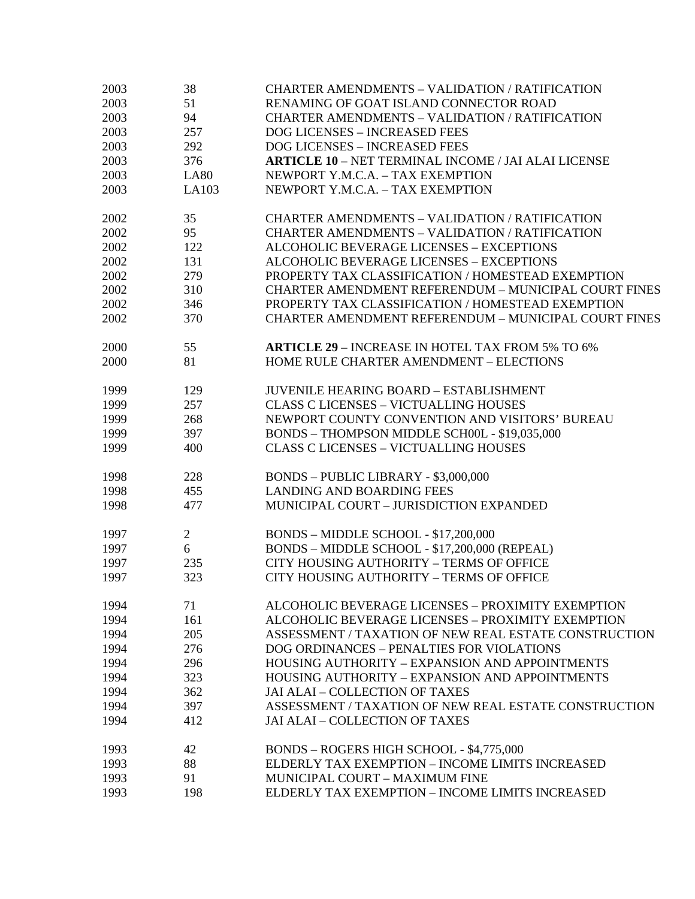| | | |
|---|---|---|
| 2003 | 38 | CHARTER AMENDMENTS – VALIDATION / RATIFICATION |
| 2003 | 51 | RENAMING OF GOAT ISLAND CONNECTOR ROAD |
| 2003 | 94 | CHARTER AMENDMENTS – VALIDATION / RATIFICATION |
| 2003 | 257 | DOG LICENSES – INCREASED FEES |
| 2003 | 292 | DOG LICENSES – INCREASED FEES |
| 2003 | 376 | **ARTICLE 10** – NET TERMINAL INCOME / JAI ALAI LICENSE |
| 2003 | LA80 | NEWPORT Y.M.C.A. – TAX EXEMPTION |
| 2003 | LA103 | NEWPORT Y.M.C.A. – TAX EXEMPTION |
| | | |
| 2002 | 35 | CHARTER AMENDMENTS – VALIDATION / RATIFICATION |
| 2002 | 95 | CHARTER AMENDMENTS – VALIDATION / RATIFICATION |
| 2002 | 122 | ALCOHOLIC BEVERAGE LICENSES – EXCEPTIONS |
| 2002 | 131 | ALCOHOLIC BEVERAGE LICENSES – EXCEPTIONS |
| 2002 | 279 | PROPERTY TAX CLASSIFICATION / HOMESTEAD EXEMPTION |
| 2002 | 310 | CHARTER AMENDMENT REFERENDUM – MUNICIPAL COURT FINES |
| 2002 | 346 | PROPERTY TAX CLASSIFICATION / HOMESTEAD EXEMPTION |
| 2002 | 370 | CHARTER AMENDMENT REFERENDUM – MUNICIPAL COURT FINES |
| | | |
| 2000 | 55 | **ARTICLE 29** – INCREASE IN HOTEL TAX FROM 5% TO 6% |
| 2000 | 81 | HOME RULE CHARTER AMENDMENT – ELECTIONS |
| | | |
| 1999 | 129 | JUVENILE HEARING BOARD – ESTABLISHMENT |
| 1999 | 257 | CLASS C LICENSES – VICTUALLING HOUSES |
| 1999 | 268 | NEWPORT COUNTY CONVENTION AND VISITORS' BUREAU |
| 1999 | 397 | BONDS – THOMPSON MIDDLE SCH00L - $19,035,000 |
| 1999 | 400 | CLASS C LICENSES – VICTUALLING HOUSES |
| | | |
| 1998 | 228 | BONDS – PUBLIC LIBRARY - $3,000,000 |
| 1998 | 455 | LANDING AND BOARDING FEES |
| 1998 | 477 | MUNICIPAL COURT – JURISDICTION EXPANDED |
| | | |
| 1997 | 2 | BONDS – MIDDLE SCHOOL - $17,200,000 |
| 1997 | 6 | BONDS – MIDDLE SCHOOL - $17,200,000 (REPEAL) |
| 1997 | 235 | CITY HOUSING AUTHORITY – TERMS OF OFFICE |
| 1997 | 323 | CITY HOUSING AUTHORITY – TERMS OF OFFICE |
| | | |
| 1994 | 71 | ALCOHOLIC BEVERAGE LICENSES – PROXIMITY EXEMPTION |
| 1994 | 161 | ALCOHOLIC BEVERAGE LICENSES – PROXIMITY EXEMPTION |
| 1994 | 205 | ASSESSMENT / TAXATION OF NEW REAL ESTATE CONSTRUCTION |
| 1994 | 276 | DOG ORDINANCES – PENALTIES FOR VIOLATIONS |
| 1994 | 296 | HOUSING AUTHORITY – EXPANSION AND APPOINTMENTS |
| 1994 | 323 | HOUSING AUTHORITY – EXPANSION AND APPOINTMENTS |
| 1994 | 362 | JAI ALAI – COLLECTION OF TAXES |
| 1994 | 397 | ASSESSMENT / TAXATION OF NEW REAL ESTATE CONSTRUCTION |
| 1994 | 412 | JAI ALAI – COLLECTION OF TAXES |
| | | |
| 1993 | 42 | BONDS – ROGERS HIGH SCHOOL - $4,775,000 |
| 1993 | 88 | ELDERLY TAX EXEMPTION – INCOME LIMITS INCREASED |
| 1993 | 91 | MUNICIPAL COURT – MAXIMUM FINE |
| 1993 | 198 | ELDERLY TAX EXEMPTION – INCOME LIMITS INCREASED |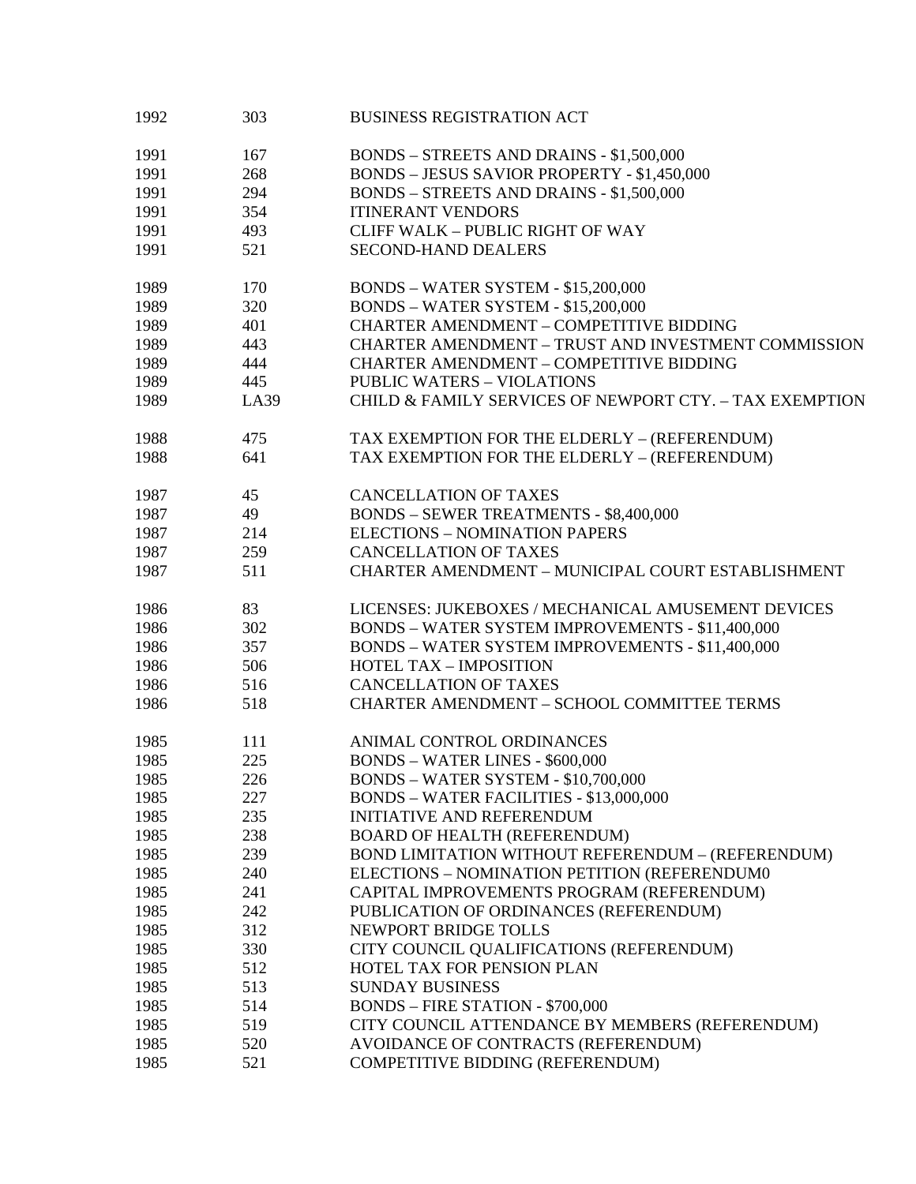| | | |
|---|---|---|
| 1992 | 303 | BUSINESS REGISTRATION ACT |
| | | |
| 1991 | 167 | BONDS – STREETS AND DRAINS - $1,500,000 |
| 1991 | 268 | BONDS – JESUS SAVIOR PROPERTY - $1,450,000 |
| 1991 | 294 | BONDS – STREETS AND DRAINS - $1,500,000 |
| 1991 | 354 | ITINERANT VENDORS |
| 1991 | 493 | CLIFF WALK – PUBLIC RIGHT OF WAY |
| 1991 | 521 | SECOND-HAND DEALERS |
| | | |
| 1989 | 170 | BONDS – WATER SYSTEM - $15,200,000 |
| 1989 | 320 | BONDS – WATER SYSTEM - $15,200,000 |
| 1989 | 401 | CHARTER AMENDMENT – COMPETITIVE BIDDING |
| 1989 | 443 | CHARTER AMENDMENT – TRUST AND INVESTMENT COMMISSION |
| 1989 | 444 | CHARTER AMENDMENT – COMPETITIVE BIDDING |
| 1989 | 445 | PUBLIC WATERS – VIOLATIONS |
| 1989 | LA39 | CHILD & FAMILY SERVICES OF NEWPORT CTY. – TAX EXEMPTION |
| | | |
| 1988 | 475 | TAX EXEMPTION FOR THE ELDERLY – (REFERENDUM) |
| 1988 | 641 | TAX EXEMPTION FOR THE ELDERLY – (REFERENDUM) |
| | | |
| 1987 | 45 | CANCELLATION OF TAXES |
| 1987 | 49 | BONDS – SEWER TREATMENTS - $8,400,000 |
| 1987 | 214 | ELECTIONS – NOMINATION PAPERS |
| 1987 | 259 | CANCELLATION OF TAXES |
| 1987 | 511 | CHARTER AMENDMENT – MUNICIPAL COURT ESTABLISHMENT |
| | | |
| 1986 | 83 | LICENSES: JUKEBOXES / MECHANICAL AMUSEMENT DEVICES |
| 1986 | 302 | BONDS – WATER SYSTEM IMPROVEMENTS - $11,400,000 |
| 1986 | 357 | BONDS – WATER SYSTEM IMPROVEMENTS - $11,400,000 |
| 1986 | 506 | HOTEL TAX – IMPOSITION |
| 1986 | 516 | CANCELLATION OF TAXES |
| 1986 | 518 | CHARTER AMENDMENT – SCHOOL COMMITTEE TERMS |
| | | |
| 1985 | 111 | ANIMAL CONTROL ORDINANCES |
| 1985 | 225 | BONDS – WATER LINES - $600,000 |
| 1985 | 226 | BONDS – WATER SYSTEM - $10,700,000 |
| 1985 | 227 | BONDS – WATER FACILITIES - $13,000,000 |
| 1985 | 235 | INITIATIVE AND REFERENDUM |
| 1985 | 238 | BOARD OF HEALTH (REFERENDUM) |
| 1985 | 239 | BOND LIMITATION WITHOUT REFERENDUM – (REFERENDUM) |
| 1985 | 240 | ELECTIONS – NOMINATION PETITION (REFERENDUM0 |
| 1985 | 241 | CAPITAL IMPROVEMENTS PROGRAM (REFERENDUM) |
| 1985 | 242 | PUBLICATION OF ORDINANCES (REFERENDUM) |
| 1985 | 312 | NEWPORT BRIDGE TOLLS |
| 1985 | 330 | CITY COUNCIL QUALIFICATIONS (REFERENDUM) |
| 1985 | 512 | HOTEL TAX FOR PENSION PLAN |
| 1985 | 513 | SUNDAY BUSINESS |
| 1985 | 514 | BONDS – FIRE STATION - $700,000 |
| 1985 | 519 | CITY COUNCIL ATTENDANCE BY MEMBERS (REFERENDUM) |
| 1985 | 520 | AVOIDANCE OF CONTRACTS (REFERENDUM) |
| 1985 | 521 | COMPETITIVE BIDDING (REFERENDUM) |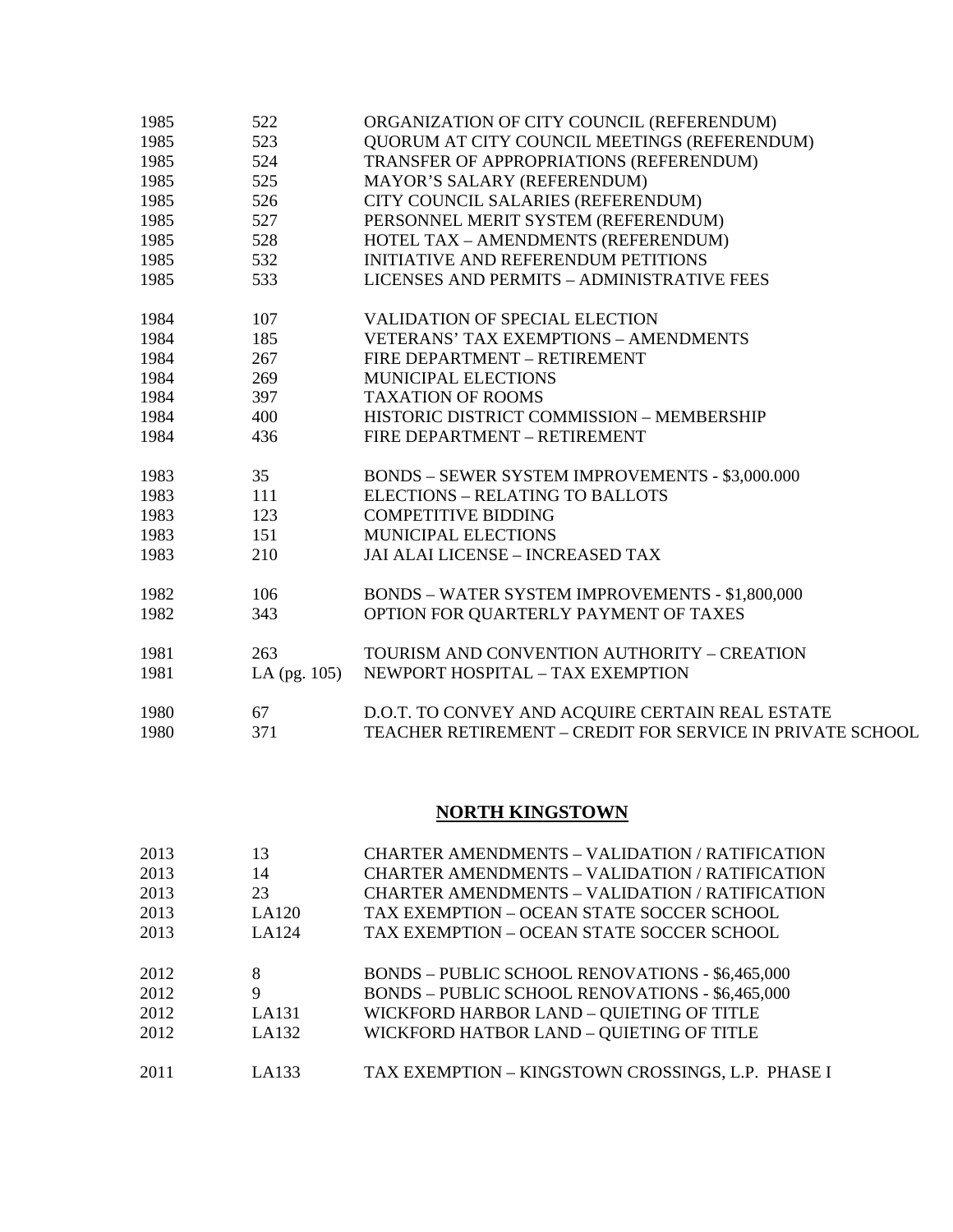| | | |
|---|---|---|
| 1985 | 522 | ORGANIZATION OF CITY COUNCIL (REFERENDUM) |
| 1985 | 523 | QUORUM AT CITY COUNCIL MEETINGS (REFERENDUM) |
| 1985 | 524 | TRANSFER OF APPROPRIATIONS (REFERENDUM) |
| 1985 | 525 | MAYOR'S SALARY (REFERENDUM) |
| 1985 | 526 | CITY COUNCIL SALARIES (REFERENDUM) |
| 1985 | 527 | PERSONNEL MERIT SYSTEM (REFERENDUM) |
| 1985 | 528 | HOTEL TAX – AMENDMENTS (REFERENDUM) |
| 1985 | 532 | INITIATIVE AND REFERENDUM PETITIONS |
| 1985 | 533 | LICENSES AND PERMITS – ADMINISTRATIVE FEES |
| | | |
| 1984 | 107 | VALIDATION OF SPECIAL ELECTION |
| 1984 | 185 | VETERANS' TAX EXEMPTIONS – AMENDMENTS |
| 1984 | 267 | FIRE DEPARTMENT – RETIREMENT |
| 1984 | 269 | MUNICIPAL ELECTIONS |
| 1984 | 397 | TAXATION OF ROOMS |
| 1984 | 400 | HISTORIC DISTRICT COMMISSION – MEMBERSHIP |
| 1984 | 436 | FIRE DEPARTMENT – RETIREMENT |
| | | |
| 1983 | 35 | BONDS – SEWER SYSTEM IMPROVEMENTS - $3,000.000 |
| 1983 | 111 | ELECTIONS – RELATING TO BALLOTS |
| 1983 | 123 | COMPETITIVE BIDDING |
| 1983 | 151 | MUNICIPAL ELECTIONS |
| 1983 | 210 | JAI ALAI LICENSE – INCREASED TAX |
| | | |
| 1982 | 106 | BONDS – WATER SYSTEM IMPROVEMENTS - $1,800,000 |
| 1982 | 343 | OPTION FOR QUARTERLY PAYMENT OF TAXES |
| | | |
| 1981 | 263 | TOURISM AND CONVENTION AUTHORITY – CREATION |
| 1981 | LA (pg. 105) | NEWPORT HOSPITAL – TAX EXEMPTION |
| | | |
| 1980 | 67 | D.O.T. TO CONVEY AND ACQUIRE CERTAIN REAL ESTATE |
| 1980 | 371 | TEACHER RETIREMENT – CREDIT FOR SERVICE IN PRIVATE SCHOOL |

## NORTH KINGSTOWN

| | | |
|---|---|---|
| 2013 | 13 | CHARTER AMENDMENTS – VALIDATION / RATIFICATION |
| 2013 | 14 | CHARTER AMENDMENTS – VALIDATION / RATIFICATION |
| 2013 | 23 | CHARTER AMENDMENTS – VALIDATION / RATIFICATION |
| 2013 | LA120 | TAX EXEMPTION – OCEAN STATE SOCCER SCHOOL |
| 2013 | LA124 | TAX EXEMPTION – OCEAN STATE SOCCER SCHOOL |
| | | |
| 2012 | 8 | BONDS – PUBLIC SCHOOL RENOVATIONS - $6,465,000 |
| 2012 | 9 | BONDS – PUBLIC SCHOOL RENOVATIONS - $6,465,000 |
| 2012 | LA131 | WICKFORD HARBOR LAND – QUIETING OF TITLE |
| 2012 | LA132 | WICKFORD HATBOR LAND – QUIETING OF TITLE |
| | | |
| 2011 | LA133 | TAX EXEMPTION – KINGSTOWN CROSSINGS, L.P. PHASE I |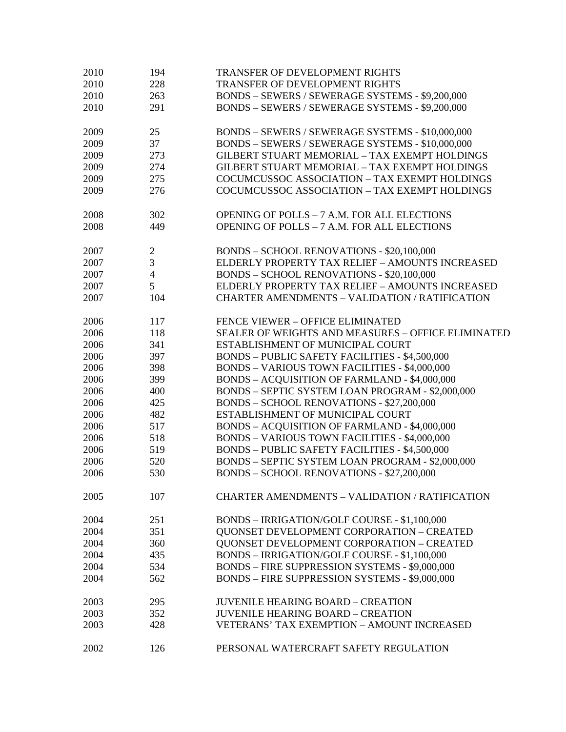| | | |
|---|---|---|
| 2010 | 194 | TRANSFER OF DEVELOPMENT RIGHTS |
| 2010 | 228 | TRANSFER OF DEVELOPMENT RIGHTS |
| 2010 | 263 | BONDS – SEWERS / SEWERAGE SYSTEMS - $9,200,000 |
| 2010 | 291 | BONDS – SEWERS / SEWERAGE SYSTEMS - $9,200,000 |
| | | |
| 2009 | 25 | BONDS – SEWERS / SEWERAGE SYSTEMS - $10,000,000 |
| 2009 | 37 | BONDS – SEWERS / SEWERAGE SYSTEMS - $10,000,000 |
| 2009 | 273 | GILBERT STUART MEMORIAL – TAX EXEMPT HOLDINGS |
| 2009 | 274 | GILBERT STUART MEMORIAL – TAX EXEMPT HOLDINGS |
| 2009 | 275 | COCUMCUSSOC ASSOCIATION – TAX EXEMPT HOLDINGS |
| 2009 | 276 | COCUMCUSSOC ASSOCIATION – TAX EXEMPT HOLDINGS |
| | | |
| 2008 | 302 | OPENING OF POLLS – 7 A.M. FOR ALL ELECTIONS |
| 2008 | 449 | OPENING OF POLLS – 7 A.M. FOR ALL ELECTIONS |
| | | |
| 2007 | 2 | BONDS – SCHOOL RENOVATIONS - $20,100,000 |
| 2007 | 3 | ELDERLY PROPERTY TAX RELIEF – AMOUNTS INCREASED |
| 2007 | 4 | BONDS – SCHOOL RENOVATIONS - $20,100,000 |
| 2007 | 5 | ELDERLY PROPERTY TAX RELIEF – AMOUNTS INCREASED |
| 2007 | 104 | CHARTER AMENDMENTS – VALIDATION / RATIFICATION |
| | | |
| 2006 | 117 | FENCE VIEWER – OFFICE ELIMINATED |
| 2006 | 118 | SEALER OF WEIGHTS AND MEASURES – OFFICE ELIMINATED |
| 2006 | 341 | ESTABLISHMENT OF MUNICIPAL COURT |
| 2006 | 397 | BONDS – PUBLIC SAFETY FACILITIES - $4,500,000 |
| 2006 | 398 | BONDS – VARIOUS TOWN FACILITIES - $4,000,000 |
| 2006 | 399 | BONDS – ACQUISITION OF FARMLAND - $4,000,000 |
| 2006 | 400 | BONDS – SEPTIC SYSTEM LOAN PROGRAM - $2,000,000 |
| 2006 | 425 | BONDS – SCHOOL RENOVATIONS - $27,200,000 |
| 2006 | 482 | ESTABLISHMENT OF MUNICIPAL COURT |
| 2006 | 517 | BONDS – ACQUISITION OF FARMLAND - $4,000,000 |
| 2006 | 518 | BONDS – VARIOUS TOWN FACILITIES - $4,000,000 |
| 2006 | 519 | BONDS – PUBLIC SAFETY FACILITIES - $4,500,000 |
| 2006 | 520 | BONDS – SEPTIC SYSTEM LOAN PROGRAM - $2,000,000 |
| 2006 | 530 | BONDS – SCHOOL RENOVATIONS - $27,200,000 |
| | | |
| 2005 | 107 | CHARTER AMENDMENTS – VALIDATION / RATIFICATION |
| | | |
| 2004 | 251 | BONDS – IRRIGATION/GOLF COURSE - $1,100,000 |
| 2004 | 351 | QUONSET DEVELOPMENT CORPORATION – CREATED |
| 2004 | 360 | QUONSET DEVELOPMENT CORPORATION – CREATED |
| 2004 | 435 | BONDS – IRRIGATION/GOLF COURSE - $1,100,000 |
| 2004 | 534 | BONDS – FIRE SUPPRESSION SYSTEMS - $9,000,000 |
| 2004 | 562 | BONDS – FIRE SUPPRESSION SYSTEMS - $9,000,000 |
| | | |
| 2003 | 295 | JUVENILE HEARING BOARD – CREATION |
| 2003 | 352 | JUVENILE HEARING BOARD – CREATION |
| 2003 | 428 | VETERANS' TAX EXEMPTION – AMOUNT INCREASED |
| | | |
| 2002 | 126 | PERSONAL WATERCRAFT SAFETY REGULATION |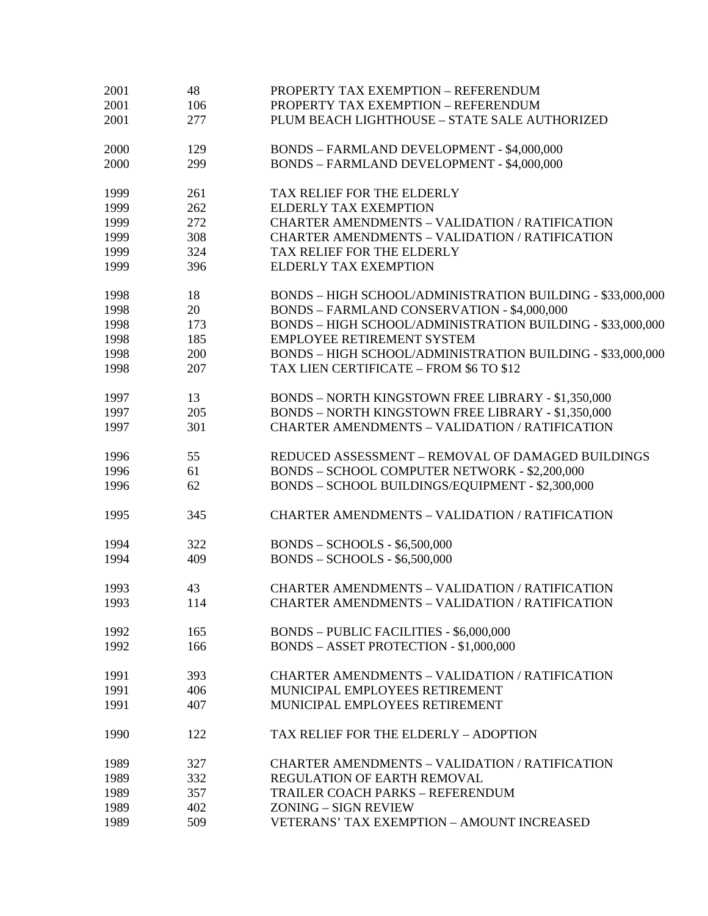| | | |
|---|---|---|
| 2001 | 48 | PROPERTY TAX EXEMPTION – REFERENDUM |
| 2001 | 106 | PROPERTY TAX EXEMPTION – REFERENDUM |
| 2001 | 277 | PLUM BEACH LIGHTHOUSE – STATE SALE AUTHORIZED |
| | | |
| 2000 | 129 | BONDS – FARMLAND DEVELOPMENT - $4,000,000 |
| 2000 | 299 | BONDS – FARMLAND DEVELOPMENT - $4,000,000 |
| | | |
| 1999 | 261 | TAX RELIEF FOR THE ELDERLY |
| 1999 | 262 | ELDERLY TAX EXEMPTION |
| 1999 | 272 | CHARTER AMENDMENTS – VALIDATION / RATIFICATION |
| 1999 | 308 | CHARTER AMENDMENTS – VALIDATION / RATIFICATION |
| 1999 | 324 | TAX RELIEF FOR THE ELDERLY |
| 1999 | 396 | ELDERLY TAX EXEMPTION |
| | | |
| 1998 | 18 | BONDS – HIGH SCHOOL/ADMINISTRATION BUILDING - $33,000,000 |
| 1998 | 20 | BONDS – FARMLAND CONSERVATION - $4,000,000 |
| 1998 | 173 | BONDS – HIGH SCHOOL/ADMINISTRATION BUILDING - $33,000,000 |
| 1998 | 185 | EMPLOYEE RETIREMENT SYSTEM |
| 1998 | 200 | BONDS – HIGH SCHOOL/ADMINISTRATION BUILDING - $33,000,000 |
| 1998 | 207 | TAX LIEN CERTIFICATE – FROM $6 TO $12 |
| | | |
| 1997 | 13 | BONDS – NORTH KINGSTOWN FREE LIBRARY - $1,350,000 |
| 1997 | 205 | BONDS – NORTH KINGSTOWN FREE LIBRARY - $1,350,000 |
| 1997 | 301 | CHARTER AMENDMENTS – VALIDATION / RATIFICATION |
| | | |
| 1996 | 55 | REDUCED ASSESSMENT – REMOVAL OF DAMAGED BUILDINGS |
| 1996 | 61 | BONDS – SCHOOL COMPUTER NETWORK - $2,200,000 |
| 1996 | 62 | BONDS – SCHOOL BUILDINGS/EQUIPMENT - $2,300,000 |
| | | |
| 1995 | 345 | CHARTER AMENDMENTS – VALIDATION / RATIFICATION |
| | | |
| 1994 | 322 | BONDS – SCHOOLS - $6,500,000 |
| 1994 | 409 | BONDS – SCHOOLS - $6,500,000 |
| | | |
| 1993 | 43 | CHARTER AMENDMENTS – VALIDATION / RATIFICATION |
| 1993 | 114 | CHARTER AMENDMENTS – VALIDATION / RATIFICATION |
| | | |
| 1992 | 165 | BONDS – PUBLIC FACILITIES - $6,000,000 |
| 1992 | 166 | BONDS – ASSET PROTECTION - $1,000,000 |
| | | |
| 1991 | 393 | CHARTER AMENDMENTS – VALIDATION / RATIFICATION |
| 1991 | 406 | MUNICIPAL EMPLOYEES RETIREMENT |
| 1991 | 407 | MUNICIPAL EMPLOYEES RETIREMENT |
| | | |
| 1990 | 122 | TAX RELIEF FOR THE ELDERLY – ADOPTION |
| | | |
| 1989 | 327 | CHARTER AMENDMENTS – VALIDATION / RATIFICATION |
| 1989 | 332 | REGULATION OF EARTH REMOVAL |
| 1989 | 357 | TRAILER COACH PARKS – REFERENDUM |
| 1989 | 402 | ZONING – SIGN REVIEW |
| 1989 | 509 | VETERANS' TAX EXEMPTION – AMOUNT INCREASED |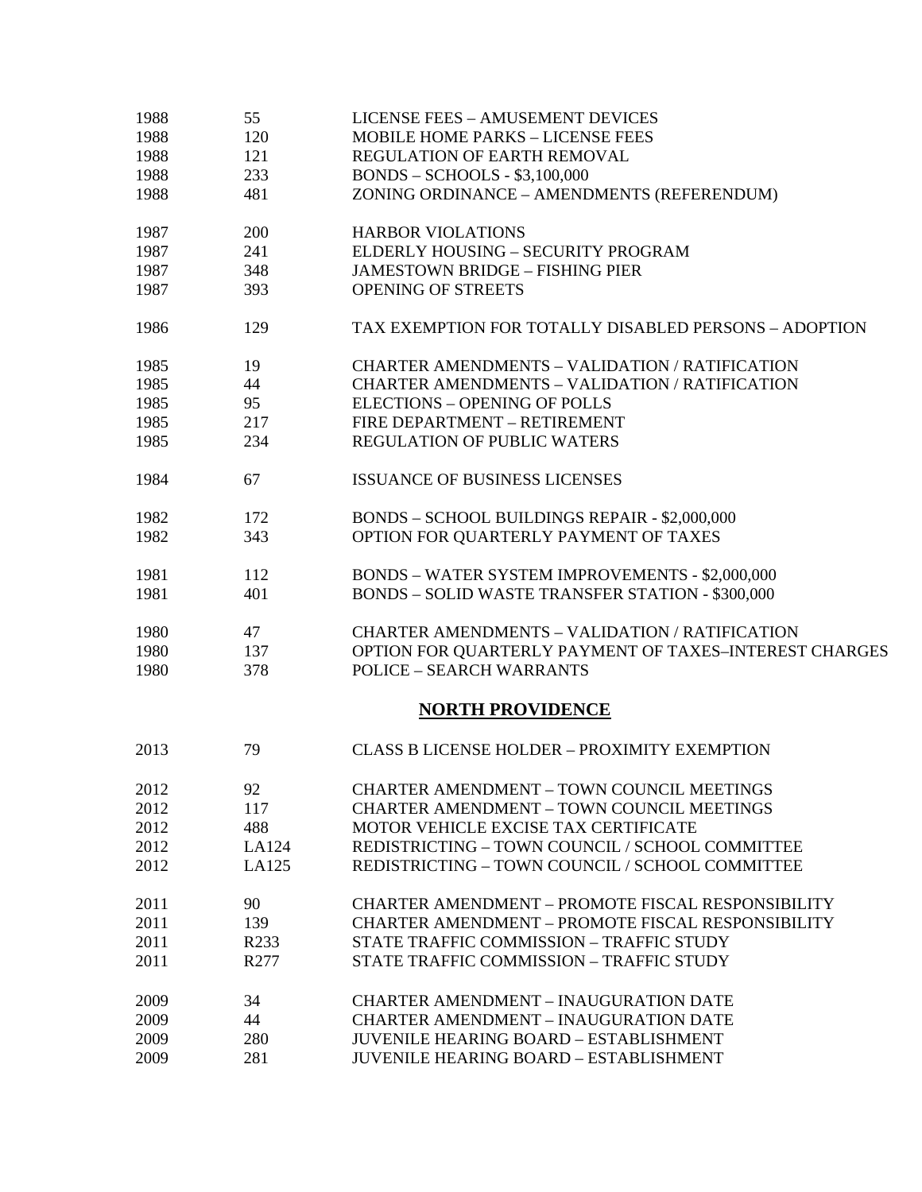| | | |
|---|---|---|
| 1988 | 55 | LICENSE FEES – AMUSEMENT DEVICES |
| 1988 | 120 | MOBILE HOME PARKS – LICENSE FEES |
| 1988 | 121 | REGULATION OF EARTH REMOVAL |
| 1988 | 233 | BONDS – SCHOOLS - $3,100,000 |
| 1988 | 481 | ZONING ORDINANCE – AMENDMENTS (REFERENDUM) |
| 1987 | 200 | HARBOR VIOLATIONS |
| 1987 | 241 | ELDERLY HOUSING – SECURITY PROGRAM |
| 1987 | 348 | JAMESTOWN BRIDGE – FISHING PIER |
| 1987 | 393 | OPENING OF STREETS |
| 1986 | 129 | TAX EXEMPTION FOR TOTALLY DISABLED PERSONS – ADOPTION |
| 1985 | 19 | CHARTER AMENDMENTS – VALIDATION / RATIFICATION |
| 1985 | 44 | CHARTER AMENDMENTS – VALIDATION / RATIFICATION |
| 1985 | 95 | ELECTIONS – OPENING OF POLLS |
| 1985 | 217 | FIRE DEPARTMENT – RETIREMENT |
| 1985 | 234 | REGULATION OF PUBLIC WATERS |
| 1984 | 67 | ISSUANCE OF BUSINESS LICENSES |
| 1982 | 172 | BONDS – SCHOOL BUILDINGS REPAIR - $2,000,000 |
| 1982 | 343 | OPTION FOR QUARTERLY PAYMENT OF TAXES |
| 1981 | 112 | BONDS – WATER SYSTEM IMPROVEMENTS - $2,000,000 |
| 1981 | 401 | BONDS – SOLID WASTE TRANSFER STATION - $300,000 |
| 1980 | 47 | CHARTER AMENDMENTS – VALIDATION / RATIFICATION |
| 1980 | 137 | OPTION FOR QUARTERLY PAYMENT OF TAXES–INTEREST CHARGES |
| 1980 | 378 | POLICE – SEARCH WARRANTS |

## NORTH PROVIDENCE

| | | |
|---|---|---|
| 2013 | 79 | CLASS B LICENSE HOLDER – PROXIMITY EXEMPTION |
| 2012 | 92 | CHARTER AMENDMENT – TOWN COUNCIL MEETINGS |
| 2012 | 117 | CHARTER AMENDMENT – TOWN COUNCIL MEETINGS |
| 2012 | 488 | MOTOR VEHICLE EXCISE TAX CERTIFICATE |
| 2012 | LA124 | REDISTRICTING – TOWN COUNCIL / SCHOOL COMMITTEE |
| 2012 | LA125 | REDISTRICTING – TOWN COUNCIL / SCHOOL COMMITTEE |
| 2011 | 90 | CHARTER AMENDMENT – PROMOTE FISCAL RESPONSIBILITY |
| 2011 | 139 | CHARTER AMENDMENT – PROMOTE FISCAL RESPONSIBILITY |
| 2011 | R233 | STATE TRAFFIC COMMISSION – TRAFFIC STUDY |
| 2011 | R277 | STATE TRAFFIC COMMISSION – TRAFFIC STUDY |
| 2009 | 34 | CHARTER AMENDMENT – INAUGURATION DATE |
| 2009 | 44 | CHARTER AMENDMENT – INAUGURATION DATE |
| 2009 | 280 | JUVENILE HEARING BOARD – ESTABLISHMENT |
| 2009 | 281 | JUVENILE HEARING BOARD – ESTABLISHMENT |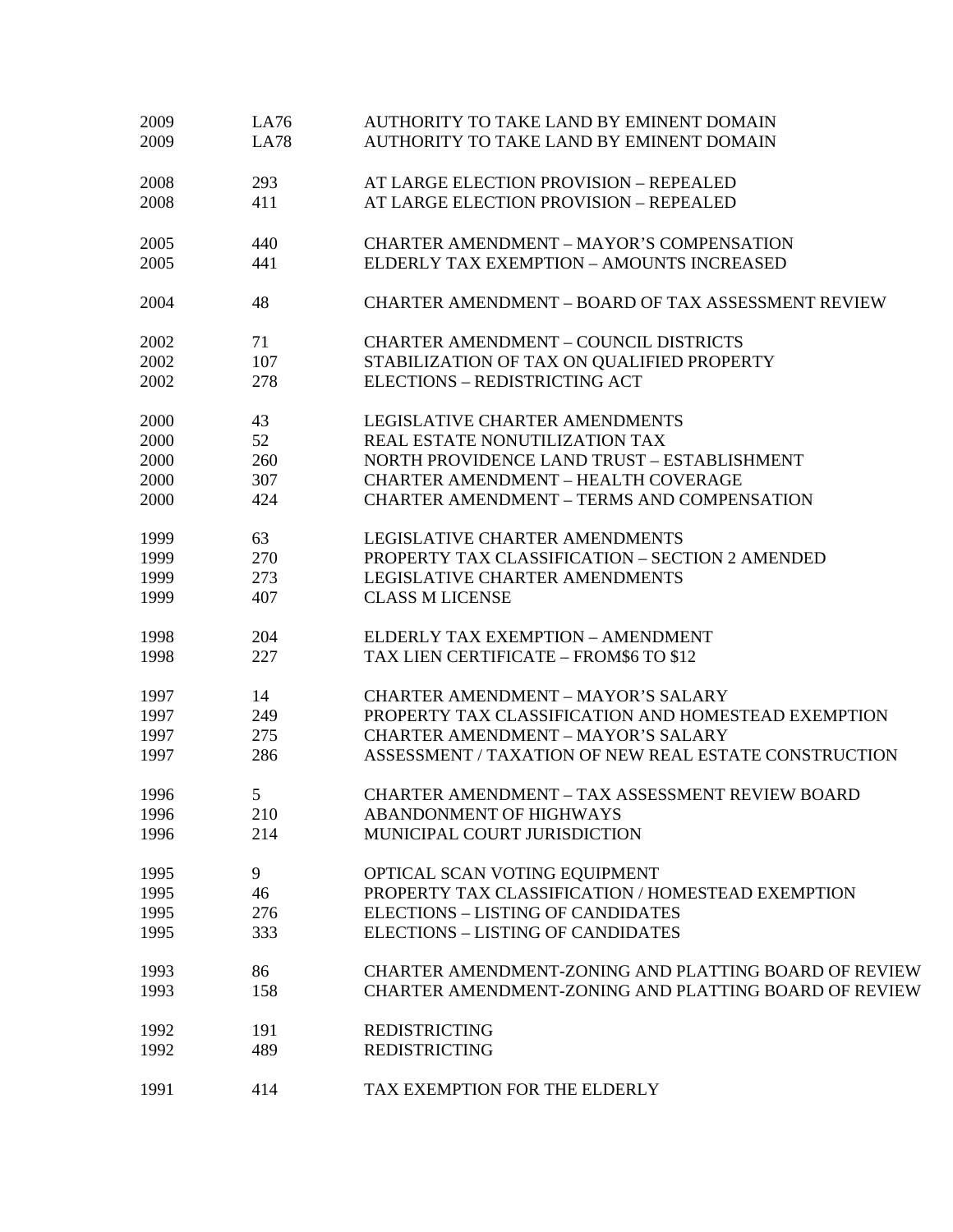| | | |
|---|---|---|
| 2009 | LA76 | AUTHORITY TO TAKE LAND BY EMINENT DOMAIN |
| 2009 | LA78 | AUTHORITY TO TAKE LAND BY EMINENT DOMAIN |
| | | |
| 2008 | 293 | AT LARGE ELECTION PROVISION – REPEALED |
| 2008 | 411 | AT LARGE ELECTION PROVISION – REPEALED |
| | | |
| 2005 | 440 | CHARTER AMENDMENT – MAYOR'S COMPENSATION |
| 2005 | 441 | ELDERLY TAX EXEMPTION – AMOUNTS INCREASED |
| | | |
| 2004 | 48 | CHARTER AMENDMENT – BOARD OF TAX ASSESSMENT REVIEW |
| | | |
| 2002 | 71 | CHARTER AMENDMENT – COUNCIL DISTRICTS |
| 2002 | 107 | STABILIZATION OF TAX ON QUALIFIED PROPERTY |
| 2002 | 278 | ELECTIONS – REDISTRICTING ACT |
| | | |
| 2000 | 43 | LEGISLATIVE CHARTER AMENDMENTS |
| 2000 | 52 | REAL ESTATE NONUTILIZATION TAX |
| 2000 | 260 | NORTH PROVIDENCE LAND TRUST – ESTABLISHMENT |
| 2000 | 307 | CHARTER AMENDMENT – HEALTH COVERAGE |
| 2000 | 424 | CHARTER AMENDMENT – TERMS AND COMPENSATION |
| | | |
| 1999 | 63 | LEGISLATIVE CHARTER AMENDMENTS |
| 1999 | 270 | PROPERTY TAX CLASSIFICATION – SECTION 2 AMENDED |
| 1999 | 273 | LEGISLATIVE CHARTER AMENDMENTS |
| 1999 | 407 | CLASS M LICENSE |
| | | |
| 1998 | 204 | ELDERLY TAX EXEMPTION – AMENDMENT |
| 1998 | 227 | TAX LIEN CERTIFICATE – FROM$6 TO $12 |
| | | |
| 1997 | 14 | CHARTER AMENDMENT – MAYOR'S SALARY |
| 1997 | 249 | PROPERTY TAX CLASSIFICATION AND HOMESTEAD EXEMPTION |
| 1997 | 275 | CHARTER AMENDMENT – MAYOR'S SALARY |
| 1997 | 286 | ASSESSMENT / TAXATION OF NEW REAL ESTATE CONSTRUCTION |
| | | |
| 1996 | 5 | CHARTER AMENDMENT – TAX ASSESSMENT REVIEW BOARD |
| 1996 | 210 | ABANDONMENT OF HIGHWAYS |
| 1996 | 214 | MUNICIPAL COURT JURISDICTION |
| | | |
| 1995 | 9 | OPTICAL SCAN VOTING EQUIPMENT |
| 1995 | 46 | PROPERTY TAX CLASSIFICATION / HOMESTEAD EXEMPTION |
| 1995 | 276 | ELECTIONS – LISTING OF CANDIDATES |
| 1995 | 333 | ELECTIONS – LISTING OF CANDIDATES |
| | | |
| 1993 | 86 | CHARTER AMENDMENT-ZONING AND PLATTING BOARD OF REVIEW |
| 1993 | 158 | CHARTER AMENDMENT-ZONING AND PLATTING BOARD OF REVIEW |
| | | |
| 1992 | 191 | REDISTRICTING |
| 1992 | 489 | REDISTRICTING |
| | | |
| 1991 | 414 | TAX EXEMPTION FOR THE ELDERLY |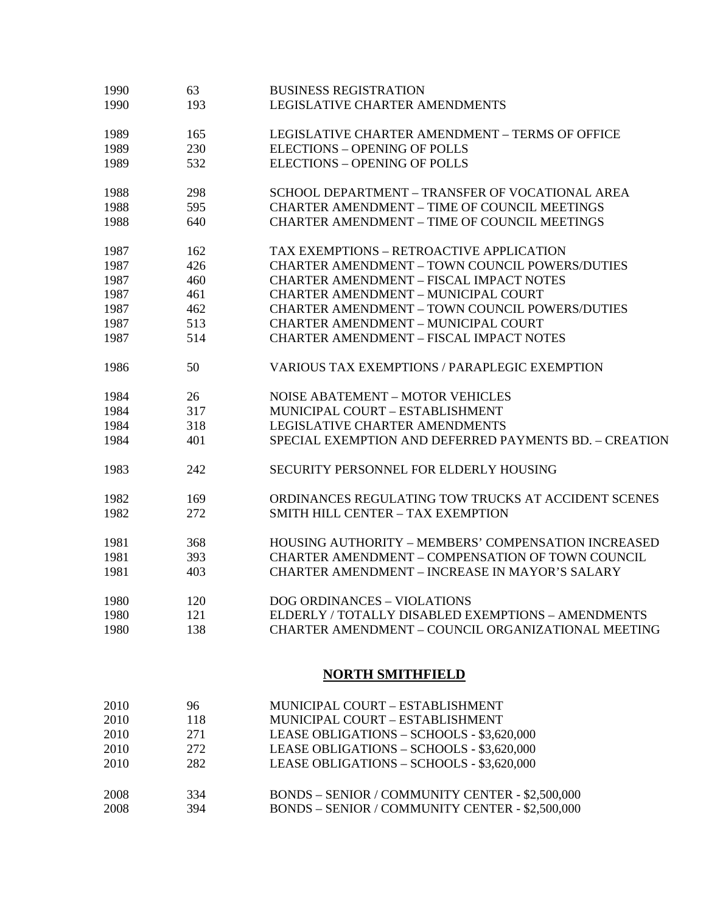| | | |
|---|---|---|
| 1990 | 63 | BUSINESS REGISTRATION |
| 1990 | 193 | LEGISLATIVE CHARTER AMENDMENTS |
| | | |
| 1989 | 165 | LEGISLATIVE CHARTER AMENDMENT – TERMS OF OFFICE |
| 1989 | 230 | ELECTIONS – OPENING OF POLLS |
| 1989 | 532 | ELECTIONS – OPENING OF POLLS |
| | | |
| 1988 | 298 | SCHOOL DEPARTMENT – TRANSFER OF VOCATIONAL AREA |
| 1988 | 595 | CHARTER AMENDMENT – TIME OF COUNCIL MEETINGS |
| 1988 | 640 | CHARTER AMENDMENT – TIME OF COUNCIL MEETINGS |
| | | |
| 1987 | 162 | TAX EXEMPTIONS – RETROACTIVE APPLICATION |
| 1987 | 426 | CHARTER AMENDMENT – TOWN COUNCIL POWERS/DUTIES |
| 1987 | 460 | CHARTER AMENDMENT – FISCAL IMPACT NOTES |
| 1987 | 461 | CHARTER AMENDMENT – MUNICIPAL COURT |
| 1987 | 462 | CHARTER AMENDMENT – TOWN COUNCIL POWERS/DUTIES |
| 1987 | 513 | CHARTER AMENDMENT – MUNICIPAL COURT |
| 1987 | 514 | CHARTER AMENDMENT – FISCAL IMPACT NOTES |
| | | |
| 1986 | 50 | VARIOUS TAX EXEMPTIONS / PARAPLEGIC EXEMPTION |
| | | |
| 1984 | 26 | NOISE ABATEMENT – MOTOR VEHICLES |
| 1984 | 317 | MUNICIPAL COURT – ESTABLISHMENT |
| 1984 | 318 | LEGISLATIVE CHARTER AMENDMENTS |
| 1984 | 401 | SPECIAL EXEMPTION AND DEFERRED PAYMENTS BD. – CREATION |
| | | |
| 1983 | 242 | SECURITY PERSONNEL FOR ELDERLY HOUSING |
| | | |
| 1982 | 169 | ORDINANCES REGULATING TOW TRUCKS AT ACCIDENT SCENES |
| 1982 | 272 | SMITH HILL CENTER – TAX EXEMPTION |
| | | |
| 1981 | 368 | HOUSING AUTHORITY – MEMBERS' COMPENSATION INCREASED |
| 1981 | 393 | CHARTER AMENDMENT – COMPENSATION OF TOWN COUNCIL |
| 1981 | 403 | CHARTER AMENDMENT – INCREASE IN MAYOR'S SALARY |
| | | |
| 1980 | 120 | DOG ORDINANCES – VIOLATIONS |
| 1980 | 121 | ELDERLY / TOTALLY DISABLED EXEMPTIONS – AMENDMENTS |
| 1980 | 138 | CHARTER AMENDMENT – COUNCIL ORGANIZATIONAL MEETING |

## NORTH SMITHFIELD

| | | |
|---|---|---|
| 2010 | 96 | MUNICIPAL COURT – ESTABLISHMENT |
| 2010 | 118 | MUNICIPAL COURT – ESTABLISHMENT |
| 2010 | 271 | LEASE OBLIGATIONS – SCHOOLS - $3,620,000 |
| 2010 | 272 | LEASE OBLIGATIONS – SCHOOLS - $3,620,000 |
| 2010 | 282 | LEASE OBLIGATIONS – SCHOOLS - $3,620,000 |
| | | |
| 2008 | 334 | BONDS – SENIOR / COMMUNITY CENTER - $2,500,000 |
| 2008 | 394 | BONDS – SENIOR / COMMUNITY CENTER - $2,500,000 |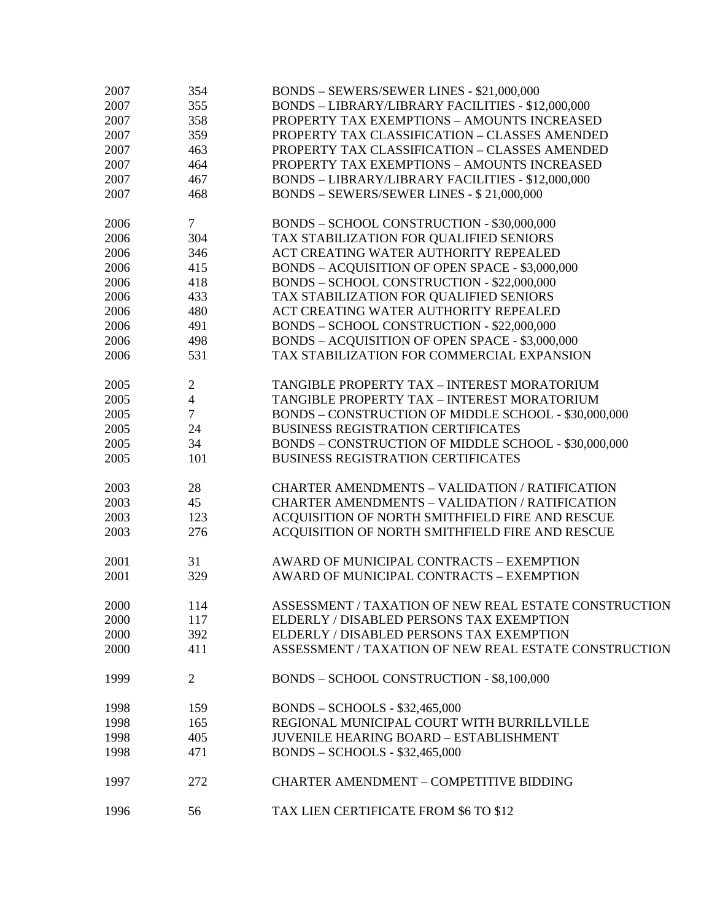| | | |
|---|---|---|
| 2007 | 354 | BONDS – SEWERS/SEWER LINES - $21,000,000 |
| 2007 | 355 | BONDS – LIBRARY/LIBRARY FACILITIES - $12,000,000 |
| 2007 | 358 | PROPERTY TAX EXEMPTIONS – AMOUNTS INCREASED |
| 2007 | 359 | PROPERTY TAX CLASSIFICATION – CLASSES AMENDED |
| 2007 | 463 | PROPERTY TAX CLASSIFICATION – CLASSES AMENDED |
| 2007 | 464 | PROPERTY TAX EXEMPTIONS – AMOUNTS INCREASED |
| 2007 | 467 | BONDS – LIBRARY/LIBRARY FACILITIES - $12,000,000 |
| 2007 | 468 | BONDS – SEWERS/SEWER LINES - $ 21,000,000 |
| | | |
| 2006 | 7 | BONDS – SCHOOL CONSTRUCTION - $30,000,000 |
| 2006 | 304 | TAX STABILIZATION FOR QUALIFIED SENIORS |
| 2006 | 346 | ACT CREATING WATER AUTHORITY REPEALED |
| 2006 | 415 | BONDS – ACQUISITION OF OPEN SPACE - $3,000,000 |
| 2006 | 418 | BONDS – SCHOOL CONSTRUCTION - $22,000,000 |
| 2006 | 433 | TAX STABILIZATION FOR QUALIFIED SENIORS |
| 2006 | 480 | ACT CREATING WATER AUTHORITY REPEALED |
| 2006 | 491 | BONDS – SCHOOL CONSTRUCTION - $22,000,000 |
| 2006 | 498 | BONDS – ACQUISITION OF OPEN SPACE - $3,000,000 |
| 2006 | 531 | TAX STABILIZATION FOR COMMERCIAL EXPANSION |
| | | |
| 2005 | 2 | TANGIBLE PROPERTY TAX – INTEREST MORATORIUM |
| 2005 | 4 | TANGIBLE PROPERTY TAX – INTEREST MORATORIUM |
| 2005 | 7 | BONDS – CONSTRUCTION OF MIDDLE SCHOOL - $30,000,000 |
| 2005 | 24 | BUSINESS REGISTRATION CERTIFICATES |
| 2005 | 34 | BONDS – CONSTRUCTION OF MIDDLE SCHOOL - $30,000,000 |
| 2005 | 101 | BUSINESS REGISTRATION CERTIFICATES |
| | | |
| 2003 | 28 | CHARTER AMENDMENTS – VALIDATION / RATIFICATION |
| 2003 | 45 | CHARTER AMENDMENTS – VALIDATION / RATIFICATION |
| 2003 | 123 | ACQUISITION OF NORTH SMITHFIELD FIRE AND RESCUE |
| 2003 | 276 | ACQUISITION OF NORTH SMITHFIELD FIRE AND RESCUE |
| | | |
| 2001 | 31 | AWARD OF MUNICIPAL CONTRACTS – EXEMPTION |
| 2001 | 329 | AWARD OF MUNICIPAL CONTRACTS – EXEMPTION |
| | | |
| 2000 | 114 | ASSESSMENT / TAXATION OF NEW REAL ESTATE CONSTRUCTION |
| 2000 | 117 | ELDERLY / DISABLED PERSONS TAX EXEMPTION |
| 2000 | 392 | ELDERLY / DISABLED PERSONS TAX EXEMPTION |
| 2000 | 411 | ASSESSMENT / TAXATION OF NEW REAL ESTATE CONSTRUCTION |
| | | |
| 1999 | 2 | BONDS – SCHOOL CONSTRUCTION - $8,100,000 |
| | | |
| 1998 | 159 | BONDS – SCHOOLS - $32,465,000 |
| 1998 | 165 | REGIONAL MUNICIPAL COURT WITH BURRILLVILLE |
| 1998 | 405 | JUVENILE HEARING BOARD – ESTABLISHMENT |
| 1998 | 471 | BONDS – SCHOOLS - $32,465,000 |
| | | |
| 1997 | 272 | CHARTER AMENDMENT – COMPETITIVE BIDDING |
| | | |
| 1996 | 56 | TAX LIEN CERTIFICATE FROM $6 TO $12 |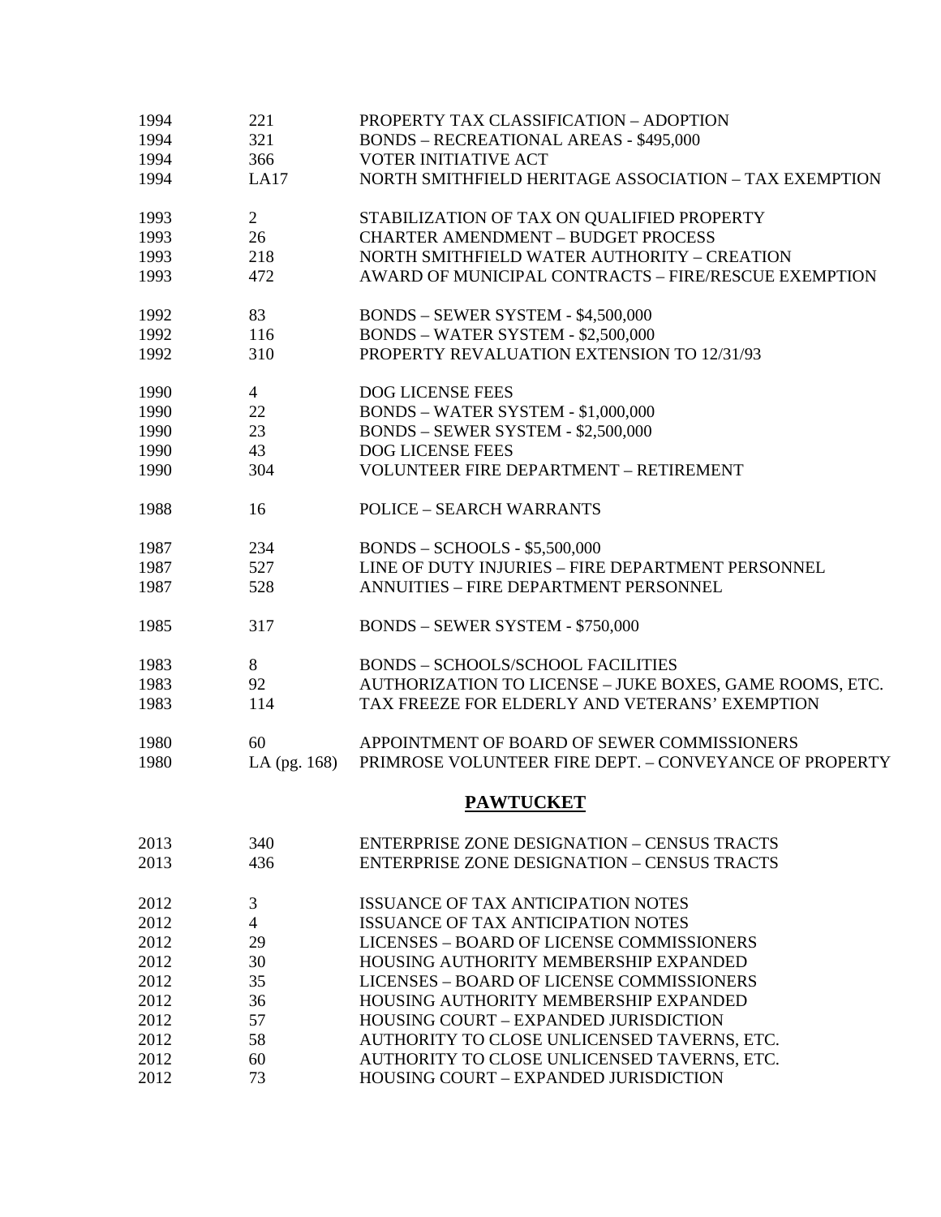| | | |
|---|---|---|
| 1994 | 221 | PROPERTY TAX CLASSIFICATION – ADOPTION |
| 1994 | 321 | BONDS – RECREATIONAL AREAS - $495,000 |
| 1994 | 366 | VOTER INITIATIVE ACT |
| 1994 | LA17 | NORTH SMITHFIELD HERITAGE ASSOCIATION – TAX EXEMPTION |
| | | |
| 1993 | 2 | STABILIZATION OF TAX ON QUALIFIED PROPERTY |
| 1993 | 26 | CHARTER AMENDMENT – BUDGET PROCESS |
| 1993 | 218 | NORTH SMITHFIELD WATER AUTHORITY – CREATION |
| 1993 | 472 | AWARD OF MUNICIPAL CONTRACTS – FIRE/RESCUE EXEMPTION |
| | | |
| 1992 | 83 | BONDS – SEWER SYSTEM - $4,500,000 |
| 1992 | 116 | BONDS – WATER SYSTEM - $2,500,000 |
| 1992 | 310 | PROPERTY REVALUATION EXTENSION TO 12/31/93 |
| | | |
| 1990 | 4 | DOG LICENSE FEES |
| 1990 | 22 | BONDS – WATER SYSTEM - $1,000,000 |
| 1990 | 23 | BONDS – SEWER SYSTEM - $2,500,000 |
| 1990 | 43 | DOG LICENSE FEES |
| 1990 | 304 | VOLUNTEER FIRE DEPARTMENT – RETIREMENT |
| | | |
| 1988 | 16 | POLICE – SEARCH WARRANTS |
| | | |
| 1987 | 234 | BONDS – SCHOOLS - $5,500,000 |
| 1987 | 527 | LINE OF DUTY INJURIES – FIRE DEPARTMENT PERSONNEL |
| 1987 | 528 | ANNUITIES – FIRE DEPARTMENT PERSONNEL |
| | | |
| 1985 | 317 | BONDS – SEWER SYSTEM - $750,000 |
| | | |
| 1983 | 8 | BONDS – SCHOOLS/SCHOOL FACILITIES |
| 1983 | 92 | AUTHORIZATION TO LICENSE – JUKE BOXES, GAME ROOMS, ETC. |
| 1983 | 114 | TAX FREEZE FOR ELDERLY AND VETERANS' EXEMPTION |
| | | |
| 1980 | 60 | APPOINTMENT OF BOARD OF SEWER COMMISSIONERS |
| 1980 | LA (pg. 168) | PRIMROSE VOLUNTEER FIRE DEPT. – CONVEYANCE OF PROPERTY |

## PAWTUCKET

| | | |
|---|---|---|
| 2013 | 340 | ENTERPRISE ZONE DESIGNATION – CENSUS TRACTS |
| 2013 | 436 | ENTERPRISE ZONE DESIGNATION – CENSUS TRACTS |
| | | |
| 2012 | 3 | ISSUANCE OF TAX ANTICIPATION NOTES |
| 2012 | 4 | ISSUANCE OF TAX ANTICIPATION NOTES |
| 2012 | 29 | LICENSES – BOARD OF LICENSE COMMISSIONERS |
| 2012 | 30 | HOUSING AUTHORITY MEMBERSHIP EXPANDED |
| 2012 | 35 | LICENSES – BOARD OF LICENSE COMMISSIONERS |
| 2012 | 36 | HOUSING AUTHORITY MEMBERSHIP EXPANDED |
| 2012 | 57 | HOUSING COURT – EXPANDED JURISDICTION |
| 2012 | 58 | AUTHORITY TO CLOSE UNLICENSED TAVERNS, ETC. |
| 2012 | 60 | AUTHORITY TO CLOSE UNLICENSED TAVERNS, ETC. |
| 2012 | 73 | HOUSING COURT – EXPANDED JURISDICTION |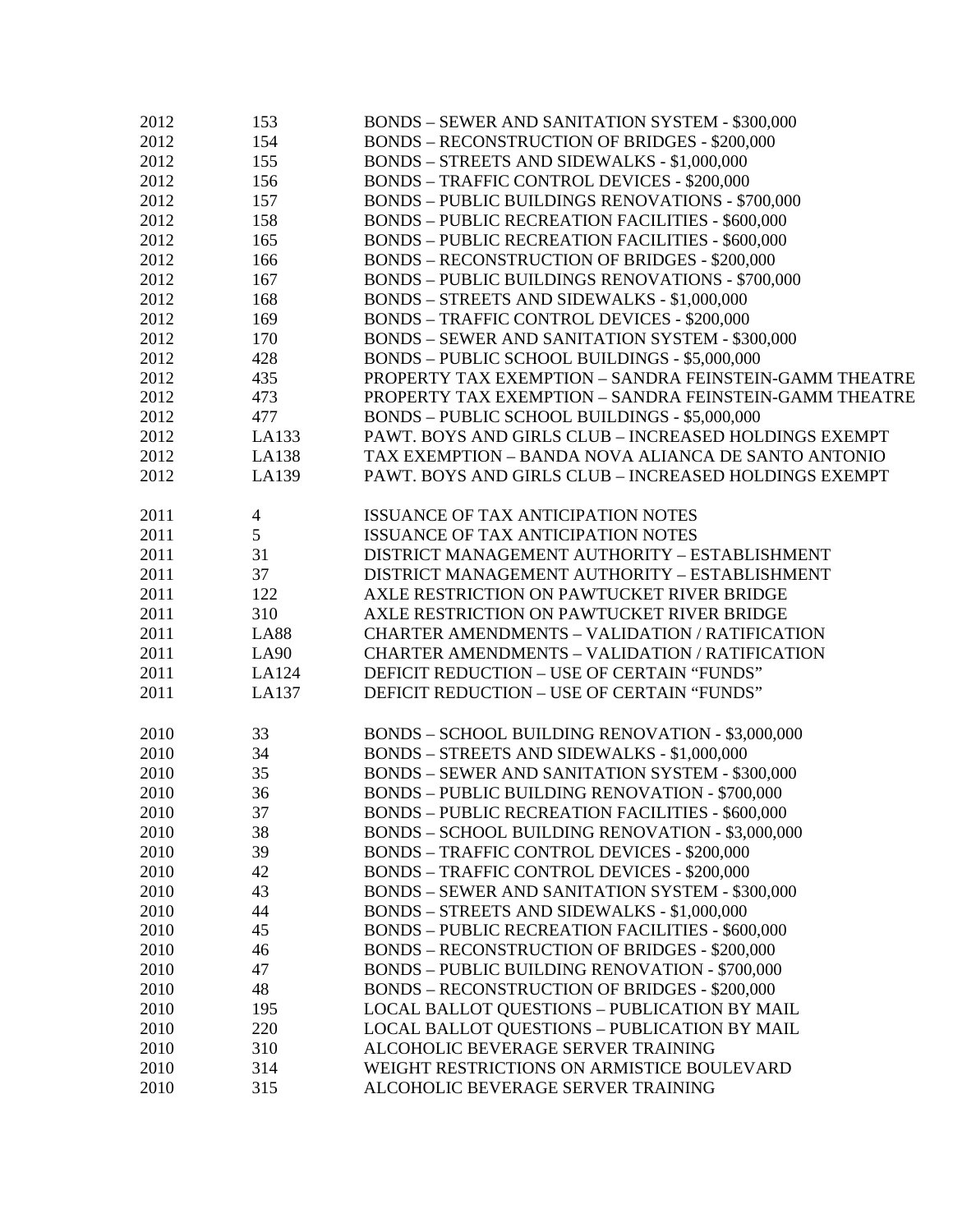| | | |
|---|---|---|
| 2012 | 153 | BONDS – SEWER AND SANITATION SYSTEM - $300,000 |
| 2012 | 154 | BONDS – RECONSTRUCTION OF BRIDGES - $200,000 |
| 2012 | 155 | BONDS – STREETS AND SIDEWALKS - $1,000,000 |
| 2012 | 156 | BONDS – TRAFFIC CONTROL DEVICES - $200,000 |
| 2012 | 157 | BONDS – PUBLIC BUILDINGS RENOVATIONS - $700,000 |
| 2012 | 158 | BONDS – PUBLIC RECREATION FACILITIES - $600,000 |
| 2012 | 165 | BONDS – PUBLIC RECREATION FACILITIES - $600,000 |
| 2012 | 166 | BONDS – RECONSTRUCTION OF BRIDGES - $200,000 |
| 2012 | 167 | BONDS – PUBLIC BUILDINGS RENOVATIONS - $700,000 |
| 2012 | 168 | BONDS – STREETS AND SIDEWALKS - $1,000,000 |
| 2012 | 169 | BONDS – TRAFFIC CONTROL DEVICES - $200,000 |
| 2012 | 170 | BONDS – SEWER AND SANITATION SYSTEM - $300,000 |
| 2012 | 428 | BONDS – PUBLIC SCHOOL BUILDINGS - $5,000,000 |
| 2012 | 435 | PROPERTY TAX EXEMPTION – SANDRA FEINSTEIN-GAMM THEATRE |
| 2012 | 473 | PROPERTY TAX EXEMPTION – SANDRA FEINSTEIN-GAMM THEATRE |
| 2012 | 477 | BONDS – PUBLIC SCHOOL BUILDINGS - $5,000,000 |
| 2012 | LA133 | PAWT. BOYS AND GIRLS CLUB – INCREASED HOLDINGS EXEMPT |
| 2012 | LA138 | TAX EXEMPTION – BANDA NOVA ALIANCA DE SANTO ANTONIO |
| 2012 | LA139 | PAWT. BOYS AND GIRLS CLUB – INCREASED HOLDINGS EXEMPT |
| | | |
| 2011 | 4 | ISSUANCE OF TAX ANTICIPATION NOTES |
| 2011 | 5 | ISSUANCE OF TAX ANTICIPATION NOTES |
| 2011 | 31 | DISTRICT MANAGEMENT AUTHORITY – ESTABLISHMENT |
| 2011 | 37 | DISTRICT MANAGEMENT AUTHORITY – ESTABLISHMENT |
| 2011 | 122 | AXLE RESTRICTION ON PAWTUCKET RIVER BRIDGE |
| 2011 | 310 | AXLE RESTRICTION ON PAWTUCKET RIVER BRIDGE |
| 2011 | LA88 | CHARTER AMENDMENTS – VALIDATION / RATIFICATION |
| 2011 | LA90 | CHARTER AMENDMENTS – VALIDATION / RATIFICATION |
| 2011 | LA124 | DEFICIT REDUCTION – USE OF CERTAIN "FUNDS" |
| 2011 | LA137 | DEFICIT REDUCTION – USE OF CERTAIN "FUNDS" |
| | | |
| 2010 | 33 | BONDS – SCHOOL BUILDING RENOVATION - $3,000,000 |
| 2010 | 34 | BONDS – STREETS AND SIDEWALKS - $1,000,000 |
| 2010 | 35 | BONDS – SEWER AND SANITATION SYSTEM - $300,000 |
| 2010 | 36 | BONDS – PUBLIC BUILDING RENOVATION - $700,000 |
| 2010 | 37 | BONDS – PUBLIC RECREATION FACILITIES - $600,000 |
| 2010 | 38 | BONDS – SCHOOL BUILDING RENOVATION - $3,000,000 |
| 2010 | 39 | BONDS – TRAFFIC CONTROL DEVICES - $200,000 |
| 2010 | 42 | BONDS – TRAFFIC CONTROL DEVICES - $200,000 |
| 2010 | 43 | BONDS – SEWER AND SANITATION SYSTEM - $300,000 |
| 2010 | 44 | BONDS – STREETS AND SIDEWALKS - $1,000,000 |
| 2010 | 45 | BONDS – PUBLIC RECREATION FACILITIES - $600,000 |
| 2010 | 46 | BONDS – RECONSTRUCTION OF BRIDGES - $200,000 |
| 2010 | 47 | BONDS – PUBLIC BUILDING RENOVATION - $700,000 |
| 2010 | 48 | BONDS – RECONSTRUCTION OF BRIDGES - $200,000 |
| 2010 | 195 | LOCAL BALLOT QUESTIONS – PUBLICATION BY MAIL |
| 2010 | 220 | LOCAL BALLOT QUESTIONS – PUBLICATION BY MAIL |
| 2010 | 310 | ALCOHOLIC BEVERAGE SERVER TRAINING |
| 2010 | 314 | WEIGHT RESTRICTIONS ON ARMISTICE BOULEVARD |
| 2010 | 315 | ALCOHOLIC BEVERAGE SERVER TRAINING |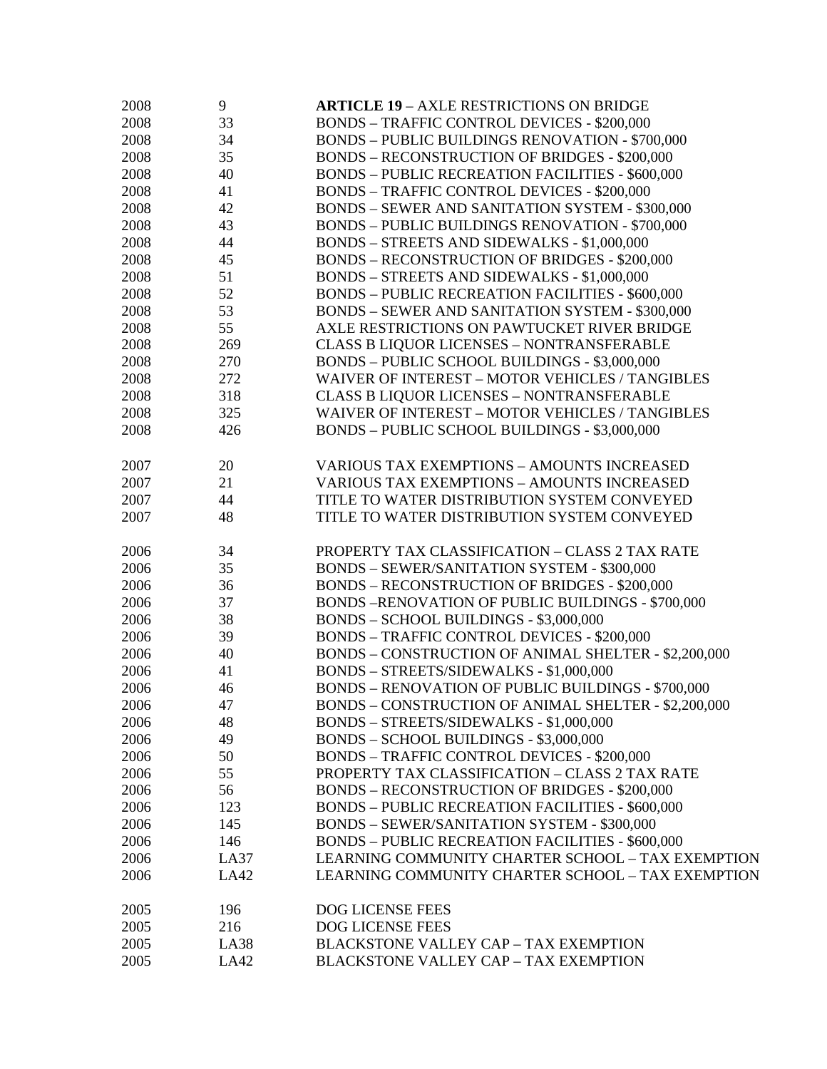| | | |
|---|---|---|
| 2008 | 9 | **ARTICLE 19** – AXLE RESTRICTIONS ON BRIDGE |
| 2008 | 33 | BONDS – TRAFFIC CONTROL DEVICES - $200,000 |
| 2008 | 34 | BONDS – PUBLIC BUILDINGS RENOVATION - $700,000 |
| 2008 | 35 | BONDS – RECONSTRUCTION OF BRIDGES - $200,000 |
| 2008 | 40 | BONDS – PUBLIC RECREATION FACILITIES - $600,000 |
| 2008 | 41 | BONDS – TRAFFIC CONTROL DEVICES - $200,000 |
| 2008 | 42 | BONDS – SEWER AND SANITATION SYSTEM - $300,000 |
| 2008 | 43 | BONDS – PUBLIC BUILDINGS RENOVATION - $700,000 |
| 2008 | 44 | BONDS – STREETS AND SIDEWALKS - $1,000,000 |
| 2008 | 45 | BONDS – RECONSTRUCTION OF BRIDGES - $200,000 |
| 2008 | 51 | BONDS – STREETS AND SIDEWALKS - $1,000,000 |
| 2008 | 52 | BONDS – PUBLIC RECREATION FACILITIES - $600,000 |
| 2008 | 53 | BONDS – SEWER AND SANITATION SYSTEM - $300,000 |
| 2008 | 55 | AXLE RESTRICTIONS ON PAWTUCKET RIVER BRIDGE |
| 2008 | 269 | CLASS B LIQUOR LICENSES – NONTRANSFERABLE |
| 2008 | 270 | BONDS – PUBLIC SCHOOL BUILDINGS - $3,000,000 |
| 2008 | 272 | WAIVER OF INTEREST – MOTOR VEHICLES / TANGIBLES |
| 2008 | 318 | CLASS B LIQUOR LICENSES – NONTRANSFERABLE |
| 2008 | 325 | WAIVER OF INTEREST – MOTOR VEHICLES / TANGIBLES |
| 2008 | 426 | BONDS – PUBLIC SCHOOL BUILDINGS - $3,000,000 |
| | | |
| 2007 | 20 | VARIOUS TAX EXEMPTIONS – AMOUNTS INCREASED |
| 2007 | 21 | VARIOUS TAX EXEMPTIONS – AMOUNTS INCREASED |
| 2007 | 44 | TITLE TO WATER DISTRIBUTION SYSTEM CONVEYED |
| 2007 | 48 | TITLE TO WATER DISTRIBUTION SYSTEM CONVEYED |
| | | |
| 2006 | 34 | PROPERTY TAX CLASSIFICATION – CLASS 2 TAX RATE |
| 2006 | 35 | BONDS – SEWER/SANITATION SYSTEM - $300,000 |
| 2006 | 36 | BONDS – RECONSTRUCTION OF BRIDGES - $200,000 |
| 2006 | 37 | BONDS –RENOVATION OF PUBLIC BUILDINGS - $700,000 |
| 2006 | 38 | BONDS – SCHOOL BUILDINGS - $3,000,000 |
| 2006 | 39 | BONDS – TRAFFIC CONTROL DEVICES - $200,000 |
| 2006 | 40 | BONDS – CONSTRUCTION OF ANIMAL SHELTER - $2,200,000 |
| 2006 | 41 | BONDS – STREETS/SIDEWALKS - $1,000,000 |
| 2006 | 46 | BONDS – RENOVATION OF PUBLIC BUILDINGS - $700,000 |
| 2006 | 47 | BONDS – CONSTRUCTION OF ANIMAL SHELTER - $2,200,000 |
| 2006 | 48 | BONDS – STREETS/SIDEWALKS - $1,000,000 |
| 2006 | 49 | BONDS – SCHOOL BUILDINGS - $3,000,000 |
| 2006 | 50 | BONDS – TRAFFIC CONTROL DEVICES - $200,000 |
| 2006 | 55 | PROPERTY TAX CLASSIFICATION – CLASS 2 TAX RATE |
| 2006 | 56 | BONDS – RECONSTRUCTION OF BRIDGES - $200,000 |
| 2006 | 123 | BONDS – PUBLIC RECREATION FACILITIES - $600,000 |
| 2006 | 145 | BONDS – SEWER/SANITATION SYSTEM - $300,000 |
| 2006 | 146 | BONDS – PUBLIC RECREATION FACILITIES - $600,000 |
| 2006 | LA37 | LEARNING COMMUNITY CHARTER SCHOOL – TAX EXEMPTION |
| 2006 | LA42 | LEARNING COMMUNITY CHARTER SCHOOL – TAX EXEMPTION |
| | | |
| 2005 | 196 | DOG LICENSE FEES |
| 2005 | 216 | DOG LICENSE FEES |
| 2005 | LA38 | BLACKSTONE VALLEY CAP – TAX EXEMPTION |
| 2005 | LA42 | BLACKSTONE VALLEY CAP – TAX EXEMPTION |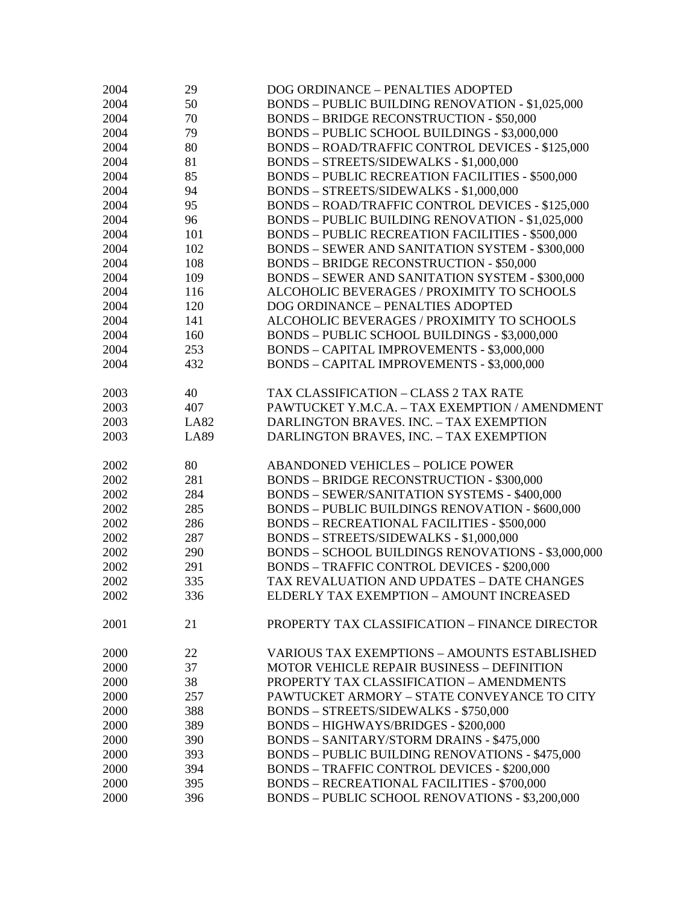| | | |
|---|---|---|
| 2004 | 29 | DOG ORDINANCE – PENALTIES ADOPTED |
| 2004 | 50 | BONDS – PUBLIC BUILDING RENOVATION - $1,025,000 |
| 2004 | 70 | BONDS – BRIDGE RECONSTRUCTION - $50,000 |
| 2004 | 79 | BONDS – PUBLIC SCHOOL BUILDINGS - $3,000,000 |
| 2004 | 80 | BONDS – ROAD/TRAFFIC CONTROL DEVICES - $125,000 |
| 2004 | 81 | BONDS – STREETS/SIDEWALKS - $1,000,000 |
| 2004 | 85 | BONDS – PUBLIC RECREATION FACILITIES - $500,000 |
| 2004 | 94 | BONDS – STREETS/SIDEWALKS - $1,000,000 |
| 2004 | 95 | BONDS – ROAD/TRAFFIC CONTROL DEVICES - $125,000 |
| 2004 | 96 | BONDS – PUBLIC BUILDING RENOVATION - $1,025,000 |
| 2004 | 101 | BONDS – PUBLIC RECREATION FACILITIES - $500,000 |
| 2004 | 102 | BONDS – SEWER AND SANITATION SYSTEM - $300,000 |
| 2004 | 108 | BONDS – BRIDGE RECONSTRUCTION - $50,000 |
| 2004 | 109 | BONDS – SEWER AND SANITATION SYSTEM - $300,000 |
| 2004 | 116 | ALCOHOLIC BEVERAGES / PROXIMITY TO SCHOOLS |
| 2004 | 120 | DOG ORDINANCE – PENALTIES ADOPTED |
| 2004 | 141 | ALCOHOLIC BEVERAGES / PROXIMITY TO SCHOOLS |
| 2004 | 160 | BONDS – PUBLIC SCHOOL BUILDINGS - $3,000,000 |
| 2004 | 253 | BONDS – CAPITAL IMPROVEMENTS - $3,000,000 |
| 2004 | 432 | BONDS – CAPITAL IMPROVEMENTS - $3,000,000 |
| | | |
| 2003 | 40 | TAX CLASSIFICATION – CLASS 2 TAX RATE |
| 2003 | 407 | PAWTUCKET Y.M.C.A. – TAX EXEMPTION / AMENDMENT |
| 2003 | LA82 | DARLINGTON BRAVES. INC. – TAX EXEMPTION |
| 2003 | LA89 | DARLINGTON BRAVES, INC. – TAX EXEMPTION |
| | | |
| 2002 | 80 | ABANDONED VEHICLES – POLICE POWER |
| 2002 | 281 | BONDS – BRIDGE RECONSTRUCTION - $300,000 |
| 2002 | 284 | BONDS – SEWER/SANITATION SYSTEMS - $400,000 |
| 2002 | 285 | BONDS – PUBLIC BUILDINGS RENOVATION - $600,000 |
| 2002 | 286 | BONDS – RECREATIONAL FACILITIES - $500,000 |
| 2002 | 287 | BONDS – STREETS/SIDEWALKS - $1,000,000 |
| 2002 | 290 | BONDS – SCHOOL BUILDINGS RENOVATIONS - $3,000,000 |
| 2002 | 291 | BONDS – TRAFFIC CONTROL DEVICES - $200,000 |
| 2002 | 335 | TAX REVALUATION AND UPDATES – DATE CHANGES |
| 2002 | 336 | ELDERLY TAX EXEMPTION – AMOUNT INCREASED |
| | | |
| 2001 | 21 | PROPERTY TAX CLASSIFICATION – FINANCE DIRECTOR |
| | | |
| 2000 | 22 | VARIOUS TAX EXEMPTIONS – AMOUNTS ESTABLISHED |
| 2000 | 37 | MOTOR VEHICLE REPAIR BUSINESS – DEFINITION |
| 2000 | 38 | PROPERTY TAX CLASSIFICATION – AMENDMENTS |
| 2000 | 257 | PAWTUCKET ARMORY – STATE CONVEYANCE TO CITY |
| 2000 | 388 | BONDS – STREETS/SIDEWALKS - $750,000 |
| 2000 | 389 | BONDS – HIGHWAYS/BRIDGES - $200,000 |
| 2000 | 390 | BONDS – SANITARY/STORM DRAINS - $475,000 |
| 2000 | 393 | BONDS – PUBLIC BUILDING RENOVATIONS - $475,000 |
| 2000 | 394 | BONDS – TRAFFIC CONTROL DEVICES - $200,000 |
| 2000 | 395 | BONDS – RECREATIONAL FACILITIES - $700,000 |
| 2000 | 396 | BONDS – PUBLIC SCHOOL RENOVATIONS - $3,200,000 |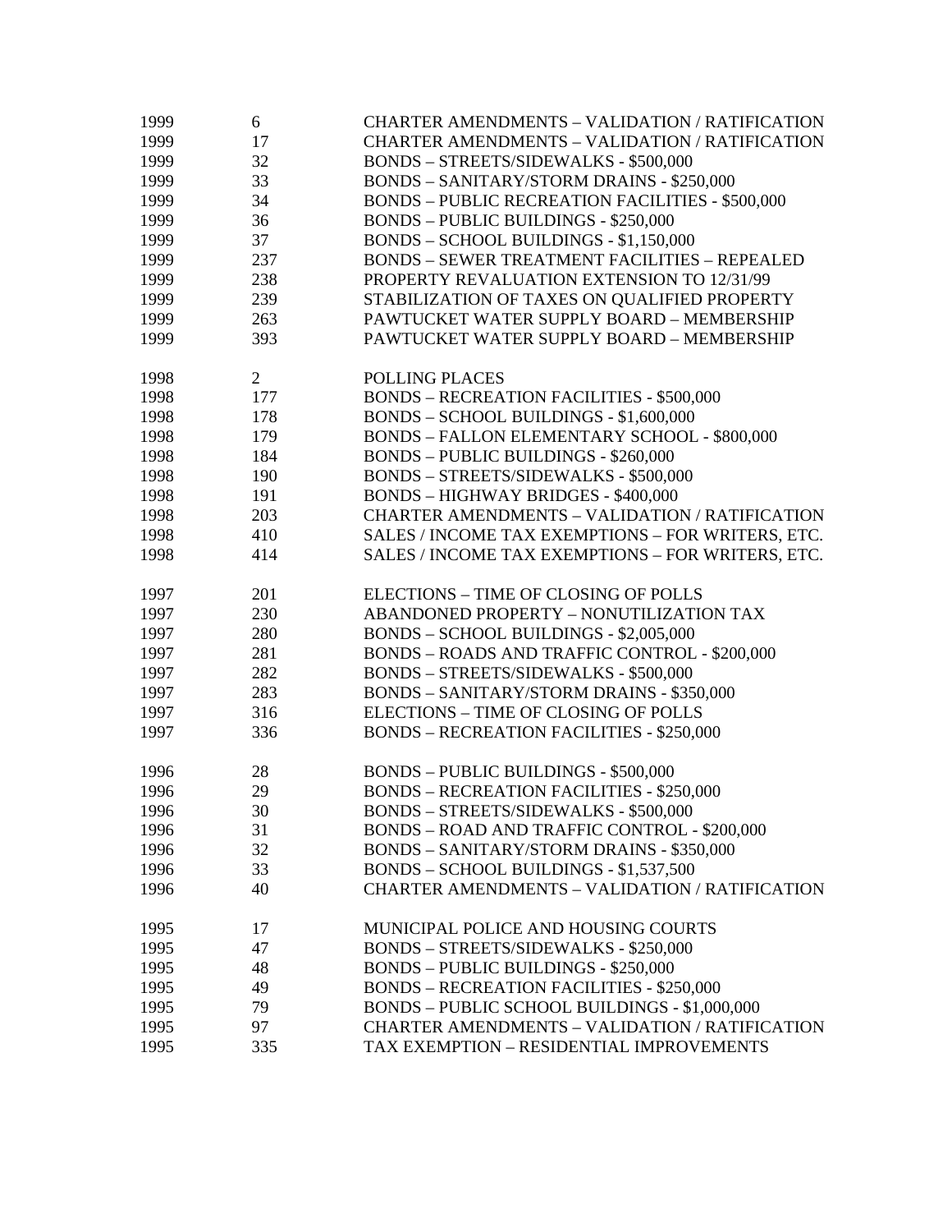| | | |
|---|---|---|
| 1999 | 6 | CHARTER AMENDMENTS – VALIDATION / RATIFICATION |
| 1999 | 17 | CHARTER AMENDMENTS – VALIDATION / RATIFICATION |
| 1999 | 32 | BONDS – STREETS/SIDEWALKS - $500,000 |
| 1999 | 33 | BONDS – SANITARY/STORM DRAINS - $250,000 |
| 1999 | 34 | BONDS – PUBLIC RECREATION FACILITIES - $500,000 |
| 1999 | 36 | BONDS – PUBLIC BUILDINGS - $250,000 |
| 1999 | 37 | BONDS – SCHOOL BUILDINGS - $1,150,000 |
| 1999 | 237 | BONDS – SEWER TREATMENT FACILITIES – REPEALED |
| 1999 | 238 | PROPERTY REVALUATION EXTENSION TO 12/31/99 |
| 1999 | 239 | STABILIZATION OF TAXES ON QUALIFIED PROPERTY |
| 1999 | 263 | PAWTUCKET WATER SUPPLY BOARD – MEMBERSHIP |
| 1999 | 393 | PAWTUCKET WATER SUPPLY BOARD – MEMBERSHIP |
| | | |
| 1998 | 2 | POLLING PLACES |
| 1998 | 177 | BONDS – RECREATION FACILITIES - $500,000 |
| 1998 | 178 | BONDS – SCHOOL BUILDINGS - $1,600,000 |
| 1998 | 179 | BONDS – FALLON ELEMENTARY SCHOOL - $800,000 |
| 1998 | 184 | BONDS – PUBLIC BUILDINGS - $260,000 |
| 1998 | 190 | BONDS – STREETS/SIDEWALKS - $500,000 |
| 1998 | 191 | BONDS – HIGHWAY BRIDGES - $400,000 |
| 1998 | 203 | CHARTER AMENDMENTS – VALIDATION / RATIFICATION |
| 1998 | 410 | SALES / INCOME TAX EXEMPTIONS – FOR WRITERS, ETC. |
| 1998 | 414 | SALES / INCOME TAX EXEMPTIONS – FOR WRITERS, ETC. |
| | | |
| 1997 | 201 | ELECTIONS – TIME OF CLOSING OF POLLS |
| 1997 | 230 | ABANDONED PROPERTY – NONUTILIZATION TAX |
| 1997 | 280 | BONDS – SCHOOL BUILDINGS - $2,005,000 |
| 1997 | 281 | BONDS – ROADS AND TRAFFIC CONTROL - $200,000 |
| 1997 | 282 | BONDS – STREETS/SIDEWALKS - $500,000 |
| 1997 | 283 | BONDS – SANITARY/STORM DRAINS - $350,000 |
| 1997 | 316 | ELECTIONS – TIME OF CLOSING OF POLLS |
| 1997 | 336 | BONDS – RECREATION FACILITIES - $250,000 |
| | | |
| 1996 | 28 | BONDS – PUBLIC BUILDINGS - $500,000 |
| 1996 | 29 | BONDS – RECREATION FACILITIES - $250,000 |
| 1996 | 30 | BONDS – STREETS/SIDEWALKS - $500,000 |
| 1996 | 31 | BONDS – ROAD AND TRAFFIC CONTROL - $200,000 |
| 1996 | 32 | BONDS – SANITARY/STORM DRAINS - $350,000 |
| 1996 | 33 | BONDS – SCHOOL BUILDINGS - $1,537,500 |
| 1996 | 40 | CHARTER AMENDMENTS – VALIDATION / RATIFICATION |
| | | |
| 1995 | 17 | MUNICIPAL POLICE AND HOUSING COURTS |
| 1995 | 47 | BONDS – STREETS/SIDEWALKS - $250,000 |
| 1995 | 48 | BONDS – PUBLIC BUILDINGS - $250,000 |
| 1995 | 49 | BONDS – RECREATION FACILITIES - $250,000 |
| 1995 | 79 | BONDS – PUBLIC SCHOOL BUILDINGS - $1,000,000 |
| 1995 | 97 | CHARTER AMENDMENTS – VALIDATION / RATIFICATION |
| 1995 | 335 | TAX EXEMPTION – RESIDENTIAL IMPROVEMENTS |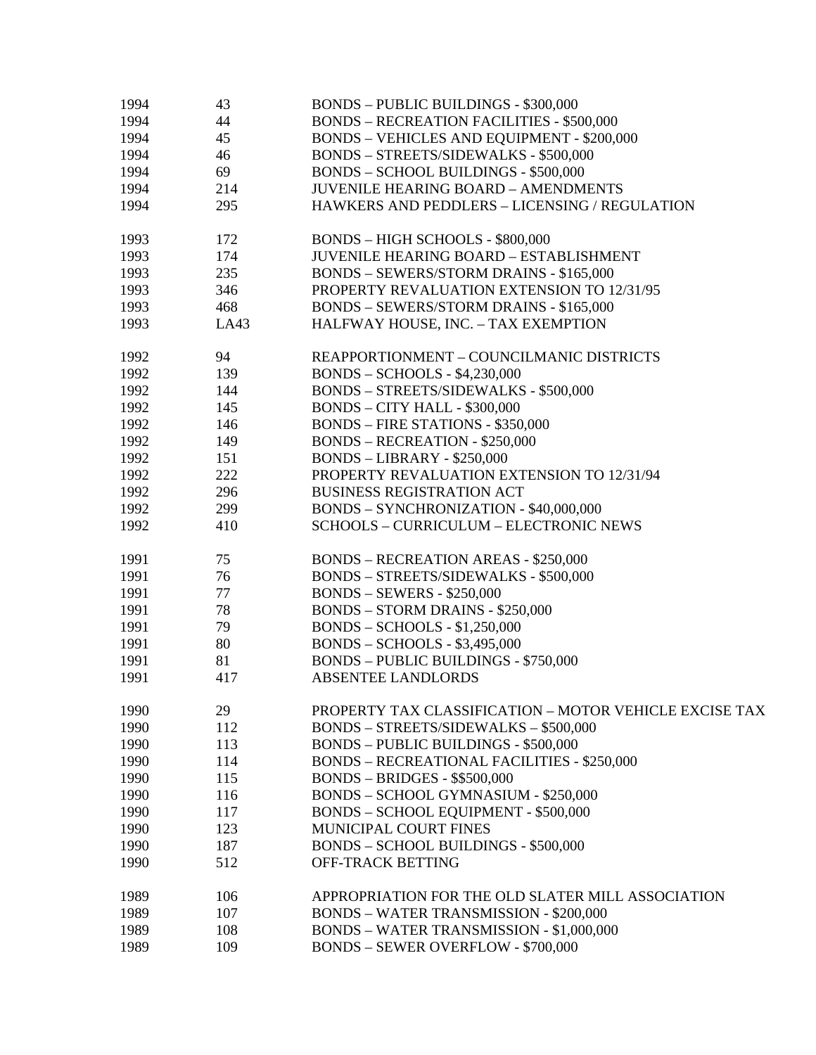| | | |
|---|---|---|
| 1994 | 43 | BONDS – PUBLIC BUILDINGS - $300,000 |
| 1994 | 44 | BONDS – RECREATION FACILITIES - $500,000 |
| 1994 | 45 | BONDS – VEHICLES AND EQUIPMENT - $200,000 |
| 1994 | 46 | BONDS – STREETS/SIDEWALKS - $500,000 |
| 1994 | 69 | BONDS – SCHOOL BUILDINGS - $500,000 |
| 1994 | 214 | JUVENILE HEARING BOARD – AMENDMENTS |
| 1994 | 295 | HAWKERS AND PEDDLERS – LICENSING / REGULATION |
| | | |
| 1993 | 172 | BONDS – HIGH SCHOOLS - $800,000 |
| 1993 | 174 | JUVENILE HEARING BOARD – ESTABLISHMENT |
| 1993 | 235 | BONDS – SEWERS/STORM DRAINS - $165,000 |
| 1993 | 346 | PROPERTY REVALUATION EXTENSION TO 12/31/95 |
| 1993 | 468 | BONDS – SEWERS/STORM DRAINS - $165,000 |
| 1993 | LA43 | HALFWAY HOUSE, INC. – TAX EXEMPTION |
| | | |
| 1992 | 94 | REAPPORTIONMENT – COUNCILMANIC DISTRICTS |
| 1992 | 139 | BONDS – SCHOOLS - $4,230,000 |
| 1992 | 144 | BONDS – STREETS/SIDEWALKS - $500,000 |
| 1992 | 145 | BONDS – CITY HALL - $300,000 |
| 1992 | 146 | BONDS – FIRE STATIONS - $350,000 |
| 1992 | 149 | BONDS – RECREATION - $250,000 |
| 1992 | 151 | BONDS – LIBRARY - $250,000 |
| 1992 | 222 | PROPERTY REVALUATION EXTENSION TO 12/31/94 |
| 1992 | 296 | BUSINESS REGISTRATION ACT |
| 1992 | 299 | BONDS – SYNCHRONIZATION - $40,000,000 |
| 1992 | 410 | SCHOOLS – CURRICULUM – ELECTRONIC NEWS |
| | | |
| 1991 | 75 | BONDS – RECREATION AREAS - $250,000 |
| 1991 | 76 | BONDS – STREETS/SIDEWALKS - $500,000 |
| 1991 | 77 | BONDS – SEWERS - $250,000 |
| 1991 | 78 | BONDS – STORM DRAINS - $250,000 |
| 1991 | 79 | BONDS – SCHOOLS - $1,250,000 |
| 1991 | 80 | BONDS – SCHOOLS - $3,495,000 |
| 1991 | 81 | BONDS – PUBLIC BUILDINGS - $750,000 |
| 1991 | 417 | ABSENTEE LANDLORDS |
| | | |
| 1990 | 29 | PROPERTY TAX CLASSIFICATION – MOTOR VEHICLE EXCISE TAX |
| 1990 | 112 | BONDS – STREETS/SIDEWALKS – $500,000 |
| 1990 | 113 | BONDS – PUBLIC BUILDINGS - $500,000 |
| 1990 | 114 | BONDS – RECREATIONAL FACILITIES - $250,000 |
| 1990 | 115 | BONDS – BRIDGES - $$500,000 |
| 1990 | 116 | BONDS – SCHOOL GYMNASIUM - $250,000 |
| 1990 | 117 | BONDS – SCHOOL EQUIPMENT - $500,000 |
| 1990 | 123 | MUNICIPAL COURT FINES |
| 1990 | 187 | BONDS – SCHOOL BUILDINGS - $500,000 |
| 1990 | 512 | OFF-TRACK BETTING |
| | | |
| 1989 | 106 | APPROPRIATION FOR THE OLD SLATER MILL ASSOCIATION |
| 1989 | 107 | BONDS – WATER TRANSMISSION - $200,000 |
| 1989 | 108 | BONDS – WATER TRANSMISSION - $1,000,000 |
| 1989 | 109 | BONDS – SEWER OVERFLOW - $700,000 |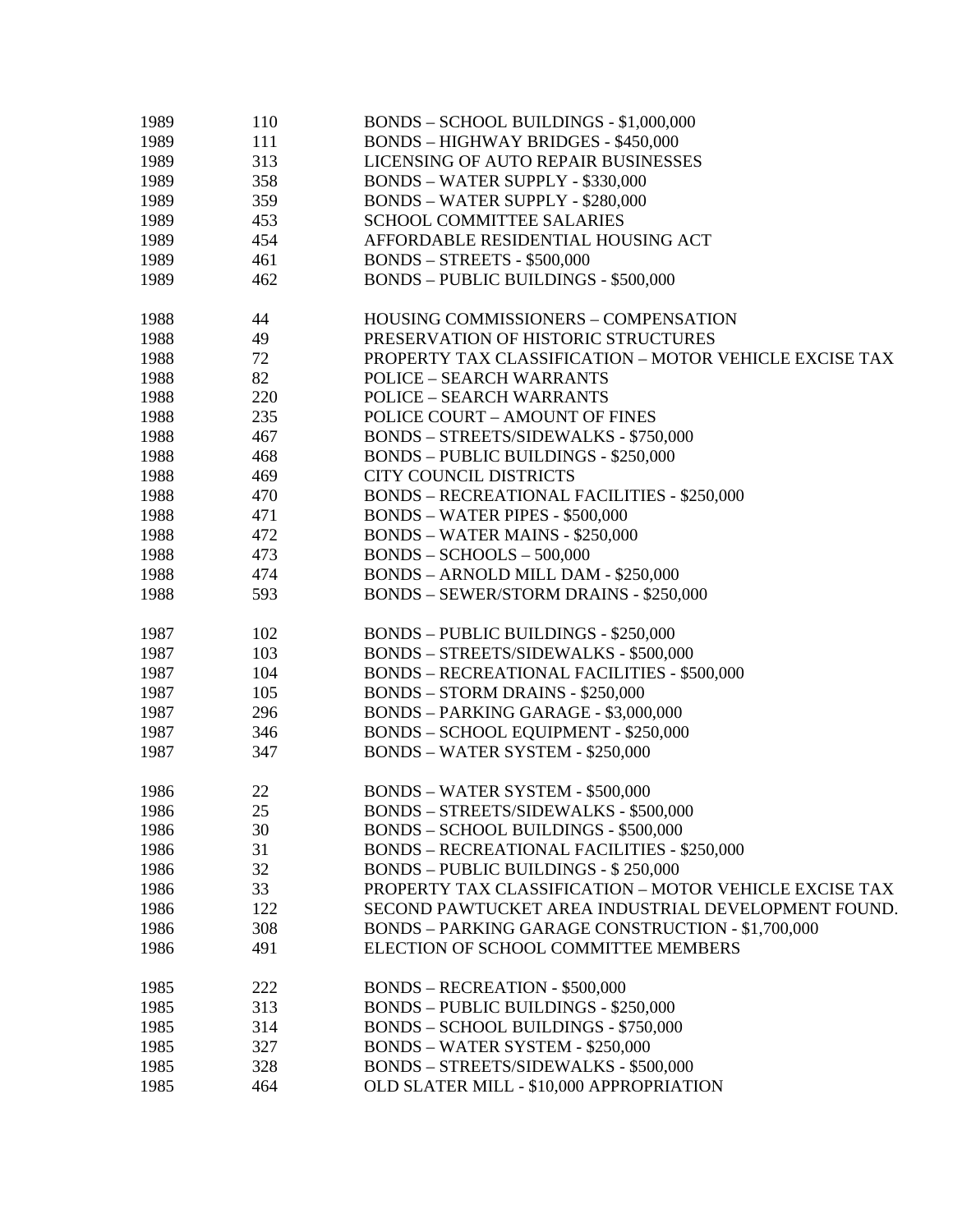| | | |
|---|---|---|
| 1989 | 110 | BONDS – SCHOOL BUILDINGS - $1,000,000 |
| 1989 | 111 | BONDS – HIGHWAY BRIDGES - $450,000 |
| 1989 | 313 | LICENSING OF AUTO REPAIR BUSINESSES |
| 1989 | 358 | BONDS – WATER SUPPLY - $330,000 |
| 1989 | 359 | BONDS – WATER SUPPLY - $280,000 |
| 1989 | 453 | SCHOOL COMMITTEE SALARIES |
| 1989 | 454 | AFFORDABLE RESIDENTIAL HOUSING ACT |
| 1989 | 461 | BONDS – STREETS - $500,000 |
| 1989 | 462 | BONDS – PUBLIC BUILDINGS - $500,000 |
| | | |
| 1988 | 44 | HOUSING COMMISSIONERS – COMPENSATION |
| 1988 | 49 | PRESERVATION OF HISTORIC STRUCTURES |
| 1988 | 72 | PROPERTY TAX CLASSIFICATION – MOTOR VEHICLE EXCISE TAX |
| 1988 | 82 | POLICE – SEARCH WARRANTS |
| 1988 | 220 | POLICE – SEARCH WARRANTS |
| 1988 | 235 | POLICE COURT – AMOUNT OF FINES |
| 1988 | 467 | BONDS – STREETS/SIDEWALKS - $750,000 |
| 1988 | 468 | BONDS – PUBLIC BUILDINGS - $250,000 |
| 1988 | 469 | CITY COUNCIL DISTRICTS |
| 1988 | 470 | BONDS – RECREATIONAL FACILITIES - $250,000 |
| 1988 | 471 | BONDS – WATER PIPES - $500,000 |
| 1988 | 472 | BONDS – WATER MAINS - $250,000 |
| 1988 | 473 | BONDS – SCHOOLS – 500,000 |
| 1988 | 474 | BONDS – ARNOLD MILL DAM - $250,000 |
| 1988 | 593 | BONDS – SEWER/STORM DRAINS - $250,000 |
| | | |
| 1987 | 102 | BONDS – PUBLIC BUILDINGS - $250,000 |
| 1987 | 103 | BONDS – STREETS/SIDEWALKS - $500,000 |
| 1987 | 104 | BONDS – RECREATIONAL FACILITIES - $500,000 |
| 1987 | 105 | BONDS – STORM DRAINS - $250,000 |
| 1987 | 296 | BONDS – PARKING GARAGE - $3,000,000 |
| 1987 | 346 | BONDS – SCHOOL EQUIPMENT - $250,000 |
| 1987 | 347 | BONDS – WATER SYSTEM - $250,000 |
| | | |
| 1986 | 22 | BONDS – WATER SYSTEM - $500,000 |
| 1986 | 25 | BONDS – STREETS/SIDEWALKS - $500,000 |
| 1986 | 30 | BONDS – SCHOOL BUILDINGS - $500,000 |
| 1986 | 31 | BONDS – RECREATIONAL FACILITIES - $250,000 |
| 1986 | 32 | BONDS – PUBLIC BUILDINGS - $ 250,000 |
| 1986 | 33 | PROPERTY TAX CLASSIFICATION – MOTOR VEHICLE EXCISE TAX |
| 1986 | 122 | SECOND PAWTUCKET AREA INDUSTRIAL DEVELOPMENT FOUND. |
| 1986 | 308 | BONDS – PARKING GARAGE CONSTRUCTION - $1,700,000 |
| 1986 | 491 | ELECTION OF SCHOOL COMMITTEE MEMBERS |
| | | |
| 1985 | 222 | BONDS – RECREATION - $500,000 |
| 1985 | 313 | BONDS – PUBLIC BUILDINGS - $250,000 |
| 1985 | 314 | BONDS – SCHOOL BUILDINGS - $750,000 |
| 1985 | 327 | BONDS – WATER SYSTEM - $250,000 |
| 1985 | 328 | BONDS – STREETS/SIDEWALKS - $500,000 |
| 1985 | 464 | OLD SLATER MILL - $10,000 APPROPRIATION |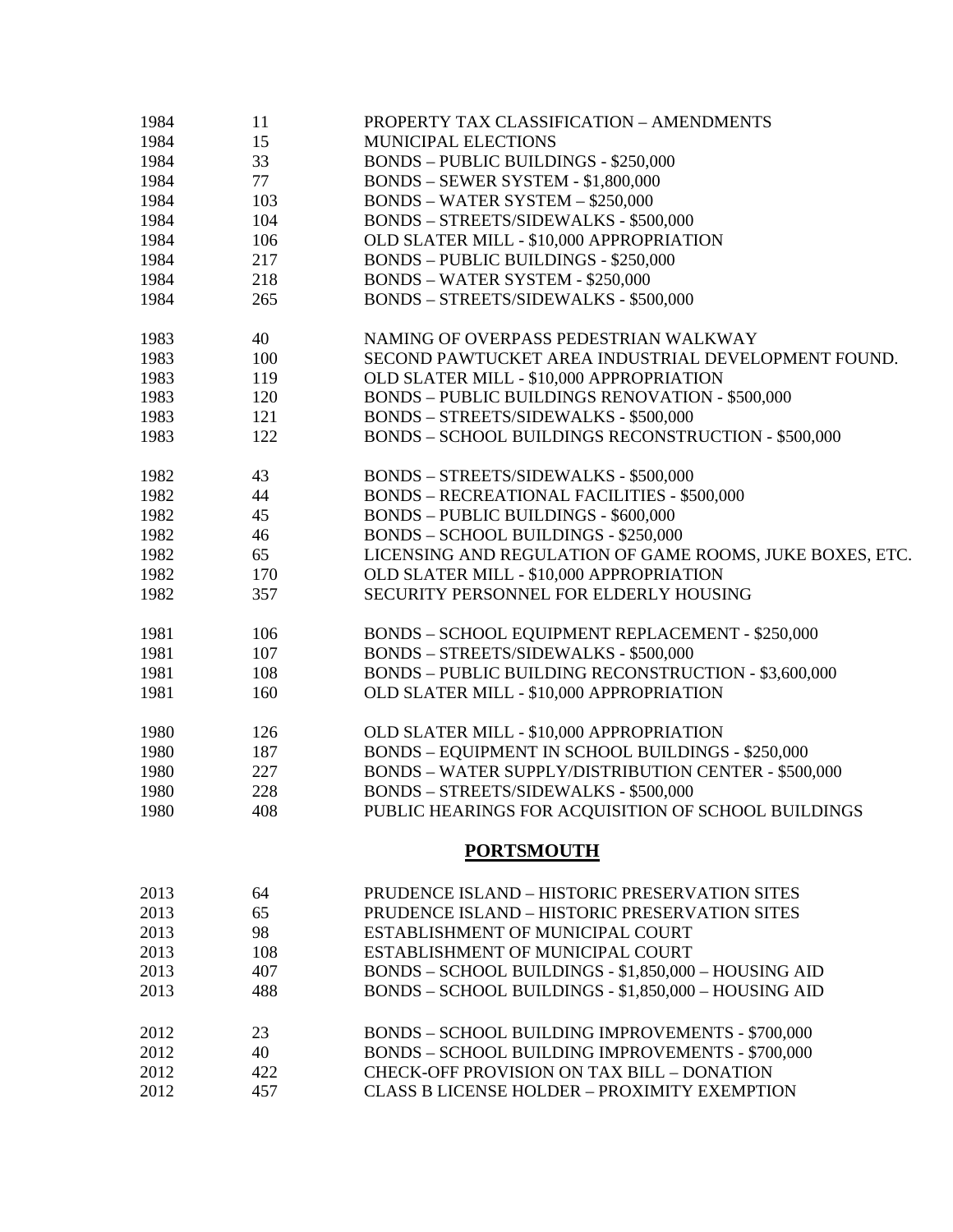| | | |
|---|---|---|
| 1984 | 11 | PROPERTY TAX CLASSIFICATION – AMENDMENTS |
| 1984 | 15 | MUNICIPAL ELECTIONS |
| 1984 | 33 | BONDS – PUBLIC BUILDINGS - $250,000 |
| 1984 | 77 | BONDS – SEWER SYSTEM - $1,800,000 |
| 1984 | 103 | BONDS – WATER SYSTEM – $250,000 |
| 1984 | 104 | BONDS – STREETS/SIDEWALKS - $500,000 |
| 1984 | 106 | OLD SLATER MILL - $10,000 APPROPRIATION |
| 1984 | 217 | BONDS – PUBLIC BUILDINGS - $250,000 |
| 1984 | 218 | BONDS – WATER SYSTEM - $250,000 |
| 1984 | 265 | BONDS – STREETS/SIDEWALKS - $500,000 |
| | | |
| 1983 | 40 | NAMING OF OVERPASS PEDESTRIAN WALKWAY |
| 1983 | 100 | SECOND PAWTUCKET AREA INDUSTRIAL DEVELOPMENT FOUND. |
| 1983 | 119 | OLD SLATER MILL - $10,000 APPROPRIATION |
| 1983 | 120 | BONDS – PUBLIC BUILDINGS RENOVATION - $500,000 |
| 1983 | 121 | BONDS – STREETS/SIDEWALKS - $500,000 |
| 1983 | 122 | BONDS – SCHOOL BUILDINGS RECONSTRUCTION - $500,000 |
| | | |
| 1982 | 43 | BONDS – STREETS/SIDEWALKS - $500,000 |
| 1982 | 44 | BONDS – RECREATIONAL FACILITIES - $500,000 |
| 1982 | 45 | BONDS – PUBLIC BUILDINGS - $600,000 |
| 1982 | 46 | BONDS – SCHOOL BUILDINGS - $250,000 |
| 1982 | 65 | LICENSING AND REGULATION OF GAME ROOMS, JUKE BOXES, ETC. |
| 1982 | 170 | OLD SLATER MILL - $10,000 APPROPRIATION |
| 1982 | 357 | SECURITY PERSONNEL FOR ELDERLY HOUSING |
| | | |
| 1981 | 106 | BONDS – SCHOOL EQUIPMENT REPLACEMENT - $250,000 |
| 1981 | 107 | BONDS – STREETS/SIDEWALKS - $500,000 |
| 1981 | 108 | BONDS – PUBLIC BUILDING RECONSTRUCTION - $3,600,000 |
| 1981 | 160 | OLD SLATER MILL - $10,000 APPROPRIATION |
| | | |
| 1980 | 126 | OLD SLATER MILL - $10,000 APPROPRIATION |
| 1980 | 187 | BONDS – EQUIPMENT IN SCHOOL BUILDINGS - $250,000 |
| 1980 | 227 | BONDS – WATER SUPPLY/DISTRIBUTION CENTER - $500,000 |
| 1980 | 228 | BONDS – STREETS/SIDEWALKS - $500,000 |
| 1980 | 408 | PUBLIC HEARINGS FOR ACQUISITION OF SCHOOL BUILDINGS |

## PORTSMOUTH

| | | |
|---|---|---|
| 2013 | 64 | PRUDENCE ISLAND – HISTORIC PRESERVATION SITES |
| 2013 | 65 | PRUDENCE ISLAND – HISTORIC PRESERVATION SITES |
| 2013 | 98 | ESTABLISHMENT OF MUNICIPAL COURT |
| 2013 | 108 | ESTABLISHMENT OF MUNICIPAL COURT |
| 2013 | 407 | BONDS – SCHOOL BUILDINGS - $1,850,000 – HOUSING AID |
| 2013 | 488 | BONDS – SCHOOL BUILDINGS - $1,850,000 – HOUSING AID |
| | | |
| 2012 | 23 | BONDS – SCHOOL BUILDING IMPROVEMENTS - $700,000 |
| 2012 | 40 | BONDS – SCHOOL BUILDING IMPROVEMENTS - $700,000 |
| 2012 | 422 | CHECK-OFF PROVISION ON TAX BILL – DONATION |
| 2012 | 457 | CLASS B LICENSE HOLDER – PROXIMITY EXEMPTION |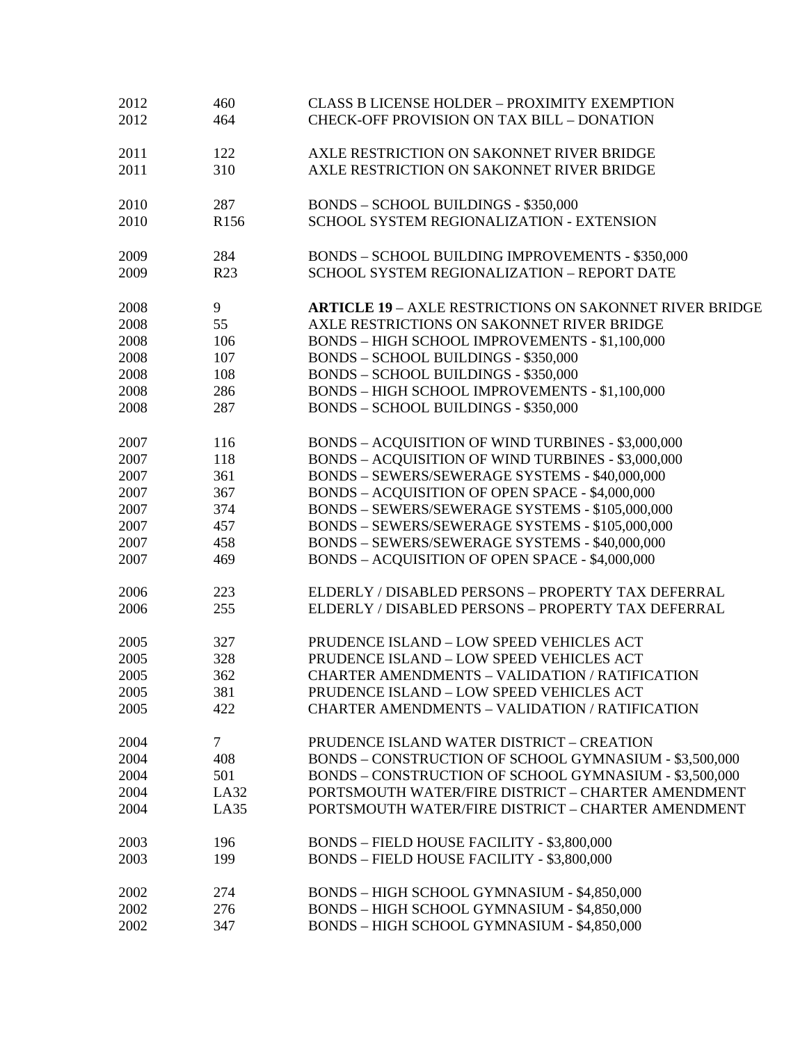| | | |
|---|---|---|
| 2012 | 460 | CLASS B LICENSE HOLDER – PROXIMITY EXEMPTION |
| 2012 | 464 | CHECK-OFF PROVISION ON TAX BILL – DONATION |
| | | |
| 2011 | 122 | AXLE RESTRICTION ON SAKONNET RIVER BRIDGE |
| 2011 | 310 | AXLE RESTRICTION ON SAKONNET RIVER BRIDGE |
| | | |
| 2010 | 287 | BONDS – SCHOOL BUILDINGS - $350,000 |
| 2010 | R156 | SCHOOL SYSTEM REGIONALIZATION - EXTENSION |
| | | |
| 2009 | 284 | BONDS – SCHOOL BUILDING IMPROVEMENTS - $350,000 |
| 2009 | R23 | SCHOOL SYSTEM REGIONALIZATION – REPORT DATE |
| | | |
| 2008 | 9 | **ARTICLE 19** – AXLE RESTRICTIONS ON SAKONNET RIVER BRIDGE |
| 2008 | 55 | AXLE RESTRICTIONS ON SAKONNET RIVER BRIDGE |
| 2008 | 106 | BONDS – HIGH SCHOOL IMPROVEMENTS - $1,100,000 |
| 2008 | 107 | BONDS – SCHOOL BUILDINGS - $350,000 |
| 2008 | 108 | BONDS – SCHOOL BUILDINGS - $350,000 |
| 2008 | 286 | BONDS – HIGH SCHOOL IMPROVEMENTS - $1,100,000 |
| 2008 | 287 | BONDS – SCHOOL BUILDINGS - $350,000 |
| | | |
| 2007 | 116 | BONDS – ACQUISITION OF WIND TURBINES - $3,000,000 |
| 2007 | 118 | BONDS – ACQUISITION OF WIND TURBINES - $3,000,000 |
| 2007 | 361 | BONDS – SEWERS/SEWERAGE SYSTEMS - $40,000,000 |
| 2007 | 367 | BONDS – ACQUISITION OF OPEN SPACE - $4,000,000 |
| 2007 | 374 | BONDS – SEWERS/SEWERAGE SYSTEMS - $105,000,000 |
| 2007 | 457 | BONDS – SEWERS/SEWERAGE SYSTEMS - $105,000,000 |
| 2007 | 458 | BONDS – SEWERS/SEWERAGE SYSTEMS - $40,000,000 |
| 2007 | 469 | BONDS – ACQUISITION OF OPEN SPACE - $4,000,000 |
| | | |
| 2006 | 223 | ELDERLY / DISABLED PERSONS – PROPERTY TAX DEFERRAL |
| 2006 | 255 | ELDERLY / DISABLED PERSONS – PROPERTY TAX DEFERRAL |
| | | |
| 2005 | 327 | PRUDENCE ISLAND – LOW SPEED VEHICLES ACT |
| 2005 | 328 | PRUDENCE ISLAND – LOW SPEED VEHICLES ACT |
| 2005 | 362 | CHARTER AMENDMENTS – VALIDATION / RATIFICATION |
| 2005 | 381 | PRUDENCE ISLAND – LOW SPEED VEHICLES ACT |
| 2005 | 422 | CHARTER AMENDMENTS – VALIDATION / RATIFICATION |
| | | |
| 2004 | 7 | PRUDENCE ISLAND WATER DISTRICT – CREATION |
| 2004 | 408 | BONDS – CONSTRUCTION OF SCHOOL GYMNASIUM - $3,500,000 |
| 2004 | 501 | BONDS – CONSTRUCTION OF SCHOOL GYMNASIUM - $3,500,000 |
| 2004 | LA32 | PORTSMOUTH WATER/FIRE DISTRICT – CHARTER AMENDMENT |
| 2004 | LA35 | PORTSMOUTH WATER/FIRE DISTRICT – CHARTER AMENDMENT |
| | | |
| 2003 | 196 | BONDS – FIELD HOUSE FACILITY - $3,800,000 |
| 2003 | 199 | BONDS – FIELD HOUSE FACILITY - $3,800,000 |
| | | |
| 2002 | 274 | BONDS – HIGH SCHOOL GYMNASIUM - $4,850,000 |
| 2002 | 276 | BONDS – HIGH SCHOOL GYMNASIUM - $4,850,000 |
| 2002 | 347 | BONDS – HIGH SCHOOL GYMNASIUM - $4,850,000 |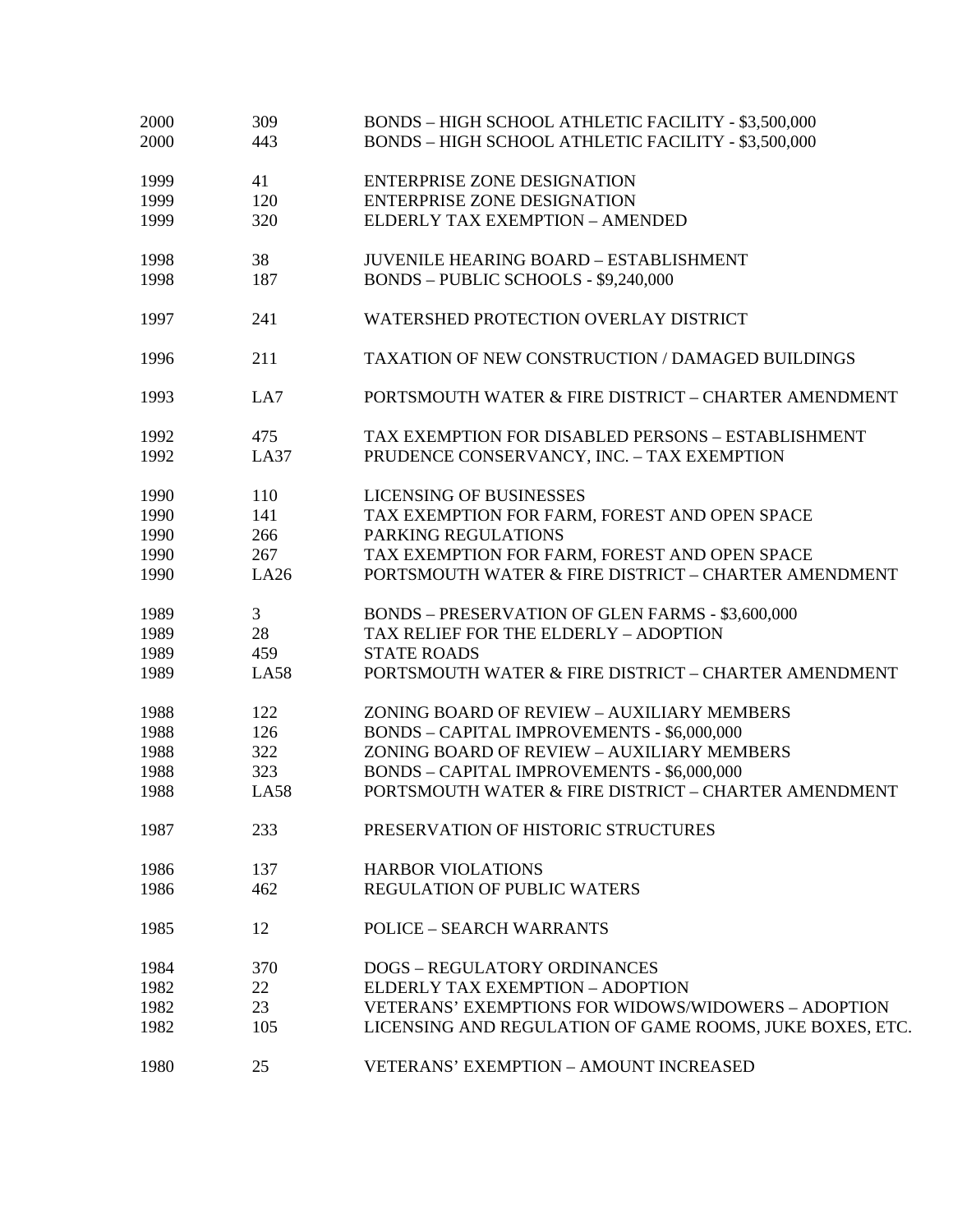| | | |
|---|---|---|
| 2000 | 309 | BONDS – HIGH SCHOOL ATHLETIC FACILITY - $3,500,000 |
| 2000 | 443 | BONDS – HIGH SCHOOL ATHLETIC FACILITY - $3,500,000 |
| | | |
| 1999 | 41 | ENTERPRISE ZONE DESIGNATION |
| 1999 | 120 | ENTERPRISE ZONE DESIGNATION |
| 1999 | 320 | ELDERLY TAX EXEMPTION – AMENDED |
| | | |
| 1998 | 38 | JUVENILE HEARING BOARD – ESTABLISHMENT |
| 1998 | 187 | BONDS – PUBLIC SCHOOLS - $9,240,000 |
| | | |
| 1997 | 241 | WATERSHED PROTECTION OVERLAY DISTRICT |
| | | |
| 1996 | 211 | TAXATION OF NEW CONSTRUCTION / DAMAGED BUILDINGS |
| | | |
| 1993 | LA7 | PORTSMOUTH WATER & FIRE DISTRICT – CHARTER AMENDMENT |
| | | |
| 1992 | 475 | TAX EXEMPTION FOR DISABLED PERSONS – ESTABLISHMENT |
| 1992 | LA37 | PRUDENCE CONSERVANCY, INC. – TAX EXEMPTION |
| | | |
| 1990 | 110 | LICENSING OF BUSINESSES |
| 1990 | 141 | TAX EXEMPTION FOR FARM, FOREST AND OPEN SPACE |
| 1990 | 266 | PARKING REGULATIONS |
| 1990 | 267 | TAX EXEMPTION FOR FARM, FOREST AND OPEN SPACE |
| 1990 | LA26 | PORTSMOUTH WATER & FIRE DISTRICT – CHARTER AMENDMENT |
| | | |
| 1989 | 3 | BONDS – PRESERVATION OF GLEN FARMS - $3,600,000 |
| 1989 | 28 | TAX RELIEF FOR THE ELDERLY – ADOPTION |
| 1989 | 459 | STATE ROADS |
| 1989 | LA58 | PORTSMOUTH WATER & FIRE DISTRICT – CHARTER AMENDMENT |
| | | |
| 1988 | 122 | ZONING BOARD OF REVIEW – AUXILIARY MEMBERS |
| 1988 | 126 | BONDS – CAPITAL IMPROVEMENTS - $6,000,000 |
| 1988 | 322 | ZONING BOARD OF REVIEW – AUXILIARY MEMBERS |
| 1988 | 323 | BONDS – CAPITAL IMPROVEMENTS - $6,000,000 |
| 1988 | LA58 | PORTSMOUTH WATER & FIRE DISTRICT – CHARTER AMENDMENT |
| | | |
| 1987 | 233 | PRESERVATION OF HISTORIC STRUCTURES |
| | | |
| 1986 | 137 | HARBOR VIOLATIONS |
| 1986 | 462 | REGULATION OF PUBLIC WATERS |
| | | |
| 1985 | 12 | POLICE – SEARCH WARRANTS |
| | | |
| 1984 | 370 | DOGS – REGULATORY ORDINANCES |
| 1982 | 22 | ELDERLY TAX EXEMPTION – ADOPTION |
| 1982 | 23 | VETERANS' EXEMPTIONS FOR WIDOWS/WIDOWERS – ADOPTION |
| 1982 | 105 | LICENSING AND REGULATION OF GAME ROOMS, JUKE BOXES, ETC. |
| | | |
| 1980 | 25 | VETERANS' EXEMPTION – AMOUNT INCREASED |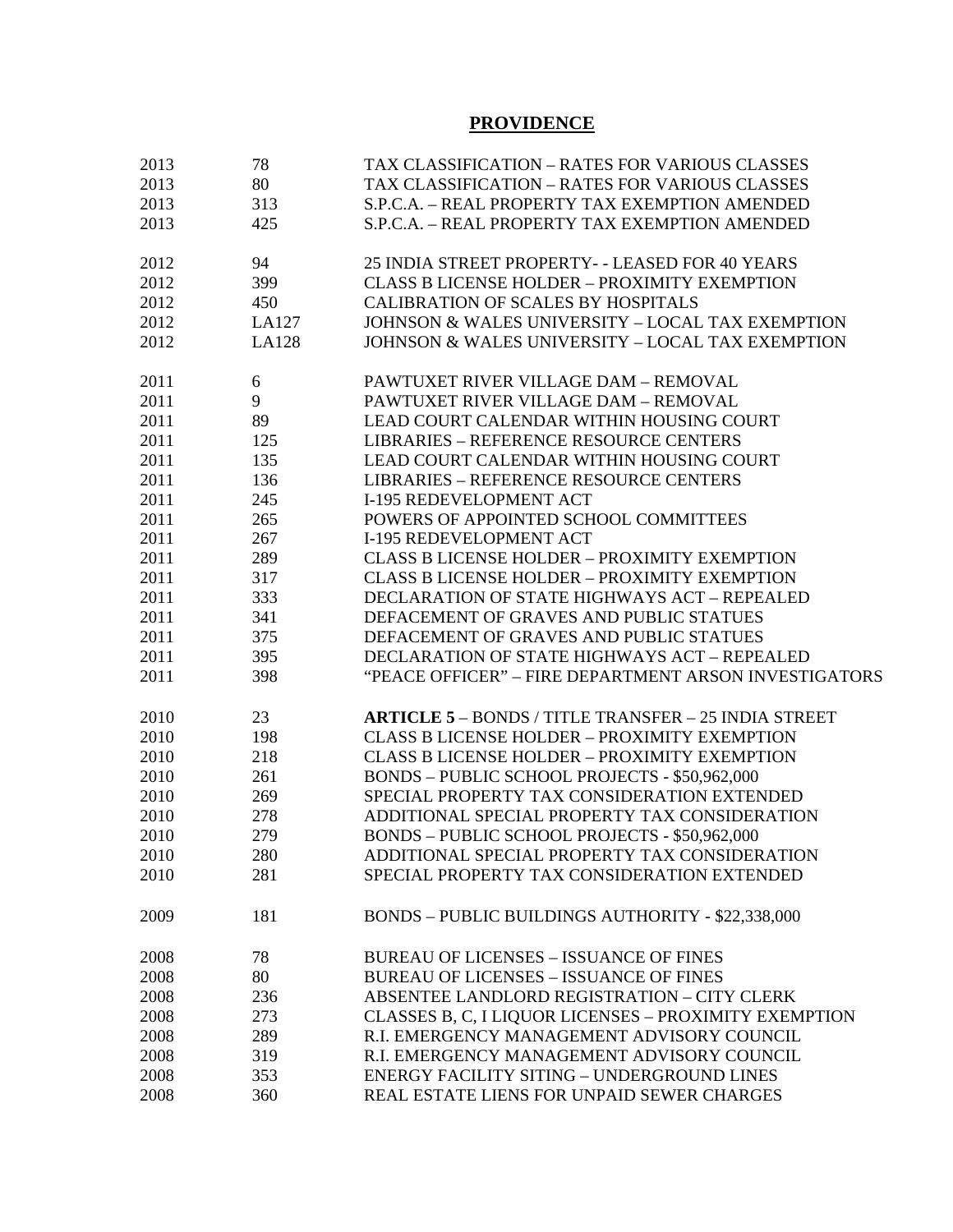**PROVIDENCE**

| | | |
|---|---|---|
| 2013 | 78 | TAX CLASSIFICATION – RATES FOR VARIOUS CLASSES |
| 2013 | 80 | TAX CLASSIFICATION – RATES FOR VARIOUS CLASSES |
| 2013 | 313 | S.P.C.A. – REAL PROPERTY TAX EXEMPTION AMENDED |
| 2013 | 425 | S.P.C.A. – REAL PROPERTY TAX EXEMPTION AMENDED |
| | | |
| 2012 | 94 | 25 INDIA STREET PROPERTY- - LEASED FOR 40 YEARS |
| 2012 | 399 | CLASS B LICENSE HOLDER – PROXIMITY EXEMPTION |
| 2012 | 450 | CALIBRATION OF SCALES BY HOSPITALS |
| 2012 | LA127 | JOHNSON & WALES UNIVERSITY – LOCAL TAX EXEMPTION |
| 2012 | LA128 | JOHNSON & WALES UNIVERSITY – LOCAL TAX EXEMPTION |
| | | |
| 2011 | 6 | PAWTUXET RIVER VILLAGE DAM – REMOVAL |
| 2011 | 9 | PAWTUXET RIVER VILLAGE DAM – REMOVAL |
| 2011 | 89 | LEAD COURT CALENDAR WITHIN HOUSING COURT |
| 2011 | 125 | LIBRARIES – REFERENCE RESOURCE CENTERS |
| 2011 | 135 | LEAD COURT CALENDAR WITHIN HOUSING COURT |
| 2011 | 136 | LIBRARIES – REFERENCE RESOURCE CENTERS |
| 2011 | 245 | I-195 REDEVELOPMENT ACT |
| 2011 | 265 | POWERS OF APPOINTED SCHOOL COMMITTEES |
| 2011 | 267 | I-195 REDEVELOPMENT ACT |
| 2011 | 289 | CLASS B LICENSE HOLDER – PROXIMITY EXEMPTION |
| 2011 | 317 | CLASS B LICENSE HOLDER – PROXIMITY EXEMPTION |
| 2011 | 333 | DECLARATION OF STATE HIGHWAYS ACT – REPEALED |
| 2011 | 341 | DEFACEMENT OF GRAVES AND PUBLIC STATUES |
| 2011 | 375 | DEFACEMENT OF GRAVES AND PUBLIC STATUES |
| 2011 | 395 | DECLARATION OF STATE HIGHWAYS ACT – REPEALED |
| 2011 | 398 | "PEACE OFFICER" – FIRE DEPARTMENT ARSON INVESTIGATORS |
| | | |
| 2010 | 23 | **ARTICLE 5** – BONDS / TITLE TRANSFER – 25 INDIA STREET |
| 2010 | 198 | CLASS B LICENSE HOLDER – PROXIMITY EXEMPTION |
| 2010 | 218 | CLASS B LICENSE HOLDER – PROXIMITY EXEMPTION |
| 2010 | 261 | BONDS – PUBLIC SCHOOL PROJECTS - $50,962,000 |
| 2010 | 269 | SPECIAL PROPERTY TAX CONSIDERATION EXTENDED |
| 2010 | 278 | ADDITIONAL SPECIAL PROPERTY TAX CONSIDERATION |
| 2010 | 279 | BONDS – PUBLIC SCHOOL PROJECTS - $50,962,000 |
| 2010 | 280 | ADDITIONAL SPECIAL PROPERTY TAX CONSIDERATION |
| 2010 | 281 | SPECIAL PROPERTY TAX CONSIDERATION EXTENDED |
| | | |
| 2009 | 181 | BONDS – PUBLIC BUILDINGS AUTHORITY - $22,338,000 |
| | | |
| 2008 | 78 | BUREAU OF LICENSES – ISSUANCE OF FINES |
| 2008 | 80 | BUREAU OF LICENSES – ISSUANCE OF FINES |
| 2008 | 236 | ABSENTEE LANDLORD REGISTRATION – CITY CLERK |
| 2008 | 273 | CLASSES B, C, I LIQUOR LICENSES – PROXIMITY EXEMPTION |
| 2008 | 289 | R.I. EMERGENCY MANAGEMENT ADVISORY COUNCIL |
| 2008 | 319 | R.I. EMERGENCY MANAGEMENT ADVISORY COUNCIL |
| 2008 | 353 | ENERGY FACILITY SITING – UNDERGROUND LINES |
| 2008 | 360 | REAL ESTATE LIENS FOR UNPAID SEWER CHARGES |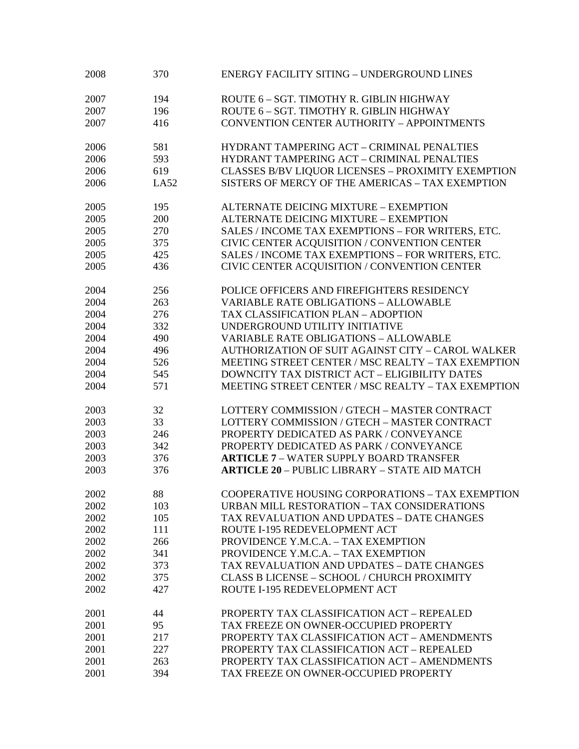| | | |
|---|---|---|
| 2008 | 370 | ENERGY FACILITY SITING – UNDERGROUND LINES |
| | | |
| 2007 | 194 | ROUTE 6 – SGT. TIMOTHY R. GIBLIN HIGHWAY |
| 2007 | 196 | ROUTE 6 – SGT. TIMOTHY R. GIBLIN HIGHWAY |
| 2007 | 416 | CONVENTION CENTER AUTHORITY – APPOINTMENTS |
| | | |
| 2006 | 581 | HYDRANT TAMPERING ACT – CRIMINAL PENALTIES |
| 2006 | 593 | HYDRANT TAMPERING ACT – CRIMINAL PENALTIES |
| 2006 | 619 | CLASSES B/BV LIQUOR LICENSES – PROXIMITY EXEMPTION |
| 2006 | LA52 | SISTERS OF MERCY OF THE AMERICAS – TAX EXEMPTION |
| | | |
| 2005 | 195 | ALTERNATE DEICING MIXTURE – EXEMPTION |
| 2005 | 200 | ALTERNATE DEICING MIXTURE – EXEMPTION |
| 2005 | 270 | SALES / INCOME TAX EXEMPTIONS – FOR WRITERS, ETC. |
| 2005 | 375 | CIVIC CENTER ACQUISITION / CONVENTION CENTER |
| 2005 | 425 | SALES / INCOME TAX EXEMPTIONS – FOR WRITERS, ETC. |
| 2005 | 436 | CIVIC CENTER ACQUISITION / CONVENTION CENTER |
| | | |
| 2004 | 256 | POLICE OFFICERS AND FIREFIGHTERS RESIDENCY |
| 2004 | 263 | VARIABLE RATE OBLIGATIONS – ALLOWABLE |
| 2004 | 276 | TAX CLASSIFICATION PLAN – ADOPTION |
| 2004 | 332 | UNDERGROUND UTILITY INITIATIVE |
| 2004 | 490 | VARIABLE RATE OBLIGATIONS – ALLOWABLE |
| 2004 | 496 | AUTHORIZATION OF SUIT AGAINST CITY – CAROL WALKER |
| 2004 | 526 | MEETING STREET CENTER / MSC REALTY – TAX EXEMPTION |
| 2004 | 545 | DOWNCITY TAX DISTRICT ACT – ELIGIBILITY DATES |
| 2004 | 571 | MEETING STREET CENTER / MSC REALTY – TAX EXEMPTION |
| | | |
| 2003 | 32 | LOTTERY COMMISSION / GTECH – MASTER CONTRACT |
| 2003 | 33 | LOTTERY COMMISSION / GTECH – MASTER CONTRACT |
| 2003 | 246 | PROPERTY DEDICATED AS PARK / CONVEYANCE |
| 2003 | 342 | PROPERTY DEDICATED AS PARK / CONVEYANCE |
| 2003 | 376 | **ARTICLE 7** – WATER SUPPLY BOARD TRANSFER |
| 2003 | 376 | **ARTICLE 20** – PUBLIC LIBRARY – STATE AID MATCH |
| | | |
| 2002 | 88 | COOPERATIVE HOUSING CORPORATIONS – TAX EXEMPTION |
| 2002 | 103 | URBAN MILL RESTORATION – TAX CONSIDERATIONS |
| 2002 | 105 | TAX REVALUATION AND UPDATES – DATE CHANGES |
| 2002 | 111 | ROUTE I-195 REDEVELOPMENT ACT |
| 2002 | 266 | PROVIDENCE Y.M.C.A. – TAX EXEMPTION |
| 2002 | 341 | PROVIDENCE Y.M.C.A. – TAX EXEMPTION |
| 2002 | 373 | TAX REVALUATION AND UPDATES – DATE CHANGES |
| 2002 | 375 | CLASS B LICENSE – SCHOOL / CHURCH PROXIMITY |
| 2002 | 427 | ROUTE I-195 REDEVELOPMENT ACT |
| | | |
| 2001 | 44 | PROPERTY TAX CLASSIFICATION ACT – REPEALED |
| 2001 | 95 | TAX FREEZE ON OWNER-OCCUPIED PROPERTY |
| 2001 | 217 | PROPERTY TAX CLASSIFICATION ACT – AMENDMENTS |
| 2001 | 227 | PROPERTY TAX CLASSIFICATION ACT – REPEALED |
| 2001 | 263 | PROPERTY TAX CLASSIFICATION ACT – AMENDMENTS |
| 2001 | 394 | TAX FREEZE ON OWNER-OCCUPIED PROPERTY |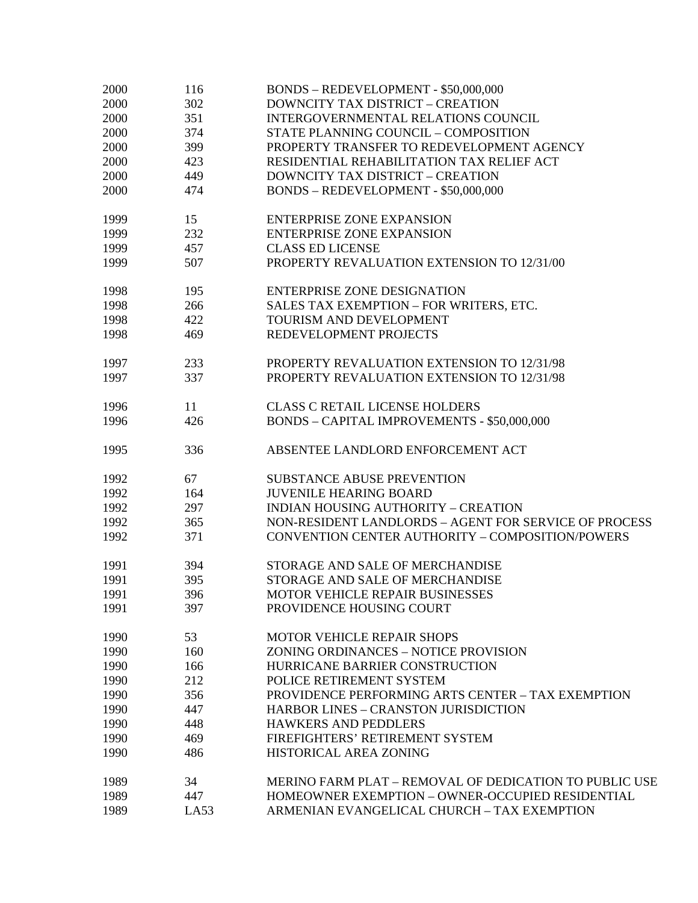| | | |
|---|---|---|
| 2000 | 116 | BONDS – REDEVELOPMENT - $50,000,000 |
| 2000 | 302 | DOWNCITY TAX DISTRICT – CREATION |
| 2000 | 351 | INTERGOVERNMENTAL RELATIONS COUNCIL |
| 2000 | 374 | STATE PLANNING COUNCIL – COMPOSITION |
| 2000 | 399 | PROPERTY TRANSFER TO REDEVELOPMENT AGENCY |
| 2000 | 423 | RESIDENTIAL REHABILITATION TAX RELIEF ACT |
| 2000 | 449 | DOWNCITY TAX DISTRICT – CREATION |
| 2000 | 474 | BONDS – REDEVELOPMENT - $50,000,000 |
| | | |
| 1999 | 15 | ENTERPRISE ZONE EXPANSION |
| 1999 | 232 | ENTERPRISE ZONE EXPANSION |
| 1999 | 457 | CLASS ED LICENSE |
| 1999 | 507 | PROPERTY REVALUATION EXTENSION TO 12/31/00 |
| | | |
| 1998 | 195 | ENTERPRISE ZONE DESIGNATION |
| 1998 | 266 | SALES TAX EXEMPTION – FOR WRITERS, ETC. |
| 1998 | 422 | TOURISM AND DEVELOPMENT |
| 1998 | 469 | REDEVELOPMENT PROJECTS |
| | | |
| 1997 | 233 | PROPERTY REVALUATION EXTENSION TO 12/31/98 |
| 1997 | 337 | PROPERTY REVALUATION EXTENSION TO 12/31/98 |
| | | |
| 1996 | 11 | CLASS C RETAIL LICENSE HOLDERS |
| 1996 | 426 | BONDS – CAPITAL IMPROVEMENTS - $50,000,000 |
| | | |
| 1995 | 336 | ABSENTEE LANDLORD ENFORCEMENT ACT |
| | | |
| 1992 | 67 | SUBSTANCE ABUSE PREVENTION |
| 1992 | 164 | JUVENILE HEARING BOARD |
| 1992 | 297 | INDIAN HOUSING AUTHORITY – CREATION |
| 1992 | 365 | NON-RESIDENT LANDLORDS – AGENT FOR SERVICE OF PROCESS |
| 1992 | 371 | CONVENTION CENTER AUTHORITY – COMPOSITION/POWERS |
| | | |
| 1991 | 394 | STORAGE AND SALE OF MERCHANDISE |
| 1991 | 395 | STORAGE AND SALE OF MERCHANDISE |
| 1991 | 396 | MOTOR VEHICLE REPAIR BUSINESSES |
| 1991 | 397 | PROVIDENCE HOUSING COURT |
| | | |
| 1990 | 53 | MOTOR VEHICLE REPAIR SHOPS |
| 1990 | 160 | ZONING ORDINANCES – NOTICE PROVISION |
| 1990 | 166 | HURRICANE BARRIER CONSTRUCTION |
| 1990 | 212 | POLICE RETIREMENT SYSTEM |
| 1990 | 356 | PROVIDENCE PERFORMING ARTS CENTER – TAX EXEMPTION |
| 1990 | 447 | HARBOR LINES – CRANSTON JURISDICTION |
| 1990 | 448 | HAWKERS AND PEDDLERS |
| 1990 | 469 | FIREFIGHTERS' RETIREMENT SYSTEM |
| 1990 | 486 | HISTORICAL AREA ZONING |
| | | |
| 1989 | 34 | MERINO FARM PLAT – REMOVAL OF DEDICATION TO PUBLIC USE |
| 1989 | 447 | HOMEOWNER EXEMPTION – OWNER-OCCUPIED RESIDENTIAL |
| 1989 | LA53 | ARMENIAN EVANGELICAL CHURCH – TAX EXEMPTION |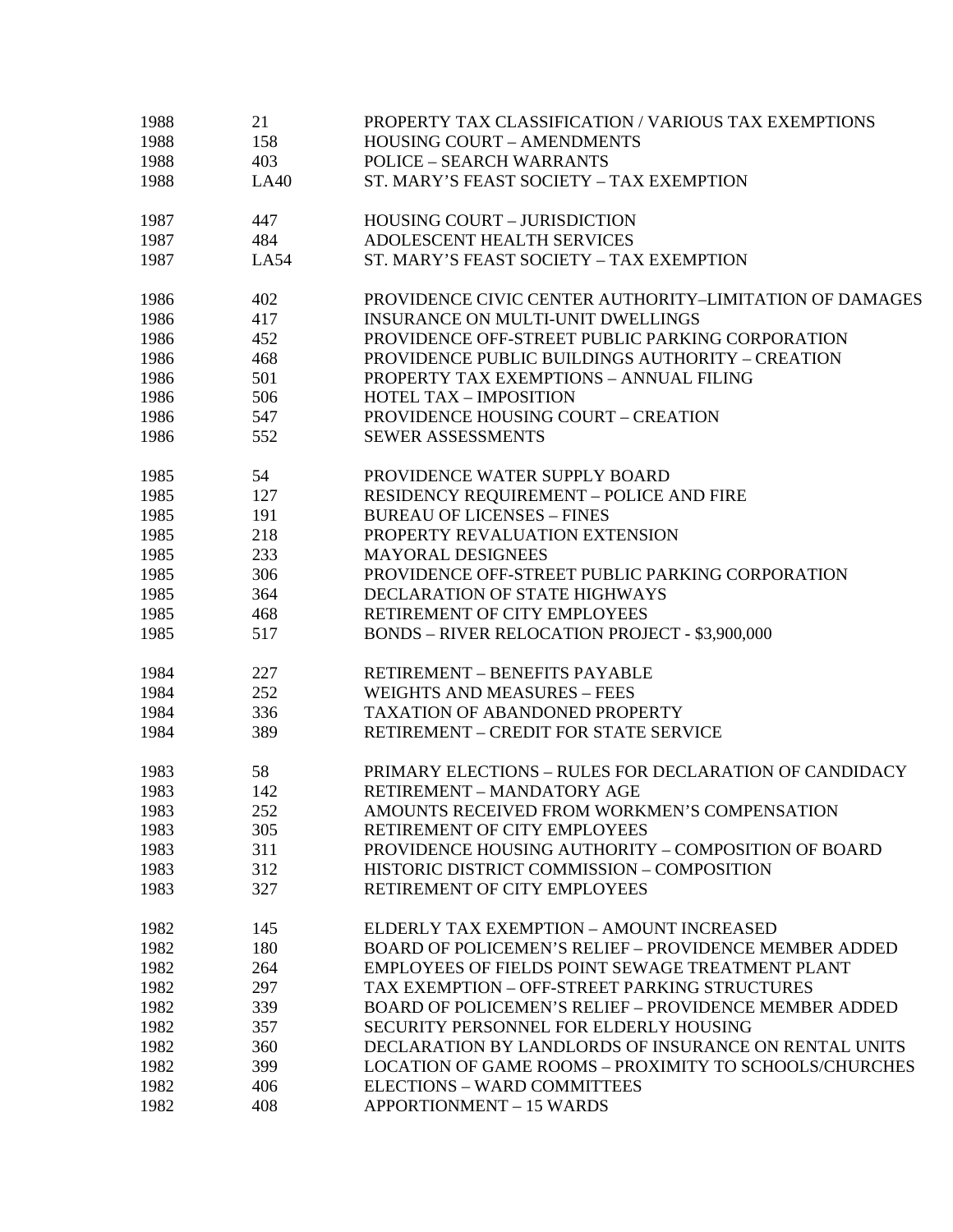| | | |
|---|---|---|
| 1988 | 21 | PROPERTY TAX CLASSIFICATION / VARIOUS TAX EXEMPTIONS |
| 1988 | 158 | HOUSING COURT – AMENDMENTS |
| 1988 | 403 | POLICE – SEARCH WARRANTS |
| 1988 | LA40 | ST. MARY'S FEAST SOCIETY – TAX EXEMPTION |
| | | |
| 1987 | 447 | HOUSING COURT – JURISDICTION |
| 1987 | 484 | ADOLESCENT HEALTH SERVICES |
| 1987 | LA54 | ST. MARY'S FEAST SOCIETY – TAX EXEMPTION |
| | | |
| 1986 | 402 | PROVIDENCE CIVIC CENTER AUTHORITY–LIMITATION OF DAMAGES |
| 1986 | 417 | INSURANCE ON MULTI-UNIT DWELLINGS |
| 1986 | 452 | PROVIDENCE OFF-STREET PUBLIC PARKING CORPORATION |
| 1986 | 468 | PROVIDENCE PUBLIC BUILDINGS AUTHORITY – CREATION |
| 1986 | 501 | PROPERTY TAX EXEMPTIONS – ANNUAL FILING |
| 1986 | 506 | HOTEL TAX – IMPOSITION |
| 1986 | 547 | PROVIDENCE HOUSING COURT – CREATION |
| 1986 | 552 | SEWER ASSESSMENTS |
| | | |
| 1985 | 54 | PROVIDENCE WATER SUPPLY BOARD |
| 1985 | 127 | RESIDENCY REQUIREMENT – POLICE AND FIRE |
| 1985 | 191 | BUREAU OF LICENSES – FINES |
| 1985 | 218 | PROPERTY REVALUATION EXTENSION |
| 1985 | 233 | MAYORAL DESIGNEES |
| 1985 | 306 | PROVIDENCE OFF-STREET PUBLIC PARKING CORPORATION |
| 1985 | 364 | DECLARATION OF STATE HIGHWAYS |
| 1985 | 468 | RETIREMENT OF CITY EMPLOYEES |
| 1985 | 517 | BONDS – RIVER RELOCATION PROJECT - $3,900,000 |
| | | |
| 1984 | 227 | RETIREMENT – BENEFITS PAYABLE |
| 1984 | 252 | WEIGHTS AND MEASURES – FEES |
| 1984 | 336 | TAXATION OF ABANDONED PROPERTY |
| 1984 | 389 | RETIREMENT – CREDIT FOR STATE SERVICE |
| | | |
| 1983 | 58 | PRIMARY ELECTIONS – RULES FOR DECLARATION OF CANDIDACY |
| 1983 | 142 | RETIREMENT – MANDATORY AGE |
| 1983 | 252 | AMOUNTS RECEIVED FROM WORKMEN'S COMPENSATION |
| 1983 | 305 | RETIREMENT OF CITY EMPLOYEES |
| 1983 | 311 | PROVIDENCE HOUSING AUTHORITY – COMPOSITION OF BOARD |
| 1983 | 312 | HISTORIC DISTRICT COMMISSION – COMPOSITION |
| 1983 | 327 | RETIREMENT OF CITY EMPLOYEES |
| | | |
| 1982 | 145 | ELDERLY TAX EXEMPTION – AMOUNT INCREASED |
| 1982 | 180 | BOARD OF POLICEMEN'S RELIEF – PROVIDENCE MEMBER ADDED |
| 1982 | 264 | EMPLOYEES OF FIELDS POINT SEWAGE TREATMENT PLANT |
| 1982 | 297 | TAX EXEMPTION – OFF-STREET PARKING STRUCTURES |
| 1982 | 339 | BOARD OF POLICEMEN'S RELIEF – PROVIDENCE MEMBER ADDED |
| 1982 | 357 | SECURITY PERSONNEL FOR ELDERLY HOUSING |
| 1982 | 360 | DECLARATION BY LANDLORDS OF INSURANCE ON RENTAL UNITS |
| 1982 | 399 | LOCATION OF GAME ROOMS – PROXIMITY TO SCHOOLS/CHURCHES |
| 1982 | 406 | ELECTIONS – WARD COMMITTEES |
| 1982 | 408 | APPORTIONMENT – 15 WARDS |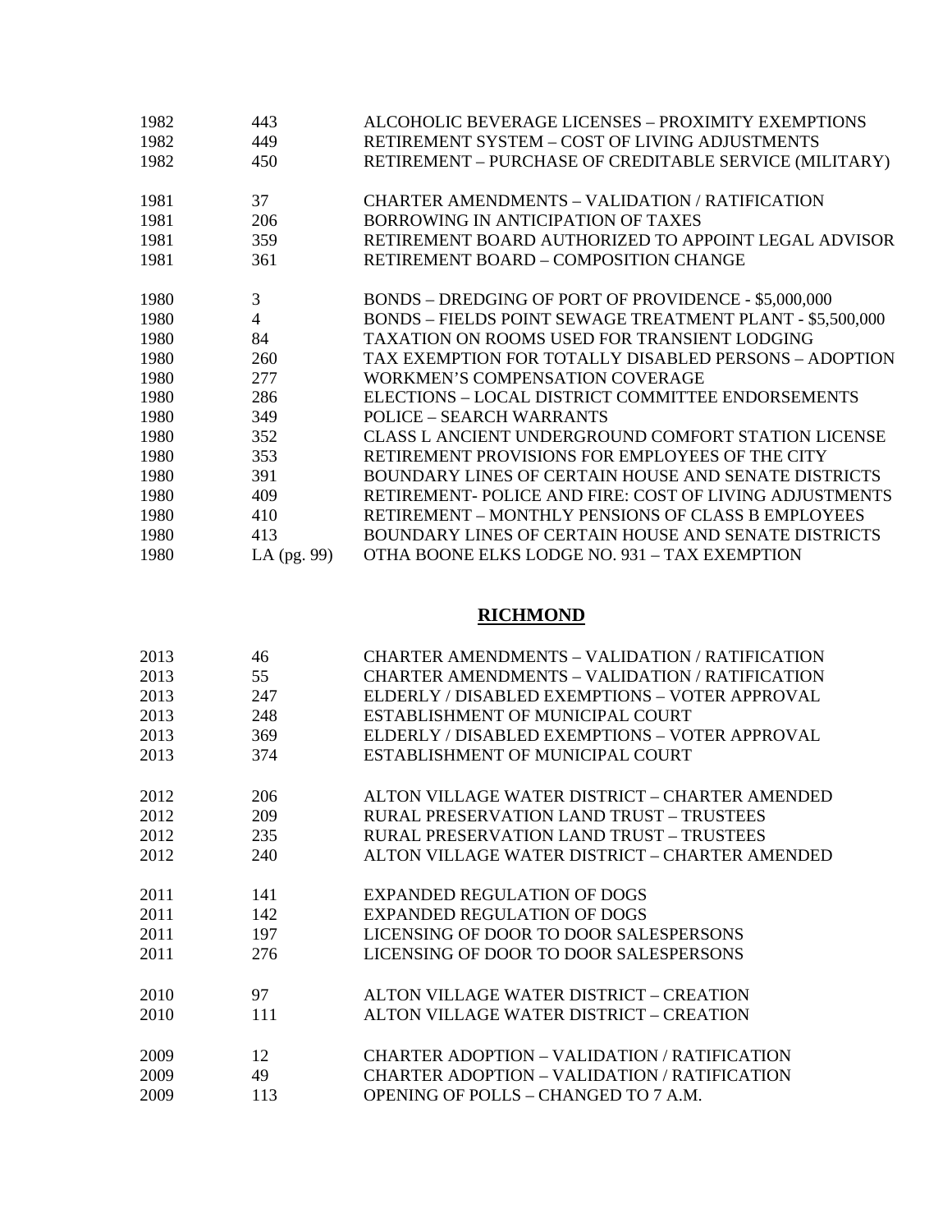| | | |
|---|---|---|
| 1982 | 443 | ALCOHOLIC BEVERAGE LICENSES – PROXIMITY EXEMPTIONS |
| 1982 | 449 | RETIREMENT SYSTEM – COST OF LIVING ADJUSTMENTS |
| 1982 | 450 | RETIREMENT – PURCHASE OF CREDITABLE SERVICE (MILITARY) |
| 1981 | 37 | CHARTER AMENDMENTS – VALIDATION / RATIFICATION |
| 1981 | 206 | BORROWING IN ANTICIPATION OF TAXES |
| 1981 | 359 | RETIREMENT BOARD AUTHORIZED TO APPOINT LEGAL ADVISOR |
| 1981 | 361 | RETIREMENT BOARD – COMPOSITION CHANGE |
| 1980 | 3 | BONDS – DREDGING OF PORT OF PROVIDENCE - $5,000,000 |
| 1980 | 4 | BONDS – FIELDS POINT SEWAGE TREATMENT PLANT - $5,500,000 |
| 1980 | 84 | TAXATION ON ROOMS USED FOR TRANSIENT LODGING |
| 1980 | 260 | TAX EXEMPTION FOR TOTALLY DISABLED PERSONS – ADOPTION |
| 1980 | 277 | WORKMEN'S COMPENSATION COVERAGE |
| 1980 | 286 | ELECTIONS – LOCAL DISTRICT COMMITTEE ENDORSEMENTS |
| 1980 | 349 | POLICE – SEARCH WARRANTS |
| 1980 | 352 | CLASS L ANCIENT UNDERGROUND COMFORT STATION LICENSE |
| 1980 | 353 | RETIREMENT PROVISIONS FOR EMPLOYEES OF THE CITY |
| 1980 | 391 | BOUNDARY LINES OF CERTAIN HOUSE AND SENATE DISTRICTS |
| 1980 | 409 | RETIREMENT- POLICE AND FIRE: COST OF LIVING ADJUSTMENTS |
| 1980 | 410 | RETIREMENT – MONTHLY PENSIONS OF CLASS B EMPLOYEES |
| 1980 | 413 | BOUNDARY LINES OF CERTAIN HOUSE AND SENATE DISTRICTS |
| 1980 | LA (pg. 99) | OTHA BOONE ELKS LODGE NO. 931 – TAX EXEMPTION |

## RICHMOND

| | | |
|---|---|---|
| 2013 | 46 | CHARTER AMENDMENTS – VALIDATION / RATIFICATION |
| 2013 | 55 | CHARTER AMENDMENTS – VALIDATION / RATIFICATION |
| 2013 | 247 | ELDERLY / DISABLED EXEMPTIONS – VOTER APPROVAL |
| 2013 | 248 | ESTABLISHMENT OF MUNICIPAL COURT |
| 2013 | 369 | ELDERLY / DISABLED EXEMPTIONS – VOTER APPROVAL |
| 2013 | 374 | ESTABLISHMENT OF MUNICIPAL COURT |
| 2012 | 206 | ALTON VILLAGE WATER DISTRICT – CHARTER AMENDED |
| 2012 | 209 | RURAL PRESERVATION LAND TRUST – TRUSTEES |
| 2012 | 235 | RURAL PRESERVATION LAND TRUST – TRUSTEES |
| 2012 | 240 | ALTON VILLAGE WATER DISTRICT – CHARTER AMENDED |
| 2011 | 141 | EXPANDED REGULATION OF DOGS |
| 2011 | 142 | EXPANDED REGULATION OF DOGS |
| 2011 | 197 | LICENSING OF DOOR TO DOOR SALESPERSONS |
| 2011 | 276 | LICENSING OF DOOR TO DOOR SALESPERSONS |
| 2010 | 97 | ALTON VILLAGE WATER DISTRICT – CREATION |
| 2010 | 111 | ALTON VILLAGE WATER DISTRICT – CREATION |
| 2009 | 12 | CHARTER ADOPTION – VALIDATION / RATIFICATION |
| 2009 | 49 | CHARTER ADOPTION – VALIDATION / RATIFICATION |
| 2009 | 113 | OPENING OF POLLS – CHANGED TO 7 A.M. |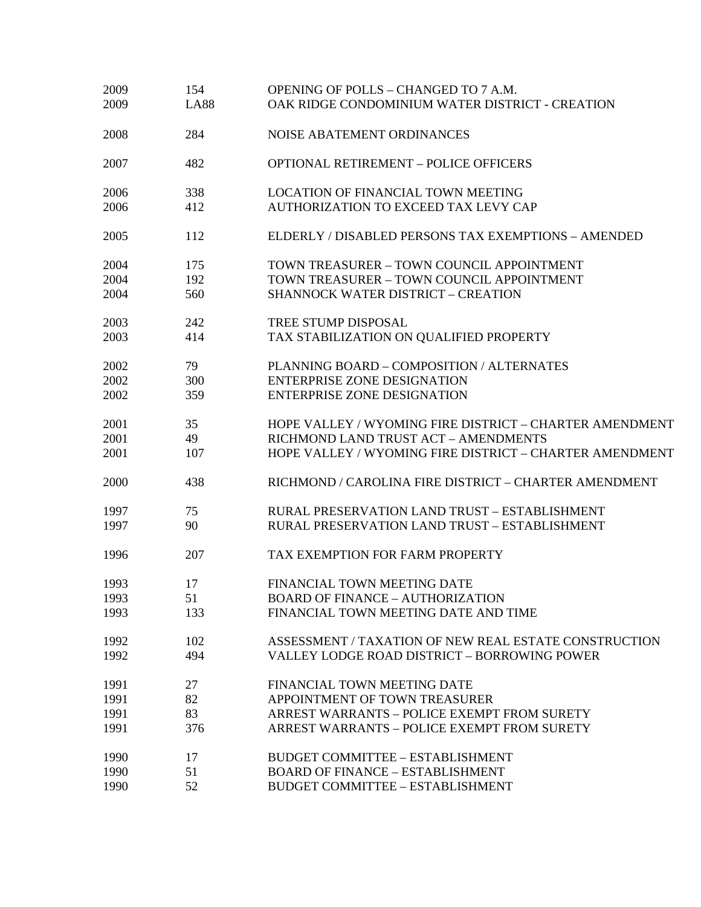| | | |
|---|---|---|
| 2009 | 154 | OPENING OF POLLS – CHANGED TO 7 A.M. |
| 2009 | LA88 | OAK RIDGE CONDOMINIUM WATER DISTRICT - CREATION |
| 2008 | 284 | NOISE ABATEMENT ORDINANCES |
| 2007 | 482 | OPTIONAL RETIREMENT – POLICE OFFICERS |
| 2006 | 338 | LOCATION OF FINANCIAL TOWN MEETING |
| 2006 | 412 | AUTHORIZATION TO EXCEED TAX LEVY CAP |
| 2005 | 112 | ELDERLY / DISABLED PERSONS TAX EXEMPTIONS – AMENDED |
| 2004 | 175 | TOWN TREASURER – TOWN COUNCIL APPOINTMENT |
| 2004 | 192 | TOWN TREASURER – TOWN COUNCIL APPOINTMENT |
| 2004 | 560 | SHANNOCK WATER DISTRICT – CREATION |
| 2003 | 242 | TREE STUMP DISPOSAL |
| 2003 | 414 | TAX STABILIZATION ON QUALIFIED PROPERTY |
| 2002 | 79 | PLANNING BOARD – COMPOSITION / ALTERNATES |
| 2002 | 300 | ENTERPRISE ZONE DESIGNATION |
| 2002 | 359 | ENTERPRISE ZONE DESIGNATION |
| 2001 | 35 | HOPE VALLEY / WYOMING FIRE DISTRICT – CHARTER AMENDMENT |
| 2001 | 49 | RICHMOND LAND TRUST ACT – AMENDMENTS |
| 2001 | 107 | HOPE VALLEY / WYOMING FIRE DISTRICT – CHARTER AMENDMENT |
| 2000 | 438 | RICHMOND / CAROLINA FIRE DISTRICT – CHARTER AMENDMENT |
| 1997 | 75 | RURAL PRESERVATION LAND TRUST – ESTABLISHMENT |
| 1997 | 90 | RURAL PRESERVATION LAND TRUST – ESTABLISHMENT |
| 1996 | 207 | TAX EXEMPTION FOR FARM PROPERTY |
| 1993 | 17 | FINANCIAL TOWN MEETING DATE |
| 1993 | 51 | BOARD OF FINANCE – AUTHORIZATION |
| 1993 | 133 | FINANCIAL TOWN MEETING DATE AND TIME |
| 1992 | 102 | ASSESSMENT / TAXATION OF NEW REAL ESTATE CONSTRUCTION |
| 1992 | 494 | VALLEY LODGE ROAD DISTRICT – BORROWING POWER |
| 1991 | 27 | FINANCIAL TOWN MEETING DATE |
| 1991 | 82 | APPOINTMENT OF TOWN TREASURER |
| 1991 | 83 | ARREST WARRANTS – POLICE EXEMPT FROM SURETY |
| 1991 | 376 | ARREST WARRANTS – POLICE EXEMPT FROM SURETY |
| 1990 | 17 | BUDGET COMMITTEE – ESTABLISHMENT |
| 1990 | 51 | BOARD OF FINANCE – ESTABLISHMENT |
| 1990 | 52 | BUDGET COMMITTEE – ESTABLISHMENT |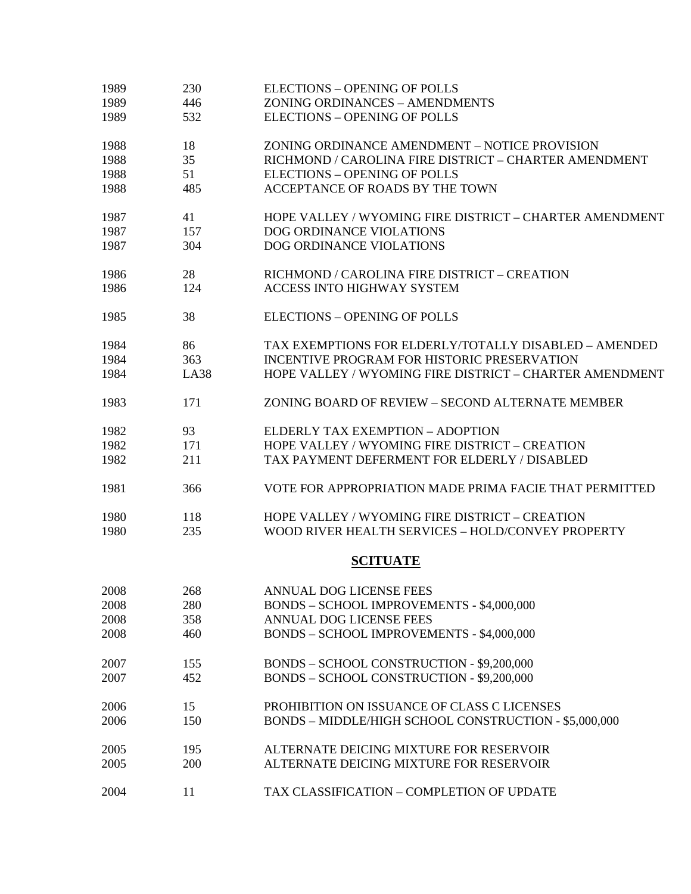| | | |
|---|---|---|
| 1989 | 230 | ELECTIONS – OPENING OF POLLS |
| 1989 | 446 | ZONING ORDINANCES – AMENDMENTS |
| 1989 | 532 | ELECTIONS – OPENING OF POLLS |
| 1988 | 18 | ZONING ORDINANCE AMENDMENT – NOTICE PROVISION |
| 1988 | 35 | RICHMOND / CAROLINA FIRE DISTRICT – CHARTER AMENDMENT |
| 1988 | 51 | ELECTIONS – OPENING OF POLLS |
| 1988 | 485 | ACCEPTANCE OF ROADS BY THE TOWN |
| 1987 | 41 | HOPE VALLEY / WYOMING FIRE DISTRICT – CHARTER AMENDMENT |
| 1987 | 157 | DOG ORDINANCE VIOLATIONS |
| 1987 | 304 | DOG ORDINANCE VIOLATIONS |
| 1986 | 28 | RICHMOND / CAROLINA FIRE DISTRICT – CREATION |
| 1986 | 124 | ACCESS INTO HIGHWAY SYSTEM |
| 1985 | 38 | ELECTIONS – OPENING OF POLLS |
| 1984 | 86 | TAX EXEMPTIONS FOR ELDERLY/TOTALLY DISABLED – AMENDED |
| 1984 | 363 | INCENTIVE PROGRAM FOR HISTORIC PRESERVATION |
| 1984 | LA38 | HOPE VALLEY / WYOMING FIRE DISTRICT – CHARTER AMENDMENT |
| 1983 | 171 | ZONING BOARD OF REVIEW – SECOND ALTERNATE MEMBER |
| 1982 | 93 | ELDERLY TAX EXEMPTION – ADOPTION |
| 1982 | 171 | HOPE VALLEY / WYOMING FIRE DISTRICT – CREATION |
| 1982 | 211 | TAX PAYMENT DEFERMENT FOR ELDERLY / DISABLED |
| 1981 | 366 | VOTE FOR APPROPRIATION MADE PRIMA FACIE THAT PERMITTED |
| 1980 | 118 | HOPE VALLEY / WYOMING FIRE DISTRICT – CREATION |
| 1980 | 235 | WOOD RIVER HEALTH SERVICES – HOLD/CONVEY PROPERTY |

## SCITUATE

| | | |
|---|---|---|
| 2008 | 268 | ANNUAL DOG LICENSE FEES |
| 2008 | 280 | BONDS – SCHOOL IMPROVEMENTS - $4,000,000 |
| 2008 | 358 | ANNUAL DOG LICENSE FEES |
| 2008 | 460 | BONDS – SCHOOL IMPROVEMENTS - $4,000,000 |
| 2007 | 155 | BONDS – SCHOOL CONSTRUCTION - $9,200,000 |
| 2007 | 452 | BONDS – SCHOOL CONSTRUCTION - $9,200,000 |
| 2006 | 15 | PROHIBITION ON ISSUANCE OF CLASS C LICENSES |
| 2006 | 150 | BONDS – MIDDLE/HIGH SCHOOL CONSTRUCTION - $5,000,000 |
| 2005 | 195 | ALTERNATE DEICING MIXTURE FOR RESERVOIR |
| 2005 | 200 | ALTERNATE DEICING MIXTURE FOR RESERVOIR |
| 2004 | 11 | TAX CLASSIFICATION – COMPLETION OF UPDATE |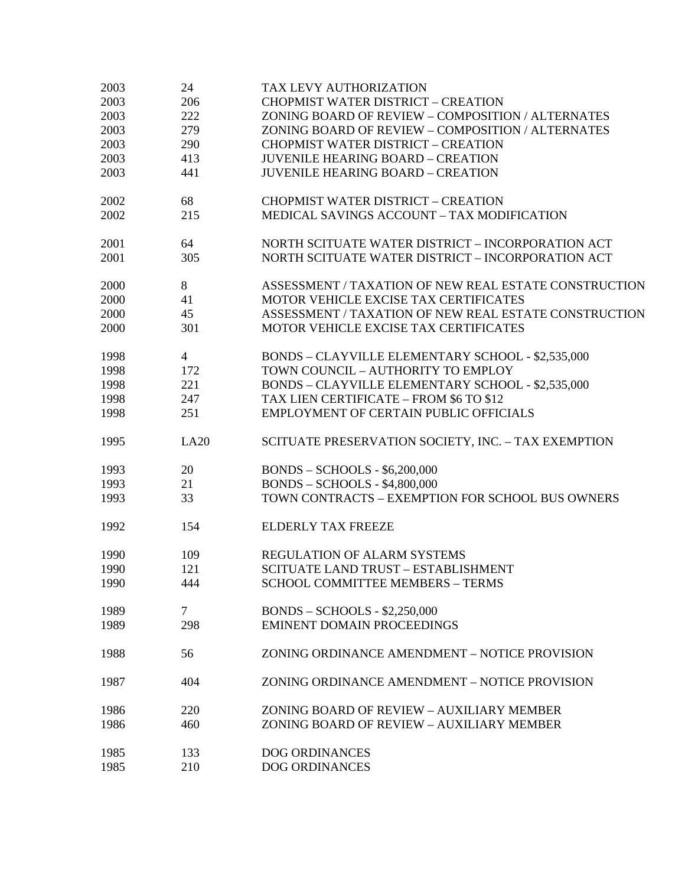| | | |
|---|---|---|
| 2003 | 24 | TAX LEVY AUTHORIZATION |
| 2003 | 206 | CHOPMIST WATER DISTRICT – CREATION |
| 2003 | 222 | ZONING BOARD OF REVIEW – COMPOSITION / ALTERNATES |
| 2003 | 279 | ZONING BOARD OF REVIEW – COMPOSITION / ALTERNATES |
| 2003 | 290 | CHOPMIST WATER DISTRICT – CREATION |
| 2003 | 413 | JUVENILE HEARING BOARD – CREATION |
| 2003 | 441 | JUVENILE HEARING BOARD – CREATION |
| | | |
| 2002 | 68 | CHOPMIST WATER DISTRICT – CREATION |
| 2002 | 215 | MEDICAL SAVINGS ACCOUNT – TAX MODIFICATION |
| | | |
| 2001 | 64 | NORTH SCITUATE WATER DISTRICT – INCORPORATION ACT |
| 2001 | 305 | NORTH SCITUATE WATER DISTRICT – INCORPORATION ACT |
| | | |
| 2000 | 8 | ASSESSMENT / TAXATION OF NEW REAL ESTATE CONSTRUCTION |
| 2000 | 41 | MOTOR VEHICLE EXCISE TAX CERTIFICATES |
| 2000 | 45 | ASSESSMENT / TAXATION OF NEW REAL ESTATE CONSTRUCTION |
| 2000 | 301 | MOTOR VEHICLE EXCISE TAX CERTIFICATES |
| | | |
| 1998 | 4 | BONDS – CLAYVILLE ELEMENTARY SCHOOL - $2,535,000 |
| 1998 | 172 | TOWN COUNCIL – AUTHORITY TO EMPLOY |
| 1998 | 221 | BONDS – CLAYVILLE ELEMENTARY SCHOOL - $2,535,000 |
| 1998 | 247 | TAX LIEN CERTIFICATE – FROM $6 TO $12 |
| 1998 | 251 | EMPLOYMENT OF CERTAIN PUBLIC OFFICIALS |
| | | |
| 1995 | LA20 | SCITUATE PRESERVATION SOCIETY, INC. – TAX EXEMPTION |
| | | |
| 1993 | 20 | BONDS – SCHOOLS - $6,200,000 |
| 1993 | 21 | BONDS – SCHOOLS - $4,800,000 |
| 1993 | 33 | TOWN CONTRACTS – EXEMPTION FOR SCHOOL BUS OWNERS |
| | | |
| 1992 | 154 | ELDERLY TAX FREEZE |
| | | |
| 1990 | 109 | REGULATION OF ALARM SYSTEMS |
| 1990 | 121 | SCITUATE LAND TRUST – ESTABLISHMENT |
| 1990 | 444 | SCHOOL COMMITTEE MEMBERS – TERMS |
| | | |
| 1989 | 7 | BONDS – SCHOOLS - $2,250,000 |
| 1989 | 298 | EMINENT DOMAIN PROCEEDINGS |
| | | |
| 1988 | 56 | ZONING ORDINANCE AMENDMENT – NOTICE PROVISION |
| | | |
| 1987 | 404 | ZONING ORDINANCE AMENDMENT – NOTICE PROVISION |
| | | |
| 1986 | 220 | ZONING BOARD OF REVIEW – AUXILIARY MEMBER |
| 1986 | 460 | ZONING BOARD OF REVIEW – AUXILIARY MEMBER |
| | | |
| 1985 | 133 | DOG ORDINANCES |
| 1985 | 210 | DOG ORDINANCES |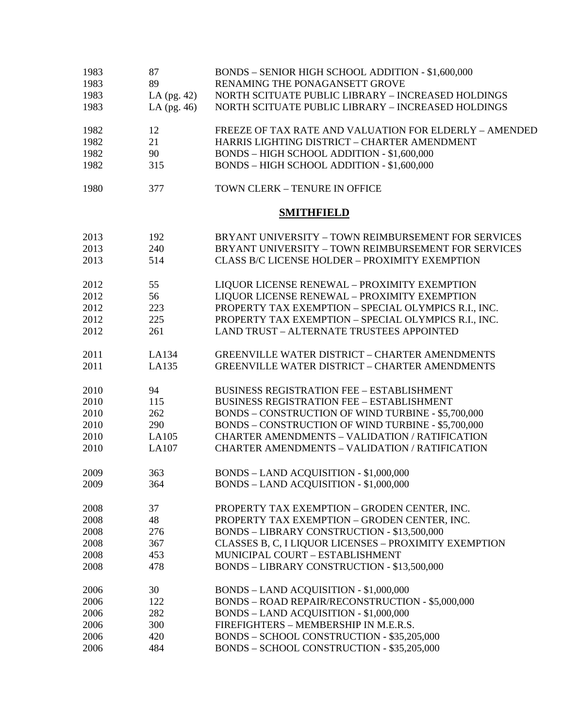| | | |
|---|---|---|
| 1983 | 87 | BONDS – SENIOR HIGH SCHOOL ADDITION - $1,600,000 |
| 1983 | 89 | RENAMING THE PONAGANSETT GROVE |
| 1983 | LA (pg. 42) | NORTH SCITUATE PUBLIC LIBRARY – INCREASED HOLDINGS |
| 1983 | LA (pg. 46) | NORTH SCITUATE PUBLIC LIBRARY – INCREASED HOLDINGS |
| | | |
| 1982 | 12 | FREEZE OF TAX RATE AND VALUATION FOR ELDERLY – AMENDED |
| 1982 | 21 | HARRIS LIGHTING DISTRICT – CHARTER AMENDMENT |
| 1982 | 90 | BONDS – HIGH SCHOOL ADDITION - $1,600,000 |
| 1982 | 315 | BONDS – HIGH SCHOOL ADDITION - $1,600,000 |
| | | |
| 1980 | 377 | TOWN CLERK – TENURE IN OFFICE |

## SMITHFIELD

| | | |
|---|---|---|
| 2013 | 192 | BRYANT UNIVERSITY – TOWN REIMBURSEMENT FOR SERVICES |
| 2013 | 240 | BRYANT UNIVERSITY – TOWN REIMBURSEMENT FOR SERVICES |
| 2013 | 514 | CLASS B/C LICENSE HOLDER – PROXIMITY EXEMPTION |
| | | |
| 2012 | 55 | LIQUOR LICENSE RENEWAL – PROXIMITY EXEMPTION |
| 2012 | 56 | LIQUOR LICENSE RENEWAL – PROXIMITY EXEMPTION |
| 2012 | 223 | PROPERTY TAX EXEMPTION – SPECIAL OLYMPICS R.I., INC. |
| 2012 | 225 | PROPERTY TAX EXEMPTION – SPECIAL OLYMPICS R.I., INC. |
| 2012 | 261 | LAND TRUST – ALTERNATE TRUSTEES APPOINTED |
| | | |
| 2011 | LA134 | GREENVILLE WATER DISTRICT – CHARTER AMENDMENTS |
| 2011 | LA135 | GREENVILLE WATER DISTRICT – CHARTER AMENDMENTS |
| | | |
| 2010 | 94 | BUSINESS REGISTRATION FEE – ESTABLISHMENT |
| 2010 | 115 | BUSINESS REGISTRATION FEE – ESTABLISHMENT |
| 2010 | 262 | BONDS – CONSTRUCTION OF WIND TURBINE - $5,700,000 |
| 2010 | 290 | BONDS – CONSTRUCTION OF WIND TURBINE - $5,700,000 |
| 2010 | LA105 | CHARTER AMENDMENTS – VALIDATION / RATIFICATION |
| 2010 | LA107 | CHARTER AMENDMENTS – VALIDATION / RATIFICATION |
| | | |
| 2009 | 363 | BONDS – LAND ACQUISITION - $1,000,000 |
| 2009 | 364 | BONDS – LAND ACQUISITION - $1,000,000 |
| | | |
| 2008 | 37 | PROPERTY TAX EXEMPTION – GRODEN CENTER, INC. |
| 2008 | 48 | PROPERTY TAX EXEMPTION – GRODEN CENTER, INC. |
| 2008 | 276 | BONDS – LIBRARY CONSTRUCTION - $13,500,000 |
| 2008 | 367 | CLASSES B, C, I LIQUOR LICENSES – PROXIMITY EXEMPTION |
| 2008 | 453 | MUNICIPAL COURT – ESTABLISHMENT |
| 2008 | 478 | BONDS – LIBRARY CONSTRUCTION - $13,500,000 |
| | | |
| 2006 | 30 | BONDS – LAND ACQUISITION - $1,000,000 |
| 2006 | 122 | BONDS – ROAD REPAIR/RECONSTRUCTION - $5,000,000 |
| 2006 | 282 | BONDS – LAND ACQUISITION - $1,000,000 |
| 2006 | 300 | FIREFIGHTERS – MEMBERSHIP IN M.E.R.S. |
| 2006 | 420 | BONDS – SCHOOL CONSTRUCTION - $35,205,000 |
| 2006 | 484 | BONDS – SCHOOL CONSTRUCTION - $35,205,000 |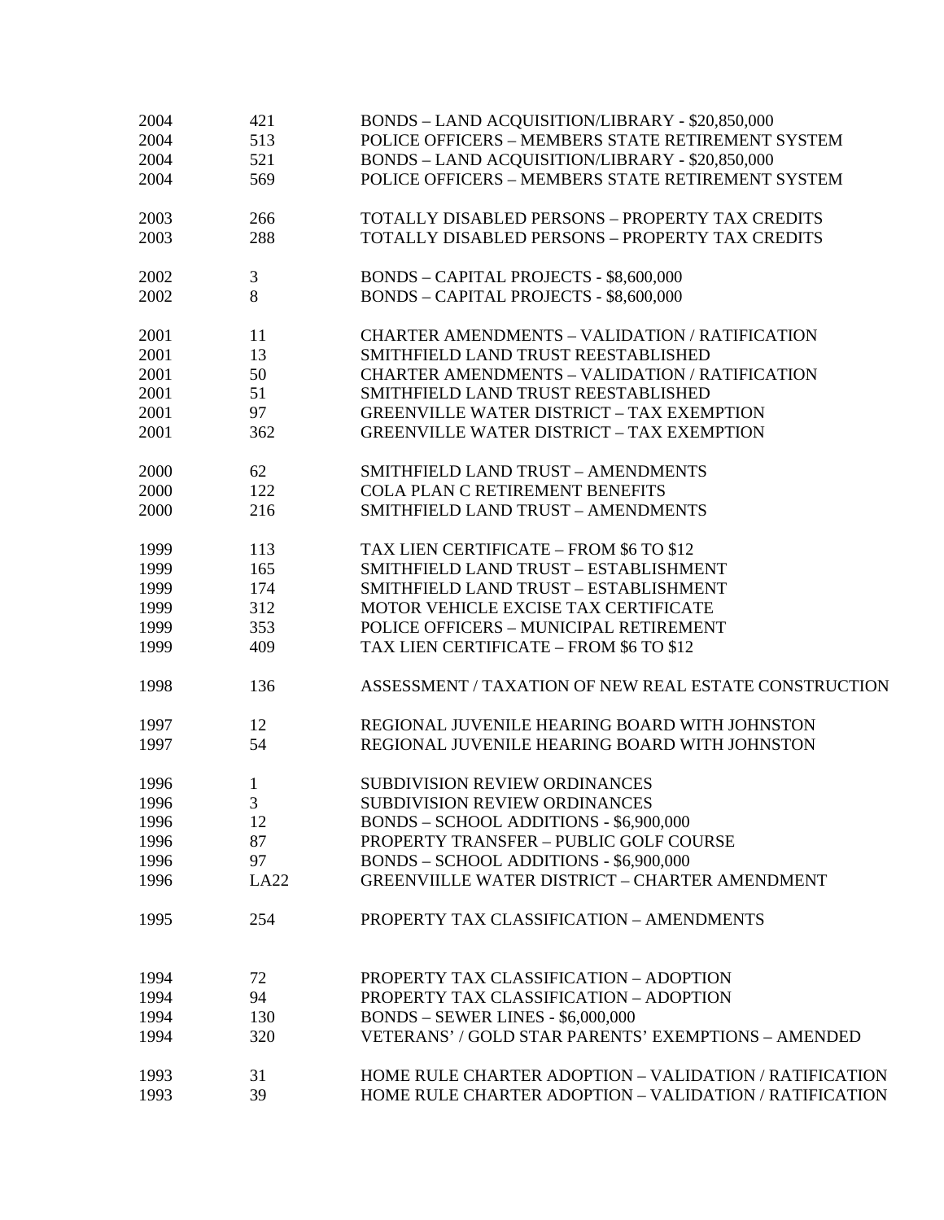| | | |
|---|---|---|
| 2004 | 421 | BONDS – LAND ACQUISITION/LIBRARY - $20,850,000 |
| 2004 | 513 | POLICE OFFICERS – MEMBERS STATE RETIREMENT SYSTEM |
| 2004 | 521 | BONDS – LAND ACQUISITION/LIBRARY - $20,850,000 |
| 2004 | 569 | POLICE OFFICERS – MEMBERS STATE RETIREMENT SYSTEM |
| | | |
| 2003 | 266 | TOTALLY DISABLED PERSONS – PROPERTY TAX CREDITS |
| 2003 | 288 | TOTALLY DISABLED PERSONS – PROPERTY TAX CREDITS |
| | | |
| 2002 | 3 | BONDS – CAPITAL PROJECTS - $8,600,000 |
| 2002 | 8 | BONDS – CAPITAL PROJECTS - $8,600,000 |
| | | |
| 2001 | 11 | CHARTER AMENDMENTS – VALIDATION / RATIFICATION |
| 2001 | 13 | SMITHFIELD LAND TRUST REESTABLISHED |
| 2001 | 50 | CHARTER AMENDMENTS – VALIDATION / RATIFICATION |
| 2001 | 51 | SMITHFIELD LAND TRUST REESTABLISHED |
| 2001 | 97 | GREENVILLE WATER DISTRICT – TAX EXEMPTION |
| 2001 | 362 | GREENVILLE WATER DISTRICT – TAX EXEMPTION |
| | | |
| 2000 | 62 | SMITHFIELD LAND TRUST – AMENDMENTS |
| 2000 | 122 | COLA PLAN C RETIREMENT BENEFITS |
| 2000 | 216 | SMITHFIELD LAND TRUST – AMENDMENTS |
| | | |
| 1999 | 113 | TAX LIEN CERTIFICATE – FROM $6 TO $12 |
| 1999 | 165 | SMITHFIELD LAND TRUST – ESTABLISHMENT |
| 1999 | 174 | SMITHFIELD LAND TRUST – ESTABLISHMENT |
| 1999 | 312 | MOTOR VEHICLE EXCISE TAX CERTIFICATE |
| 1999 | 353 | POLICE OFFICERS – MUNICIPAL RETIREMENT |
| 1999 | 409 | TAX LIEN CERTIFICATE – FROM $6 TO $12 |
| | | |
| 1998 | 136 | ASSESSMENT / TAXATION OF NEW REAL ESTATE CONSTRUCTION |
| | | |
| 1997 | 12 | REGIONAL JUVENILE HEARING BOARD WITH JOHNSTON |
| 1997 | 54 | REGIONAL JUVENILE HEARING BOARD WITH JOHNSTON |
| | | |
| 1996 | 1 | SUBDIVISION REVIEW ORDINANCES |
| 1996 | 3 | SUBDIVISION REVIEW ORDINANCES |
| 1996 | 12 | BONDS – SCHOOL ADDITIONS - $6,900,000 |
| 1996 | 87 | PROPERTY TRANSFER – PUBLIC GOLF COURSE |
| 1996 | 97 | BONDS – SCHOOL ADDITIONS - $6,900,000 |
| 1996 | LA22 | GREENVIILLE WATER DISTRICT – CHARTER AMENDMENT |
| | | |
| 1995 | 254 | PROPERTY TAX CLASSIFICATION – AMENDMENTS |
| | | |
| 1994 | 72 | PROPERTY TAX CLASSIFICATION – ADOPTION |
| 1994 | 94 | PROPERTY TAX CLASSIFICATION – ADOPTION |
| 1994 | 130 | BONDS – SEWER LINES - $6,000,000 |
| 1994 | 320 | VETERANS' / GOLD STAR PARENTS' EXEMPTIONS – AMENDED |
| | | |
| 1993 | 31 | HOME RULE CHARTER ADOPTION – VALIDATION / RATIFICATION |
| 1993 | 39 | HOME RULE CHARTER ADOPTION – VALIDATION / RATIFICATION |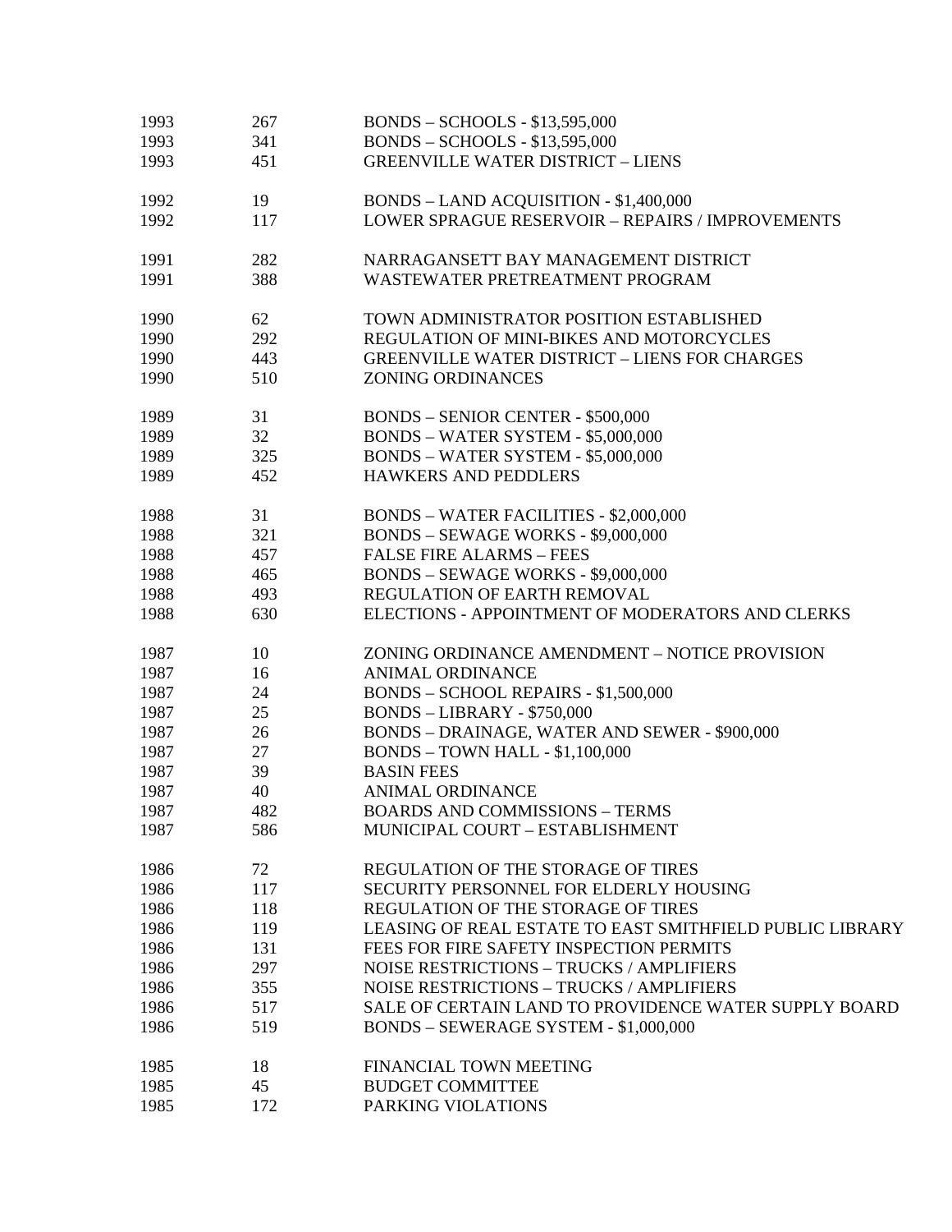| | | |
|---|---|---|
| 1993 | 267 | BONDS – SCHOOLS - $13,595,000 |
| 1993 | 341 | BONDS – SCHOOLS - $13,595,000 |
| 1993 | 451 | GREENVILLE WATER DISTRICT – LIENS |
| | | |
| 1992 | 19 | BONDS – LAND ACQUISITION - $1,400,000 |
| 1992 | 117 | LOWER SPRAGUE RESERVOIR – REPAIRS / IMPROVEMENTS |
| | | |
| 1991 | 282 | NARRAGANSETT BAY MANAGEMENT DISTRICT |
| 1991 | 388 | WASTEWATER PRETREATMENT PROGRAM |
| | | |
| 1990 | 62 | TOWN ADMINISTRATOR POSITION ESTABLISHED |
| 1990 | 292 | REGULATION OF MINI-BIKES AND MOTORCYCLES |
| 1990 | 443 | GREENVILLE WATER DISTRICT – LIENS FOR CHARGES |
| 1990 | 510 | ZONING ORDINANCES |
| | | |
| 1989 | 31 | BONDS – SENIOR CENTER - $500,000 |
| 1989 | 32 | BONDS – WATER SYSTEM - $5,000,000 |
| 1989 | 325 | BONDS – WATER SYSTEM - $5,000,000 |
| 1989 | 452 | HAWKERS AND PEDDLERS |
| | | |
| 1988 | 31 | BONDS – WATER FACILITIES - $2,000,000 |
| 1988 | 321 | BONDS – SEWAGE WORKS - $9,000,000 |
| 1988 | 457 | FALSE FIRE ALARMS – FEES |
| 1988 | 465 | BONDS – SEWAGE WORKS - $9,000,000 |
| 1988 | 493 | REGULATION OF EARTH REMOVAL |
| 1988 | 630 | ELECTIONS - APPOINTMENT OF MODERATORS AND CLERKS |
| | | |
| 1987 | 10 | ZONING ORDINANCE AMENDMENT – NOTICE PROVISION |
| 1987 | 16 | ANIMAL ORDINANCE |
| 1987 | 24 | BONDS – SCHOOL REPAIRS - $1,500,000 |
| 1987 | 25 | BONDS – LIBRARY - $750,000 |
| 1987 | 26 | BONDS – DRAINAGE, WATER AND SEWER - $900,000 |
| 1987 | 27 | BONDS – TOWN HALL - $1,100,000 |
| 1987 | 39 | BASIN FEES |
| 1987 | 40 | ANIMAL ORDINANCE |
| 1987 | 482 | BOARDS AND COMMISSIONS – TERMS |
| 1987 | 586 | MUNICIPAL COURT – ESTABLISHMENT |
| | | |
| 1986 | 72 | REGULATION OF THE STORAGE OF TIRES |
| 1986 | 117 | SECURITY PERSONNEL FOR ELDERLY HOUSING |
| 1986 | 118 | REGULATION OF THE STORAGE OF TIRES |
| 1986 | 119 | LEASING OF REAL ESTATE TO EAST SMITHFIELD PUBLIC LIBRARY |
| 1986 | 131 | FEES FOR FIRE SAFETY INSPECTION PERMITS |
| 1986 | 297 | NOISE RESTRICTIONS – TRUCKS / AMPLIFIERS |
| 1986 | 355 | NOISE RESTRICTIONS – TRUCKS / AMPLIFIERS |
| 1986 | 517 | SALE OF CERTAIN LAND TO PROVIDENCE WATER SUPPLY BOARD |
| 1986 | 519 | BONDS – SEWERAGE SYSTEM - $1,000,000 |
| | | |
| 1985 | 18 | FINANCIAL TOWN MEETING |
| 1985 | 45 | BUDGET COMMITTEE |
| 1985 | 172 | PARKING VIOLATIONS |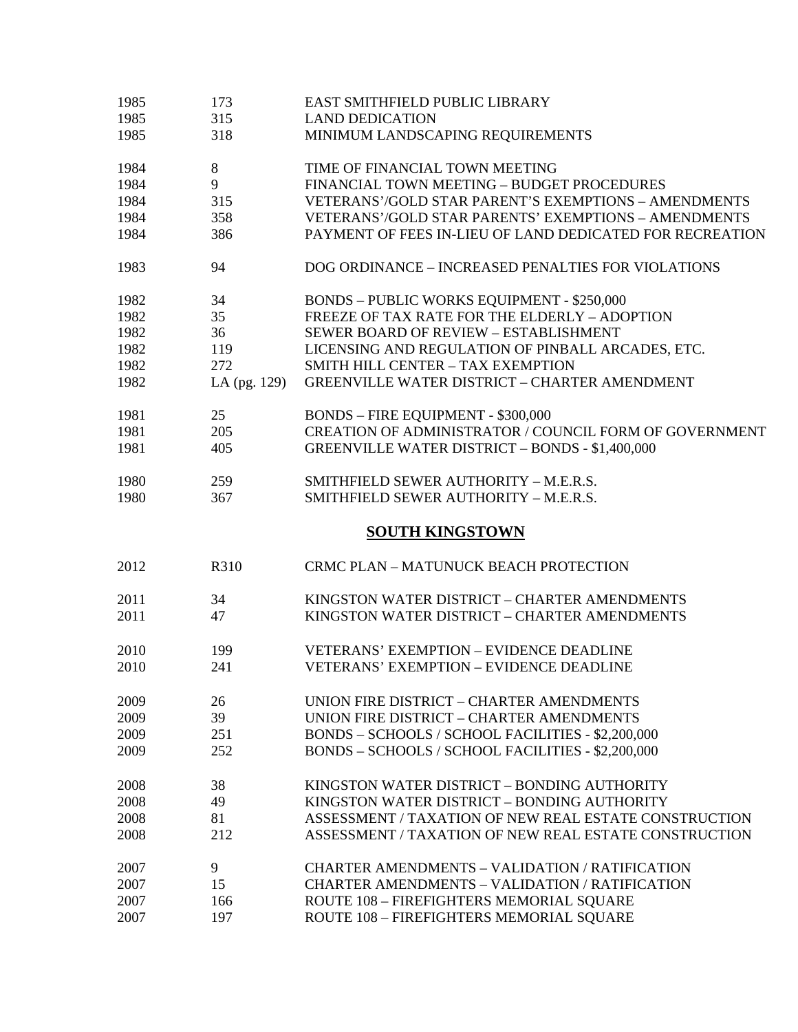| | | |
|---|---|---|
| 1985 | 173 | EAST SMITHFIELD PUBLIC LIBRARY |
| 1985 | 315 | LAND DEDICATION |
| 1985 | 318 | MINIMUM LANDSCAPING REQUIREMENTS |
| 1984 | 8 | TIME OF FINANCIAL TOWN MEETING |
| 1984 | 9 | FINANCIAL TOWN MEETING – BUDGET PROCEDURES |
| 1984 | 315 | VETERANS'/GOLD STAR PARENT'S EXEMPTIONS – AMENDMENTS |
| 1984 | 358 | VETERANS'/GOLD STAR PARENTS' EXEMPTIONS – AMENDMENTS |
| 1984 | 386 | PAYMENT OF FEES IN-LIEU OF LAND DEDICATED FOR RECREATION |
| 1983 | 94 | DOG ORDINANCE – INCREASED PENALTIES FOR VIOLATIONS |
| 1982 | 34 | BONDS – PUBLIC WORKS EQUIPMENT - $250,000 |
| 1982 | 35 | FREEZE OF TAX RATE FOR THE ELDERLY – ADOPTION |
| 1982 | 36 | SEWER BOARD OF REVIEW – ESTABLISHMENT |
| 1982 | 119 | LICENSING AND REGULATION OF PINBALL ARCADES, ETC. |
| 1982 | 272 | SMITH HILL CENTER – TAX EXEMPTION |
| 1982 | LA (pg. 129) | GREENVILLE WATER DISTRICT – CHARTER AMENDMENT |
| 1981 | 25 | BONDS – FIRE EQUIPMENT - $300,000 |
| 1981 | 205 | CREATION OF ADMINISTRATOR / COUNCIL FORM OF GOVERNMENT |
| 1981 | 405 | GREENVILLE WATER DISTRICT – BONDS - $1,400,000 |
| 1980 | 259 | SMITHFIELD SEWER AUTHORITY – M.E.R.S. |
| 1980 | 367 | SMITHFIELD SEWER AUTHORITY – M.E.R.S. |

## SOUTH KINGSTOWN

| | | |
|---|---|---|
| 2012 | R310 | CRMC PLAN – MATUNUCK BEACH PROTECTION |
| 2011 | 34 | KINGSTON WATER DISTRICT – CHARTER AMENDMENTS |
| 2011 | 47 | KINGSTON WATER DISTRICT – CHARTER AMENDMENTS |
| 2010 | 199 | VETERANS' EXEMPTION – EVIDENCE DEADLINE |
| 2010 | 241 | VETERANS' EXEMPTION – EVIDENCE DEADLINE |
| 2009 | 26 | UNION FIRE DISTRICT – CHARTER AMENDMENTS |
| 2009 | 39 | UNION FIRE DISTRICT – CHARTER AMENDMENTS |
| 2009 | 251 | BONDS – SCHOOLS / SCHOOL FACILITIES - $2,200,000 |
| 2009 | 252 | BONDS – SCHOOLS / SCHOOL FACILITIES - $2,200,000 |
| 2008 | 38 | KINGSTON WATER DISTRICT – BONDING AUTHORITY |
| 2008 | 49 | KINGSTON WATER DISTRICT – BONDING AUTHORITY |
| 2008 | 81 | ASSESSMENT / TAXATION OF NEW REAL ESTATE CONSTRUCTION |
| 2008 | 212 | ASSESSMENT / TAXATION OF NEW REAL ESTATE CONSTRUCTION |
| 2007 | 9 | CHARTER AMENDMENTS – VALIDATION / RATIFICATION |
| 2007 | 15 | CHARTER AMENDMENTS – VALIDATION / RATIFICATION |
| 2007 | 166 | ROUTE 108 – FIREFIGHTERS MEMORIAL SQUARE |
| 2007 | 197 | ROUTE 108 – FIREFIGHTERS MEMORIAL SQUARE |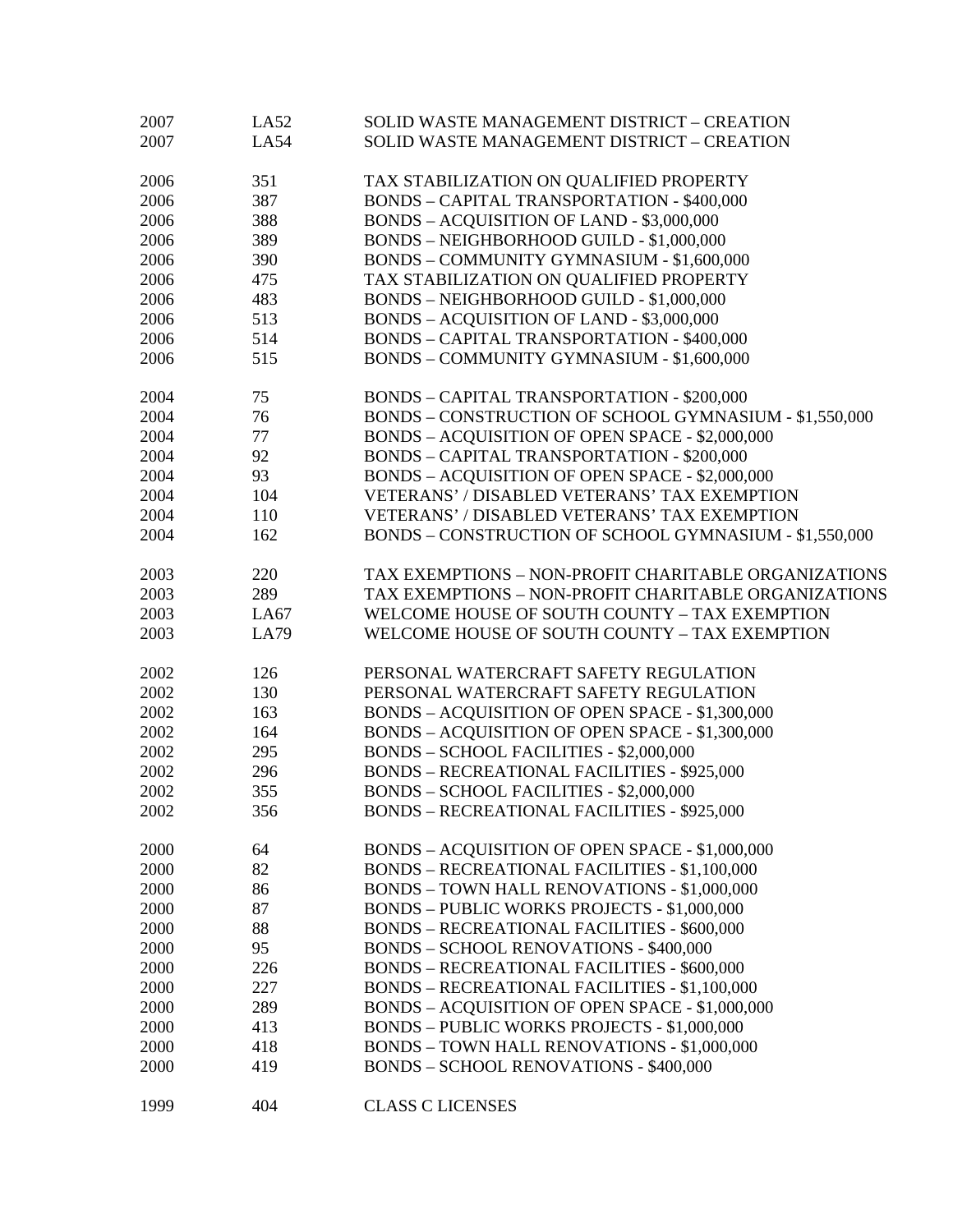| | | |
|---|---|---|
| 2007 | LA52 | SOLID WASTE MANAGEMENT DISTRICT – CREATION |
| 2007 | LA54 | SOLID WASTE MANAGEMENT DISTRICT – CREATION |
| | | |
| 2006 | 351 | TAX STABILIZATION ON QUALIFIED PROPERTY |
| 2006 | 387 | BONDS – CAPITAL TRANSPORTATION - $400,000 |
| 2006 | 388 | BONDS – ACQUISITION OF LAND - $3,000,000 |
| 2006 | 389 | BONDS – NEIGHBORHOOD GUILD - $1,000,000 |
| 2006 | 390 | BONDS – COMMUNITY GYMNASIUM - $1,600,000 |
| 2006 | 475 | TAX STABILIZATION ON QUALIFIED PROPERTY |
| 2006 | 483 | BONDS – NEIGHBORHOOD GUILD - $1,000,000 |
| 2006 | 513 | BONDS – ACQUISITION OF LAND - $3,000,000 |
| 2006 | 514 | BONDS – CAPITAL TRANSPORTATION - $400,000 |
| 2006 | 515 | BONDS – COMMUNITY GYMNASIUM - $1,600,000 |
| | | |
| 2004 | 75 | BONDS – CAPITAL TRANSPORTATION - $200,000 |
| 2004 | 76 | BONDS – CONSTRUCTION OF SCHOOL GYMNASIUM - $1,550,000 |
| 2004 | 77 | BONDS – ACQUISITION OF OPEN SPACE - $2,000,000 |
| 2004 | 92 | BONDS – CAPITAL TRANSPORTATION - $200,000 |
| 2004 | 93 | BONDS – ACQUISITION OF OPEN SPACE - $2,000,000 |
| 2004 | 104 | VETERANS' / DISABLED VETERANS' TAX EXEMPTION |
| 2004 | 110 | VETERANS' / DISABLED VETERANS' TAX EXEMPTION |
| 2004 | 162 | BONDS – CONSTRUCTION OF SCHOOL GYMNASIUM - $1,550,000 |
| | | |
| 2003 | 220 | TAX EXEMPTIONS – NON-PROFIT CHARITABLE ORGANIZATIONS |
| 2003 | 289 | TAX EXEMPTIONS – NON-PROFIT CHARITABLE ORGANIZATIONS |
| 2003 | LA67 | WELCOME HOUSE OF SOUTH COUNTY – TAX EXEMPTION |
| 2003 | LA79 | WELCOME HOUSE OF SOUTH COUNTY – TAX EXEMPTION |
| | | |
| 2002 | 126 | PERSONAL WATERCRAFT SAFETY REGULATION |
| 2002 | 130 | PERSONAL WATERCRAFT SAFETY REGULATION |
| 2002 | 163 | BONDS – ACQUISITION OF OPEN SPACE - $1,300,000 |
| 2002 | 164 | BONDS – ACQUISITION OF OPEN SPACE - $1,300,000 |
| 2002 | 295 | BONDS – SCHOOL FACILITIES - $2,000,000 |
| 2002 | 296 | BONDS – RECREATIONAL FACILITIES - $925,000 |
| 2002 | 355 | BONDS – SCHOOL FACILITIES - $2,000,000 |
| 2002 | 356 | BONDS – RECREATIONAL FACILITIES - $925,000 |
| | | |
| 2000 | 64 | BONDS – ACQUISITION OF OPEN SPACE - $1,000,000 |
| 2000 | 82 | BONDS – RECREATIONAL FACILITIES - $1,100,000 |
| 2000 | 86 | BONDS – TOWN HALL RENOVATIONS - $1,000,000 |
| 2000 | 87 | BONDS – PUBLIC WORKS PROJECTS - $1,000,000 |
| 2000 | 88 | BONDS – RECREATIONAL FACILITIES - $600,000 |
| 2000 | 95 | BONDS – SCHOOL RENOVATIONS - $400,000 |
| 2000 | 226 | BONDS – RECREATIONAL FACILITIES - $600,000 |
| 2000 | 227 | BONDS – RECREATIONAL FACILITIES - $1,100,000 |
| 2000 | 289 | BONDS – ACQUISITION OF OPEN SPACE - $1,000,000 |
| 2000 | 413 | BONDS – PUBLIC WORKS PROJECTS - $1,000,000 |
| 2000 | 418 | BONDS – TOWN HALL RENOVATIONS - $1,000,000 |
| 2000 | 419 | BONDS – SCHOOL RENOVATIONS - $400,000 |
| | | |
| 1999 | 404 | CLASS C LICENSES |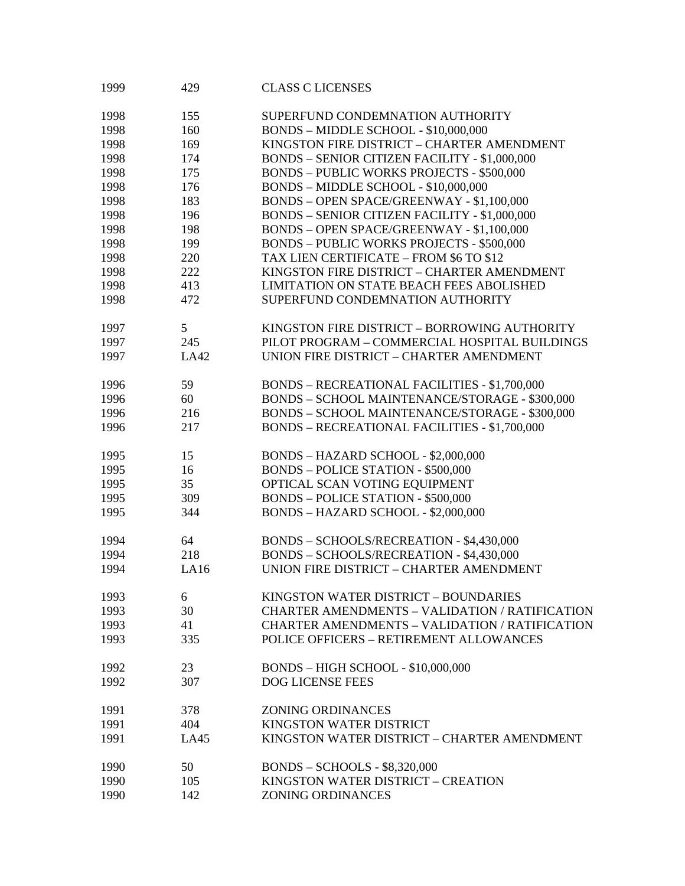| | | |
|---|---|---|
| 1999 | 429 | CLASS C LICENSES |
| 1998 | 155 | SUPERFUND CONDEMNATION AUTHORITY |
| 1998 | 160 | BONDS – MIDDLE SCHOOL - $10,000,000 |
| 1998 | 169 | KINGSTON FIRE DISTRICT – CHARTER AMENDMENT |
| 1998 | 174 | BONDS – SENIOR CITIZEN FACILITY - $1,000,000 |
| 1998 | 175 | BONDS – PUBLIC WORKS PROJECTS - $500,000 |
| 1998 | 176 | BONDS – MIDDLE SCHOOL - $10,000,000 |
| 1998 | 183 | BONDS – OPEN SPACE/GREENWAY - $1,100,000 |
| 1998 | 196 | BONDS – SENIOR CITIZEN FACILITY - $1,000,000 |
| 1998 | 198 | BONDS – OPEN SPACE/GREENWAY - $1,100,000 |
| 1998 | 199 | BONDS – PUBLIC WORKS PROJECTS - $500,000 |
| 1998 | 220 | TAX LIEN CERTIFICATE – FROM $6 TO $12 |
| 1998 | 222 | KINGSTON FIRE DISTRICT – CHARTER AMENDMENT |
| 1998 | 413 | LIMITATION ON STATE BEACH FEES ABOLISHED |
| 1998 | 472 | SUPERFUND CONDEMNATION AUTHORITY |
| 1997 | 5 | KINGSTON FIRE DISTRICT – BORROWING AUTHORITY |
| 1997 | 245 | PILOT PROGRAM – COMMERCIAL HOSPITAL BUILDINGS |
| 1997 | LA42 | UNION FIRE DISTRICT – CHARTER AMENDMENT |
| 1996 | 59 | BONDS – RECREATIONAL FACILITIES - $1,700,000 |
| 1996 | 60 | BONDS – SCHOOL MAINTENANCE/STORAGE - $300,000 |
| 1996 | 216 | BONDS – SCHOOL MAINTENANCE/STORAGE - $300,000 |
| 1996 | 217 | BONDS – RECREATIONAL FACILITIES - $1,700,000 |
| 1995 | 15 | BONDS – HAZARD SCHOOL - $2,000,000 |
| 1995 | 16 | BONDS – POLICE STATION - $500,000 |
| 1995 | 35 | OPTICAL SCAN VOTING EQUIPMENT |
| 1995 | 309 | BONDS – POLICE STATION - $500,000 |
| 1995 | 344 | BONDS – HAZARD SCHOOL - $2,000,000 |
| 1994 | 64 | BONDS – SCHOOLS/RECREATION - $4,430,000 |
| 1994 | 218 | BONDS – SCHOOLS/RECREATION - $4,430,000 |
| 1994 | LA16 | UNION FIRE DISTRICT – CHARTER AMENDMENT |
| 1993 | 6 | KINGSTON WATER DISTRICT – BOUNDARIES |
| 1993 | 30 | CHARTER AMENDMENTS – VALIDATION / RATIFICATION |
| 1993 | 41 | CHARTER AMENDMENTS – VALIDATION / RATIFICATION |
| 1993 | 335 | POLICE OFFICERS – RETIREMENT ALLOWANCES |
| 1992 | 23 | BONDS – HIGH SCHOOL - $10,000,000 |
| 1992 | 307 | DOG LICENSE FEES |
| 1991 | 378 | ZONING ORDINANCES |
| 1991 | 404 | KINGSTON WATER DISTRICT |
| 1991 | LA45 | KINGSTON WATER DISTRICT – CHARTER AMENDMENT |
| 1990 | 50 | BONDS – SCHOOLS - $8,320,000 |
| 1990 | 105 | KINGSTON WATER DISTRICT – CREATION |
| 1990 | 142 | ZONING ORDINANCES |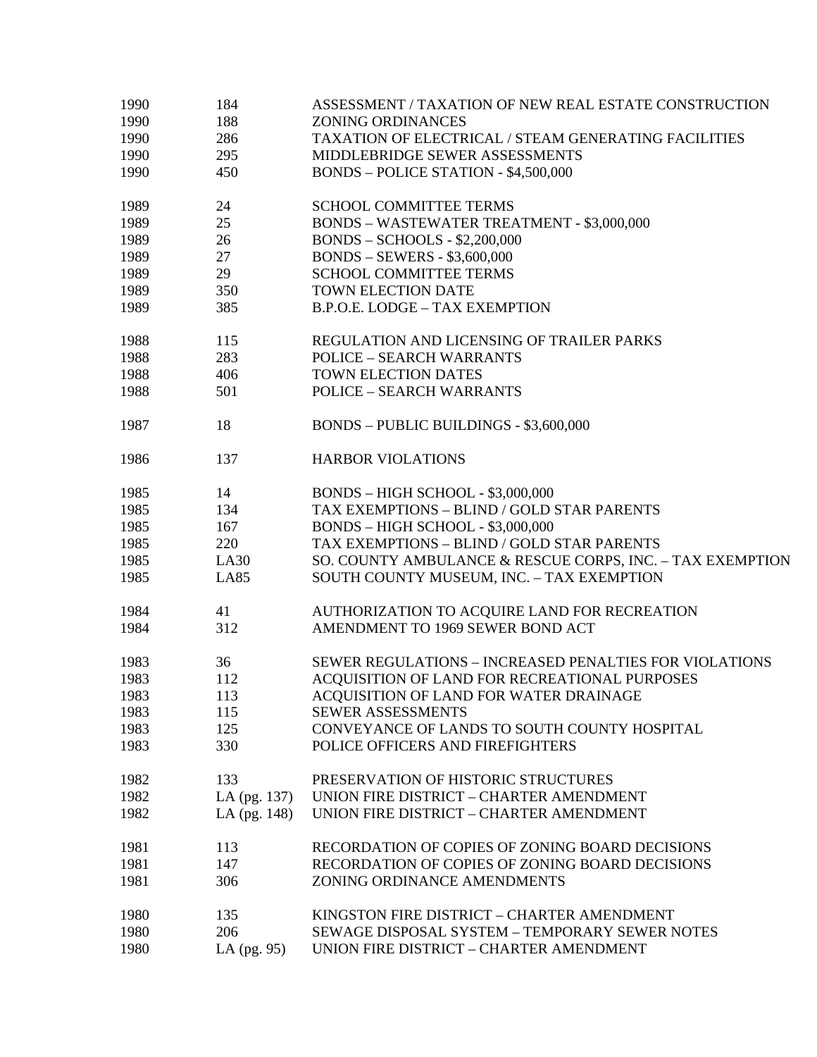| | | |
|---|---|---|
| 1990 | 184 | ASSESSMENT / TAXATION OF NEW REAL ESTATE CONSTRUCTION |
| 1990 | 188 | ZONING ORDINANCES |
| 1990 | 286 | TAXATION OF ELECTRICAL / STEAM GENERATING FACILITIES |
| 1990 | 295 | MIDDLEBRIDGE SEWER ASSESSMENTS |
| 1990 | 450 | BONDS – POLICE STATION - $4,500,000 |
| | | |
| 1989 | 24 | SCHOOL COMMITTEE TERMS |
| 1989 | 25 | BONDS – WASTEWATER TREATMENT - $3,000,000 |
| 1989 | 26 | BONDS – SCHOOLS - $2,200,000 |
| 1989 | 27 | BONDS – SEWERS - $3,600,000 |
| 1989 | 29 | SCHOOL COMMITTEE TERMS |
| 1989 | 350 | TOWN ELECTION DATE |
| 1989 | 385 | B.P.O.E. LODGE – TAX EXEMPTION |
| | | |
| 1988 | 115 | REGULATION AND LICENSING OF TRAILER PARKS |
| 1988 | 283 | POLICE – SEARCH WARRANTS |
| 1988 | 406 | TOWN ELECTION DATES |
| 1988 | 501 | POLICE – SEARCH WARRANTS |
| | | |
| 1987 | 18 | BONDS – PUBLIC BUILDINGS - $3,600,000 |
| | | |
| 1986 | 137 | HARBOR VIOLATIONS |
| | | |
| 1985 | 14 | BONDS – HIGH SCHOOL - $3,000,000 |
| 1985 | 134 | TAX EXEMPTIONS – BLIND / GOLD STAR PARENTS |
| 1985 | 167 | BONDS – HIGH SCHOOL - $3,000,000 |
| 1985 | 220 | TAX EXEMPTIONS – BLIND / GOLD STAR PARENTS |
| 1985 | LA30 | SO. COUNTY AMBULANCE & RESCUE CORPS, INC. – TAX EXEMPTION |
| 1985 | LA85 | SOUTH COUNTY MUSEUM, INC. – TAX EXEMPTION |
| | | |
| 1984 | 41 | AUTHORIZATION TO ACQUIRE LAND FOR RECREATION |
| 1984 | 312 | AMENDMENT TO 1969 SEWER BOND ACT |
| | | |
| 1983 | 36 | SEWER REGULATIONS – INCREASED PENALTIES FOR VIOLATIONS |
| 1983 | 112 | ACQUISITION OF LAND FOR RECREATIONAL PURPOSES |
| 1983 | 113 | ACQUISITION OF LAND FOR WATER DRAINAGE |
| 1983 | 115 | SEWER ASSESSMENTS |
| 1983 | 125 | CONVEYANCE OF LANDS TO SOUTH COUNTY HOSPITAL |
| 1983 | 330 | POLICE OFFICERS AND FIREFIGHTERS |
| | | |
| 1982 | 133 | PRESERVATION OF HISTORIC STRUCTURES |
| 1982 | LA (pg. 137) | UNION FIRE DISTRICT – CHARTER AMENDMENT |
| 1982 | LA (pg. 148) | UNION FIRE DISTRICT – CHARTER AMENDMENT |
| | | |
| 1981 | 113 | RECORDATION OF COPIES OF ZONING BOARD DECISIONS |
| 1981 | 147 | RECORDATION OF COPIES OF ZONING BOARD DECISIONS |
| 1981 | 306 | ZONING ORDINANCE AMENDMENTS |
| | | |
| 1980 | 135 | KINGSTON FIRE DISTRICT – CHARTER AMENDMENT |
| 1980 | 206 | SEWAGE DISPOSAL SYSTEM – TEMPORARY SEWER NOTES |
| 1980 | LA (pg. 95) | UNION FIRE DISTRICT – CHARTER AMENDMENT |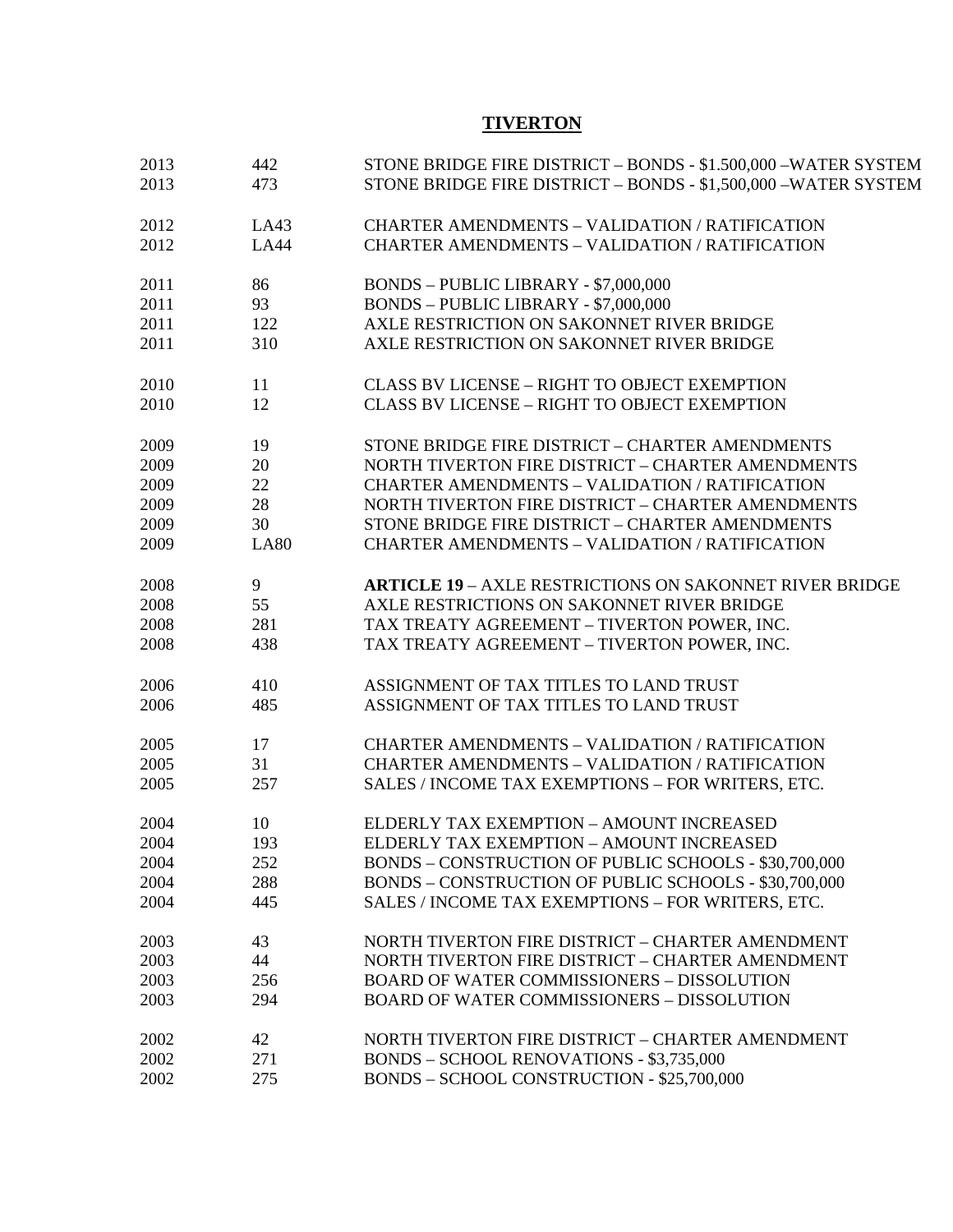# TIVERTON

| | | |
|---|---|---|
| 2013 | 442 | STONE BRIDGE FIRE DISTRICT – BONDS - \$1.500,000 –WATER SYSTEM |
| 2013 | 473 | STONE BRIDGE FIRE DISTRICT – BONDS - \$1,500,000 –WATER SYSTEM |
| | | |
| 2012 | LA43 | CHARTER AMENDMENTS – VALIDATION / RATIFICATION |
| 2012 | LA44 | CHARTER AMENDMENTS – VALIDATION / RATIFICATION |
| | | |
| 2011 | 86 | BONDS – PUBLIC LIBRARY - \$7,000,000 |
| 2011 | 93 | BONDS – PUBLIC LIBRARY - \$7,000,000 |
| 2011 | 122 | AXLE RESTRICTION ON SAKONNET RIVER BRIDGE |
| 2011 | 310 | AXLE RESTRICTION ON SAKONNET RIVER BRIDGE |
| | | |
| 2010 | 11 | CLASS BV LICENSE – RIGHT TO OBJECT EXEMPTION |
| 2010 | 12 | CLASS BV LICENSE – RIGHT TO OBJECT EXEMPTION |
| | | |
| 2009 | 19 | STONE BRIDGE FIRE DISTRICT – CHARTER AMENDMENTS |
| 2009 | 20 | NORTH TIVERTON FIRE DISTRICT – CHARTER AMENDMENTS |
| 2009 | 22 | CHARTER AMENDMENTS – VALIDATION / RATIFICATION |
| 2009 | 28 | NORTH TIVERTON FIRE DISTRICT – CHARTER AMENDMENTS |
| 2009 | 30 | STONE BRIDGE FIRE DISTRICT – CHARTER AMENDMENTS |
| 2009 | LA80 | CHARTER AMENDMENTS – VALIDATION / RATIFICATION |
| | | |
| 2008 | 9 | **ARTICLE 19** – AXLE RESTRICTIONS ON SAKONNET RIVER BRIDGE |
| 2008 | 55 | AXLE RESTRICTIONS ON SAKONNET RIVER BRIDGE |
| 2008 | 281 | TAX TREATY AGREEMENT – TIVERTON POWER, INC. |
| 2008 | 438 | TAX TREATY AGREEMENT – TIVERTON POWER, INC. |
| | | |
| 2006 | 410 | ASSIGNMENT OF TAX TITLES TO LAND TRUST |
| 2006 | 485 | ASSIGNMENT OF TAX TITLES TO LAND TRUST |
| | | |
| 2005 | 17 | CHARTER AMENDMENTS – VALIDATION / RATIFICATION |
| 2005 | 31 | CHARTER AMENDMENTS – VALIDATION / RATIFICATION |
| 2005 | 257 | SALES / INCOME TAX EXEMPTIONS – FOR WRITERS, ETC. |
| | | |
| 2004 | 10 | ELDERLY TAX EXEMPTION – AMOUNT INCREASED |
| 2004 | 193 | ELDERLY TAX EXEMPTION – AMOUNT INCREASED |
| 2004 | 252 | BONDS – CONSTRUCTION OF PUBLIC SCHOOLS - \$30,700,000 |
| 2004 | 288 | BONDS – CONSTRUCTION OF PUBLIC SCHOOLS - \$30,700,000 |
| 2004 | 445 | SALES / INCOME TAX EXEMPTIONS – FOR WRITERS, ETC. |
| | | |
| 2003 | 43 | NORTH TIVERTON FIRE DISTRICT – CHARTER AMENDMENT |
| 2003 | 44 | NORTH TIVERTON FIRE DISTRICT – CHARTER AMENDMENT |
| 2003 | 256 | BOARD OF WATER COMMISSIONERS – DISSOLUTION |
| 2003 | 294 | BOARD OF WATER COMMISSIONERS – DISSOLUTION |
| | | |
| 2002 | 42 | NORTH TIVERTON FIRE DISTRICT – CHARTER AMENDMENT |
| 2002 | 271 | BONDS – SCHOOL RENOVATIONS - \$3,735,000 |
| 2002 | 275 | BONDS – SCHOOL CONSTRUCTION - \$25,700,000 |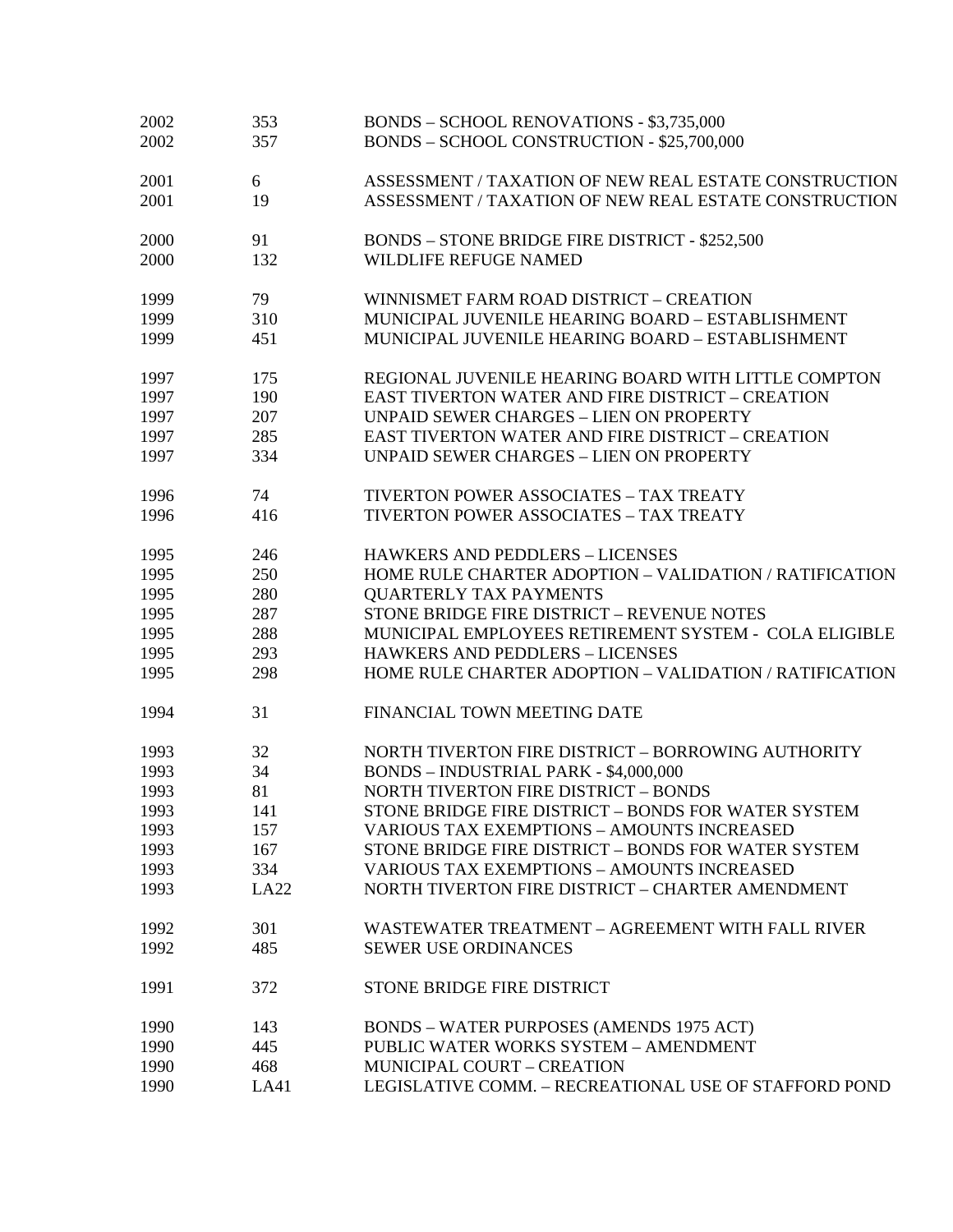| | | |
|---|---|---|
| 2002 | 353 | BONDS – SCHOOL RENOVATIONS - $3,735,000 |
| 2002 | 357 | BONDS – SCHOOL CONSTRUCTION - $25,700,000 |
| 2001 | 6 | ASSESSMENT / TAXATION OF NEW REAL ESTATE CONSTRUCTION |
| 2001 | 19 | ASSESSMENT / TAXATION OF NEW REAL ESTATE CONSTRUCTION |
| 2000 | 91 | BONDS – STONE BRIDGE FIRE DISTRICT - $252,500 |
| 2000 | 132 | WILDLIFE REFUGE NAMED |
| 1999 | 79 | WINNISMET FARM ROAD DISTRICT – CREATION |
| 1999 | 310 | MUNICIPAL JUVENILE HEARING BOARD – ESTABLISHMENT |
| 1999 | 451 | MUNICIPAL JUVENILE HEARING BOARD – ESTABLISHMENT |
| 1997 | 175 | REGIONAL JUVENILE HEARING BOARD WITH LITTLE COMPTON |
| 1997 | 190 | EAST TIVERTON WATER AND FIRE DISTRICT – CREATION |
| 1997 | 207 | UNPAID SEWER CHARGES – LIEN ON PROPERTY |
| 1997 | 285 | EAST TIVERTON WATER AND FIRE DISTRICT – CREATION |
| 1997 | 334 | UNPAID SEWER CHARGES – LIEN ON PROPERTY |
| 1996 | 74 | TIVERTON POWER ASSOCIATES – TAX TREATY |
| 1996 | 416 | TIVERTON POWER ASSOCIATES – TAX TREATY |
| 1995 | 246 | HAWKERS AND PEDDLERS – LICENSES |
| 1995 | 250 | HOME RULE CHARTER ADOPTION – VALIDATION / RATIFICATION |
| 1995 | 280 | QUARTERLY TAX PAYMENTS |
| 1995 | 287 | STONE BRIDGE FIRE DISTRICT – REVENUE NOTES |
| 1995 | 288 | MUNICIPAL EMPLOYEES RETIREMENT SYSTEM - COLA ELIGIBLE |
| 1995 | 293 | HAWKERS AND PEDDLERS – LICENSES |
| 1995 | 298 | HOME RULE CHARTER ADOPTION – VALIDATION / RATIFICATION |
| 1994 | 31 | FINANCIAL TOWN MEETING DATE |
| 1993 | 32 | NORTH TIVERTON FIRE DISTRICT – BORROWING AUTHORITY |
| 1993 | 34 | BONDS – INDUSTRIAL PARK - $4,000,000 |
| 1993 | 81 | NORTH TIVERTON FIRE DISTRICT – BONDS |
| 1993 | 141 | STONE BRIDGE FIRE DISTRICT – BONDS FOR WATER SYSTEM |
| 1993 | 157 | VARIOUS TAX EXEMPTIONS – AMOUNTS INCREASED |
| 1993 | 167 | STONE BRIDGE FIRE DISTRICT – BONDS FOR WATER SYSTEM |
| 1993 | 334 | VARIOUS TAX EXEMPTIONS – AMOUNTS INCREASED |
| 1993 | LA22 | NORTH TIVERTON FIRE DISTRICT – CHARTER AMENDMENT |
| 1992 | 301 | WASTEWATER TREATMENT – AGREEMENT WITH FALL RIVER |
| 1992 | 485 | SEWER USE ORDINANCES |
| 1991 | 372 | STONE BRIDGE FIRE DISTRICT |
| 1990 | 143 | BONDS – WATER PURPOSES (AMENDS 1975 ACT) |
| 1990 | 445 | PUBLIC WATER WORKS SYSTEM – AMENDMENT |
| 1990 | 468 | MUNICIPAL COURT – CREATION |
| 1990 | LA41 | LEGISLATIVE COMM. – RECREATIONAL USE OF STAFFORD POND |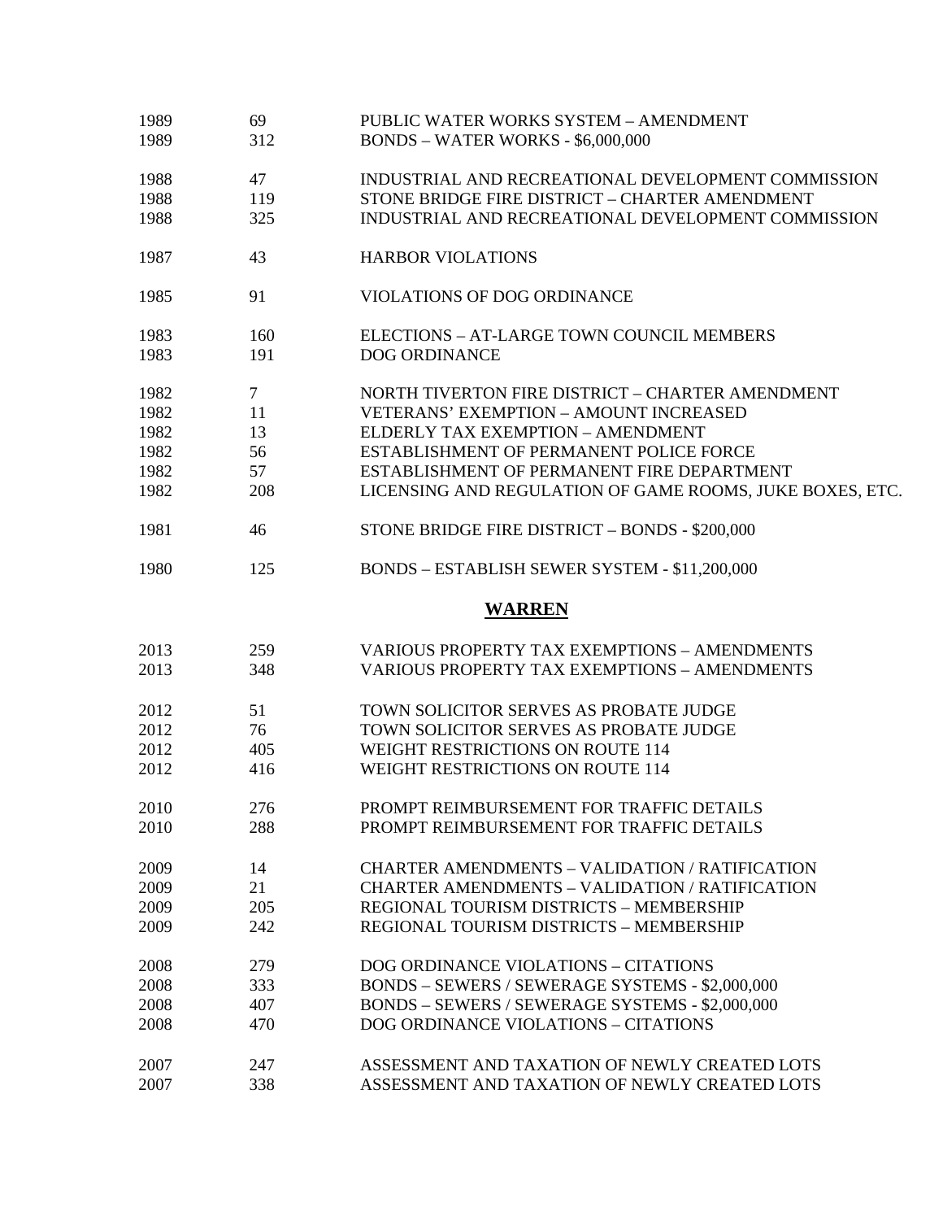| | | |
|---|---|---|
| 1989 | 69 | PUBLIC WATER WORKS SYSTEM – AMENDMENT |
| 1989 | 312 | BONDS – WATER WORKS - $6,000,000 |
| 1988 | 47 | INDUSTRIAL AND RECREATIONAL DEVELOPMENT COMMISSION |
| 1988 | 119 | STONE BRIDGE FIRE DISTRICT – CHARTER AMENDMENT |
| 1988 | 325 | INDUSTRIAL AND RECREATIONAL DEVELOPMENT COMMISSION |
| 1987 | 43 | HARBOR VIOLATIONS |
| 1985 | 91 | VIOLATIONS OF DOG ORDINANCE |
| 1983 | 160 | ELECTIONS – AT-LARGE TOWN COUNCIL MEMBERS |
| 1983 | 191 | DOG ORDINANCE |
| 1982 | 7 | NORTH TIVERTON FIRE DISTRICT – CHARTER AMENDMENT |
| 1982 | 11 | VETERANS' EXEMPTION – AMOUNT INCREASED |
| 1982 | 13 | ELDERLY TAX EXEMPTION – AMENDMENT |
| 1982 | 56 | ESTABLISHMENT OF PERMANENT POLICE FORCE |
| 1982 | 57 | ESTABLISHMENT OF PERMANENT FIRE DEPARTMENT |
| 1982 | 208 | LICENSING AND REGULATION OF GAME ROOMS, JUKE BOXES, ETC. |
| 1981 | 46 | STONE BRIDGE FIRE DISTRICT – BONDS - $200,000 |
| 1980 | 125 | BONDS – ESTABLISH SEWER SYSTEM - $11,200,000 |

## WARREN

| | | |
|---|---|---|
| 2013 | 259 | VARIOUS PROPERTY TAX EXEMPTIONS – AMENDMENTS |
| 2013 | 348 | VARIOUS PROPERTY TAX EXEMPTIONS – AMENDMENTS |
| 2012 | 51 | TOWN SOLICITOR SERVES AS PROBATE JUDGE |
| 2012 | 76 | TOWN SOLICITOR SERVES AS PROBATE JUDGE |
| 2012 | 405 | WEIGHT RESTRICTIONS ON ROUTE 114 |
| 2012 | 416 | WEIGHT RESTRICTIONS ON ROUTE 114 |
| 2010 | 276 | PROMPT REIMBURSEMENT FOR TRAFFIC DETAILS |
| 2010 | 288 | PROMPT REIMBURSEMENT FOR TRAFFIC DETAILS |
| 2009 | 14 | CHARTER AMENDMENTS – VALIDATION / RATIFICATION |
| 2009 | 21 | CHARTER AMENDMENTS – VALIDATION / RATIFICATION |
| 2009 | 205 | REGIONAL TOURISM DISTRICTS – MEMBERSHIP |
| 2009 | 242 | REGIONAL TOURISM DISTRICTS – MEMBERSHIP |
| 2008 | 279 | DOG ORDINANCE VIOLATIONS – CITATIONS |
| 2008 | 333 | BONDS – SEWERS / SEWERAGE SYSTEMS - $2,000,000 |
| 2008 | 407 | BONDS – SEWERS / SEWERAGE SYSTEMS - $2,000,000 |
| 2008 | 470 | DOG ORDINANCE VIOLATIONS – CITATIONS |
| 2007 | 247 | ASSESSMENT AND TAXATION OF NEWLY CREATED LOTS |
| 2007 | 338 | ASSESSMENT AND TAXATION OF NEWLY CREATED LOTS |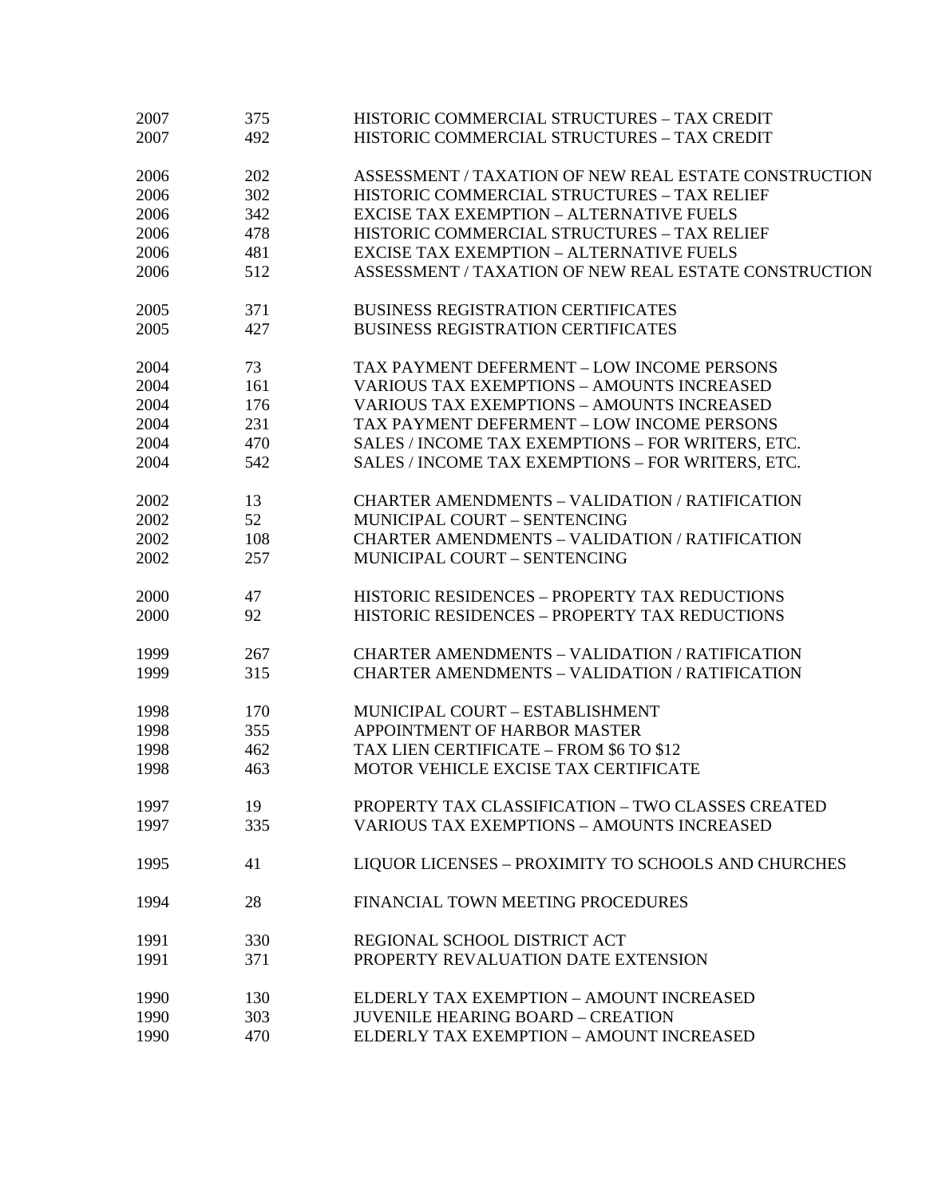| | | |
|---|---|---|
| 2007 | 375 | HISTORIC COMMERCIAL STRUCTURES – TAX CREDIT |
| 2007 | 492 | HISTORIC COMMERCIAL STRUCTURES – TAX CREDIT |
| | | |
| 2006 | 202 | ASSESSMENT / TAXATION OF NEW REAL ESTATE CONSTRUCTION |
| 2006 | 302 | HISTORIC COMMERCIAL STRUCTURES – TAX RELIEF |
| 2006 | 342 | EXCISE TAX EXEMPTION – ALTERNATIVE FUELS |
| 2006 | 478 | HISTORIC COMMERCIAL STRUCTURES – TAX RELIEF |
| 2006 | 481 | EXCISE TAX EXEMPTION – ALTERNATIVE FUELS |
| 2006 | 512 | ASSESSMENT / TAXATION OF NEW REAL ESTATE CONSTRUCTION |
| | | |
| 2005 | 371 | BUSINESS REGISTRATION CERTIFICATES |
| 2005 | 427 | BUSINESS REGISTRATION CERTIFICATES |
| | | |
| 2004 | 73 | TAX PAYMENT DEFERMENT – LOW INCOME PERSONS |
| 2004 | 161 | VARIOUS TAX EXEMPTIONS – AMOUNTS INCREASED |
| 2004 | 176 | VARIOUS TAX EXEMPTIONS – AMOUNTS INCREASED |
| 2004 | 231 | TAX PAYMENT DEFERMENT – LOW INCOME PERSONS |
| 2004 | 470 | SALES / INCOME TAX EXEMPTIONS – FOR WRITERS, ETC. |
| 2004 | 542 | SALES / INCOME TAX EXEMPTIONS – FOR WRITERS, ETC. |
| | | |
| 2002 | 13 | CHARTER AMENDMENTS – VALIDATION / RATIFICATION |
| 2002 | 52 | MUNICIPAL COURT – SENTENCING |
| 2002 | 108 | CHARTER AMENDMENTS – VALIDATION / RATIFICATION |
| 2002 | 257 | MUNICIPAL COURT – SENTENCING |
| | | |
| 2000 | 47 | HISTORIC RESIDENCES – PROPERTY TAX REDUCTIONS |
| 2000 | 92 | HISTORIC RESIDENCES – PROPERTY TAX REDUCTIONS |
| | | |
| 1999 | 267 | CHARTER AMENDMENTS – VALIDATION / RATIFICATION |
| 1999 | 315 | CHARTER AMENDMENTS – VALIDATION / RATIFICATION |
| | | |
| 1998 | 170 | MUNICIPAL COURT – ESTABLISHMENT |
| 1998 | 355 | APPOINTMENT OF HARBOR MASTER |
| 1998 | 462 | TAX LIEN CERTIFICATE – FROM $6 TO $12 |
| 1998 | 463 | MOTOR VEHICLE EXCISE TAX CERTIFICATE |
| | | |
| 1997 | 19 | PROPERTY TAX CLASSIFICATION – TWO CLASSES CREATED |
| 1997 | 335 | VARIOUS TAX EXEMPTIONS – AMOUNTS INCREASED |
| | | |
| 1995 | 41 | LIQUOR LICENSES – PROXIMITY TO SCHOOLS AND CHURCHES |
| | | |
| 1994 | 28 | FINANCIAL TOWN MEETING PROCEDURES |
| | | |
| 1991 | 330 | REGIONAL SCHOOL DISTRICT ACT |
| 1991 | 371 | PROPERTY REVALUATION DATE EXTENSION |
| | | |
| 1990 | 130 | ELDERLY TAX EXEMPTION – AMOUNT INCREASED |
| 1990 | 303 | JUVENILE HEARING BOARD – CREATION |
| 1990 | 470 | ELDERLY TAX EXEMPTION – AMOUNT INCREASED |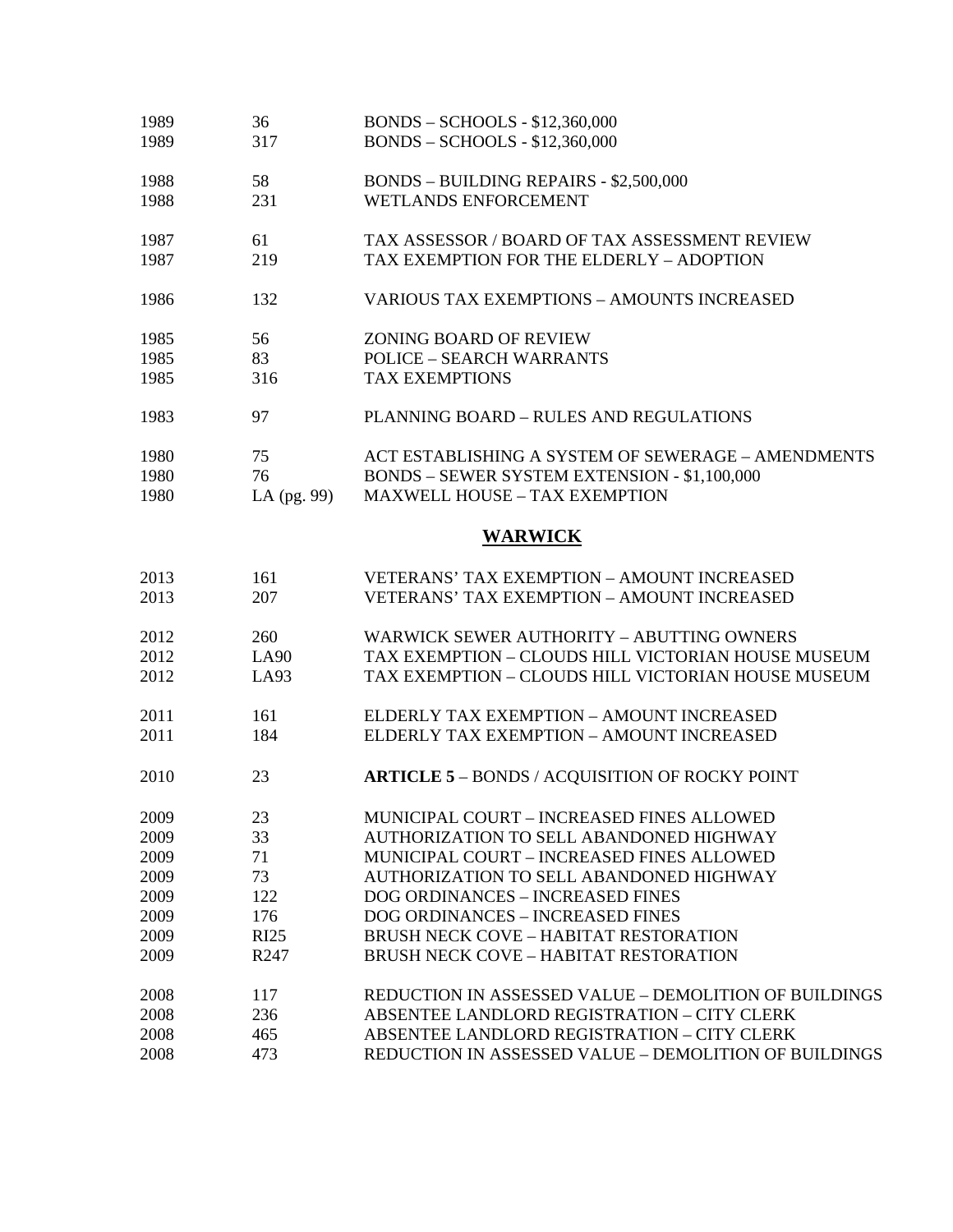| | | |
|---|---|---|
| 1989 | 36 | BONDS – SCHOOLS - $12,360,000 |
| 1989 | 317 | BONDS – SCHOOLS - $12,360,000 |
| | | |
| 1988 | 58 | BONDS – BUILDING REPAIRS - $2,500,000 |
| 1988 | 231 | WETLANDS ENFORCEMENT |
| | | |
| 1987 | 61 | TAX ASSESSOR / BOARD OF TAX ASSESSMENT REVIEW |
| 1987 | 219 | TAX EXEMPTION FOR THE ELDERLY – ADOPTION |
| | | |
| 1986 | 132 | VARIOUS TAX EXEMPTIONS – AMOUNTS INCREASED |
| | | |
| 1985 | 56 | ZONING BOARD OF REVIEW |
| 1985 | 83 | POLICE – SEARCH WARRANTS |
| 1985 | 316 | TAX EXEMPTIONS |
| | | |
| 1983 | 97 | PLANNING BOARD – RULES AND REGULATIONS |
| | | |
| 1980 | 75 | ACT ESTABLISHING A SYSTEM OF SEWERAGE – AMENDMENTS |
| 1980 | 76 | BONDS – SEWER SYSTEM EXTENSION - $1,100,000 |
| 1980 | LA (pg. 99) | MAXWELL HOUSE – TAX EXEMPTION |

## WARWICK

| | | |
|---|---|---|
| 2013 | 161 | VETERANS' TAX EXEMPTION – AMOUNT INCREASED |
| 2013 | 207 | VETERANS' TAX EXEMPTION – AMOUNT INCREASED |
| | | |
| 2012 | 260 | WARWICK SEWER AUTHORITY – ABUTTING OWNERS |
| 2012 | LA90 | TAX EXEMPTION – CLOUDS HILL VICTORIAN HOUSE MUSEUM |
| 2012 | LA93 | TAX EXEMPTION – CLOUDS HILL VICTORIAN HOUSE MUSEUM |
| | | |
| 2011 | 161 | ELDERLY TAX EXEMPTION – AMOUNT INCREASED |
| 2011 | 184 | ELDERLY TAX EXEMPTION – AMOUNT INCREASED |
| | | |
| 2010 | 23 | **ARTICLE 5** – BONDS / ACQUISITION OF ROCKY POINT |
| | | |
| 2009 | 23 | MUNICIPAL COURT – INCREASED FINES ALLOWED |
| 2009 | 33 | AUTHORIZATION TO SELL ABANDONED HIGHWAY |
| 2009 | 71 | MUNICIPAL COURT – INCREASED FINES ALLOWED |
| 2009 | 73 | AUTHORIZATION TO SELL ABANDONED HIGHWAY |
| 2009 | 122 | DOG ORDINANCES – INCREASED FINES |
| 2009 | 176 | DOG ORDINANCES – INCREASED FINES |
| 2009 | RI25 | BRUSH NECK COVE – HABITAT RESTORATION |
| 2009 | R247 | BRUSH NECK COVE – HABITAT RESTORATION |
| | | |
| 2008 | 117 | REDUCTION IN ASSESSED VALUE – DEMOLITION OF BUILDINGS |
| 2008 | 236 | ABSENTEE LANDLORD REGISTRATION – CITY CLERK |
| 2008 | 465 | ABSENTEE LANDLORD REGISTRATION – CITY CLERK |
| 2008 | 473 | REDUCTION IN ASSESSED VALUE – DEMOLITION OF BUILDINGS |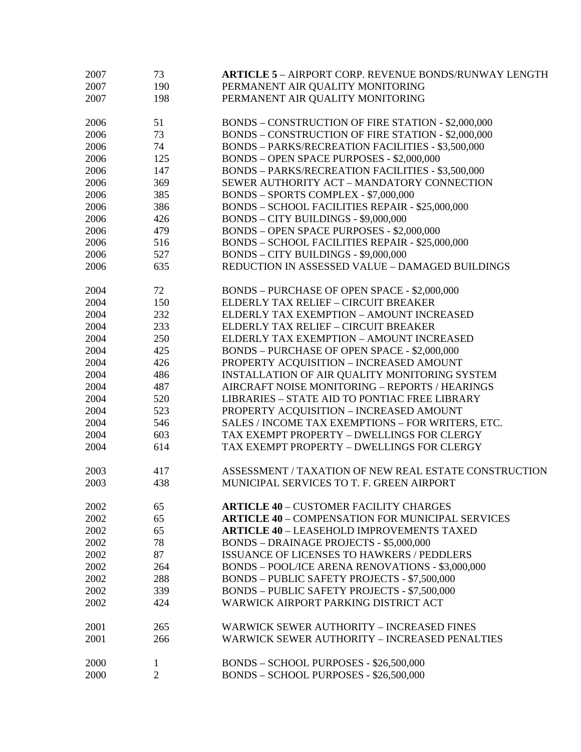| | | |
|---|---|---|
| 2007 | 73 | **ARTICLE 5** – AIRPORT CORP. REVENUE BONDS/RUNWAY LENGTH |
| 2007 | 190 | PERMANENT AIR QUALITY MONITORING |
| 2007 | 198 | PERMANENT AIR QUALITY MONITORING |
| | | |
| 2006 | 51 | BONDS – CONSTRUCTION OF FIRE STATION - $2,000,000 |
| 2006 | 73 | BONDS – CONSTRUCTION OF FIRE STATION - $2,000,000 |
| 2006 | 74 | BONDS – PARKS/RECREATION FACILITIES - $3,500,000 |
| 2006 | 125 | BONDS – OPEN SPACE PURPOSES - $2,000,000 |
| 2006 | 147 | BONDS – PARKS/RECREATION FACILITIES - $3,500,000 |
| 2006 | 369 | SEWER AUTHORITY ACT – MANDATORY CONNECTION |
| 2006 | 385 | BONDS – SPORTS COMPLEX - $7,000,000 |
| 2006 | 386 | BONDS – SCHOOL FACILITIES REPAIR - $25,000,000 |
| 2006 | 426 | BONDS – CITY BUILDINGS - $9,000,000 |
| 2006 | 479 | BONDS – OPEN SPACE PURPOSES - $2,000,000 |
| 2006 | 516 | BONDS – SCHOOL FACILITIES REPAIR - $25,000,000 |
| 2006 | 527 | BONDS – CITY BUILDINGS - $9,000,000 |
| 2006 | 635 | REDUCTION IN ASSESSED VALUE – DAMAGED BUILDINGS |
| | | |
| 2004 | 72 | BONDS – PURCHASE OF OPEN SPACE - $2,000,000 |
| 2004 | 150 | ELDERLY TAX RELIEF – CIRCUIT BREAKER |
| 2004 | 232 | ELDERLY TAX EXEMPTION – AMOUNT INCREASED |
| 2004 | 233 | ELDERLY TAX RELIEF – CIRCUIT BREAKER |
| 2004 | 250 | ELDERLY TAX EXEMPTION – AMOUNT INCREASED |
| 2004 | 425 | BONDS – PURCHASE OF OPEN SPACE - $2,000,000 |
| 2004 | 426 | PROPERTY ACQUISITION – INCREASED AMOUNT |
| 2004 | 486 | INSTALLATION OF AIR QUALITY MONITORING SYSTEM |
| 2004 | 487 | AIRCRAFT NOISE MONITORING – REPORTS / HEARINGS |
| 2004 | 520 | LIBRARIES – STATE AID TO PONTIAC FREE LIBRARY |
| 2004 | 523 | PROPERTY ACQUISITION – INCREASED AMOUNT |
| 2004 | 546 | SALES / INCOME TAX EXEMPTIONS – FOR WRITERS, ETC. |
| 2004 | 603 | TAX EXEMPT PROPERTY – DWELLINGS FOR CLERGY |
| 2004 | 614 | TAX EXEMPT PROPERTY – DWELLINGS FOR CLERGY |
| | | |
| 2003 | 417 | ASSESSMENT / TAXATION OF NEW REAL ESTATE CONSTRUCTION |
| 2003 | 438 | MUNICIPAL SERVICES TO T. F. GREEN AIRPORT |
| | | |
| 2002 | 65 | **ARTICLE 40** – CUSTOMER FACILITY CHARGES |
| 2002 | 65 | **ARTICLE 40** – COMPENSATION FOR MUNICIPAL SERVICES |
| 2002 | 65 | **ARTICLE 40** – LEASEHOLD IMPROVEMENTS TAXED |
| 2002 | 78 | BONDS – DRAINAGE PROJECTS - $5,000,000 |
| 2002 | 87 | ISSUANCE OF LICENSES TO HAWKERS / PEDDLERS |
| 2002 | 264 | BONDS – POOL/ICE ARENA RENOVATIONS - $3,000,000 |
| 2002 | 288 | BONDS – PUBLIC SAFETY PROJECTS - $7,500,000 |
| 2002 | 339 | BONDS – PUBLIC SAFETY PROJECTS - $7,500,000 |
| 2002 | 424 | WARWICK AIRPORT PARKING DISTRICT ACT |
| | | |
| 2001 | 265 | WARWICK SEWER AUTHORITY – INCREASED FINES |
| 2001 | 266 | WARWICK SEWER AUTHORITY – INCREASED PENALTIES |
| | | |
| 2000 | 1 | BONDS – SCHOOL PURPOSES - $26,500,000 |
| 2000 | 2 | BONDS – SCHOOL PURPOSES - $26,500,000 |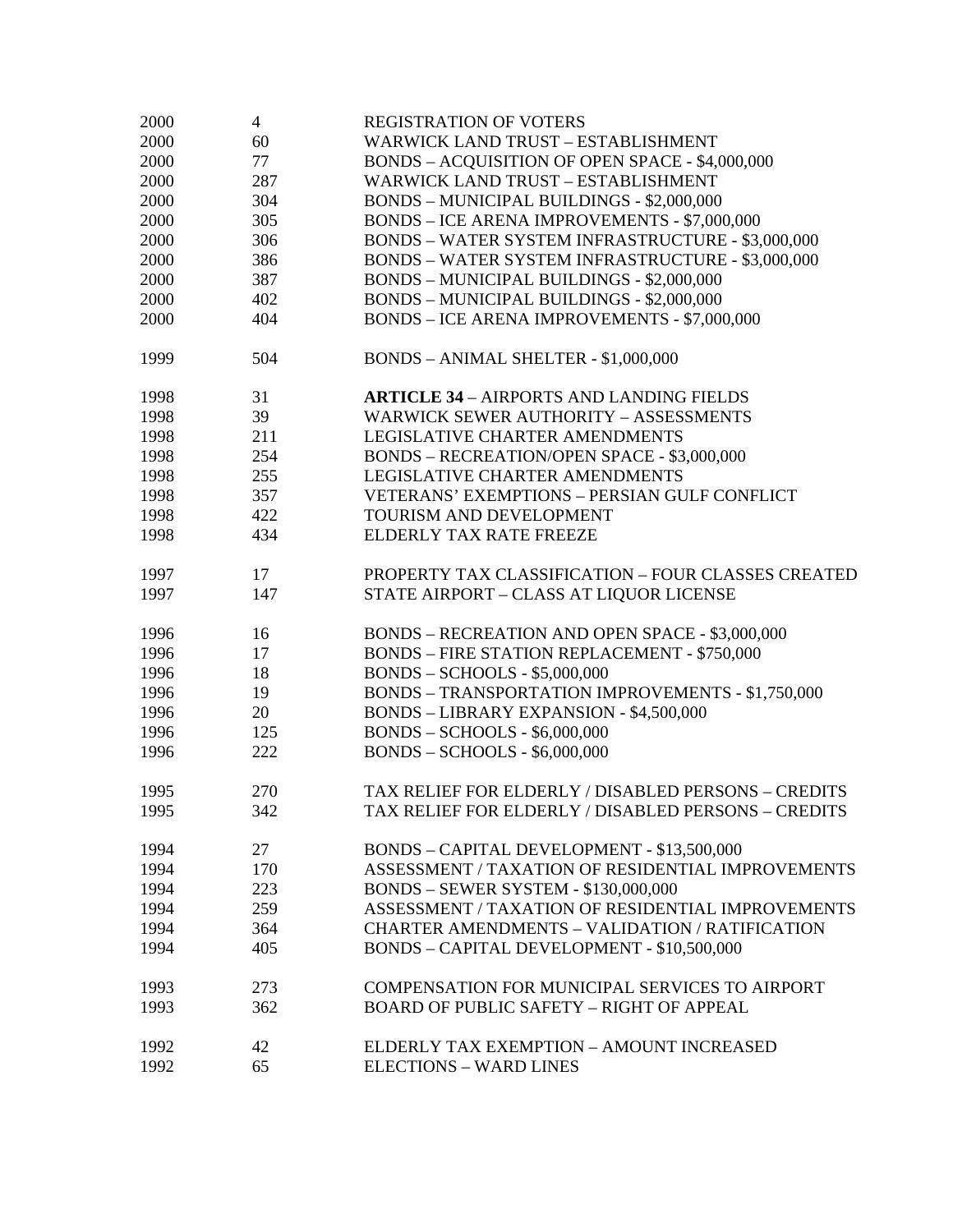| | | |
|---|---|---|
| 2000 | 4 | REGISTRATION OF VOTERS |
| 2000 | 60 | WARWICK LAND TRUST – ESTABLISHMENT |
| 2000 | 77 | BONDS – ACQUISITION OF OPEN SPACE - $4,000,000 |
| 2000 | 287 | WARWICK LAND TRUST – ESTABLISHMENT |
| 2000 | 304 | BONDS – MUNICIPAL BUILDINGS - $2,000,000 |
| 2000 | 305 | BONDS – ICE ARENA IMPROVEMENTS - $7,000,000 |
| 2000 | 306 | BONDS – WATER SYSTEM INFRASTRUCTURE - $3,000,000 |
| 2000 | 386 | BONDS – WATER SYSTEM INFRASTRUCTURE - $3,000,000 |
| 2000 | 387 | BONDS – MUNICIPAL BUILDINGS - $2,000,000 |
| 2000 | 402 | BONDS – MUNICIPAL BUILDINGS - $2,000,000 |
| 2000 | 404 | BONDS – ICE ARENA IMPROVEMENTS - $7,000,000 |
| | | |
| 1999 | 504 | BONDS – ANIMAL SHELTER - $1,000,000 |
| | | |
| 1998 | 31 | **ARTICLE 34** – AIRPORTS AND LANDING FIELDS |
| 1998 | 39 | WARWICK SEWER AUTHORITY – ASSESSMENTS |
| 1998 | 211 | LEGISLATIVE CHARTER AMENDMENTS |
| 1998 | 254 | BONDS – RECREATION/OPEN SPACE - $3,000,000 |
| 1998 | 255 | LEGISLATIVE CHARTER AMENDMENTS |
| 1998 | 357 | VETERANS' EXEMPTIONS – PERSIAN GULF CONFLICT |
| 1998 | 422 | TOURISM AND DEVELOPMENT |
| 1998 | 434 | ELDERLY TAX RATE FREEZE |
| | | |
| 1997 | 17 | PROPERTY TAX CLASSIFICATION – FOUR CLASSES CREATED |
| 1997 | 147 | STATE AIRPORT – CLASS AT LIQUOR LICENSE |
| | | |
| 1996 | 16 | BONDS – RECREATION AND OPEN SPACE - $3,000,000 |
| 1996 | 17 | BONDS – FIRE STATION REPLACEMENT - $750,000 |
| 1996 | 18 | BONDS – SCHOOLS - $5,000,000 |
| 1996 | 19 | BONDS – TRANSPORTATION IMPROVEMENTS - $1,750,000 |
| 1996 | 20 | BONDS – LIBRARY EXPANSION - $4,500,000 |
| 1996 | 125 | BONDS – SCHOOLS - $6,000,000 |
| 1996 | 222 | BONDS – SCHOOLS - $6,000,000 |
| | | |
| 1995 | 270 | TAX RELIEF FOR ELDERLY / DISABLED PERSONS – CREDITS |
| 1995 | 342 | TAX RELIEF FOR ELDERLY / DISABLED PERSONS – CREDITS |
| | | |
| 1994 | 27 | BONDS – CAPITAL DEVELOPMENT - $13,500,000 |
| 1994 | 170 | ASSESSMENT / TAXATION OF RESIDENTIAL IMPROVEMENTS |
| 1994 | 223 | BONDS – SEWER SYSTEM - $130,000,000 |
| 1994 | 259 | ASSESSMENT / TAXATION OF RESIDENTIAL IMPROVEMENTS |
| 1994 | 364 | CHARTER AMENDMENTS – VALIDATION / RATIFICATION |
| 1994 | 405 | BONDS – CAPITAL DEVELOPMENT - $10,500,000 |
| | | |
| 1993 | 273 | COMPENSATION FOR MUNICIPAL SERVICES TO AIRPORT |
| 1993 | 362 | BOARD OF PUBLIC SAFETY – RIGHT OF APPEAL |
| | | |
| 1992 | 42 | ELDERLY TAX EXEMPTION – AMOUNT INCREASED |
| 1992 | 65 | ELECTIONS – WARD LINES |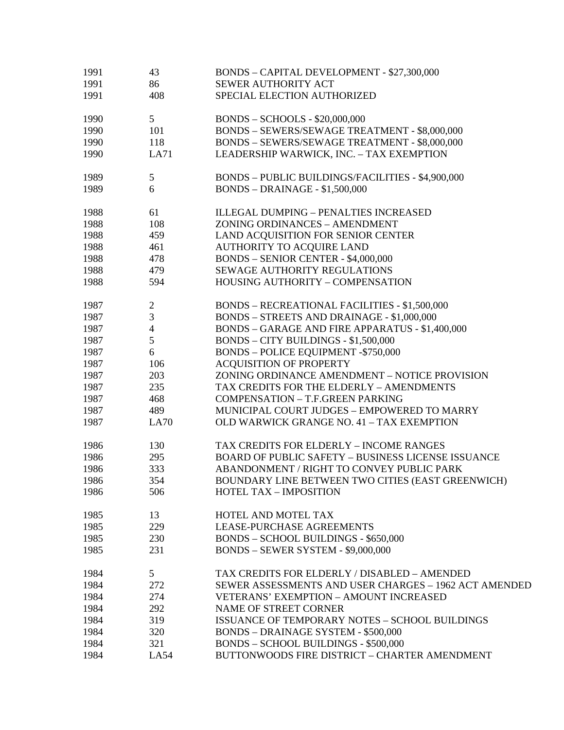| | | |
|---|---|---|
| 1991 | 43 | BONDS – CAPITAL DEVELOPMENT - $27,300,000 |
| 1991 | 86 | SEWER AUTHORITY ACT |
| 1991 | 408 | SPECIAL ELECTION AUTHORIZED |
| | | |
| 1990 | 5 | BONDS – SCHOOLS - $20,000,000 |
| 1990 | 101 | BONDS – SEWERS/SEWAGE TREATMENT - $8,000,000 |
| 1990 | 118 | BONDS – SEWERS/SEWAGE TREATMENT - $8,000,000 |
| 1990 | LA71 | LEADERSHIP WARWICK, INC. – TAX EXEMPTION |
| | | |
| 1989 | 5 | BONDS – PUBLIC BUILDINGS/FACILITIES - $4,900,000 |
| 1989 | 6 | BONDS – DRAINAGE - $1,500,000 |
| | | |
| 1988 | 61 | ILLEGAL DUMPING – PENALTIES INCREASED |
| 1988 | 108 | ZONING ORDINANCES – AMENDMENT |
| 1988 | 459 | LAND ACQUISITION FOR SENIOR CENTER |
| 1988 | 461 | AUTHORITY TO ACQUIRE LAND |
| 1988 | 478 | BONDS – SENIOR CENTER - $4,000,000 |
| 1988 | 479 | SEWAGE AUTHORITY REGULATIONS |
| 1988 | 594 | HOUSING AUTHORITY – COMPENSATION |
| | | |
| 1987 | 2 | BONDS – RECREATIONAL FACILITIES - $1,500,000 |
| 1987 | 3 | BONDS – STREETS AND DRAINAGE - $1,000,000 |
| 1987 | 4 | BONDS – GARAGE AND FIRE APPARATUS - $1,400,000 |
| 1987 | 5 | BONDS – CITY BUILDINGS - $1,500,000 |
| 1987 | 6 | BONDS – POLICE EQUIPMENT -$750,000 |
| 1987 | 106 | ACQUISITION OF PROPERTY |
| 1987 | 203 | ZONING ORDINANCE AMENDMENT – NOTICE PROVISION |
| 1987 | 235 | TAX CREDITS FOR THE ELDERLY – AMENDMENTS |
| 1987 | 468 | COMPENSATION – T.F.GREEN PARKING |
| 1987 | 489 | MUNICIPAL COURT JUDGES – EMPOWERED TO MARRY |
| 1987 | LA70 | OLD WARWICK GRANGE NO. 41 – TAX EXEMPTION |
| | | |
| 1986 | 130 | TAX CREDITS FOR ELDERLY – INCOME RANGES |
| 1986 | 295 | BOARD OF PUBLIC SAFETY – BUSINESS LICENSE ISSUANCE |
| 1986 | 333 | ABANDONMENT / RIGHT TO CONVEY PUBLIC PARK |
| 1986 | 354 | BOUNDARY LINE BETWEEN TWO CITIES (EAST GREENWICH) |
| 1986 | 506 | HOTEL TAX – IMPOSITION |
| | | |
| 1985 | 13 | HOTEL AND MOTEL TAX |
| 1985 | 229 | LEASE-PURCHASE AGREEMENTS |
| 1985 | 230 | BONDS – SCHOOL BUILDINGS - $650,000 |
| 1985 | 231 | BONDS – SEWER SYSTEM - $9,000,000 |
| | | |
| 1984 | 5 | TAX CREDITS FOR ELDERLY / DISABLED – AMENDED |
| 1984 | 272 | SEWER ASSESSMENTS AND USER CHARGES – 1962 ACT AMENDED |
| 1984 | 274 | VETERANS' EXEMPTION – AMOUNT INCREASED |
| 1984 | 292 | NAME OF STREET CORNER |
| 1984 | 319 | ISSUANCE OF TEMPORARY NOTES – SCHOOL BUILDINGS |
| 1984 | 320 | BONDS – DRAINAGE SYSTEM - $500,000 |
| 1984 | 321 | BONDS – SCHOOL BUILDINGS - $500,000 |
| 1984 | LA54 | BUTTONWOODS FIRE DISTRICT – CHARTER AMENDMENT |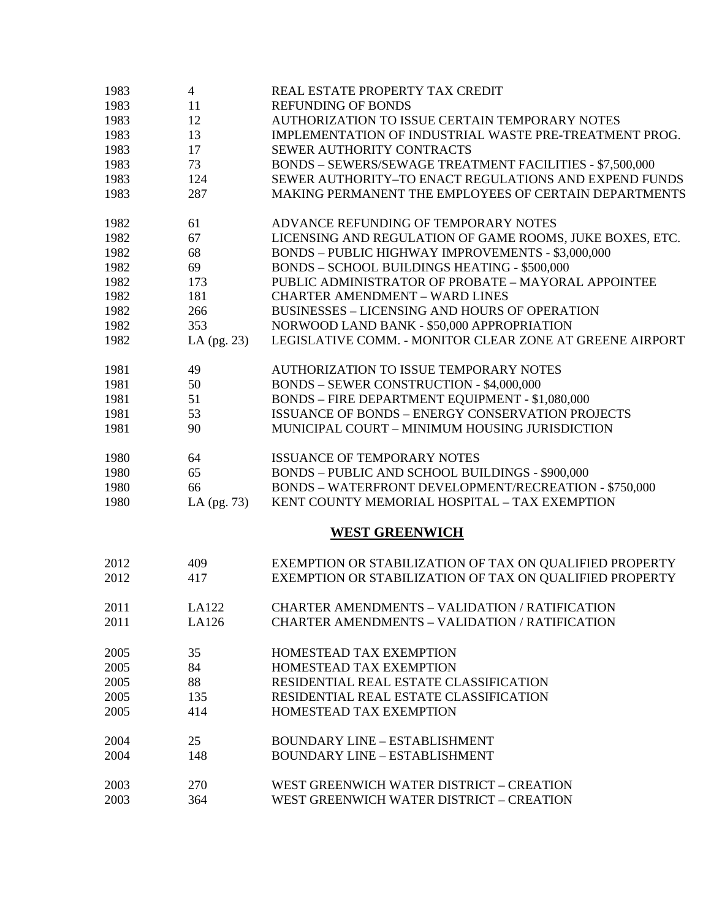| | | |
|---|---|---|
| 1983 | 4 | REAL ESTATE PROPERTY TAX CREDIT |
| 1983 | 11 | REFUNDING OF BONDS |
| 1983 | 12 | AUTHORIZATION TO ISSUE CERTAIN TEMPORARY NOTES |
| 1983 | 13 | IMPLEMENTATION OF INDUSTRIAL WASTE PRE-TREATMENT PROG. |
| 1983 | 17 | SEWER AUTHORITY CONTRACTS |
| 1983 | 73 | BONDS – SEWERS/SEWAGE TREATMENT FACILITIES - $7,500,000 |
| 1983 | 124 | SEWER AUTHORITY–TO ENACT REGULATIONS AND EXPEND FUNDS |
| 1983 | 287 | MAKING PERMANENT THE EMPLOYEES OF CERTAIN DEPARTMENTS |
| | | |
| 1982 | 61 | ADVANCE REFUNDING OF TEMPORARY NOTES |
| 1982 | 67 | LICENSING AND REGULATION OF GAME ROOMS, JUKE BOXES, ETC. |
| 1982 | 68 | BONDS – PUBLIC HIGHWAY IMPROVEMENTS - $3,000,000 |
| 1982 | 69 | BONDS – SCHOOL BUILDINGS HEATING - $500,000 |
| 1982 | 173 | PUBLIC ADMINISTRATOR OF PROBATE – MAYORAL APPOINTEE |
| 1982 | 181 | CHARTER AMENDMENT – WARD LINES |
| 1982 | 266 | BUSINESSES – LICENSING AND HOURS OF OPERATION |
| 1982 | 353 | NORWOOD LAND BANK - $50,000 APPROPRIATION |
| 1982 | LA (pg. 23) | LEGISLATIVE COMM. - MONITOR CLEAR ZONE AT GREENE AIRPORT |
| | | |
| 1981 | 49 | AUTHORIZATION TO ISSUE TEMPORARY NOTES |
| 1981 | 50 | BONDS – SEWER CONSTRUCTION - $4,000,000 |
| 1981 | 51 | BONDS – FIRE DEPARTMENT EQUIPMENT - $1,080,000 |
| 1981 | 53 | ISSUANCE OF BONDS – ENERGY CONSERVATION PROJECTS |
| 1981 | 90 | MUNICIPAL COURT – MINIMUM HOUSING JURISDICTION |
| | | |
| 1980 | 64 | ISSUANCE OF TEMPORARY NOTES |
| 1980 | 65 | BONDS – PUBLIC AND SCHOOL BUILDINGS - $900,000 |
| 1980 | 66 | BONDS – WATERFRONT DEVELOPMENT/RECREATION - $750,000 |
| 1980 | LA (pg. 73) | KENT COUNTY MEMORIAL HOSPITAL – TAX EXEMPTION |

## WEST GREENWICH

| | | |
|---|---|---|
| 2012 | 409 | EXEMPTION OR STABILIZATION OF TAX ON QUALIFIED PROPERTY |
| 2012 | 417 | EXEMPTION OR STABILIZATION OF TAX ON QUALIFIED PROPERTY |
| | | |
| 2011 | LA122 | CHARTER AMENDMENTS – VALIDATION / RATIFICATION |
| 2011 | LA126 | CHARTER AMENDMENTS – VALIDATION / RATIFICATION |
| | | |
| 2005 | 35 | HOMESTEAD TAX EXEMPTION |
| 2005 | 84 | HOMESTEAD TAX EXEMPTION |
| 2005 | 88 | RESIDENTIAL REAL ESTATE CLASSIFICATION |
| 2005 | 135 | RESIDENTIAL REAL ESTATE CLASSIFICATION |
| 2005 | 414 | HOMESTEAD TAX EXEMPTION |
| | | |
| 2004 | 25 | BOUNDARY LINE – ESTABLISHMENT |
| 2004 | 148 | BOUNDARY LINE – ESTABLISHMENT |
| | | |
| 2003 | 270 | WEST GREENWICH WATER DISTRICT – CREATION |
| 2003 | 364 | WEST GREENWICH WATER DISTRICT – CREATION |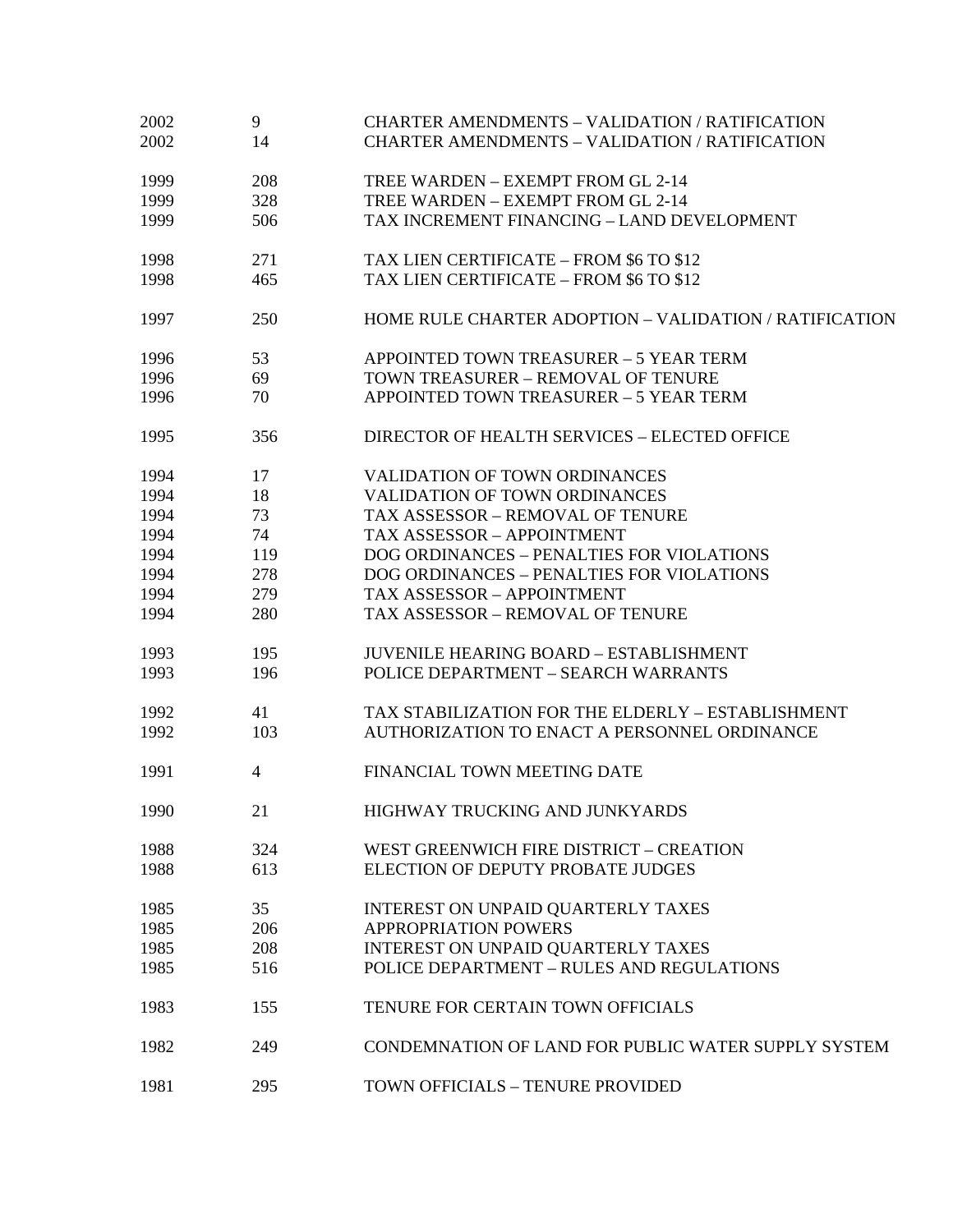| | | |
|---|---|---|
| 2002 | 9 | CHARTER AMENDMENTS – VALIDATION / RATIFICATION |
| 2002 | 14 | CHARTER AMENDMENTS – VALIDATION / RATIFICATION |
| | | |
| 1999 | 208 | TREE WARDEN – EXEMPT FROM GL 2-14 |
| 1999 | 328 | TREE WARDEN – EXEMPT FROM GL 2-14 |
| 1999 | 506 | TAX INCREMENT FINANCING – LAND DEVELOPMENT |
| | | |
| 1998 | 271 | TAX LIEN CERTIFICATE – FROM $6 TO $12 |
| 1998 | 465 | TAX LIEN CERTIFICATE – FROM $6 TO $12 |
| | | |
| 1997 | 250 | HOME RULE CHARTER ADOPTION – VALIDATION / RATIFICATION |
| | | |
| 1996 | 53 | APPOINTED TOWN TREASURER – 5 YEAR TERM |
| 1996 | 69 | TOWN TREASURER – REMOVAL OF TENURE |
| 1996 | 70 | APPOINTED TOWN TREASURER – 5 YEAR TERM |
| | | |
| 1995 | 356 | DIRECTOR OF HEALTH SERVICES – ELECTED OFFICE |
| | | |
| 1994 | 17 | VALIDATION OF TOWN ORDINANCES |
| 1994 | 18 | VALIDATION OF TOWN ORDINANCES |
| 1994 | 73 | TAX ASSESSOR – REMOVAL OF TENURE |
| 1994 | 74 | TAX ASSESSOR – APPOINTMENT |
| 1994 | 119 | DOG ORDINANCES – PENALTIES FOR VIOLATIONS |
| 1994 | 278 | DOG ORDINANCES – PENALTIES FOR VIOLATIONS |
| 1994 | 279 | TAX ASSESSOR – APPOINTMENT |
| 1994 | 280 | TAX ASSESSOR – REMOVAL OF TENURE |
| | | |
| 1993 | 195 | JUVENILE HEARING BOARD – ESTABLISHMENT |
| 1993 | 196 | POLICE DEPARTMENT – SEARCH WARRANTS |
| | | |
| 1992 | 41 | TAX STABILIZATION FOR THE ELDERLY – ESTABLISHMENT |
| 1992 | 103 | AUTHORIZATION TO ENACT A PERSONNEL ORDINANCE |
| | | |
| 1991 | 4 | FINANCIAL TOWN MEETING DATE |
| | | |
| 1990 | 21 | HIGHWAY TRUCKING AND JUNKYARDS |
| | | |
| 1988 | 324 | WEST GREENWICH FIRE DISTRICT – CREATION |
| 1988 | 613 | ELECTION OF DEPUTY PROBATE JUDGES |
| | | |
| 1985 | 35 | INTEREST ON UNPAID QUARTERLY TAXES |
| 1985 | 206 | APPROPRIATION POWERS |
| 1985 | 208 | INTEREST ON UNPAID QUARTERLY TAXES |
| 1985 | 516 | POLICE DEPARTMENT – RULES AND REGULATIONS |
| | | |
| 1983 | 155 | TENURE FOR CERTAIN TOWN OFFICIALS |
| | | |
| 1982 | 249 | CONDEMNATION OF LAND FOR PUBLIC WATER SUPPLY SYSTEM |
| | | |
| 1981 | 295 | TOWN OFFICIALS – TENURE PROVIDED |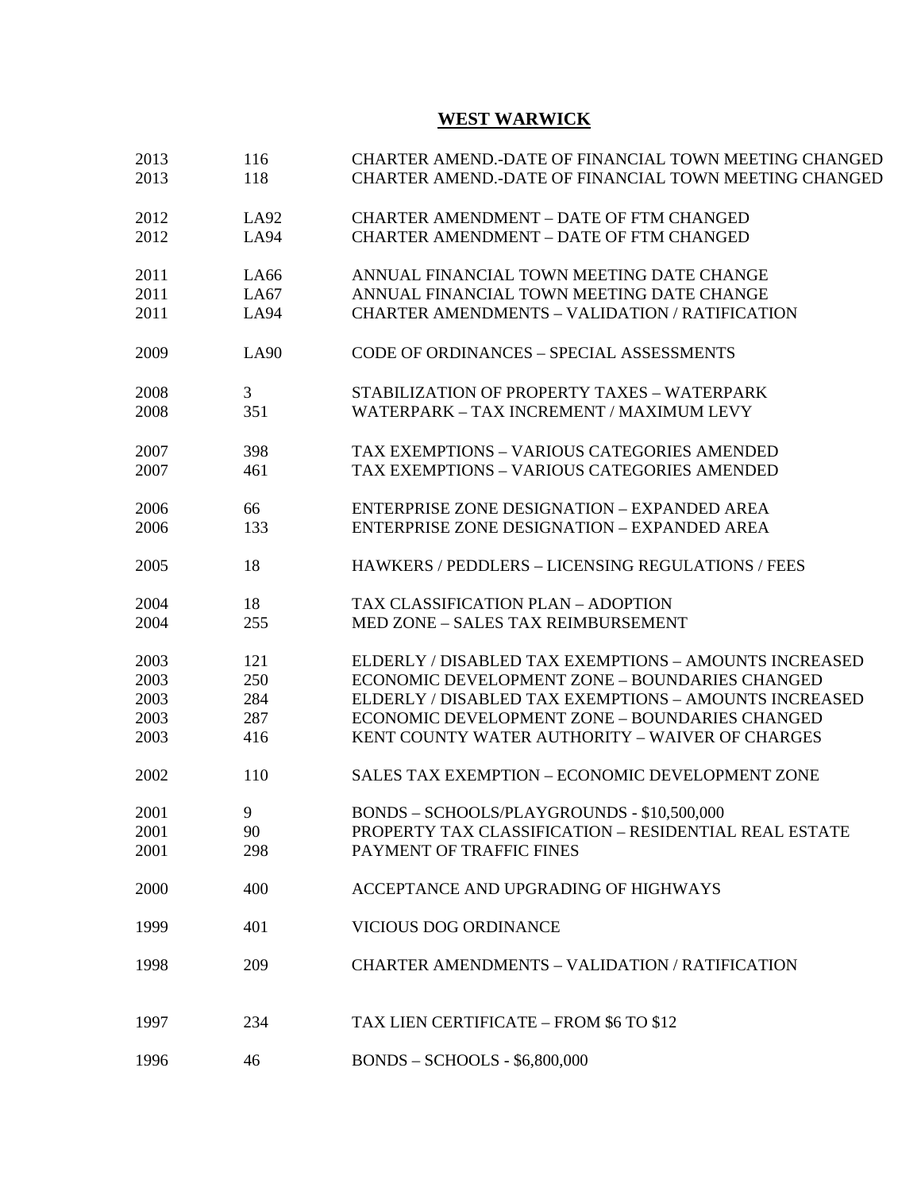# WEST WARWICK

| | | |
|---|---|---|
| 2013 | 116 | CHARTER AMEND.-DATE OF FINANCIAL TOWN MEETING CHANGED |
| 2013 | 118 | CHARTER AMEND.-DATE OF FINANCIAL TOWN MEETING CHANGED |
| 2012 | LA92 | CHARTER AMENDMENT – DATE OF FTM CHANGED |
| 2012 | LA94 | CHARTER AMENDMENT – DATE OF FTM CHANGED |
| 2011 | LA66 | ANNUAL FINANCIAL TOWN MEETING DATE CHANGE |
| 2011 | LA67 | ANNUAL FINANCIAL TOWN MEETING DATE CHANGE |
| 2011 | LA94 | CHARTER AMENDMENTS – VALIDATION / RATIFICATION |
| 2009 | LA90 | CODE OF ORDINANCES – SPECIAL ASSESSMENTS |
| 2008 | 3 | STABILIZATION OF PROPERTY TAXES – WATERPARK |
| 2008 | 351 | WATERPARK – TAX INCREMENT / MAXIMUM LEVY |
| 2007 | 398 | TAX EXEMPTIONS – VARIOUS CATEGORIES AMENDED |
| 2007 | 461 | TAX EXEMPTIONS – VARIOUS CATEGORIES AMENDED |
| 2006 | 66 | ENTERPRISE ZONE DESIGNATION – EXPANDED AREA |
| 2006 | 133 | ENTERPRISE ZONE DESIGNATION – EXPANDED AREA |
| 2005 | 18 | HAWKERS / PEDDLERS – LICENSING REGULATIONS / FEES |
| 2004 | 18 | TAX CLASSIFICATION PLAN – ADOPTION |
| 2004 | 255 | MED ZONE – SALES TAX REIMBURSEMENT |
| 2003 | 121 | ELDERLY / DISABLED TAX EXEMPTIONS – AMOUNTS INCREASED |
| 2003 | 250 | ECONOMIC DEVELOPMENT ZONE – BOUNDARIES CHANGED |
| 2003 | 284 | ELDERLY / DISABLED TAX EXEMPTIONS – AMOUNTS INCREASED |
| 2003 | 287 | ECONOMIC DEVELOPMENT ZONE – BOUNDARIES CHANGED |
| 2003 | 416 | KENT COUNTY WATER AUTHORITY – WAIVER OF CHARGES |
| 2002 | 110 | SALES TAX EXEMPTION – ECONOMIC DEVELOPMENT ZONE |
| 2001 | 9 | BONDS – SCHOOLS/PLAYGROUNDS - $10,500,000 |
| 2001 | 90 | PROPERTY TAX CLASSIFICATION – RESIDENTIAL REAL ESTATE |
| 2001 | 298 | PAYMENT OF TRAFFIC FINES |
| 2000 | 400 | ACCEPTANCE AND UPGRADING OF HIGHWAYS |
| 1999 | 401 | VICIOUS DOG ORDINANCE |
| 1998 | 209 | CHARTER AMENDMENTS – VALIDATION / RATIFICATION |
| 1997 | 234 | TAX LIEN CERTIFICATE – FROM $6 TO $12 |
| 1996 | 46 | BONDS – SCHOOLS - $6,800,000 |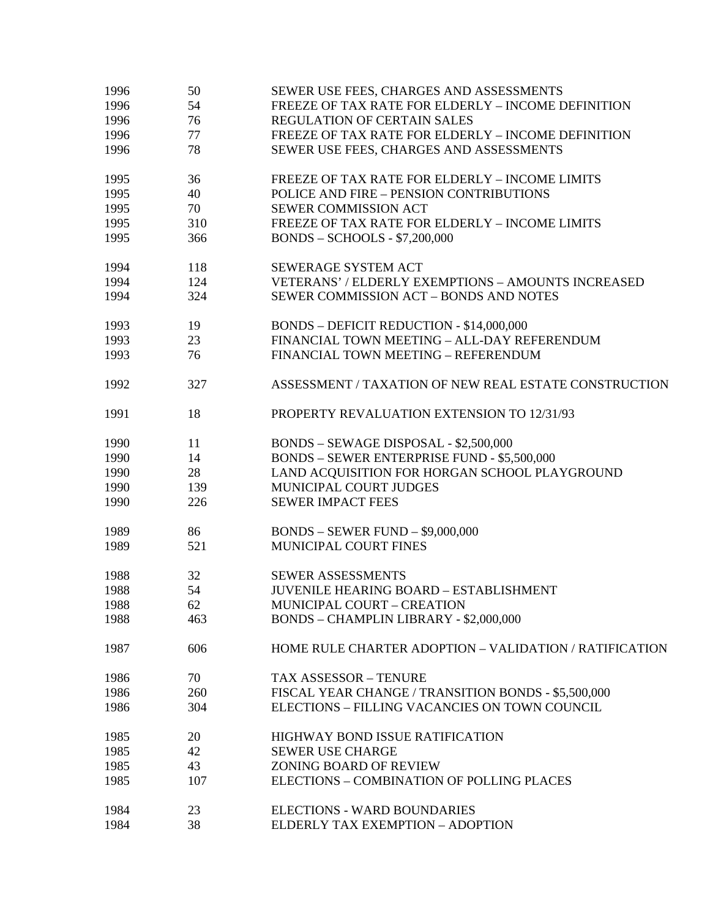| | | |
|---|---|---|
| 1996 | 50 | SEWER USE FEES, CHARGES AND ASSESSMENTS |
| 1996 | 54 | FREEZE OF TAX RATE FOR ELDERLY – INCOME DEFINITION |
| 1996 | 76 | REGULATION OF CERTAIN SALES |
| 1996 | 77 | FREEZE OF TAX RATE FOR ELDERLY – INCOME DEFINITION |
| 1996 | 78 | SEWER USE FEES, CHARGES AND ASSESSMENTS |
| 1995 | 36 | FREEZE OF TAX RATE FOR ELDERLY – INCOME LIMITS |
| 1995 | 40 | POLICE AND FIRE – PENSION CONTRIBUTIONS |
| 1995 | 70 | SEWER COMMISSION ACT |
| 1995 | 310 | FREEZE OF TAX RATE FOR ELDERLY – INCOME LIMITS |
| 1995 | 366 | BONDS – SCHOOLS - $7,200,000 |
| 1994 | 118 | SEWERAGE SYSTEM ACT |
| 1994 | 124 | VETERANS' / ELDERLY EXEMPTIONS – AMOUNTS INCREASED |
| 1994 | 324 | SEWER COMMISSION ACT – BONDS AND NOTES |
| 1993 | 19 | BONDS – DEFICIT REDUCTION - $14,000,000 |
| 1993 | 23 | FINANCIAL TOWN MEETING – ALL-DAY REFERENDUM |
| 1993 | 76 | FINANCIAL TOWN MEETING – REFERENDUM |
| 1992 | 327 | ASSESSMENT / TAXATION OF NEW REAL ESTATE CONSTRUCTION |
| 1991 | 18 | PROPERTY REVALUATION EXTENSION TO 12/31/93 |
| 1990 | 11 | BONDS – SEWAGE DISPOSAL - $2,500,000 |
| 1990 | 14 | BONDS – SEWER ENTERPRISE FUND - $5,500,000 |
| 1990 | 28 | LAND ACQUISITION FOR HORGAN SCHOOL PLAYGROUND |
| 1990 | 139 | MUNICIPAL COURT JUDGES |
| 1990 | 226 | SEWER IMPACT FEES |
| 1989 | 86 | BONDS – SEWER FUND – $9,000,000 |
| 1989 | 521 | MUNICIPAL COURT FINES |
| 1988 | 32 | SEWER ASSESSMENTS |
| 1988 | 54 | JUVENILE HEARING BOARD – ESTABLISHMENT |
| 1988 | 62 | MUNICIPAL COURT – CREATION |
| 1988 | 463 | BONDS – CHAMPLIN LIBRARY - $2,000,000 |
| 1987 | 606 | HOME RULE CHARTER ADOPTION – VALIDATION / RATIFICATION |
| 1986 | 70 | TAX ASSESSOR – TENURE |
| 1986 | 260 | FISCAL YEAR CHANGE / TRANSITION BONDS - $5,500,000 |
| 1986 | 304 | ELECTIONS – FILLING VACANCIES ON TOWN COUNCIL |
| 1985 | 20 | HIGHWAY BOND ISSUE RATIFICATION |
| 1985 | 42 | SEWER USE CHARGE |
| 1985 | 43 | ZONING BOARD OF REVIEW |
| 1985 | 107 | ELECTIONS – COMBINATION OF POLLING PLACES |
| 1984 | 23 | ELECTIONS - WARD BOUNDARIES |
| 1984 | 38 | ELDERLY TAX EXEMPTION – ADOPTION |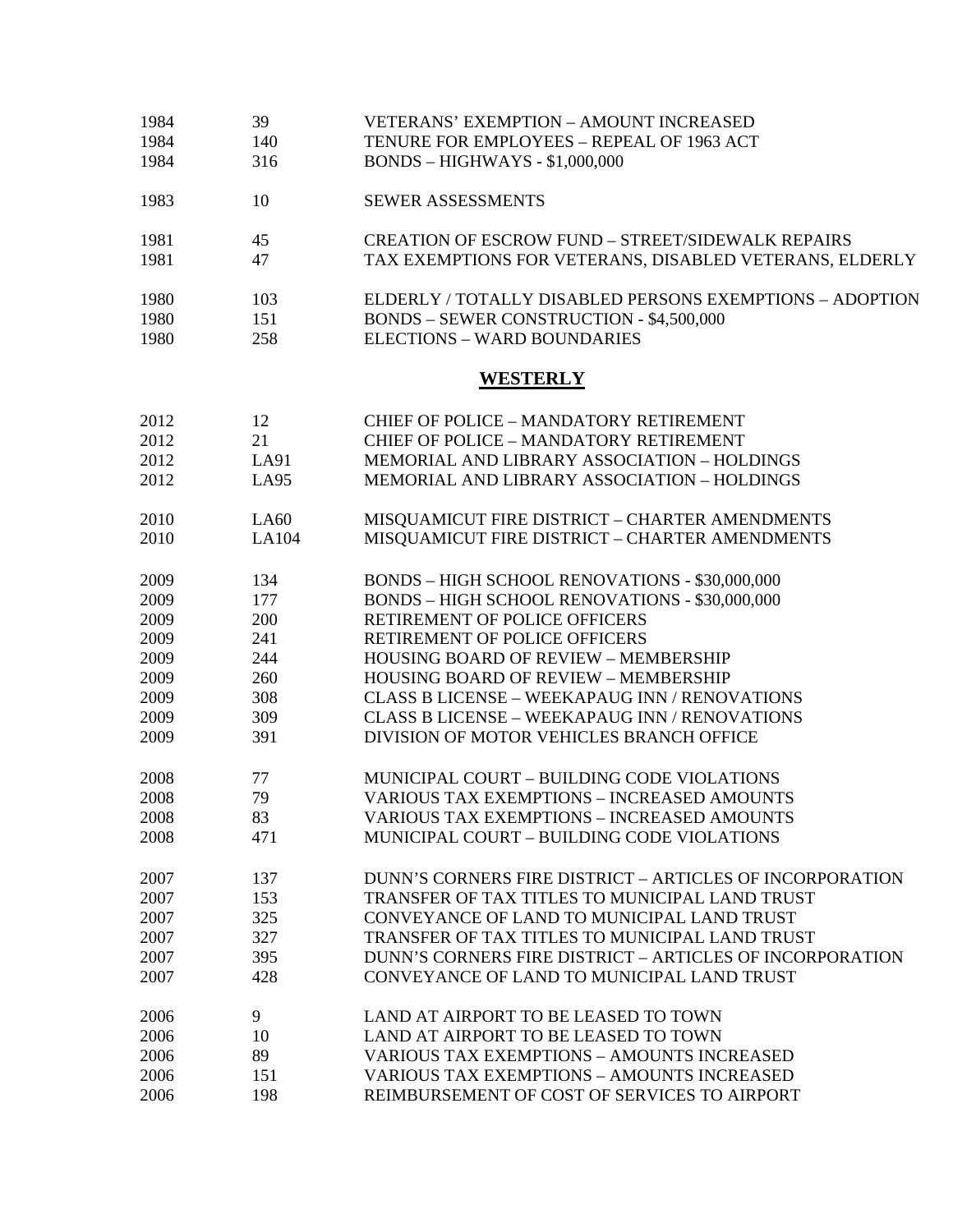| | | |
|---|---|---|
| 1984 | 39 | VETERANS' EXEMPTION – AMOUNT INCREASED |
| 1984 | 140 | TENURE FOR EMPLOYEES – REPEAL OF 1963 ACT |
| 1984 | 316 | BONDS – HIGHWAYS - $1,000,000 |
| 1983 | 10 | SEWER ASSESSMENTS |
| 1981 | 45 | CREATION OF ESCROW FUND – STREET/SIDEWALK REPAIRS |
| 1981 | 47 | TAX EXEMPTIONS FOR VETERANS, DISABLED VETERANS, ELDERLY |
| 1980 | 103 | ELDERLY / TOTALLY DISABLED PERSONS EXEMPTIONS – ADOPTION |
| 1980 | 151 | BONDS – SEWER CONSTRUCTION - $4,500,000 |
| 1980 | 258 | ELECTIONS – WARD BOUNDARIES |

## **WESTERLY**

| | | |
|---|---|---|
| 2012 | 12 | CHIEF OF POLICE – MANDATORY RETIREMENT |
| 2012 | 21 | CHIEF OF POLICE – MANDATORY RETIREMENT |
| 2012 | LA91 | MEMORIAL AND LIBRARY ASSOCIATION – HOLDINGS |
| 2012 | LA95 | MEMORIAL AND LIBRARY ASSOCIATION – HOLDINGS |
| 2010 | LA60 | MISQUAMICUT FIRE DISTRICT – CHARTER AMENDMENTS |
| 2010 | LA104 | MISQUAMICUT FIRE DISTRICT – CHARTER AMENDMENTS |
| 2009 | 134 | BONDS – HIGH SCHOOL RENOVATIONS - $30,000,000 |
| 2009 | 177 | BONDS – HIGH SCHOOL RENOVATIONS - $30,000,000 |
| 2009 | 200 | RETIREMENT OF POLICE OFFICERS |
| 2009 | 241 | RETIREMENT OF POLICE OFFICERS |
| 2009 | 244 | HOUSING BOARD OF REVIEW – MEMBERSHIP |
| 2009 | 260 | HOUSING BOARD OF REVIEW – MEMBERSHIP |
| 2009 | 308 | CLASS B LICENSE – WEEKAPAUG INN / RENOVATIONS |
| 2009 | 309 | CLASS B LICENSE – WEEKAPAUG INN / RENOVATIONS |
| 2009 | 391 | DIVISION OF MOTOR VEHICLES BRANCH OFFICE |
| 2008 | 77 | MUNICIPAL COURT – BUILDING CODE VIOLATIONS |
| 2008 | 79 | VARIOUS TAX EXEMPTIONS – INCREASED AMOUNTS |
| 2008 | 83 | VARIOUS TAX EXEMPTIONS – INCREASED AMOUNTS |
| 2008 | 471 | MUNICIPAL COURT – BUILDING CODE VIOLATIONS |
| 2007 | 137 | DUNN'S CORNERS FIRE DISTRICT – ARTICLES OF INCORPORATION |
| 2007 | 153 | TRANSFER OF TAX TITLES TO MUNICIPAL LAND TRUST |
| 2007 | 325 | CONVEYANCE OF LAND TO MUNICIPAL LAND TRUST |
| 2007 | 327 | TRANSFER OF TAX TITLES TO MUNICIPAL LAND TRUST |
| 2007 | 395 | DUNN'S CORNERS FIRE DISTRICT – ARTICLES OF INCORPORATION |
| 2007 | 428 | CONVEYANCE OF LAND TO MUNICIPAL LAND TRUST |
| 2006 | 9 | LAND AT AIRPORT TO BE LEASED TO TOWN |
| 2006 | 10 | LAND AT AIRPORT TO BE LEASED TO TOWN |
| 2006 | 89 | VARIOUS TAX EXEMPTIONS – AMOUNTS INCREASED |
| 2006 | 151 | VARIOUS TAX EXEMPTIONS – AMOUNTS INCREASED |
| 2006 | 198 | REIMBURSEMENT OF COST OF SERVICES TO AIRPORT |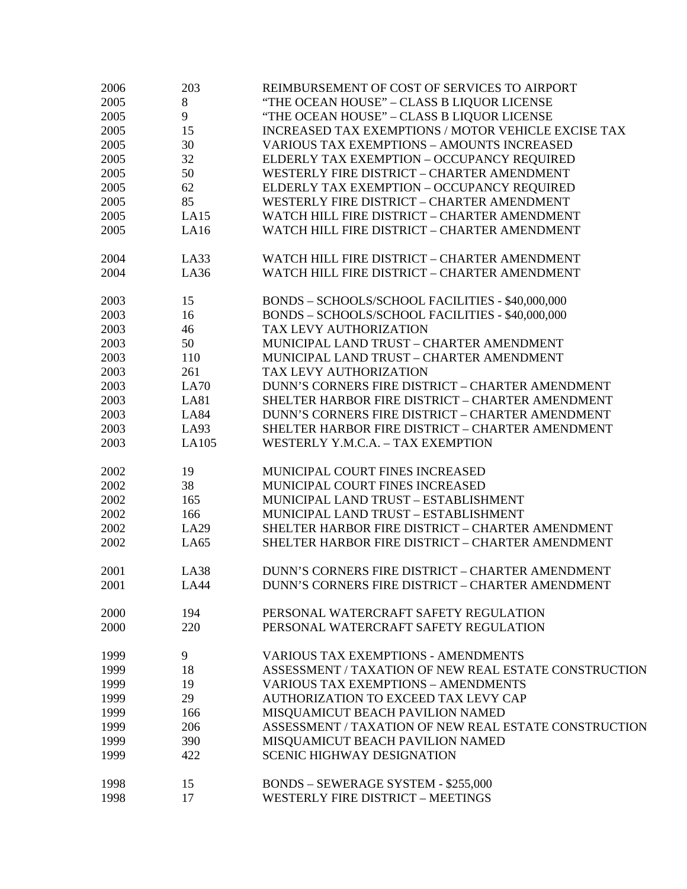| | | |
|---|---|---|
| 2006 | 203 | REIMBURSEMENT OF COST OF SERVICES TO AIRPORT |
| 2005 | 8 | "THE OCEAN HOUSE" – CLASS B LIQUOR LICENSE |
| 2005 | 9 | "THE OCEAN HOUSE" – CLASS B LIQUOR LICENSE |
| 2005 | 15 | INCREASED TAX EXEMPTIONS / MOTOR VEHICLE EXCISE TAX |
| 2005 | 30 | VARIOUS TAX EXEMPTIONS – AMOUNTS INCREASED |
| 2005 | 32 | ELDERLY TAX EXEMPTION – OCCUPANCY REQUIRED |
| 2005 | 50 | WESTERLY FIRE DISTRICT – CHARTER AMENDMENT |
| 2005 | 62 | ELDERLY TAX EXEMPTION – OCCUPANCY REQUIRED |
| 2005 | 85 | WESTERLY FIRE DISTRICT – CHARTER AMENDMENT |
| 2005 | LA15 | WATCH HILL FIRE DISTRICT – CHARTER AMENDMENT |
| 2005 | LA16 | WATCH HILL FIRE DISTRICT – CHARTER AMENDMENT |
| | | |
| 2004 | LA33 | WATCH HILL FIRE DISTRICT – CHARTER AMENDMENT |
| 2004 | LA36 | WATCH HILL FIRE DISTRICT – CHARTER AMENDMENT |
| | | |
| 2003 | 15 | BONDS – SCHOOLS/SCHOOL FACILITIES - $40,000,000 |
| 2003 | 16 | BONDS – SCHOOLS/SCHOOL FACILITIES - $40,000,000 |
| 2003 | 46 | TAX LEVY AUTHORIZATION |
| 2003 | 50 | MUNICIPAL LAND TRUST – CHARTER AMENDMENT |
| 2003 | 110 | MUNICIPAL LAND TRUST – CHARTER AMENDMENT |
| 2003 | 261 | TAX LEVY AUTHORIZATION |
| 2003 | LA70 | DUNN'S CORNERS FIRE DISTRICT – CHARTER AMENDMENT |
| 2003 | LA81 | SHELTER HARBOR FIRE DISTRICT – CHARTER AMENDMENT |
| 2003 | LA84 | DUNN'S CORNERS FIRE DISTRICT – CHARTER AMENDMENT |
| 2003 | LA93 | SHELTER HARBOR FIRE DISTRICT – CHARTER AMENDMENT |
| 2003 | LA105 | WESTERLY Y.M.C.A. – TAX EXEMPTION |
| | | |
| 2002 | 19 | MUNICIPAL COURT FINES INCREASED |
| 2002 | 38 | MUNICIPAL COURT FINES INCREASED |
| 2002 | 165 | MUNICIPAL LAND TRUST – ESTABLISHMENT |
| 2002 | 166 | MUNICIPAL LAND TRUST – ESTABLISHMENT |
| 2002 | LA29 | SHELTER HARBOR FIRE DISTRICT – CHARTER AMENDMENT |
| 2002 | LA65 | SHELTER HARBOR FIRE DISTRICT – CHARTER AMENDMENT |
| | | |
| 2001 | LA38 | DUNN'S CORNERS FIRE DISTRICT – CHARTER AMENDMENT |
| 2001 | LA44 | DUNN'S CORNERS FIRE DISTRICT – CHARTER AMENDMENT |
| | | |
| 2000 | 194 | PERSONAL WATERCRAFT SAFETY REGULATION |
| 2000 | 220 | PERSONAL WATERCRAFT SAFETY REGULATION |
| | | |
| 1999 | 9 | VARIOUS TAX EXEMPTIONS - AMENDMENTS |
| 1999 | 18 | ASSESSMENT / TAXATION OF NEW REAL ESTATE CONSTRUCTION |
| 1999 | 19 | VARIOUS TAX EXEMPTIONS – AMENDMENTS |
| 1999 | 29 | AUTHORIZATION TO EXCEED TAX LEVY CAP |
| 1999 | 166 | MISQUAMICUT BEACH PAVILION NAMED |
| 1999 | 206 | ASSESSMENT / TAXATION OF NEW REAL ESTATE CONSTRUCTION |
| 1999 | 390 | MISQUAMICUT BEACH PAVILION NAMED |
| 1999 | 422 | SCENIC HIGHWAY DESIGNATION |
| | | |
| 1998 | 15 | BONDS – SEWERAGE SYSTEM - $255,000 |
| 1998 | 17 | WESTERLY FIRE DISTRICT – MEETINGS |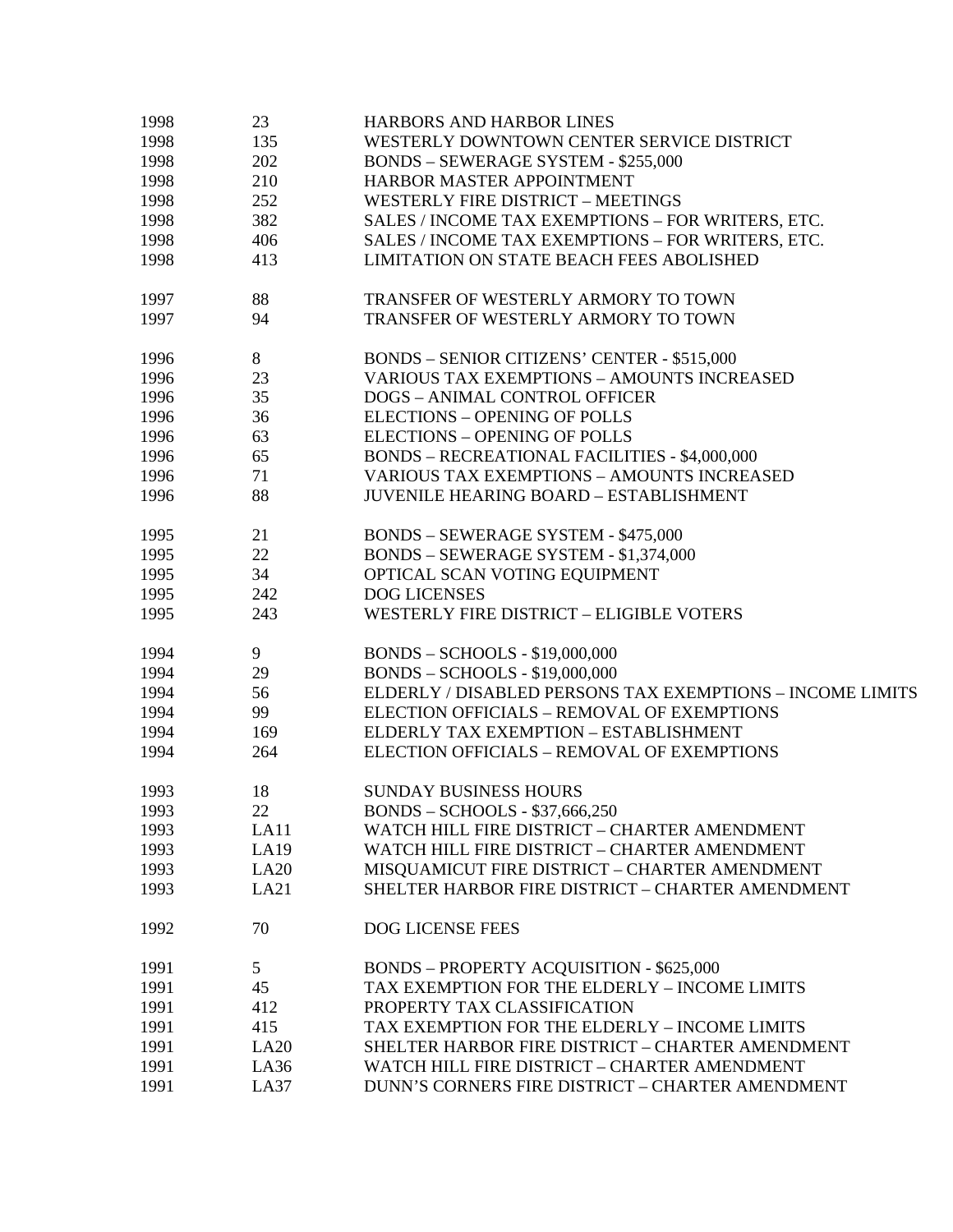| | | |
|---|---|---|
| 1998 | 23 | HARBORS AND HARBOR LINES |
| 1998 | 135 | WESTERLY DOWNTOWN CENTER SERVICE DISTRICT |
| 1998 | 202 | BONDS – SEWERAGE SYSTEM - $255,000 |
| 1998 | 210 | HARBOR MASTER APPOINTMENT |
| 1998 | 252 | WESTERLY FIRE DISTRICT – MEETINGS |
| 1998 | 382 | SALES / INCOME TAX EXEMPTIONS – FOR WRITERS, ETC. |
| 1998 | 406 | SALES / INCOME TAX EXEMPTIONS – FOR WRITERS, ETC. |
| 1998 | 413 | LIMITATION ON STATE BEACH FEES ABOLISHED |
| | | |
| 1997 | 88 | TRANSFER OF WESTERLY ARMORY TO TOWN |
| 1997 | 94 | TRANSFER OF WESTERLY ARMORY TO TOWN |
| | | |
| 1996 | 8 | BONDS – SENIOR CITIZENS' CENTER - $515,000 |
| 1996 | 23 | VARIOUS TAX EXEMPTIONS – AMOUNTS INCREASED |
| 1996 | 35 | DOGS – ANIMAL CONTROL OFFICER |
| 1996 | 36 | ELECTIONS – OPENING OF POLLS |
| 1996 | 63 | ELECTIONS – OPENING OF POLLS |
| 1996 | 65 | BONDS – RECREATIONAL FACILITIES - $4,000,000 |
| 1996 | 71 | VARIOUS TAX EXEMPTIONS – AMOUNTS INCREASED |
| 1996 | 88 | JUVENILE HEARING BOARD – ESTABLISHMENT |
| | | |
| 1995 | 21 | BONDS – SEWERAGE SYSTEM - $475,000 |
| 1995 | 22 | BONDS – SEWERAGE SYSTEM - $1,374,000 |
| 1995 | 34 | OPTICAL SCAN VOTING EQUIPMENT |
| 1995 | 242 | DOG LICENSES |
| 1995 | 243 | WESTERLY FIRE DISTRICT – ELIGIBLE VOTERS |
| | | |
| 1994 | 9 | BONDS – SCHOOLS - $19,000,000 |
| 1994 | 29 | BONDS – SCHOOLS - $19,000,000 |
| 1994 | 56 | ELDERLY / DISABLED PERSONS TAX EXEMPTIONS – INCOME LIMITS |
| 1994 | 99 | ELECTION OFFICIALS – REMOVAL OF EXEMPTIONS |
| 1994 | 169 | ELDERLY TAX EXEMPTION – ESTABLISHMENT |
| 1994 | 264 | ELECTION OFFICIALS – REMOVAL OF EXEMPTIONS |
| | | |
| 1993 | 18 | SUNDAY BUSINESS HOURS |
| 1993 | 22 | BONDS – SCHOOLS - $37,666,250 |
| 1993 | LA11 | WATCH HILL FIRE DISTRICT – CHARTER AMENDMENT |
| 1993 | LA19 | WATCH HILL FIRE DISTRICT – CHARTER AMENDMENT |
| 1993 | LA20 | MISQUAMICUT FIRE DISTRICT – CHARTER AMENDMENT |
| 1993 | LA21 | SHELTER HARBOR FIRE DISTRICT – CHARTER AMENDMENT |
| | | |
| 1992 | 70 | DOG LICENSE FEES |
| | | |
| 1991 | 5 | BONDS – PROPERTY ACQUISITION - $625,000 |
| 1991 | 45 | TAX EXEMPTION FOR THE ELDERLY – INCOME LIMITS |
| 1991 | 412 | PROPERTY TAX CLASSIFICATION |
| 1991 | 415 | TAX EXEMPTION FOR THE ELDERLY – INCOME LIMITS |
| 1991 | LA20 | SHELTER HARBOR FIRE DISTRICT – CHARTER AMENDMENT |
| 1991 | LA36 | WATCH HILL FIRE DISTRICT – CHARTER AMENDMENT |
| 1991 | LA37 | DUNN'S CORNERS FIRE DISTRICT – CHARTER AMENDMENT |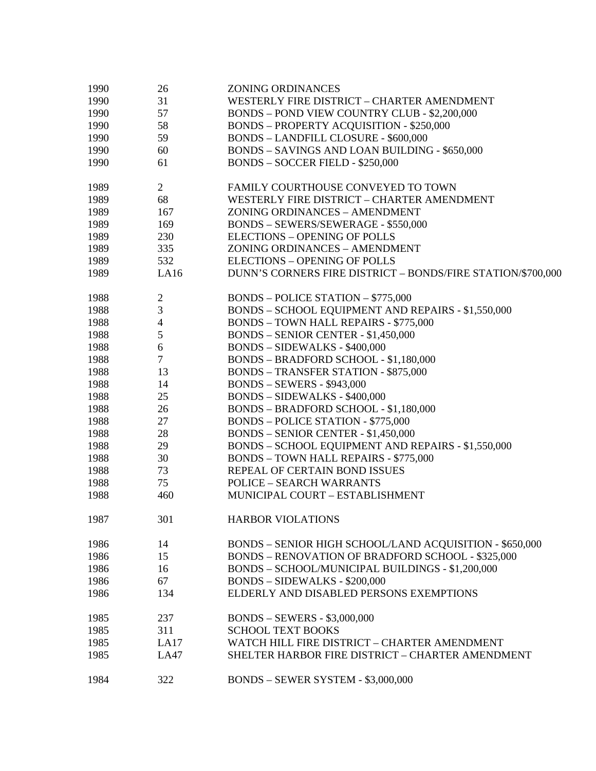| | | |
|---|---|---|
| 1990 | 26 | ZONING ORDINANCES |
| 1990 | 31 | WESTERLY FIRE DISTRICT – CHARTER AMENDMENT |
| 1990 | 57 | BONDS – POND VIEW COUNTRY CLUB - $2,200,000 |
| 1990 | 58 | BONDS – PROPERTY ACQUISITION - $250,000 |
| 1990 | 59 | BONDS – LANDFILL CLOSURE - $600,000 |
| 1990 | 60 | BONDS – SAVINGS AND LOAN BUILDING - $650,000 |
| 1990 | 61 | BONDS – SOCCER FIELD - $250,000 |
| | | |
| 1989 | 2 | FAMILY COURTHOUSE CONVEYED TO TOWN |
| 1989 | 68 | WESTERLY FIRE DISTRICT – CHARTER AMENDMENT |
| 1989 | 167 | ZONING ORDINANCES – AMENDMENT |
| 1989 | 169 | BONDS – SEWERS/SEWERAGE - $550,000 |
| 1989 | 230 | ELECTIONS – OPENING OF POLLS |
| 1989 | 335 | ZONING ORDINANCES – AMENDMENT |
| 1989 | 532 | ELECTIONS – OPENING OF POLLS |
| 1989 | LA16 | DUNN'S CORNERS FIRE DISTRICT – BONDS/FIRE STATION/$700,000 |
| | | |
| 1988 | 2 | BONDS – POLICE STATION – $775,000 |
| 1988 | 3 | BONDS – SCHOOL EQUIPMENT AND REPAIRS - $1,550,000 |
| 1988 | 4 | BONDS – TOWN HALL REPAIRS - $775,000 |
| 1988 | 5 | BONDS – SENIOR CENTER - $1,450,000 |
| 1988 | 6 | BONDS – SIDEWALKS - $400,000 |
| 1988 | 7 | BONDS – BRADFORD SCHOOL - $1,180,000 |
| 1988 | 13 | BONDS – TRANSFER STATION - $875,000 |
| 1988 | 14 | BONDS – SEWERS - $943,000 |
| 1988 | 25 | BONDS – SIDEWALKS - $400,000 |
| 1988 | 26 | BONDS – BRADFORD SCHOOL - $1,180,000 |
| 1988 | 27 | BONDS – POLICE STATION - $775,000 |
| 1988 | 28 | BONDS – SENIOR CENTER - $1,450,000 |
| 1988 | 29 | BONDS – SCHOOL EQUIPMENT AND REPAIRS - $1,550,000 |
| 1988 | 30 | BONDS – TOWN HALL REPAIRS - $775,000 |
| 1988 | 73 | REPEAL OF CERTAIN BOND ISSUES |
| 1988 | 75 | POLICE – SEARCH WARRANTS |
| 1988 | 460 | MUNICIPAL COURT – ESTABLISHMENT |
| | | |
| 1987 | 301 | HARBOR VIOLATIONS |
| | | |
| 1986 | 14 | BONDS – SENIOR HIGH SCHOOL/LAND ACQUISITION - $650,000 |
| 1986 | 15 | BONDS – RENOVATION OF BRADFORD SCHOOL - $325,000 |
| 1986 | 16 | BONDS – SCHOOL/MUNICIPAL BUILDINGS - $1,200,000 |
| 1986 | 67 | BONDS – SIDEWALKS - $200,000 |
| 1986 | 134 | ELDERLY AND DISABLED PERSONS EXEMPTIONS |
| | | |
| 1985 | 237 | BONDS – SEWERS - $3,000,000 |
| 1985 | 311 | SCHOOL TEXT BOOKS |
| 1985 | LA17 | WATCH HILL FIRE DISTRICT – CHARTER AMENDMENT |
| 1985 | LA47 | SHELTER HARBOR FIRE DISTRICT – CHARTER AMENDMENT |
| | | |
| 1984 | 322 | BONDS – SEWER SYSTEM - $3,000,000 |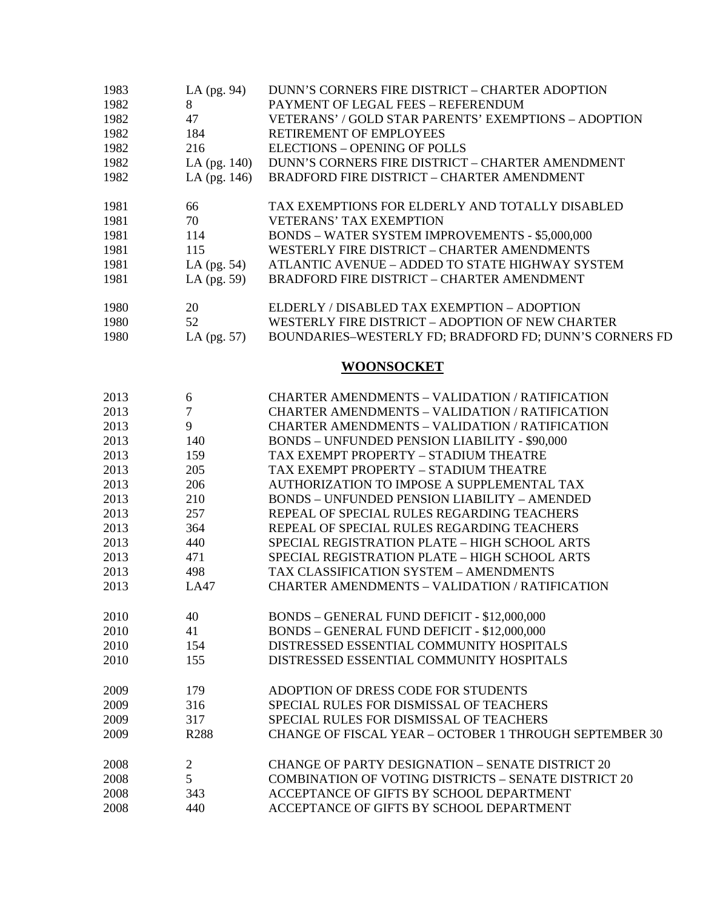| | | |
|---|---|---|
| 1983 | LA (pg. 94) | DUNN'S CORNERS FIRE DISTRICT – CHARTER ADOPTION |
| 1982 | 8 | PAYMENT OF LEGAL FEES – REFERENDUM |
| 1982 | 47 | VETERANS' / GOLD STAR PARENTS' EXEMPTIONS – ADOPTION |
| 1982 | 184 | RETIREMENT OF EMPLOYEES |
| 1982 | 216 | ELECTIONS – OPENING OF POLLS |
| 1982 | LA (pg. 140) | DUNN'S CORNERS FIRE DISTRICT – CHARTER AMENDMENT |
| 1982 | LA (pg. 146) | BRADFORD FIRE DISTRICT – CHARTER AMENDMENT |
| | | |
| 1981 | 66 | TAX EXEMPTIONS FOR ELDERLY AND TOTALLY DISABLED |
| 1981 | 70 | VETERANS' TAX EXEMPTION |
| 1981 | 114 | BONDS – WATER SYSTEM IMPROVEMENTS - $5,000,000 |
| 1981 | 115 | WESTERLY FIRE DISTRICT – CHARTER AMENDMENTS |
| 1981 | LA (pg. 54) | ATLANTIC AVENUE – ADDED TO STATE HIGHWAY SYSTEM |
| 1981 | LA (pg. 59) | BRADFORD FIRE DISTRICT – CHARTER AMENDMENT |
| | | |
| 1980 | 20 | ELDERLY / DISABLED TAX EXEMPTION – ADOPTION |
| 1980 | 52 | WESTERLY FIRE DISTRICT – ADOPTION OF NEW CHARTER |
| 1980 | LA (pg. 57) | BOUNDARIES–WESTERLY FD; BRADFORD FD; DUNN'S CORNERS FD |

## WOONSOCKET

| | | |
|---|---|---|
| 2013 | 6 | CHARTER AMENDMENTS – VALIDATION / RATIFICATION |
| 2013 | 7 | CHARTER AMENDMENTS – VALIDATION / RATIFICATION |
| 2013 | 9 | CHARTER AMENDMENTS – VALIDATION / RATIFICATION |
| 2013 | 140 | BONDS – UNFUNDED PENSION LIABILITY - $90,000 |
| 2013 | 159 | TAX EXEMPT PROPERTY – STADIUM THEATRE |
| 2013 | 205 | TAX EXEMPT PROPERTY – STADIUM THEATRE |
| 2013 | 206 | AUTHORIZATION TO IMPOSE A SUPPLEMENTAL TAX |
| 2013 | 210 | BONDS – UNFUNDED PENSION LIABILITY – AMENDED |
| 2013 | 257 | REPEAL OF SPECIAL RULES REGARDING TEACHERS |
| 2013 | 364 | REPEAL OF SPECIAL RULES REGARDING TEACHERS |
| 2013 | 440 | SPECIAL REGISTRATION PLATE – HIGH SCHOOL ARTS |
| 2013 | 471 | SPECIAL REGISTRATION PLATE – HIGH SCHOOL ARTS |
| 2013 | 498 | TAX CLASSIFICATION SYSTEM – AMENDMENTS |
| 2013 | LA47 | CHARTER AMENDMENTS – VALIDATION / RATIFICATION |
| | | |
| 2010 | 40 | BONDS – GENERAL FUND DEFICIT - $12,000,000 |
| 2010 | 41 | BONDS – GENERAL FUND DEFICIT - $12,000,000 |
| 2010 | 154 | DISTRESSED ESSENTIAL COMMUNITY HOSPITALS |
| 2010 | 155 | DISTRESSED ESSENTIAL COMMUNITY HOSPITALS |
| | | |
| 2009 | 179 | ADOPTION OF DRESS CODE FOR STUDENTS |
| 2009 | 316 | SPECIAL RULES FOR DISMISSAL OF TEACHERS |
| 2009 | 317 | SPECIAL RULES FOR DISMISSAL OF TEACHERS |
| 2009 | R288 | CHANGE OF FISCAL YEAR – OCTOBER 1 THROUGH SEPTEMBER 30 |
| | | |
| 2008 | 2 | CHANGE OF PARTY DESIGNATION – SENATE DISTRICT 20 |
| 2008 | 5 | COMBINATION OF VOTING DISTRICTS – SENATE DISTRICT 20 |
| 2008 | 343 | ACCEPTANCE OF GIFTS BY SCHOOL DEPARTMENT |
| 2008 | 440 | ACCEPTANCE OF GIFTS BY SCHOOL DEPARTMENT |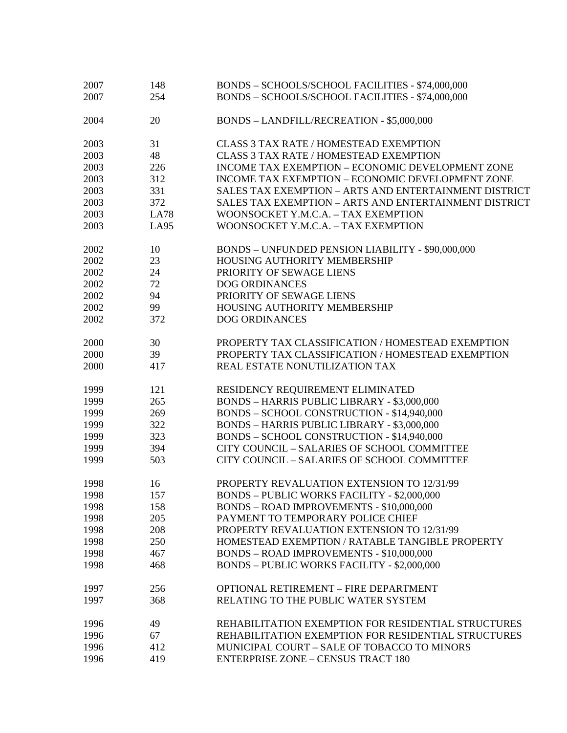| | | |
|---|---|---|
| 2007 | 148 | BONDS – SCHOOLS/SCHOOL FACILITIES - $74,000,000 |
| 2007 | 254 | BONDS – SCHOOLS/SCHOOL FACILITIES - $74,000,000 |
| | | |
| 2004 | 20 | BONDS – LANDFILL/RECREATION - $5,000,000 |
| | | |
| 2003 | 31 | CLASS 3 TAX RATE / HOMESTEAD EXEMPTION |
| 2003 | 48 | CLASS 3 TAX RATE / HOMESTEAD EXEMPTION |
| 2003 | 226 | INCOME TAX EXEMPTION – ECONOMIC DEVELOPMENT ZONE |
| 2003 | 312 | INCOME TAX EXEMPTION – ECONOMIC DEVELOPMENT ZONE |
| 2003 | 331 | SALES TAX EXEMPTION – ARTS AND ENTERTAINMENT DISTRICT |
| 2003 | 372 | SALES TAX EXEMPTION – ARTS AND ENTERTAINMENT DISTRICT |
| 2003 | LA78 | WOONSOCKET Y.M.C.A. – TAX EXEMPTION |
| 2003 | LA95 | WOONSOCKET Y.M.C.A. – TAX EXEMPTION |
| | | |
| 2002 | 10 | BONDS – UNFUNDED PENSION LIABILITY - $90,000,000 |
| 2002 | 23 | HOUSING AUTHORITY MEMBERSHIP |
| 2002 | 24 | PRIORITY OF SEWAGE LIENS |
| 2002 | 72 | DOG ORDINANCES |
| 2002 | 94 | PRIORITY OF SEWAGE LIENS |
| 2002 | 99 | HOUSING AUTHORITY MEMBERSHIP |
| 2002 | 372 | DOG ORDINANCES |
| | | |
| 2000 | 30 | PROPERTY TAX CLASSIFICATION / HOMESTEAD EXEMPTION |
| 2000 | 39 | PROPERTY TAX CLASSIFICATION / HOMESTEAD EXEMPTION |
| 2000 | 417 | REAL ESTATE NONUTILIZATION TAX |
| | | |
| 1999 | 121 | RESIDENCY REQUIREMENT ELIMINATED |
| 1999 | 265 | BONDS – HARRIS PUBLIC LIBRARY - $3,000,000 |
| 1999 | 269 | BONDS – SCHOOL CONSTRUCTION - $14,940,000 |
| 1999 | 322 | BONDS – HARRIS PUBLIC LIBRARY - $3,000,000 |
| 1999 | 323 | BONDS – SCHOOL CONSTRUCTION - $14,940,000 |
| 1999 | 394 | CITY COUNCIL – SALARIES OF SCHOOL COMMITTEE |
| 1999 | 503 | CITY COUNCIL – SALARIES OF SCHOOL COMMITTEE |
| | | |
| 1998 | 16 | PROPERTY REVALUATION EXTENSION TO 12/31/99 |
| 1998 | 157 | BONDS – PUBLIC WORKS FACILITY - $2,000,000 |
| 1998 | 158 | BONDS – ROAD IMPROVEMENTS - $10,000,000 |
| 1998 | 205 | PAYMENT TO TEMPORARY POLICE CHIEF |
| 1998 | 208 | PROPERTY REVALUATION EXTENSION TO 12/31/99 |
| 1998 | 250 | HOMESTEAD EXEMPTION / RATABLE TANGIBLE PROPERTY |
| 1998 | 467 | BONDS – ROAD IMPROVEMENTS - $10,000,000 |
| 1998 | 468 | BONDS – PUBLIC WORKS FACILITY - $2,000,000 |
| | | |
| 1997 | 256 | OPTIONAL RETIREMENT – FIRE DEPARTMENT |
| 1997 | 368 | RELATING TO THE PUBLIC WATER SYSTEM |
| | | |
| 1996 | 49 | REHABILITATION EXEMPTION FOR RESIDENTIAL STRUCTURES |
| 1996 | 67 | REHABILITATION EXEMPTION FOR RESIDENTIAL STRUCTURES |
| 1996 | 412 | MUNICIPAL COURT – SALE OF TOBACCO TO MINORS |
| 1996 | 419 | ENTERPRISE ZONE – CENSUS TRACT 180 |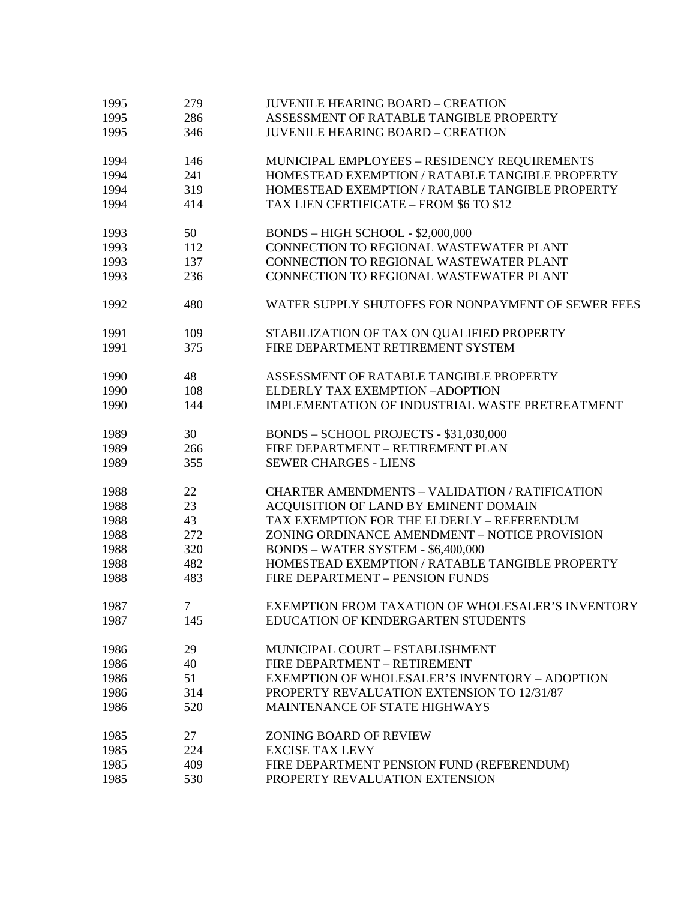| | | |
|---|---|---|
| 1995 | 279 | JUVENILE HEARING BOARD – CREATION |
| 1995 | 286 | ASSESSMENT OF RATABLE TANGIBLE PROPERTY |
| 1995 | 346 | JUVENILE HEARING BOARD – CREATION |
| | | |
| 1994 | 146 | MUNICIPAL EMPLOYEES – RESIDENCY REQUIREMENTS |
| 1994 | 241 | HOMESTEAD EXEMPTION / RATABLE TANGIBLE PROPERTY |
| 1994 | 319 | HOMESTEAD EXEMPTION / RATABLE TANGIBLE PROPERTY |
| 1994 | 414 | TAX LIEN CERTIFICATE – FROM $6 TO $12 |
| | | |
| 1993 | 50 | BONDS – HIGH SCHOOL - $2,000,000 |
| 1993 | 112 | CONNECTION TO REGIONAL WASTEWATER PLANT |
| 1993 | 137 | CONNECTION TO REGIONAL WASTEWATER PLANT |
| 1993 | 236 | CONNECTION TO REGIONAL WASTEWATER PLANT |
| | | |
| 1992 | 480 | WATER SUPPLY SHUTOFFS FOR NONPAYMENT OF SEWER FEES |
| | | |
| 1991 | 109 | STABILIZATION OF TAX ON QUALIFIED PROPERTY |
| 1991 | 375 | FIRE DEPARTMENT RETIREMENT SYSTEM |
| | | |
| 1990 | 48 | ASSESSMENT OF RATABLE TANGIBLE PROPERTY |
| 1990 | 108 | ELDERLY TAX EXEMPTION –ADOPTION |
| 1990 | 144 | IMPLEMENTATION OF INDUSTRIAL WASTE PRETREATMENT |
| | | |
| 1989 | 30 | BONDS – SCHOOL PROJECTS - $31,030,000 |
| 1989 | 266 | FIRE DEPARTMENT – RETIREMENT PLAN |
| 1989 | 355 | SEWER CHARGES - LIENS |
| | | |
| 1988 | 22 | CHARTER AMENDMENTS – VALIDATION / RATIFICATION |
| 1988 | 23 | ACQUISITION OF LAND BY EMINENT DOMAIN |
| 1988 | 43 | TAX EXEMPTION FOR THE ELDERLY – REFERENDUM |
| 1988 | 272 | ZONING ORDINANCE AMENDMENT – NOTICE PROVISION |
| 1988 | 320 | BONDS – WATER SYSTEM - $6,400,000 |
| 1988 | 482 | HOMESTEAD EXEMPTION / RATABLE TANGIBLE PROPERTY |
| 1988 | 483 | FIRE DEPARTMENT – PENSION FUNDS |
| | | |
| 1987 | 7 | EXEMPTION FROM TAXATION OF WHOLESALER'S INVENTORY |
| 1987 | 145 | EDUCATION OF KINDERGARTEN STUDENTS |
| | | |
| 1986 | 29 | MUNICIPAL COURT – ESTABLISHMENT |
| 1986 | 40 | FIRE DEPARTMENT – RETIREMENT |
| 1986 | 51 | EXEMPTION OF WHOLESALER'S INVENTORY – ADOPTION |
| 1986 | 314 | PROPERTY REVALUATION EXTENSION TO 12/31/87 |
| 1986 | 520 | MAINTENANCE OF STATE HIGHWAYS |
| | | |
| 1985 | 27 | ZONING BOARD OF REVIEW |
| 1985 | 224 | EXCISE TAX LEVY |
| 1985 | 409 | FIRE DEPARTMENT PENSION FUND (REFERENDUM) |
| 1985 | 530 | PROPERTY REVALUATION EXTENSION |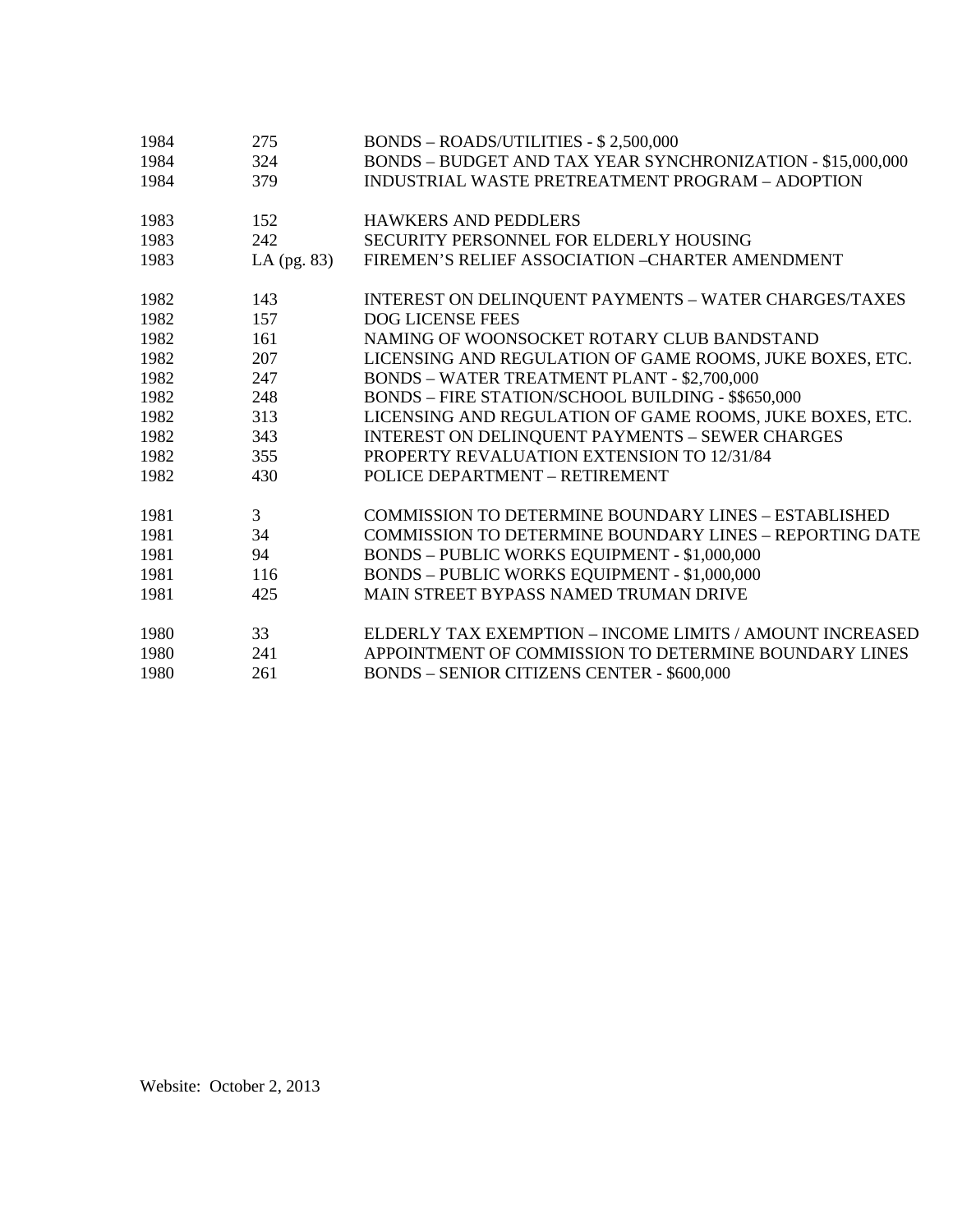| | | |
|---|---|---|
| 1984 | 275 | BONDS – ROADS/UTILITIES - $ 2,500,000 |
| 1984 | 324 | BONDS – BUDGET AND TAX YEAR SYNCHRONIZATION - $15,000,000 |
| 1984 | 379 | INDUSTRIAL WASTE PRETREATMENT PROGRAM – ADOPTION |
| | | |
| 1983 | 152 | HAWKERS AND PEDDLERS |
| 1983 | 242 | SECURITY PERSONNEL FOR ELDERLY HOUSING |
| 1983 | LA (pg. 83) | FIREMEN'S RELIEF ASSOCIATION –CHARTER AMENDMENT |
| | | |
| 1982 | 143 | INTEREST ON DELINQUENT PAYMENTS – WATER CHARGES/TAXES |
| 1982 | 157 | DOG LICENSE FEES |
| 1982 | 161 | NAMING OF WOONSOCKET ROTARY CLUB BANDSTAND |
| 1982 | 207 | LICENSING AND REGULATION OF GAME ROOMS, JUKE BOXES, ETC. |
| 1982 | 247 | BONDS – WATER TREATMENT PLANT - $2,700,000 |
| 1982 | 248 | BONDS – FIRE STATION/SCHOOL BUILDING - $$650,000 |
| 1982 | 313 | LICENSING AND REGULATION OF GAME ROOMS, JUKE BOXES, ETC. |
| 1982 | 343 | INTEREST ON DELINQUENT PAYMENTS – SEWER CHARGES |
| 1982 | 355 | PROPERTY REVALUATION EXTENSION TO 12/31/84 |
| 1982 | 430 | POLICE DEPARTMENT – RETIREMENT |
| | | |
| 1981 | 3 | COMMISSION TO DETERMINE BOUNDARY LINES – ESTABLISHED |
| 1981 | 34 | COMMISSION TO DETERMINE BOUNDARY LINES – REPORTING DATE |
| 1981 | 94 | BONDS – PUBLIC WORKS EQUIPMENT - $1,000,000 |
| 1981 | 116 | BONDS – PUBLIC WORKS EQUIPMENT - $1,000,000 |
| 1981 | 425 | MAIN STREET BYPASS NAMED TRUMAN DRIVE |
| | | |
| 1980 | 33 | ELDERLY TAX EXEMPTION – INCOME LIMITS / AMOUNT INCREASED |
| 1980 | 241 | APPOINTMENT OF COMMISSION TO DETERMINE BOUNDARY LINES |
| 1980 | 261 | BONDS – SENIOR CITIZENS CENTER - $600,000 |

Website: October 2, 2013